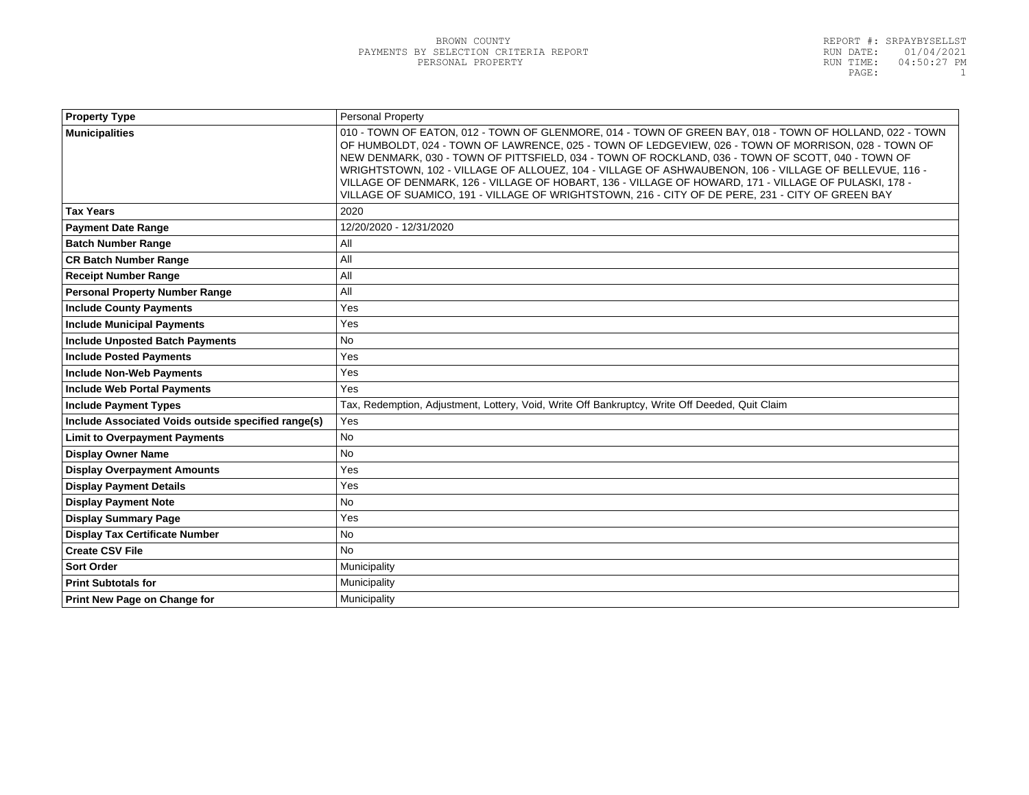BROWN COUNTY
PAYMENTS BY SELECTION CRITERIA REPORT
PERSONAL PROPERTY

REPORT #: SRPAYBYSELLST
RUN DATE: 01/04/2021
RUN TIME: 04:50:27 PM

| Property Type | Personal Property |
|---|---|
| Municipalities | 010 - TOWN OF EATON, 012 - TOWN OF GLENMORE, 014 - TOWN OF GREEN BAY, 018 - TOWN OF HOLLAND, 022 - TOWN OF HUMBOLDT, 024 - TOWN OF LAWRENCE, 025 - TOWN OF LEDGEVIEW, 026 - TOWN OF MORRISON, 028 - TOWN OF NEW DENMARK, 030 - TOWN OF PITTSFIELD, 034 - TOWN OF ROCKLAND, 036 - TOWN OF SCOTT, 040 - TOWN OF WRIGHTSTOWN, 102 - VILLAGE OF ALLOUEZ, 104 - VILLAGE OF ASHWAUBENON, 106 - VILLAGE OF BELLEVUE, 116 - VILLAGE OF DENMARK, 126 - VILLAGE OF HOBART, 136 - VILLAGE OF HOWARD, 171 - VILLAGE OF PULASKI, 178 - VILLAGE OF SUAMICO, 191 - VILLAGE OF WRIGHTSTOWN, 216 - CITY OF DE PERE, 231 - CITY OF GREEN BAY |
| Tax Years | 2020 |
| Payment Date Range | 12/20/2020 - 12/31/2020 |
| Batch Number Range | All |
| CR Batch Number Range | All |
| Receipt Number Range | All |
| Personal Property Number Range | All |
| Include County Payments | Yes |
| Include Municipal Payments | Yes |
| Include Unposted Batch Payments | No |
| Include Posted Payments | Yes |
| Include Non-Web Payments | Yes |
| Include Web Portal Payments | Yes |
| Include Payment Types | Tax, Redemption, Adjustment, Lottery, Void, Write Off Bankruptcy, Write Off Deeded, Quit Claim |
| Include Associated Voids outside specified range(s) | Yes |
| Limit to Overpayment Payments | No |
| Display Owner Name | No |
| Display Overpayment Amounts | Yes |
| Display Payment Details | Yes |
| Display Payment Note | No |
| Display Summary Page | Yes |
| Display Tax Certificate Number | No |
| Create CSV File | No |
| Sort Order | Municipality |
| Print Subtotals for | Municipality |
| Print New Page on Change for | Municipality |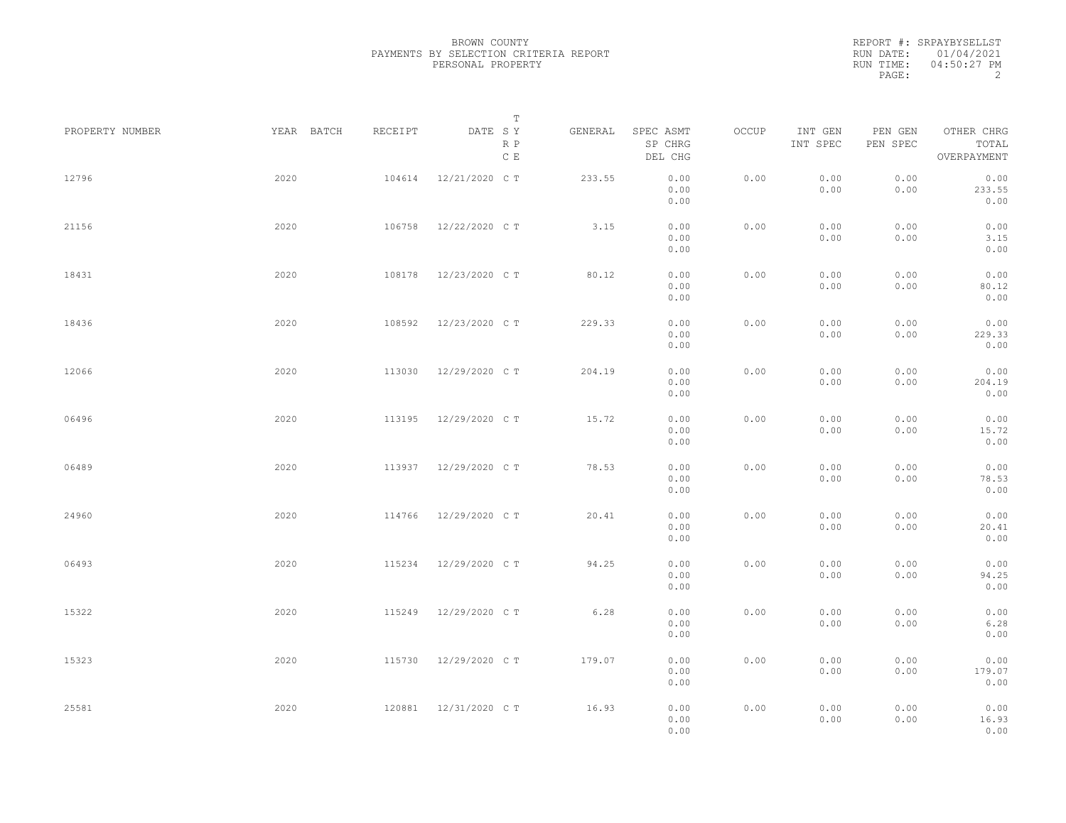BROWN COUNTY
PAYMENTS BY SELECTION CRITERIA REPORT
PERSONAL PROPERTY

REPORT #: SRPAYBYSELLST
RUN DATE: 01/04/2021
RUN TIME: 04:50:27 PM

| PROPERTY NUMBER | YEAR | BATCH | RECEIPT | DATE | T SY RP CE | GENERAL | SPEC ASMT / SP CHRG / DEL CHG | OCCUP | INT GEN / INT SPEC | PEN GEN / PEN SPEC | OTHER CHRG / TOTAL / OVERPAYMENT |
|---|---|---|---|---|---|---|---|---|---|---|---|
| 12796 | 2020 | | 104614 | 12/21/2020 | C T | 233.55 | 0.00 / 0.00 / 0.00 | 0.00 | 0.00 / 0.00 | 0.00 / 0.00 | 0.00 / 233.55 / 0.00 |
| 21156 | 2020 | | 106758 | 12/22/2020 | C T | 3.15 | 0.00 / 0.00 / 0.00 | 0.00 | 0.00 / 0.00 | 0.00 / 0.00 | 0.00 / 3.15 / 0.00 |
| 18431 | 2020 | | 108178 | 12/23/2020 | C T | 80.12 | 0.00 / 0.00 / 0.00 | 0.00 | 0.00 / 0.00 | 0.00 / 0.00 | 0.00 / 80.12 / 0.00 |
| 18436 | 2020 | | 108592 | 12/23/2020 | C T | 229.33 | 0.00 / 0.00 / 0.00 | 0.00 | 0.00 / 0.00 | 0.00 / 0.00 | 0.00 / 229.33 / 0.00 |
| 12066 | 2020 | | 113030 | 12/29/2020 | C T | 204.19 | 0.00 / 0.00 / 0.00 | 0.00 | 0.00 / 0.00 | 0.00 / 0.00 | 0.00 / 204.19 / 0.00 |
| 06496 | 2020 | | 113195 | 12/29/2020 | C T | 15.72 | 0.00 / 0.00 / 0.00 | 0.00 | 0.00 / 0.00 | 0.00 / 0.00 | 0.00 / 15.72 / 0.00 |
| 06489 | 2020 | | 113937 | 12/29/2020 | C T | 78.53 | 0.00 / 0.00 / 0.00 | 0.00 | 0.00 / 0.00 | 0.00 / 0.00 | 0.00 / 78.53 / 0.00 |
| 24960 | 2020 | | 114766 | 12/29/2020 | C T | 20.41 | 0.00 / 0.00 / 0.00 | 0.00 | 0.00 / 0.00 | 0.00 / 0.00 | 0.00 / 20.41 / 0.00 |
| 06493 | 2020 | | 115234 | 12/29/2020 | C T | 94.25 | 0.00 / 0.00 / 0.00 | 0.00 | 0.00 / 0.00 | 0.00 / 0.00 | 0.00 / 94.25 / 0.00 |
| 15322 | 2020 | | 115249 | 12/29/2020 | C T | 6.28 | 0.00 / 0.00 / 0.00 | 0.00 | 0.00 / 0.00 | 0.00 / 0.00 | 0.00 / 6.28 / 0.00 |
| 15323 | 2020 | | 115730 | 12/29/2020 | C T | 179.07 | 0.00 / 0.00 / 0.00 | 0.00 | 0.00 / 0.00 | 0.00 / 0.00 | 0.00 / 179.07 / 0.00 |
| 25581 | 2020 | | 120881 | 12/31/2020 | C T | 16.93 | 0.00 / 0.00 / 0.00 | 0.00 | 0.00 / 0.00 | 0.00 / 0.00 | 0.00 / 16.93 / 0.00 |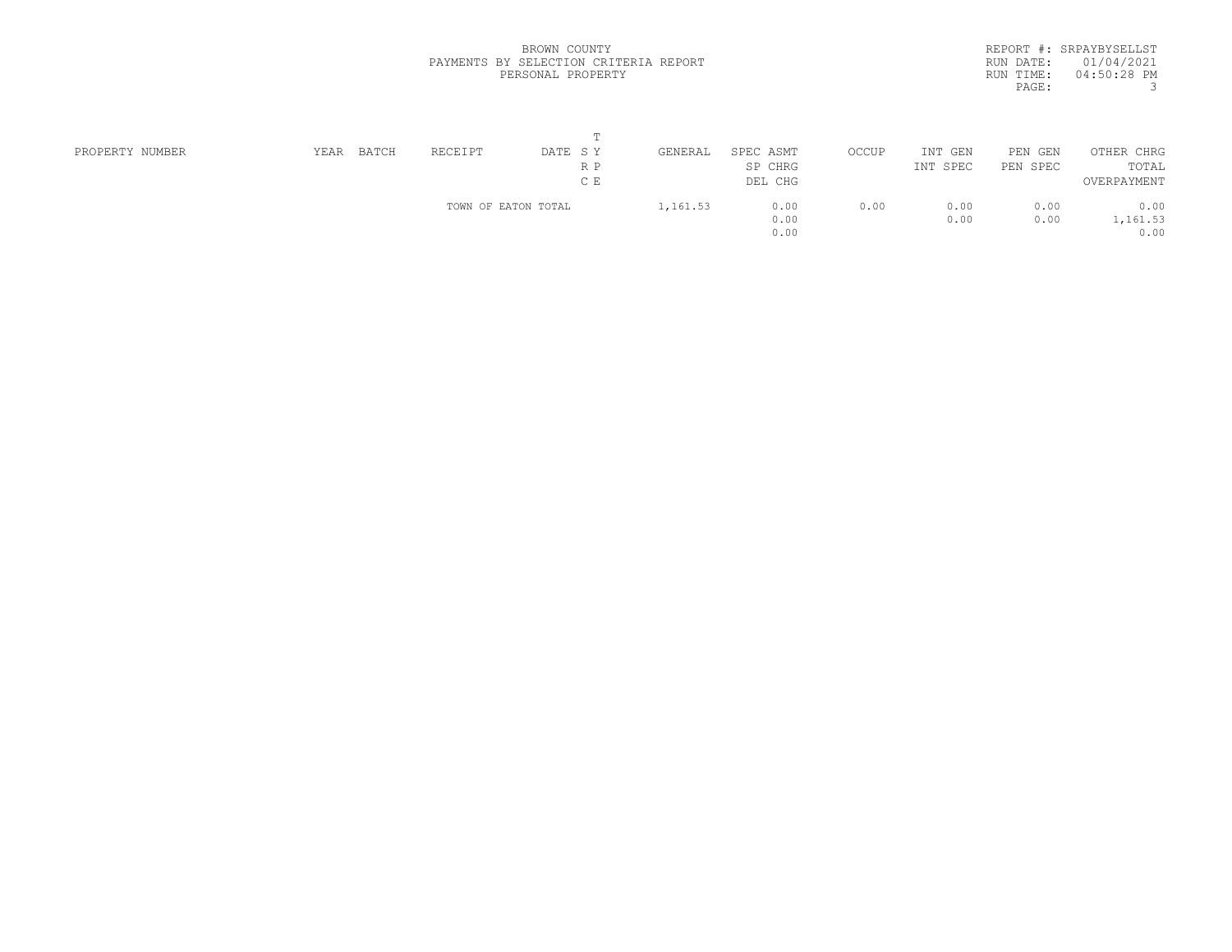BROWN COUNTY
PAYMENTS BY SELECTION CRITERIA REPORT
PERSONAL PROPERTY

REPORT #: SRPAYBYSELLST
RUN DATE: 01/04/2021
RUN TIME: 04:50:28 PM

| PROPERTY NUMBER | YEAR | BATCH | RECEIPT | DATE | T S Y R P C E | GENERAL | SPEC ASMT / SP CHRG / DEL CHG | OCCUP | INT GEN / INT SPEC | PEN GEN / PEN SPEC | OTHER CHRG / TOTAL / OVERPAYMENT |
|---|---|---|---|---|---|---|---|---|---|---|---|
| | | | TOWN OF EATON TOTAL | | | 1,161.53 | 0.00 | 0.00 | 0.00 | 0.00 | 0.00 |
| | | | | | | | 0.00 | | 0.00 | 0.00 | 1,161.53 |
| | | | | | | | 0.00 | | | | 0.00 |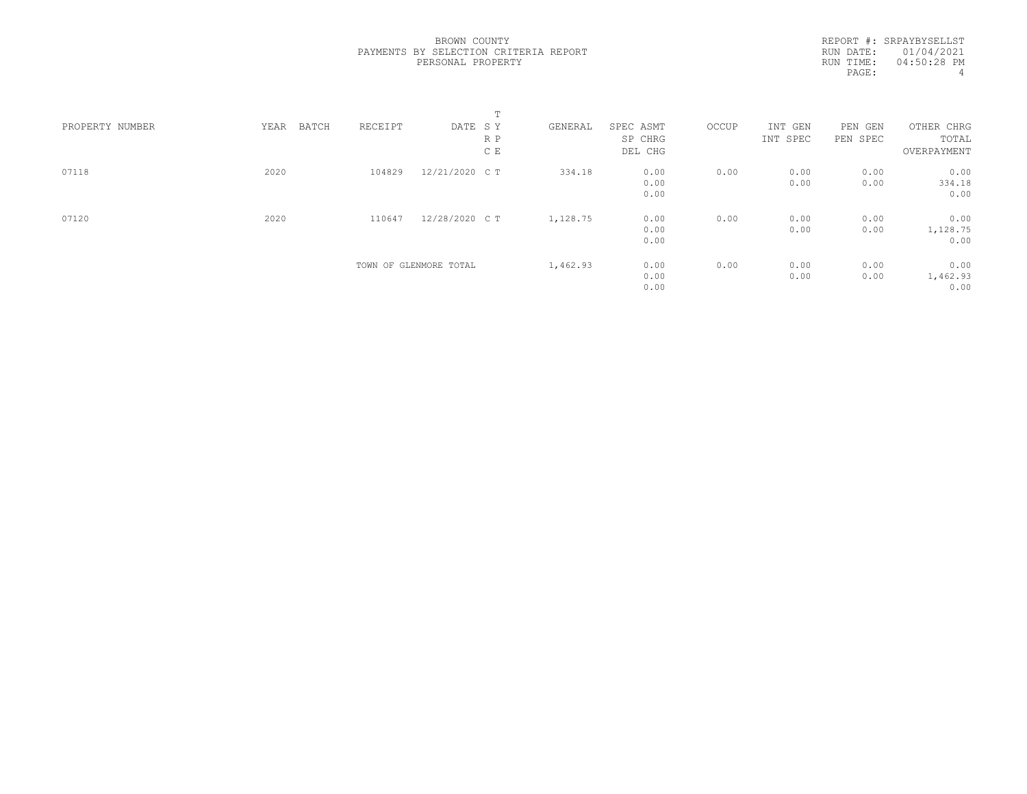BROWN COUNTY
PAYMENTS BY SELECTION CRITERIA REPORT
PERSONAL PROPERTY

REPORT #: SRPAYBYSELLST
RUN DATE: 01/04/2021
RUN TIME: 04:50:28 PM

| PROPERTY NUMBER | YEAR | BATCH | RECEIPT | DATE | T S Y R P C E | GENERAL | SPEC ASMT / SP CHRG / DEL CHG | OCCUP | INT GEN / INT SPEC | PEN GEN / PEN SPEC | OTHER CHRG / TOTAL / OVERPAYMENT |
|---|---|---|---|---|---|---|---|---|---|---|---|
| 07118 | 2020 | | 104829 | 12/21/2020 | C T | 334.18 | 0.00 / 0.00 / 0.00 | 0.00 | 0.00 / 0.00 | 0.00 / 0.00 | 0.00 / 334.18 / 0.00 |
| 07120 | 2020 | | 110647 | 12/28/2020 | C T | 1,128.75 | 0.00 / 0.00 / 0.00 | 0.00 | 0.00 / 0.00 | 0.00 / 0.00 | 0.00 / 1,128.75 / 0.00 |
| | | | TOWN OF GLENMORE TOTAL | | | 1,462.93 | 0.00 / 0.00 / 0.00 | 0.00 | 0.00 / 0.00 | 0.00 / 0.00 | 0.00 / 1,462.93 / 0.00 |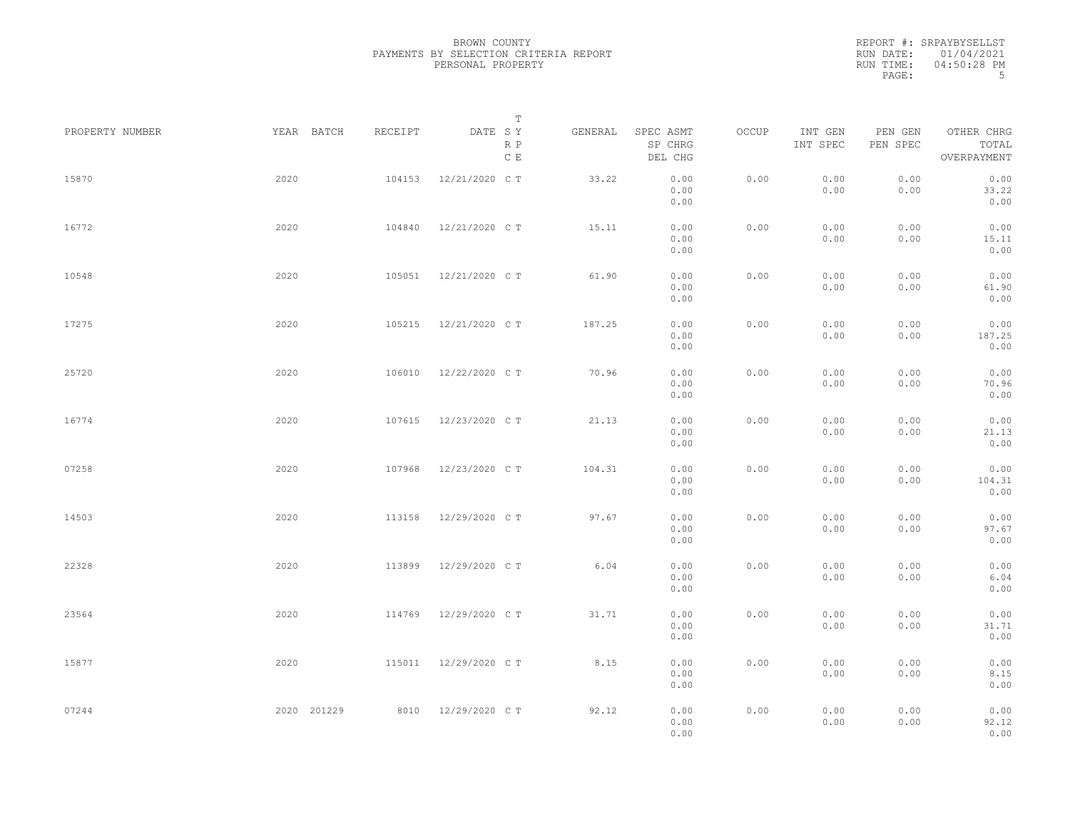BROWN COUNTY
PAYMENTS BY SELECTION CRITERIA REPORT
PERSONAL PROPERTY

REPORT #: SRPAYBYSELLST
RUN DATE: 01/04/2021
RUN TIME: 04:50:28 PM

| PROPERTY NUMBER | YEAR | BATCH | RECEIPT | DATE | T S Y R P C E | GENERAL | SPEC ASMT / SP CHRG / DEL CHG | OCCUP | INT GEN / INT SPEC | PEN GEN / PEN SPEC | OTHER CHRG / TOTAL / OVERPAYMENT |
|---|---|---|---|---|---|---|---|---|---|---|---|
| 15870 | 2020 | | 104153 | 12/21/2020 | C T | 33.22 | 0.00 / 0.00 / 0.00 | 0.00 | 0.00 / 0.00 | 0.00 / 0.00 | 0.00 / 33.22 / 0.00 |
| 16772 | 2020 | | 104840 | 12/21/2020 | C T | 15.11 | 0.00 / 0.00 / 0.00 | 0.00 | 0.00 / 0.00 | 0.00 / 0.00 | 0.00 / 15.11 / 0.00 |
| 10548 | 2020 | | 105051 | 12/21/2020 | C T | 61.90 | 0.00 / 0.00 / 0.00 | 0.00 | 0.00 / 0.00 | 0.00 / 0.00 | 0.00 / 61.90 / 0.00 |
| 17275 | 2020 | | 105215 | 12/21/2020 | C T | 187.25 | 0.00 / 0.00 / 0.00 | 0.00 | 0.00 / 0.00 | 0.00 / 0.00 | 0.00 / 187.25 / 0.00 |
| 25720 | 2020 | | 106010 | 12/22/2020 | C T | 70.96 | 0.00 / 0.00 / 0.00 | 0.00 | 0.00 / 0.00 | 0.00 / 0.00 | 0.00 / 70.96 / 0.00 |
| 16774 | 2020 | | 107615 | 12/23/2020 | C T | 21.13 | 0.00 / 0.00 / 0.00 | 0.00 | 0.00 / 0.00 | 0.00 / 0.00 | 0.00 / 21.13 / 0.00 |
| 07258 | 2020 | | 107968 | 12/23/2020 | C T | 104.31 | 0.00 / 0.00 / 0.00 | 0.00 | 0.00 / 0.00 | 0.00 / 0.00 | 0.00 / 104.31 / 0.00 |
| 14503 | 2020 | | 113158 | 12/29/2020 | C T | 97.67 | 0.00 / 0.00 / 0.00 | 0.00 | 0.00 / 0.00 | 0.00 / 0.00 | 0.00 / 97.67 / 0.00 |
| 22328 | 2020 | | 113899 | 12/29/2020 | C T | 6.04 | 0.00 / 0.00 / 0.00 | 0.00 | 0.00 / 0.00 | 0.00 / 0.00 | 0.00 / 6.04 / 0.00 |
| 23564 | 2020 | | 114769 | 12/29/2020 | C T | 31.71 | 0.00 / 0.00 / 0.00 | 0.00 | 0.00 / 0.00 | 0.00 / 0.00 | 0.00 / 31.71 / 0.00 |
| 15877 | 2020 | | 115011 | 12/29/2020 | C T | 8.15 | 0.00 / 0.00 / 0.00 | 0.00 | 0.00 / 0.00 | 0.00 / 0.00 | 0.00 / 8.15 / 0.00 |
| 07244 | 2020 | 201229 | 8010 | 12/29/2020 | C T | 92.12 | 0.00 / 0.00 / 0.00 | 0.00 | 0.00 / 0.00 | 0.00 / 0.00 | 0.00 / 92.12 / 0.00 |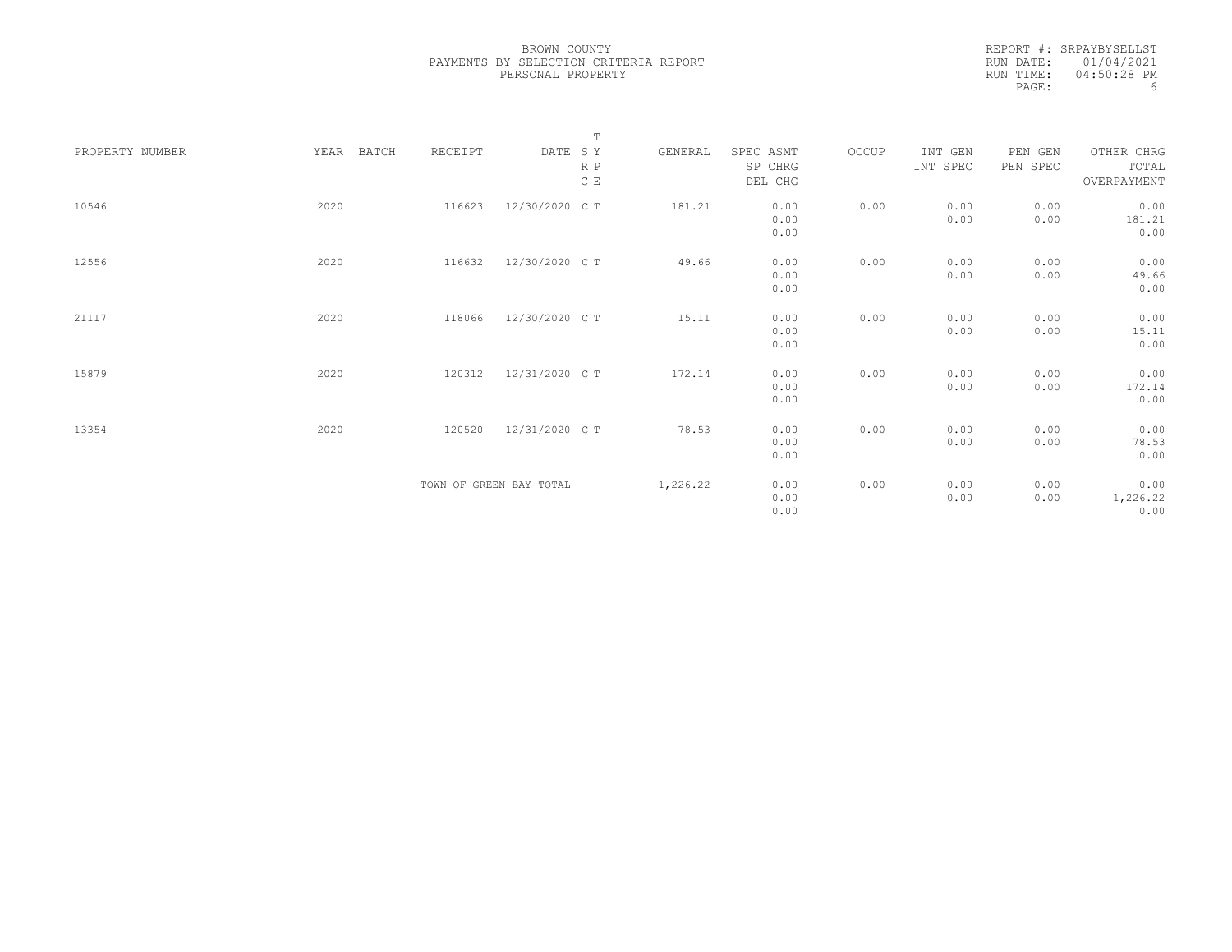BROWN COUNTY
PAYMENTS BY SELECTION CRITERIA REPORT
PERSONAL PROPERTY

REPORT #: SRPAYBYSELLST
RUN DATE: 01/04/2021
RUN TIME: 04:50:28 PM

| PROPERTY NUMBER | YEAR | BATCH | RECEIPT | DATE | T S Y R P C E | GENERAL | SPEC ASMT / SP CHRG / DEL CHG | OCCUP | INT GEN / INT SPEC | PEN GEN / PEN SPEC | OTHER CHRG / TOTAL / OVERPAYMENT |
|---|---|---|---|---|---|---|---|---|---|---|---|
| 10546 | 2020 | | 116623 | 12/30/2020 | C T | 181.21 | 0.00<br>0.00<br>0.00 | 0.00 | 0.00<br>0.00 | 0.00<br>0.00 | 0.00<br>181.21<br>0.00 |
| 12556 | 2020 | | 116632 | 12/30/2020 | C T | 49.66 | 0.00<br>0.00<br>0.00 | 0.00 | 0.00<br>0.00 | 0.00<br>0.00 | 0.00<br>49.66<br>0.00 |
| 21117 | 2020 | | 118066 | 12/30/2020 | C T | 15.11 | 0.00<br>0.00<br>0.00 | 0.00 | 0.00<br>0.00 | 0.00<br>0.00 | 0.00<br>15.11<br>0.00 |
| 15879 | 2020 | | 120312 | 12/31/2020 | C T | 172.14 | 0.00<br>0.00<br>0.00 | 0.00 | 0.00<br>0.00 | 0.00<br>0.00 | 0.00<br>172.14<br>0.00 |
| 13354 | 2020 | | 120520 | 12/31/2020 | C T | 78.53 | 0.00<br>0.00<br>0.00 | 0.00 | 0.00<br>0.00 | 0.00<br>0.00 | 0.00<br>78.53<br>0.00 |
| | | | TOWN OF GREEN BAY TOTAL | | | 1,226.22 | 0.00<br>0.00<br>0.00 | 0.00 | 0.00<br>0.00 | 0.00<br>0.00 | 0.00<br>1,226.22<br>0.00 |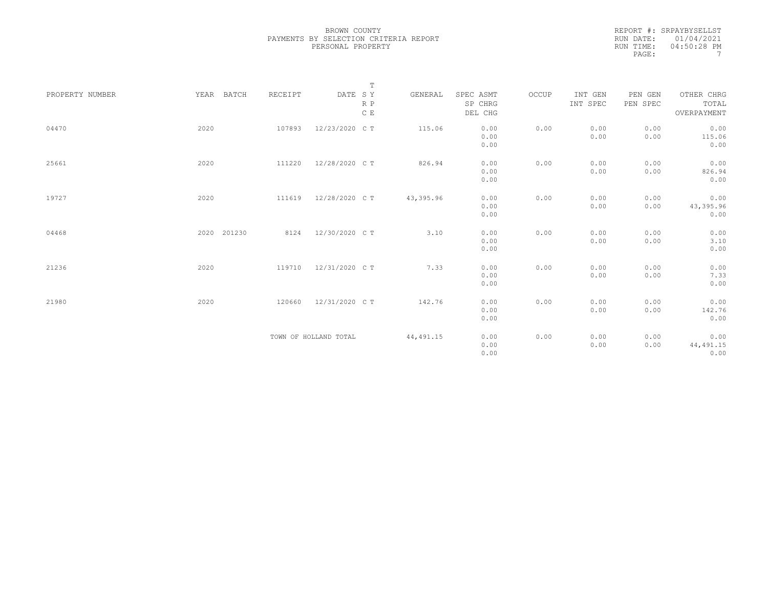BROWN COUNTY
PAYMENTS BY SELECTION CRITERIA REPORT
PERSONAL PROPERTY

REPORT #: SRPAYBYSELLST
RUN DATE: 01/04/2021
RUN TIME: 04:50:28 PM

| PROPERTY NUMBER | YEAR | BATCH | RECEIPT | DATE | T SY RP CE | GENERAL | SPEC ASMT / SP CHRG / DEL CHG | OCCUP | INT GEN / INT SPEC | PEN GEN / PEN SPEC | OTHER CHRG / TOTAL / OVERPAYMENT |
|---|---|---|---|---|---|---|---|---|---|---|---|
| 04470 | 2020 | | 107893 | 12/23/2020 | C T | 115.06 | 0.00 / 0.00 / 0.00 | 0.00 | 0.00 / 0.00 | 0.00 / 0.00 | 0.00 / 115.06 / 0.00 |
| 25661 | 2020 | | 111220 | 12/28/2020 | C T | 826.94 | 0.00 / 0.00 / 0.00 | 0.00 | 0.00 / 0.00 | 0.00 / 0.00 | 0.00 / 826.94 / 0.00 |
| 19727 | 2020 | | 111619 | 12/28/2020 | C T | 43,395.96 | 0.00 / 0.00 / 0.00 | 0.00 | 0.00 / 0.00 | 0.00 / 0.00 | 0.00 / 43,395.96 / 0.00 |
| 04468 | 2020 | 201230 | 8124 | 12/30/2020 | C T | 3.10 | 0.00 / 0.00 / 0.00 | 0.00 | 0.00 / 0.00 | 0.00 / 0.00 | 0.00 / 3.10 / 0.00 |
| 21236 | 2020 | | 119710 | 12/31/2020 | C T | 7.33 | 0.00 / 0.00 / 0.00 | 0.00 | 0.00 / 0.00 | 0.00 / 0.00 | 0.00 / 7.33 / 0.00 |
| 21980 | 2020 | | 120660 | 12/31/2020 | C T | 142.76 | 0.00 / 0.00 / 0.00 | 0.00 | 0.00 / 0.00 | 0.00 / 0.00 | 0.00 / 142.76 / 0.00 |
| | | | TOWN OF HOLLAND TOTAL | | | 44,491.15 | 0.00 / 0.00 / 0.00 | 0.00 | 0.00 / 0.00 | 0.00 / 0.00 | 0.00 / 44,491.15 / 0.00 |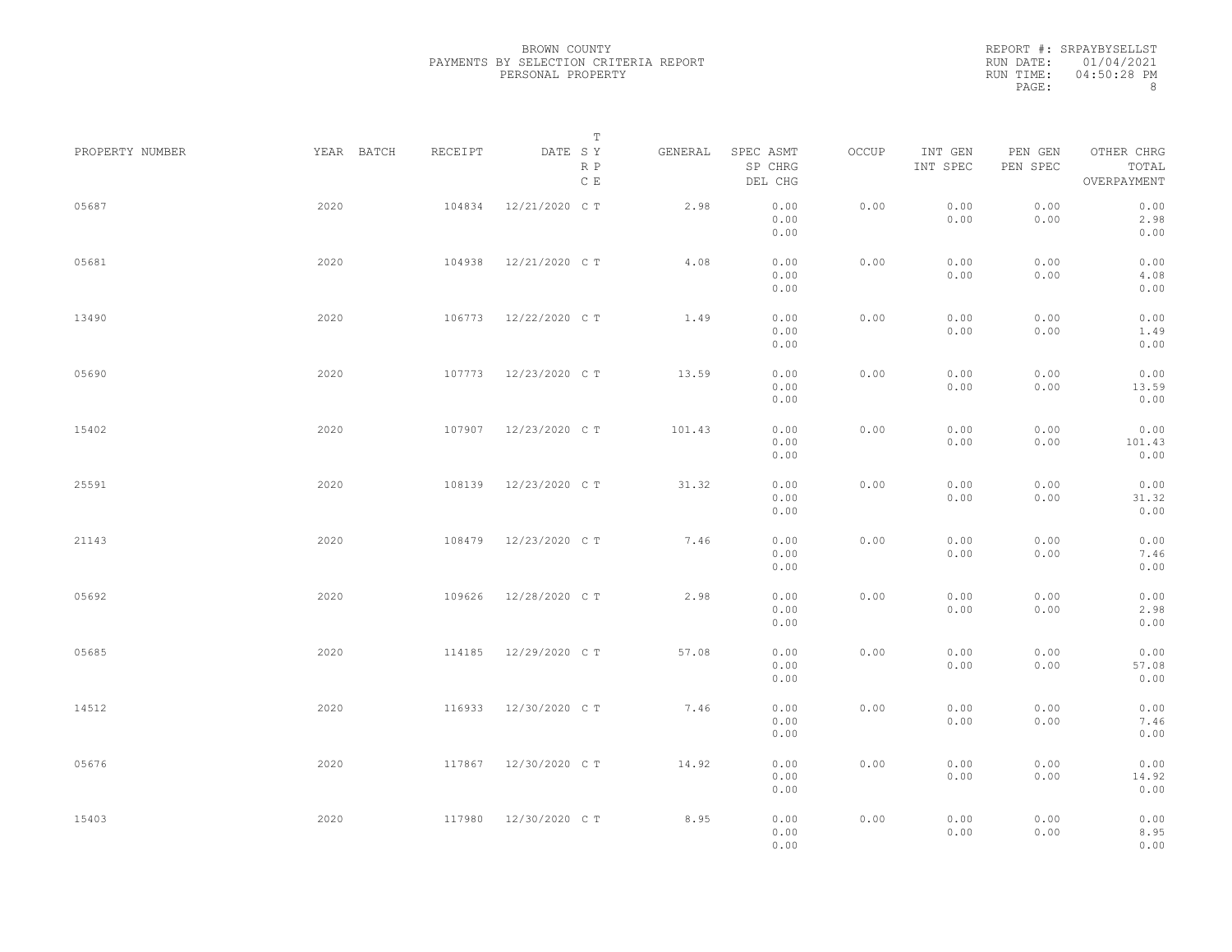BROWN COUNTY
PAYMENTS BY SELECTION CRITERIA REPORT
PERSONAL PROPERTY

REPORT #: SRPAYBYSELLST
RUN DATE: 01/04/2021
RUN TIME: 04:50:28 PM

| PROPERTY NUMBER | YEAR | BATCH | RECEIPT | DATE | T S Y R P C E | GENERAL | SPEC ASMT / SP CHRG / DEL CHG | OCCUP | INT GEN / INT SPEC | PEN GEN / PEN SPEC | OTHER CHRG / TOTAL / OVERPAYMENT |
|---|---|---|---|---|---|---|---|---|---|---|---|
| 05687 | 2020 | | 104834 | 12/21/2020 | C T | 2.98 | 0.00 / 0.00 / 0.00 | 0.00 | 0.00 / 0.00 | 0.00 / 0.00 | 0.00 / 2.98 / 0.00 |
| 05681 | 2020 | | 104938 | 12/21/2020 | C T | 4.08 | 0.00 / 0.00 / 0.00 | 0.00 | 0.00 / 0.00 | 0.00 / 0.00 | 0.00 / 4.08 / 0.00 |
| 13490 | 2020 | | 106773 | 12/22/2020 | C T | 1.49 | 0.00 / 0.00 / 0.00 | 0.00 | 0.00 / 0.00 | 0.00 / 0.00 | 0.00 / 1.49 / 0.00 |
| 05690 | 2020 | | 107773 | 12/23/2020 | C T | 13.59 | 0.00 / 0.00 / 0.00 | 0.00 | 0.00 / 0.00 | 0.00 / 0.00 | 0.00 / 13.59 / 0.00 |
| 15402 | 2020 | | 107907 | 12/23/2020 | C T | 101.43 | 0.00 / 0.00 / 0.00 | 0.00 | 0.00 / 0.00 | 0.00 / 0.00 | 0.00 / 101.43 / 0.00 |
| 25591 | 2020 | | 108139 | 12/23/2020 | C T | 31.32 | 0.00 / 0.00 / 0.00 | 0.00 | 0.00 / 0.00 | 0.00 / 0.00 | 0.00 / 31.32 / 0.00 |
| 21143 | 2020 | | 108479 | 12/23/2020 | C T | 7.46 | 0.00 / 0.00 / 0.00 | 0.00 | 0.00 / 0.00 | 0.00 / 0.00 | 0.00 / 7.46 / 0.00 |
| 05692 | 2020 | | 109626 | 12/28/2020 | C T | 2.98 | 0.00 / 0.00 / 0.00 | 0.00 | 0.00 / 0.00 | 0.00 / 0.00 | 0.00 / 2.98 / 0.00 |
| 05685 | 2020 | | 114185 | 12/29/2020 | C T | 57.08 | 0.00 / 0.00 / 0.00 | 0.00 | 0.00 / 0.00 | 0.00 / 0.00 | 0.00 / 57.08 / 0.00 |
| 14512 | 2020 | | 116933 | 12/30/2020 | C T | 7.46 | 0.00 / 0.00 / 0.00 | 0.00 | 0.00 / 0.00 | 0.00 / 0.00 | 0.00 / 7.46 / 0.00 |
| 05676 | 2020 | | 117867 | 12/30/2020 | C T | 14.92 | 0.00 / 0.00 / 0.00 | 0.00 | 0.00 / 0.00 | 0.00 / 0.00 | 0.00 / 14.92 / 0.00 |
| 15403 | 2020 | | 117980 | 12/30/2020 | C T | 8.95 | 0.00 / 0.00 / 0.00 | 0.00 | 0.00 / 0.00 | 0.00 / 0.00 | 0.00 / 8.95 / 0.00 |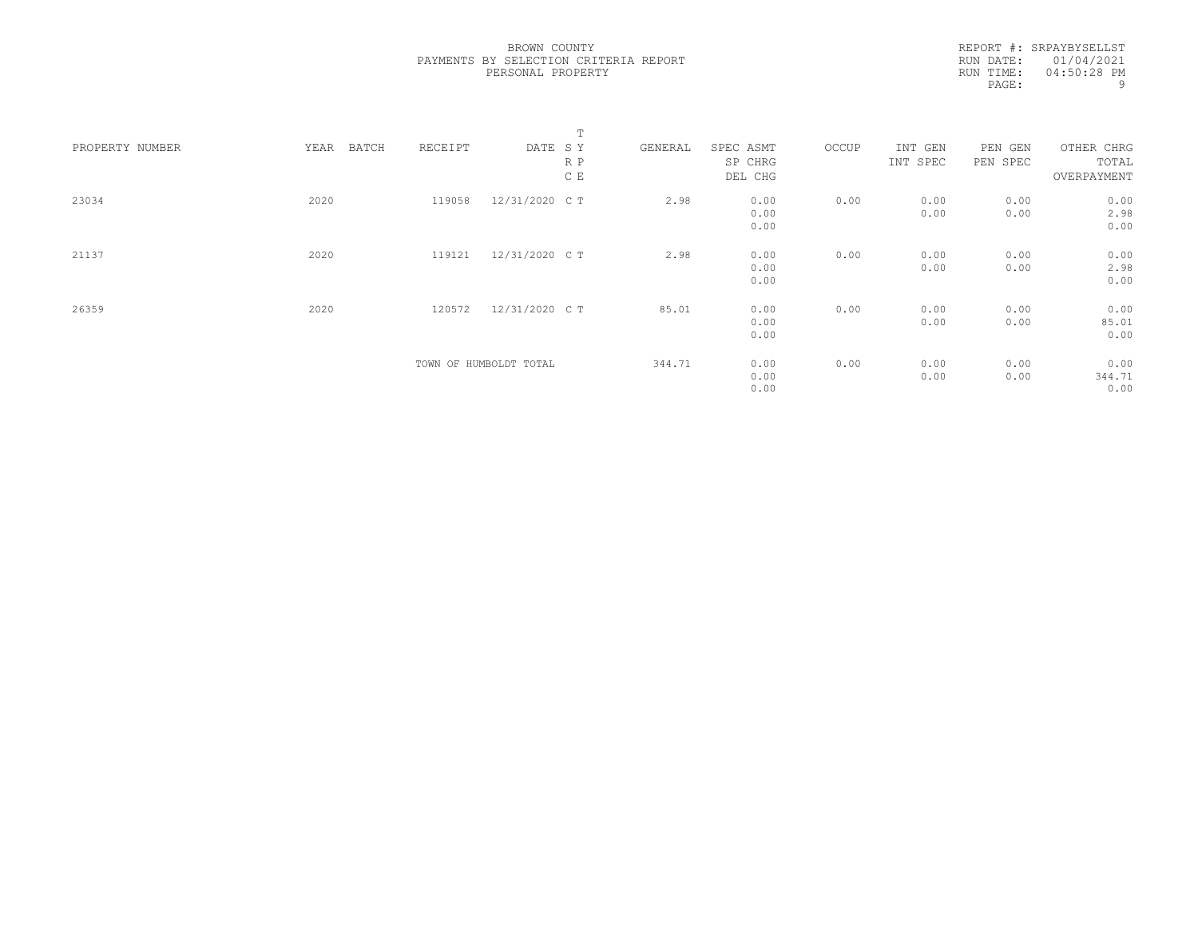BROWN COUNTY
PAYMENTS BY SELECTION CRITERIA REPORT
PERSONAL PROPERTY

REPORT #: SRPAYBYSELLST
RUN DATE: 01/04/2021
RUN TIME: 04:50:28 PM

| PROPERTY NUMBER | YEAR | BATCH | RECEIPT | DATE | T S Y R P C E | GENERAL | SPEC ASMT SP CHRG DEL CHG | OCCUP | INT GEN INT SPEC | PEN GEN PEN SPEC | OTHER CHRG TOTAL OVERPAYMENT |
|---|---|---|---|---|---|---|---|---|---|---|---|
| 23034 | 2020 | | 119058 | 12/31/2020 | C T | 2.98 | 0.00<br>0.00<br>0.00 | 0.00 | 0.00<br>0.00 | 0.00<br>0.00 | 0.00<br>2.98<br>0.00 |
| 21137 | 2020 | | 119121 | 12/31/2020 | C T | 2.98 | 0.00<br>0.00<br>0.00 | 0.00 | 0.00<br>0.00 | 0.00<br>0.00 | 0.00<br>2.98<br>0.00 |
| 26359 | 2020 | | 120572 | 12/31/2020 | C T | 85.01 | 0.00<br>0.00<br>0.00 | 0.00 | 0.00<br>0.00 | 0.00<br>0.00 | 0.00<br>85.01<br>0.00 |
| | | | TOWN OF HUMBOLDT TOTAL | | | 344.71 | 0.00<br>0.00<br>0.00 | 0.00 | 0.00<br>0.00 | 0.00<br>0.00 | 0.00<br>344.71<br>0.00 |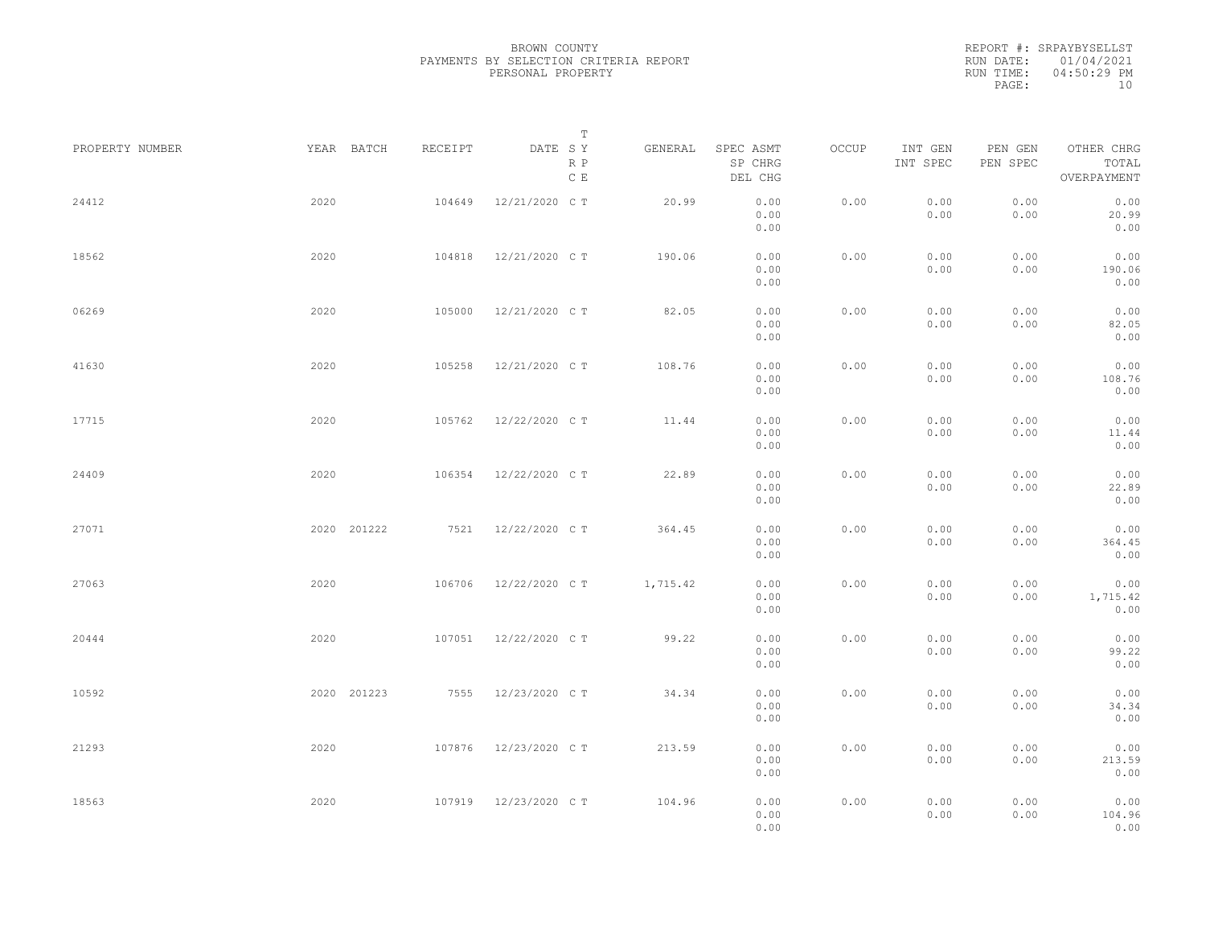BROWN COUNTY
PAYMENTS BY SELECTION CRITERIA REPORT
PERSONAL PROPERTY

REPORT #: SRPAYBYSELLST
RUN DATE: 01/04/2021
RUN TIME: 04:50:29 PM

| PROPERTY NUMBER | YEAR | BATCH | RECEIPT | DATE | T SY RP CE | GENERAL | SPEC ASMT / SP CHRG / DEL CHG | OCCUP | INT GEN / INT SPEC | PEN GEN / PEN SPEC | OTHER CHRG / TOTAL / OVERPAYMENT |
|---|---|---|---|---|---|---|---|---|---|---|---|
| 24412 | 2020 | | 104649 | 12/21/2020 | C T | 20.99 | 0.00 / 0.00 / 0.00 | 0.00 | 0.00 / 0.00 | 0.00 / 0.00 | 0.00 / 20.99 / 0.00 |
| 18562 | 2020 | | 104818 | 12/21/2020 | C T | 190.06 | 0.00 / 0.00 / 0.00 | 0.00 | 0.00 / 0.00 | 0.00 / 0.00 | 0.00 / 190.06 / 0.00 |
| 06269 | 2020 | | 105000 | 12/21/2020 | C T | 82.05 | 0.00 / 0.00 / 0.00 | 0.00 | 0.00 / 0.00 | 0.00 / 0.00 | 0.00 / 82.05 / 0.00 |
| 41630 | 2020 | | 105258 | 12/21/2020 | C T | 108.76 | 0.00 / 0.00 / 0.00 | 0.00 | 0.00 / 0.00 | 0.00 / 0.00 | 0.00 / 108.76 / 0.00 |
| 17715 | 2020 | | 105762 | 12/22/2020 | C T | 11.44 | 0.00 / 0.00 / 0.00 | 0.00 | 0.00 / 0.00 | 0.00 / 0.00 | 0.00 / 11.44 / 0.00 |
| 24409 | 2020 | | 106354 | 12/22/2020 | C T | 22.89 | 0.00 / 0.00 / 0.00 | 0.00 | 0.00 / 0.00 | 0.00 / 0.00 | 0.00 / 22.89 / 0.00 |
| 27071 | 2020 | 201222 | 7521 | 12/22/2020 | C T | 364.45 | 0.00 / 0.00 / 0.00 | 0.00 | 0.00 / 0.00 | 0.00 / 0.00 | 0.00 / 364.45 / 0.00 |
| 27063 | 2020 | | 106706 | 12/22/2020 | C T | 1,715.42 | 0.00 / 0.00 / 0.00 | 0.00 | 0.00 / 0.00 | 0.00 / 0.00 | 0.00 / 1,715.42 / 0.00 |
| 20444 | 2020 | | 107051 | 12/22/2020 | C T | 99.22 | 0.00 / 0.00 / 0.00 | 0.00 | 0.00 / 0.00 | 0.00 / 0.00 | 0.00 / 99.22 / 0.00 |
| 10592 | 2020 | 201223 | 7555 | 12/23/2020 | C T | 34.34 | 0.00 / 0.00 / 0.00 | 0.00 | 0.00 / 0.00 | 0.00 / 0.00 | 0.00 / 34.34 / 0.00 |
| 21293 | 2020 | | 107876 | 12/23/2020 | C T | 213.59 | 0.00 / 0.00 / 0.00 | 0.00 | 0.00 / 0.00 | 0.00 / 0.00 | 0.00 / 213.59 / 0.00 |
| 18563 | 2020 | | 107919 | 12/23/2020 | C T | 104.96 | 0.00 / 0.00 / 0.00 | 0.00 | 0.00 / 0.00 | 0.00 / 0.00 | 0.00 / 104.96 / 0.00 |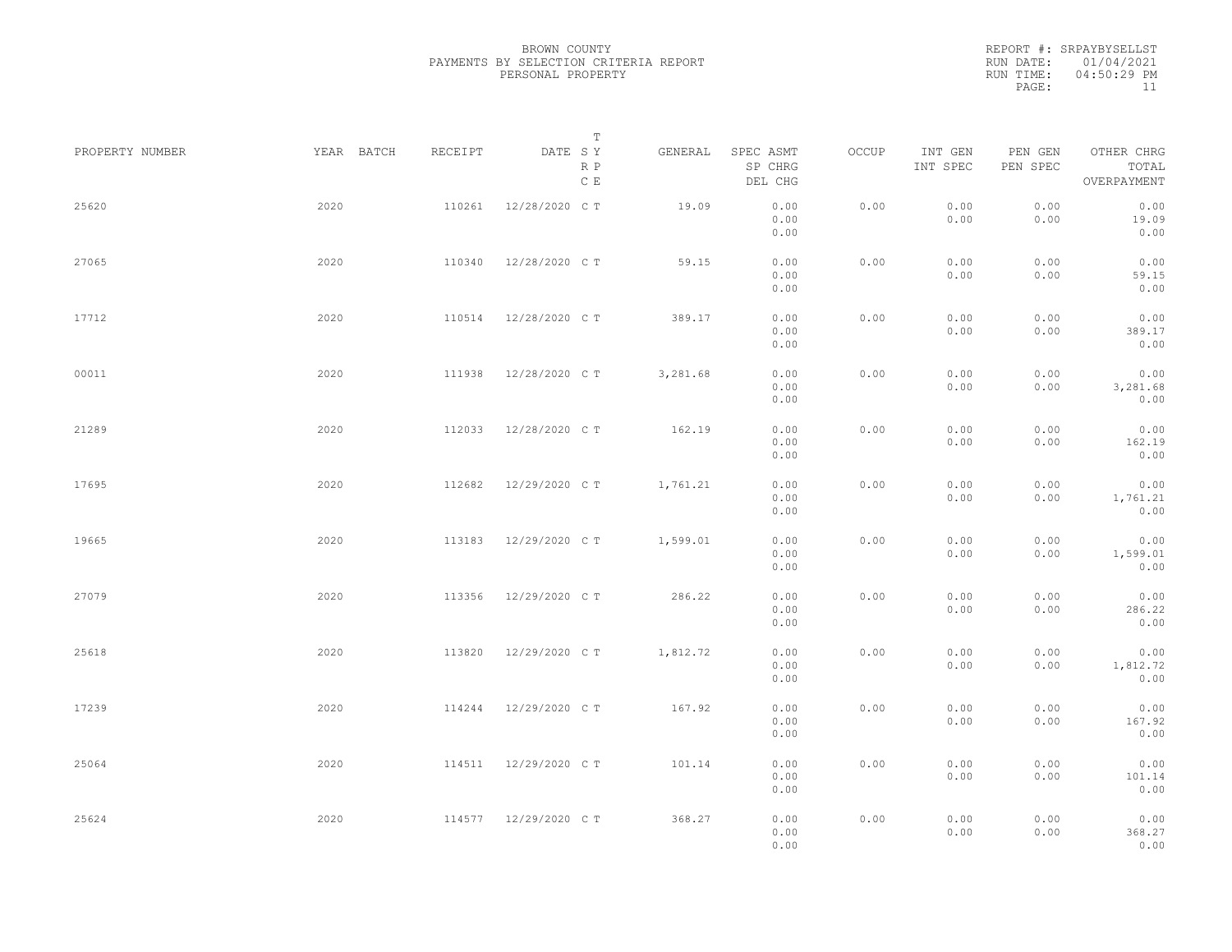BROWN COUNTY
PAYMENTS BY SELECTION CRITERIA REPORT
PERSONAL PROPERTY

REPORT #: SRPAYBYSELLST
RUN DATE: 01/04/2021
RUN TIME: 04:50:29 PM

| PROPERTY NUMBER | YEAR | BATCH | RECEIPT | DATE | T SY RP CE | GENERAL | SPEC ASMT / SP CHRG / DEL CHG | OCCUP | INT GEN / INT SPEC | PEN GEN / PEN SPEC | OTHER CHRG / TOTAL / OVERPAYMENT |
|---|---|---|---|---|---|---|---|---|---|---|---|
| 25620 | 2020 | | 110261 | 12/28/2020 | C T | 19.09 | 0.00 / 0.00 / 0.00 | 0.00 | 0.00 / 0.00 | 0.00 / 0.00 | 0.00 / 19.09 / 0.00 |
| 27065 | 2020 | | 110340 | 12/28/2020 | C T | 59.15 | 0.00 / 0.00 / 0.00 | 0.00 | 0.00 / 0.00 | 0.00 / 0.00 | 0.00 / 59.15 / 0.00 |
| 17712 | 2020 | | 110514 | 12/28/2020 | C T | 389.17 | 0.00 / 0.00 / 0.00 | 0.00 | 0.00 / 0.00 | 0.00 / 0.00 | 0.00 / 389.17 / 0.00 |
| 00011 | 2020 | | 111938 | 12/28/2020 | C T | 3,281.68 | 0.00 / 0.00 / 0.00 | 0.00 | 0.00 / 0.00 | 0.00 / 0.00 | 0.00 / 3,281.68 / 0.00 |
| 21289 | 2020 | | 112033 | 12/28/2020 | C T | 162.19 | 0.00 / 0.00 / 0.00 | 0.00 | 0.00 / 0.00 | 0.00 / 0.00 | 0.00 / 162.19 / 0.00 |
| 17695 | 2020 | | 112682 | 12/29/2020 | C T | 1,761.21 | 0.00 / 0.00 / 0.00 | 0.00 | 0.00 / 0.00 | 0.00 / 0.00 | 0.00 / 1,761.21 / 0.00 |
| 19665 | 2020 | | 113183 | 12/29/2020 | C T | 1,599.01 | 0.00 / 0.00 / 0.00 | 0.00 | 0.00 / 0.00 | 0.00 / 0.00 | 0.00 / 1,599.01 / 0.00 |
| 27079 | 2020 | | 113356 | 12/29/2020 | C T | 286.22 | 0.00 / 0.00 / 0.00 | 0.00 | 0.00 / 0.00 | 0.00 / 0.00 | 0.00 / 286.22 / 0.00 |
| 25618 | 2020 | | 113820 | 12/29/2020 | C T | 1,812.72 | 0.00 / 0.00 / 0.00 | 0.00 | 0.00 / 0.00 | 0.00 / 0.00 | 0.00 / 1,812.72 / 0.00 |
| 17239 | 2020 | | 114244 | 12/29/2020 | C T | 167.92 | 0.00 / 0.00 / 0.00 | 0.00 | 0.00 / 0.00 | 0.00 / 0.00 | 0.00 / 167.92 / 0.00 |
| 25064 | 2020 | | 114511 | 12/29/2020 | C T | 101.14 | 0.00 / 0.00 / 0.00 | 0.00 | 0.00 / 0.00 | 0.00 / 0.00 | 0.00 / 101.14 / 0.00 |
| 25624 | 2020 | | 114577 | 12/29/2020 | C T | 368.27 | 0.00 / 0.00 / 0.00 | 0.00 | 0.00 / 0.00 | 0.00 / 0.00 | 0.00 / 368.27 / 0.00 |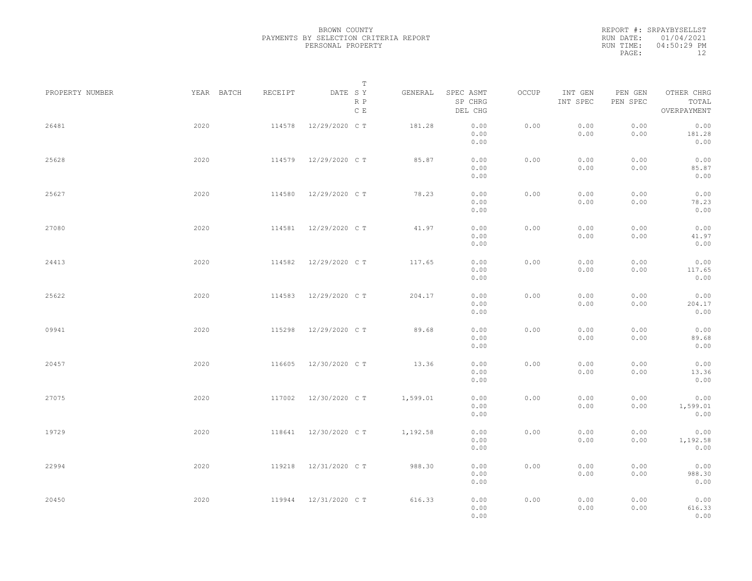BROWN COUNTY
PAYMENTS BY SELECTION CRITERIA REPORT
PERSONAL PROPERTY

REPORT #: SRPAYBYSELLST
RUN DATE: 01/04/2021
RUN TIME: 04:50:29 PM

| PROPERTY NUMBER | YEAR | BATCH | RECEIPT | DATE | T SY RP CE | GENERAL | SPEC ASMT / SP CHRG / DEL CHG | OCCUP | INT GEN / INT SPEC | PEN GEN / PEN SPEC | OTHER CHRG / TOTAL / OVERPAYMENT |
|---|---|---|---|---|---|---|---|---|---|---|---|
| 26481 | 2020 | | 114578 | 12/29/2020 | C T | 181.28 | 0.00 / 0.00 / 0.00 | 0.00 | 0.00 / 0.00 | 0.00 / 0.00 | 0.00 / 181.28 / 0.00 |
| 25628 | 2020 | | 114579 | 12/29/2020 | C T | 85.87 | 0.00 / 0.00 / 0.00 | 0.00 | 0.00 / 0.00 | 0.00 / 0.00 | 0.00 / 85.87 / 0.00 |
| 25627 | 2020 | | 114580 | 12/29/2020 | C T | 78.23 | 0.00 / 0.00 / 0.00 | 0.00 | 0.00 / 0.00 | 0.00 / 0.00 | 0.00 / 78.23 / 0.00 |
| 27080 | 2020 | | 114581 | 12/29/2020 | C T | 41.97 | 0.00 / 0.00 / 0.00 | 0.00 | 0.00 / 0.00 | 0.00 / 0.00 | 0.00 / 41.97 / 0.00 |
| 24413 | 2020 | | 114582 | 12/29/2020 | C T | 117.65 | 0.00 / 0.00 / 0.00 | 0.00 | 0.00 / 0.00 | 0.00 / 0.00 | 0.00 / 117.65 / 0.00 |
| 25622 | 2020 | | 114583 | 12/29/2020 | C T | 204.17 | 0.00 / 0.00 / 0.00 | 0.00 | 0.00 / 0.00 | 0.00 / 0.00 | 0.00 / 204.17 / 0.00 |
| 09941 | 2020 | | 115298 | 12/29/2020 | C T | 89.68 | 0.00 / 0.00 / 0.00 | 0.00 | 0.00 / 0.00 | 0.00 / 0.00 | 0.00 / 89.68 / 0.00 |
| 20457 | 2020 | | 116605 | 12/30/2020 | C T | 13.36 | 0.00 / 0.00 / 0.00 | 0.00 | 0.00 / 0.00 | 0.00 / 0.00 | 0.00 / 13.36 / 0.00 |
| 27075 | 2020 | | 117002 | 12/30/2020 | C T | 1,599.01 | 0.00 / 0.00 / 0.00 | 0.00 | 0.00 / 0.00 | 0.00 / 0.00 | 0.00 / 1,599.01 / 0.00 |
| 19729 | 2020 | | 118641 | 12/30/2020 | C T | 1,192.58 | 0.00 / 0.00 / 0.00 | 0.00 | 0.00 / 0.00 | 0.00 / 0.00 | 0.00 / 1,192.58 / 0.00 |
| 22994 | 2020 | | 119218 | 12/31/2020 | C T | 988.30 | 0.00 / 0.00 / 0.00 | 0.00 | 0.00 / 0.00 | 0.00 / 0.00 | 0.00 / 988.30 / 0.00 |
| 20450 | 2020 | | 119944 | 12/31/2020 | C T | 616.33 | 0.00 / 0.00 / 0.00 | 0.00 | 0.00 / 0.00 | 0.00 / 0.00 | 0.00 / 616.33 / 0.00 |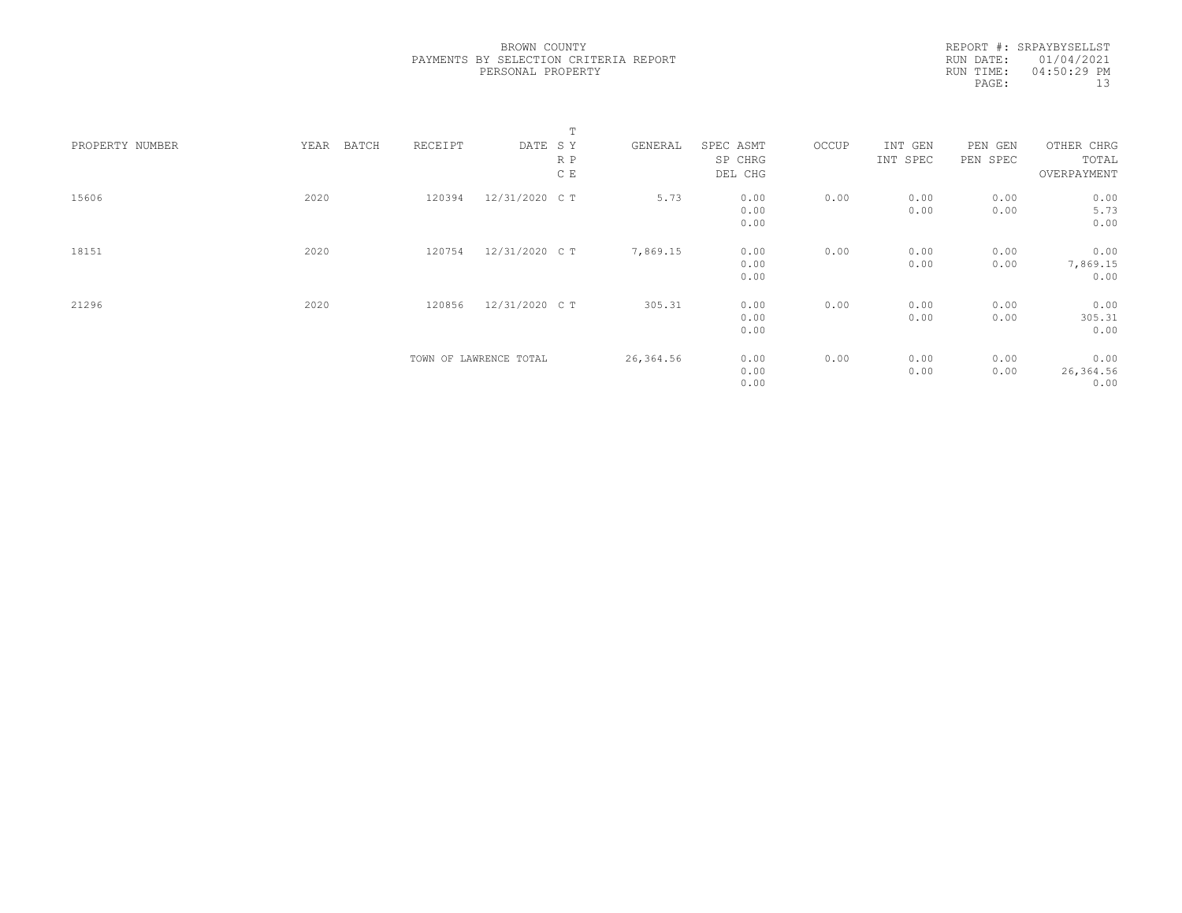BROWN COUNTY
PAYMENTS BY SELECTION CRITERIA REPORT
PERSONAL PROPERTY

REPORT #: SRPAYBYSELLST
RUN DATE: 01/04/2021
RUN TIME: 04:50:29 PM

| PROPERTY NUMBER | YEAR | BATCH | RECEIPT | DATE | T S Y R P C E | GENERAL | SPEC ASMT SP CHRG DEL CHG | OCCUP | INT GEN INT SPEC | PEN GEN PEN SPEC | OTHER CHRG TOTAL OVERPAYMENT |
|---|---|---|---|---|---|---|---|---|---|---|---|
| 15606 | 2020 | | 120394 | 12/31/2020 | C T | 5.73 | 0.00 0.00 0.00 | 0.00 | 0.00 0.00 | 0.00 0.00 | 0.00 5.73 0.00 |
| 18151 | 2020 | | 120754 | 12/31/2020 | C T | 7,869.15 | 0.00 0.00 0.00 | 0.00 | 0.00 0.00 | 0.00 0.00 | 0.00 7,869.15 0.00 |
| 21296 | 2020 | | 120856 | 12/31/2020 | C T | 305.31 | 0.00 0.00 0.00 | 0.00 | 0.00 0.00 | 0.00 0.00 | 0.00 305.31 0.00 |
| | | | TOWN OF LAWRENCE TOTAL | | | 26,364.56 | 0.00 0.00 0.00 | 0.00 | 0.00 0.00 | 0.00 0.00 | 0.00 26,364.56 0.00 |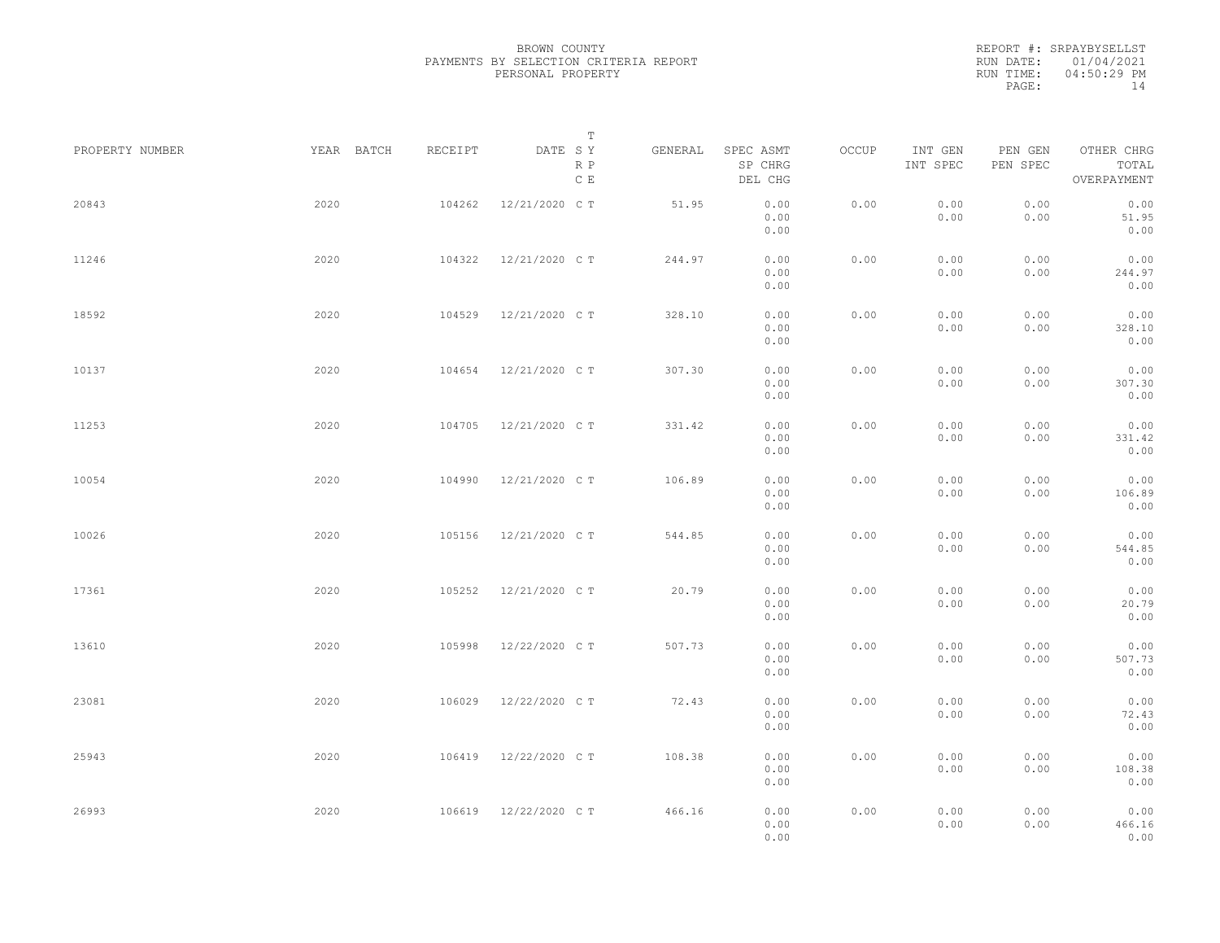BROWN COUNTY
PAYMENTS BY SELECTION CRITERIA REPORT
PERSONAL PROPERTY

REPORT #: SRPAYBYSELLST
RUN DATE: 01/04/2021
RUN TIME: 04:50:29 PM

| PROPERTY NUMBER | YEAR | BATCH | RECEIPT | DATE | T SY RP CE | GENERAL | SPEC ASMT / SP CHRG / DEL CHG | OCCUP | INT GEN / INT SPEC | PEN GEN / PEN SPEC | OTHER CHRG / TOTAL / OVERPAYMENT |
|---|---|---|---|---|---|---|---|---|---|---|---|
| 20843 | 2020 | | 104262 | 12/21/2020 | C T | 51.95 | 0.00 / 0.00 / 0.00 | 0.00 | 0.00 / 0.00 | 0.00 / 0.00 | 0.00 / 51.95 / 0.00 |
| 11246 | 2020 | | 104322 | 12/21/2020 | C T | 244.97 | 0.00 / 0.00 / 0.00 | 0.00 | 0.00 / 0.00 | 0.00 / 0.00 | 0.00 / 244.97 / 0.00 |
| 18592 | 2020 | | 104529 | 12/21/2020 | C T | 328.10 | 0.00 / 0.00 / 0.00 | 0.00 | 0.00 / 0.00 | 0.00 / 0.00 | 0.00 / 328.10 / 0.00 |
| 10137 | 2020 | | 104654 | 12/21/2020 | C T | 307.30 | 0.00 / 0.00 / 0.00 | 0.00 | 0.00 / 0.00 | 0.00 / 0.00 | 0.00 / 307.30 / 0.00 |
| 11253 | 2020 | | 104705 | 12/21/2020 | C T | 331.42 | 0.00 / 0.00 / 0.00 | 0.00 | 0.00 / 0.00 | 0.00 / 0.00 | 0.00 / 331.42 / 0.00 |
| 10054 | 2020 | | 104990 | 12/21/2020 | C T | 106.89 | 0.00 / 0.00 / 0.00 | 0.00 | 0.00 / 0.00 | 0.00 / 0.00 | 0.00 / 106.89 / 0.00 |
| 10026 | 2020 | | 105156 | 12/21/2020 | C T | 544.85 | 0.00 / 0.00 / 0.00 | 0.00 | 0.00 / 0.00 | 0.00 / 0.00 | 0.00 / 544.85 / 0.00 |
| 17361 | 2020 | | 105252 | 12/21/2020 | C T | 20.79 | 0.00 / 0.00 / 0.00 | 0.00 | 0.00 / 0.00 | 0.00 / 0.00 | 0.00 / 20.79 / 0.00 |
| 13610 | 2020 | | 105998 | 12/22/2020 | C T | 507.73 | 0.00 / 0.00 / 0.00 | 0.00 | 0.00 / 0.00 | 0.00 / 0.00 | 0.00 / 507.73 / 0.00 |
| 23081 | 2020 | | 106029 | 12/22/2020 | C T | 72.43 | 0.00 / 0.00 / 0.00 | 0.00 | 0.00 / 0.00 | 0.00 / 0.00 | 0.00 / 72.43 / 0.00 |
| 25943 | 2020 | | 106419 | 12/22/2020 | C T | 108.38 | 0.00 / 0.00 / 0.00 | 0.00 | 0.00 / 0.00 | 0.00 / 0.00 | 0.00 / 108.38 / 0.00 |
| 26993 | 2020 | | 106619 | 12/22/2020 | C T | 466.16 | 0.00 / 0.00 / 0.00 | 0.00 | 0.00 / 0.00 | 0.00 / 0.00 | 0.00 / 466.16 / 0.00 |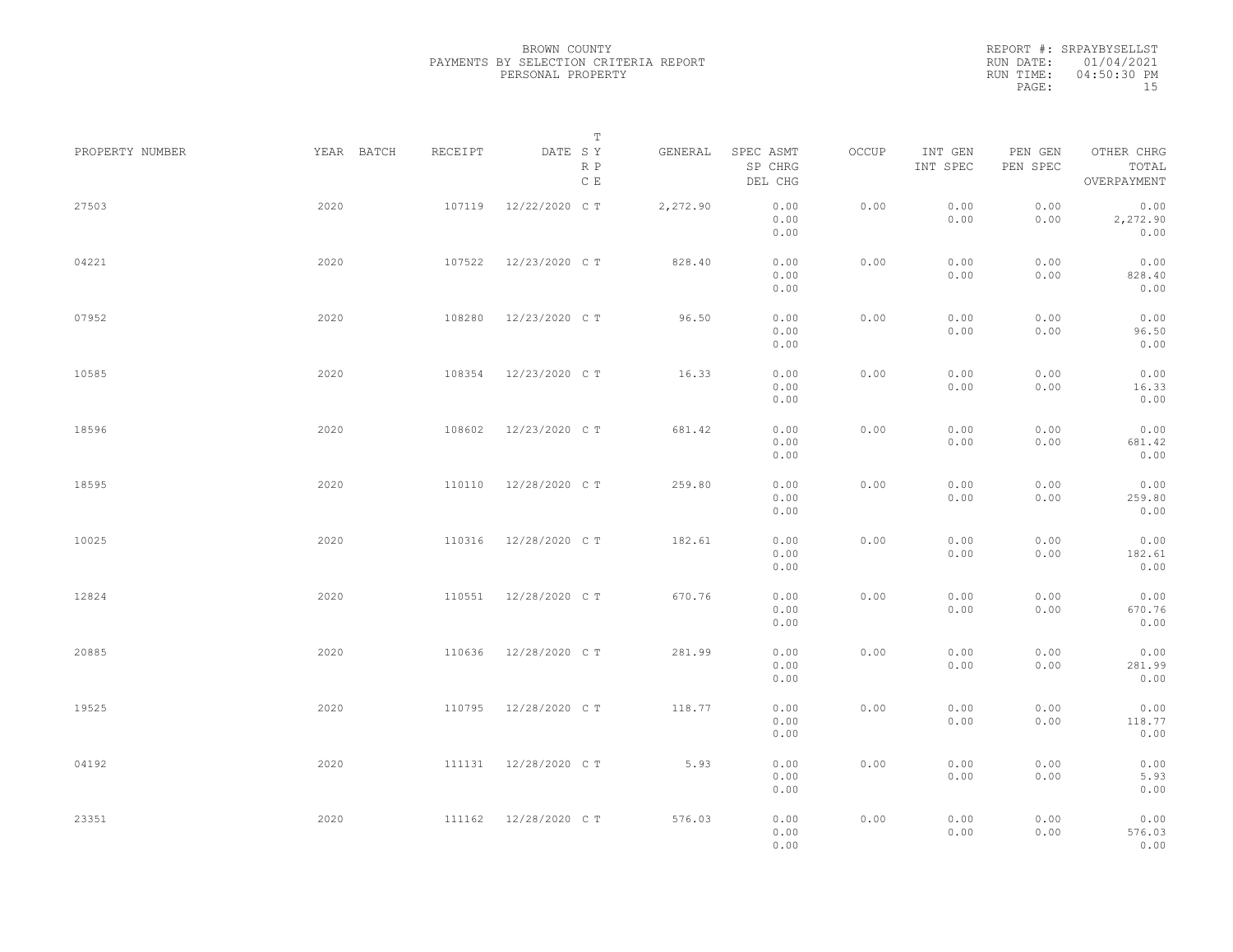BROWN COUNTY
PAYMENTS BY SELECTION CRITERIA REPORT
PERSONAL PROPERTY

REPORT #: SRPAYBYSELLST
RUN DATE: 01/04/2021
RUN TIME: 04:50:30 PM

| PROPERTY NUMBER | YEAR | BATCH | RECEIPT | DATE | T SY RP CE | GENERAL | SPEC ASMT / SP CHRG / DEL CHG | OCCUP | INT GEN / INT SPEC | PEN GEN / PEN SPEC | OTHER CHRG / TOTAL / OVERPAYMENT |
|---|---|---|---|---|---|---|---|---|---|---|---|
| 27503 | 2020 | | 107119 | 12/22/2020 | C T | 2,272.90 | 0.00 / 0.00 / 0.00 | 0.00 | 0.00 / 0.00 | 0.00 / 0.00 | 0.00 / 2,272.90 / 0.00 |
| 04221 | 2020 | | 107522 | 12/23/2020 | C T | 828.40 | 0.00 / 0.00 / 0.00 | 0.00 | 0.00 / 0.00 | 0.00 / 0.00 | 0.00 / 828.40 / 0.00 |
| 07952 | 2020 | | 108280 | 12/23/2020 | C T | 96.50 | 0.00 / 0.00 / 0.00 | 0.00 | 0.00 / 0.00 | 0.00 / 0.00 | 0.00 / 96.50 / 0.00 |
| 10585 | 2020 | | 108354 | 12/23/2020 | C T | 16.33 | 0.00 / 0.00 / 0.00 | 0.00 | 0.00 / 0.00 | 0.00 / 0.00 | 0.00 / 16.33 / 0.00 |
| 18596 | 2020 | | 108602 | 12/23/2020 | C T | 681.42 | 0.00 / 0.00 / 0.00 | 0.00 | 0.00 / 0.00 | 0.00 / 0.00 | 0.00 / 681.42 / 0.00 |
| 18595 | 2020 | | 110110 | 12/28/2020 | C T | 259.80 | 0.00 / 0.00 / 0.00 | 0.00 | 0.00 / 0.00 | 0.00 / 0.00 | 0.00 / 259.80 / 0.00 |
| 10025 | 2020 | | 110316 | 12/28/2020 | C T | 182.61 | 0.00 / 0.00 / 0.00 | 0.00 | 0.00 / 0.00 | 0.00 / 0.00 | 0.00 / 182.61 / 0.00 |
| 12824 | 2020 | | 110551 | 12/28/2020 | C T | 670.76 | 0.00 / 0.00 / 0.00 | 0.00 | 0.00 / 0.00 | 0.00 / 0.00 | 0.00 / 670.76 / 0.00 |
| 20885 | 2020 | | 110636 | 12/28/2020 | C T | 281.99 | 0.00 / 0.00 / 0.00 | 0.00 | 0.00 / 0.00 | 0.00 / 0.00 | 0.00 / 281.99 / 0.00 |
| 19525 | 2020 | | 110795 | 12/28/2020 | C T | 118.77 | 0.00 / 0.00 / 0.00 | 0.00 | 0.00 / 0.00 | 0.00 / 0.00 | 0.00 / 118.77 / 0.00 |
| 04192 | 2020 | | 111131 | 12/28/2020 | C T | 5.93 | 0.00 / 0.00 / 0.00 | 0.00 | 0.00 / 0.00 | 0.00 / 0.00 | 0.00 / 5.93 / 0.00 |
| 23351 | 2020 | | 111162 | 12/28/2020 | C T | 576.03 | 0.00 / 0.00 / 0.00 | 0.00 | 0.00 / 0.00 | 0.00 / 0.00 | 0.00 / 576.03 / 0.00 |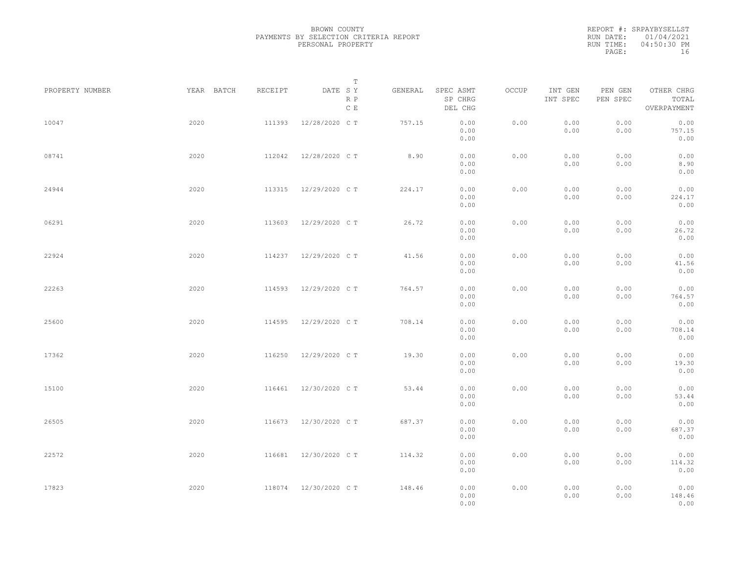BROWN COUNTY
PAYMENTS BY SELECTION CRITERIA REPORT
PERSONAL PROPERTY

REPORT #: SRPAYBYSELLST
RUN DATE: 01/04/2021
RUN TIME: 04:50:30 PM

| PROPERTY NUMBER | YEAR | BATCH | RECEIPT | DATE | T SY RP CE | GENERAL | SPEC ASMT / SP CHRG / DEL CHG | OCCUP | INT GEN / INT SPEC | PEN GEN / PEN SPEC | OTHER CHRG / TOTAL / OVERPAYMENT |
|---|---|---|---|---|---|---|---|---|---|---|---|
| 10047 | 2020 | | 111393 | 12/28/2020 | C T | 757.15 | 0.00 / 0.00 / 0.00 | 0.00 | 0.00 / 0.00 | 0.00 / 0.00 | 0.00 / 757.15 / 0.00 |
| 08741 | 2020 | | 112042 | 12/28/2020 | C T | 8.90 | 0.00 / 0.00 / 0.00 | 0.00 | 0.00 / 0.00 | 0.00 / 0.00 | 0.00 / 8.90 / 0.00 |
| 24944 | 2020 | | 113315 | 12/29/2020 | C T | 224.17 | 0.00 / 0.00 / 0.00 | 0.00 | 0.00 / 0.00 | 0.00 / 0.00 | 0.00 / 224.17 / 0.00 |
| 06291 | 2020 | | 113603 | 12/29/2020 | C T | 26.72 | 0.00 / 0.00 / 0.00 | 0.00 | 0.00 / 0.00 | 0.00 / 0.00 | 0.00 / 26.72 / 0.00 |
| 22924 | 2020 | | 114237 | 12/29/2020 | C T | 41.56 | 0.00 / 0.00 / 0.00 | 0.00 | 0.00 / 0.00 | 0.00 / 0.00 | 0.00 / 41.56 / 0.00 |
| 22263 | 2020 | | 114593 | 12/29/2020 | C T | 764.57 | 0.00 / 0.00 / 0.00 | 0.00 | 0.00 / 0.00 | 0.00 / 0.00 | 0.00 / 764.57 / 0.00 |
| 25600 | 2020 | | 114595 | 12/29/2020 | C T | 708.14 | 0.00 / 0.00 / 0.00 | 0.00 | 0.00 / 0.00 | 0.00 / 0.00 | 0.00 / 708.14 / 0.00 |
| 17362 | 2020 | | 116250 | 12/29/2020 | C T | 19.30 | 0.00 / 0.00 / 0.00 | 0.00 | 0.00 / 0.00 | 0.00 / 0.00 | 0.00 / 19.30 / 0.00 |
| 15100 | 2020 | | 116461 | 12/30/2020 | C T | 53.44 | 0.00 / 0.00 / 0.00 | 0.00 | 0.00 / 0.00 | 0.00 / 0.00 | 0.00 / 53.44 / 0.00 |
| 26505 | 2020 | | 116673 | 12/30/2020 | C T | 687.37 | 0.00 / 0.00 / 0.00 | 0.00 | 0.00 / 0.00 | 0.00 / 0.00 | 0.00 / 687.37 / 0.00 |
| 22572 | 2020 | | 116681 | 12/30/2020 | C T | 114.32 | 0.00 / 0.00 / 0.00 | 0.00 | 0.00 / 0.00 | 0.00 / 0.00 | 0.00 / 114.32 / 0.00 |
| 17823 | 2020 | | 118074 | 12/30/2020 | C T | 148.46 | 0.00 / 0.00 / 0.00 | 0.00 | 0.00 / 0.00 | 0.00 / 0.00 | 0.00 / 148.46 / 0.00 |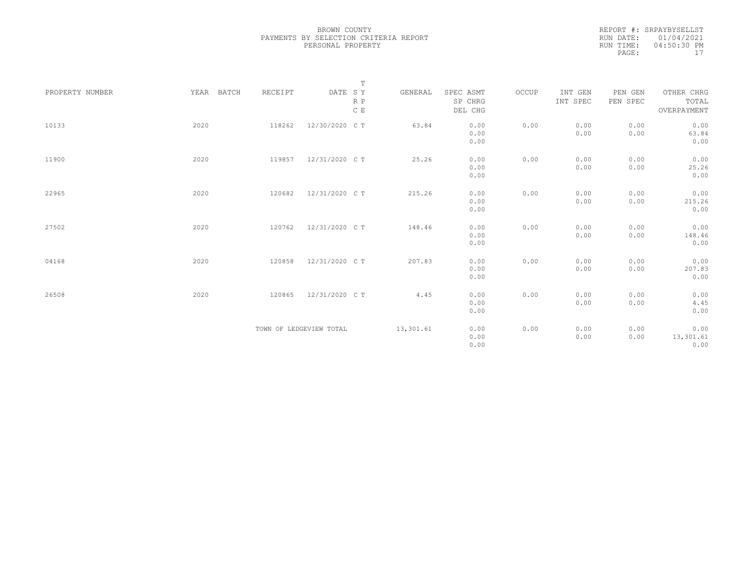BROWN COUNTY
PAYMENTS BY SELECTION CRITERIA REPORT
PERSONAL PROPERTY

REPORT #: SRPAYBYSELLST
RUN DATE: 01/04/2021
RUN TIME: 04:50:30 PM

| PROPERTY NUMBER | YEAR | BATCH | RECEIPT | DATE | T SY RP CE | GENERAL | SPEC ASMT / SP CHRG / DEL CHG | OCCUP | INT GEN / INT SPEC | PEN GEN / PEN SPEC | OTHER CHRG / TOTAL / OVERPAYMENT |
|---|---|---|---|---|---|---|---|---|---|---|---|
| 10133 | 2020 | | 118262 | 12/30/2020 | C T | 63.84 | 0.00 / 0.00 / 0.00 | 0.00 | 0.00 / 0.00 | 0.00 / 0.00 | 0.00 / 63.84 / 0.00 |
| 11900 | 2020 | | 119857 | 12/31/2020 | C T | 25.26 | 0.00 / 0.00 / 0.00 | 0.00 | 0.00 / 0.00 | 0.00 / 0.00 | 0.00 / 25.26 / 0.00 |
| 22965 | 2020 | | 120682 | 12/31/2020 | C T | 215.26 | 0.00 / 0.00 / 0.00 | 0.00 | 0.00 / 0.00 | 0.00 / 0.00 | 0.00 / 215.26 / 0.00 |
| 27502 | 2020 | | 120762 | 12/31/2020 | C T | 148.46 | 0.00 / 0.00 / 0.00 | 0.00 | 0.00 / 0.00 | 0.00 / 0.00 | 0.00 / 148.46 / 0.00 |
| 04168 | 2020 | | 120858 | 12/31/2020 | C T | 207.83 | 0.00 / 0.00 / 0.00 | 0.00 | 0.00 / 0.00 | 0.00 / 0.00 | 0.00 / 207.83 / 0.00 |
| 26508 | 2020 | | 120865 | 12/31/2020 | C T | 4.45 | 0.00 / 0.00 / 0.00 | 0.00 | 0.00 / 0.00 | 0.00 / 0.00 | 0.00 / 4.45 / 0.00 |
| | | | TOWN OF LEDGEVIEW TOTAL | | | 13,301.61 | 0.00 / 0.00 / 0.00 | 0.00 | 0.00 / 0.00 | 0.00 / 0.00 | 0.00 / 13,301.61 / 0.00 |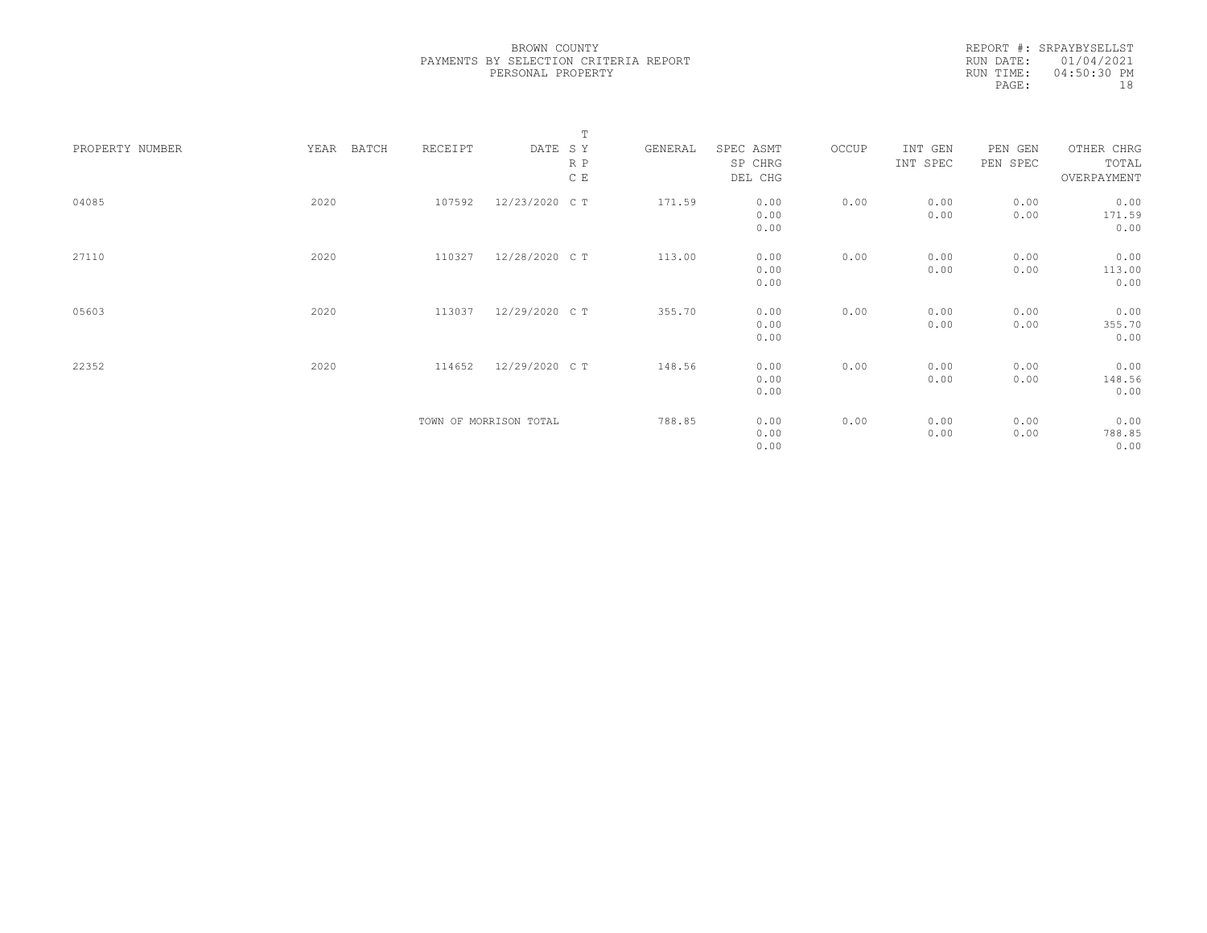BROWN COUNTY
PAYMENTS BY SELECTION CRITERIA REPORT
PERSONAL PROPERTY

REPORT #: SRPAYBYSELLST
RUN DATE: 01/04/2021
RUN TIME: 04:50:30 PM

| PROPERTY NUMBER | YEAR | BATCH | RECEIPT | DATE | T SY RP CE | GENERAL | SPEC ASMT SP CHRG DEL CHG | OCCUP | INT GEN INT SPEC | PEN GEN PEN SPEC | OTHER CHRG TOTAL OVERPAYMENT |
|---|---|---|---|---|---|---|---|---|---|---|---|
| 04085 | 2020 | | 107592 | 12/23/2020 | C T | 171.59 | 0.00 0.00 0.00 | 0.00 | 0.00 0.00 | 0.00 0.00 | 0.00 171.59 0.00 |
| 27110 | 2020 | | 110327 | 12/28/2020 | C T | 113.00 | 0.00 0.00 0.00 | 0.00 | 0.00 0.00 | 0.00 0.00 | 0.00 113.00 0.00 |
| 05603 | 2020 | | 113037 | 12/29/2020 | C T | 355.70 | 0.00 0.00 0.00 | 0.00 | 0.00 0.00 | 0.00 0.00 | 0.00 355.70 0.00 |
| 22352 | 2020 | | 114652 | 12/29/2020 | C T | 148.56 | 0.00 0.00 0.00 | 0.00 | 0.00 0.00 | 0.00 0.00 | 0.00 148.56 0.00 |
| | | | TOWN OF MORRISON TOTAL | | | 788.85 | 0.00 0.00 0.00 | 0.00 | 0.00 0.00 | 0.00 0.00 | 0.00 788.85 0.00 |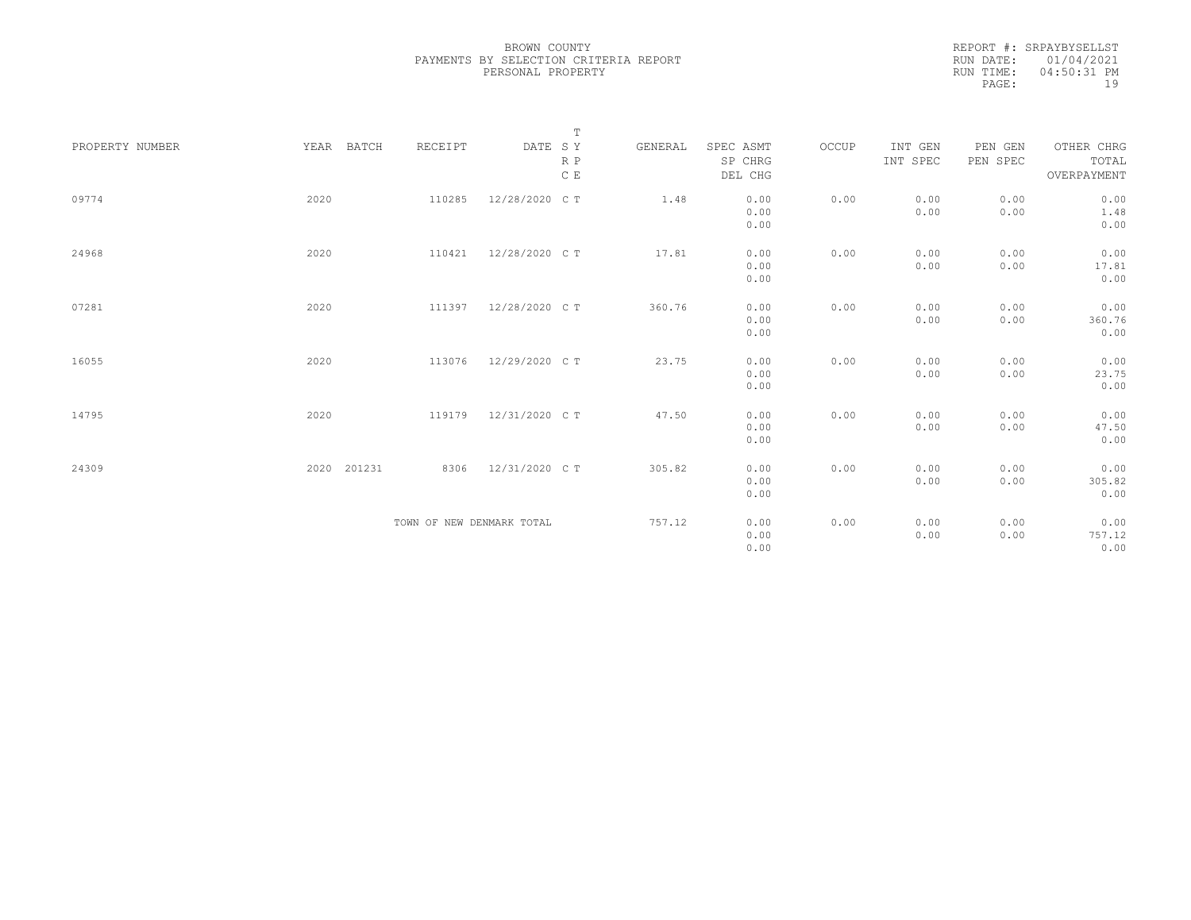BROWN COUNTY
PAYMENTS BY SELECTION CRITERIA REPORT
PERSONAL PROPERTY

REPORT #: SRPAYBYSELLST
RUN DATE: 01/04/2021
RUN TIME: 04:50:31 PM

| PROPERTY NUMBER | YEAR | BATCH | RECEIPT | DATE | T SY RP CE | GENERAL | SPEC ASMT / SP CHRG / DEL CHG | OCCUP | INT GEN / INT SPEC | PEN GEN / PEN SPEC | OTHER CHRG / TOTAL / OVERPAYMENT |
|---|---|---|---|---|---|---|---|---|---|---|---|
| 09774 | 2020 | | 110285 | 12/28/2020 | C T | 1.48 | 0.00 / 0.00 / 0.00 | 0.00 | 0.00 / 0.00 | 0.00 / 0.00 | 0.00 / 1.48 / 0.00 |
| 24968 | 2020 | | 110421 | 12/28/2020 | C T | 17.81 | 0.00 / 0.00 / 0.00 | 0.00 | 0.00 / 0.00 | 0.00 / 0.00 | 0.00 / 17.81 / 0.00 |
| 07281 | 2020 | | 111397 | 12/28/2020 | C T | 360.76 | 0.00 / 0.00 / 0.00 | 0.00 | 0.00 / 0.00 | 0.00 / 0.00 | 0.00 / 360.76 / 0.00 |
| 16055 | 2020 | | 113076 | 12/29/2020 | C T | 23.75 | 0.00 / 0.00 / 0.00 | 0.00 | 0.00 / 0.00 | 0.00 / 0.00 | 0.00 / 23.75 / 0.00 |
| 14795 | 2020 | | 119179 | 12/31/2020 | C T | 47.50 | 0.00 / 0.00 / 0.00 | 0.00 | 0.00 / 0.00 | 0.00 / 0.00 | 0.00 / 47.50 / 0.00 |
| 24309 | 2020 | 201231 | 8306 | 12/31/2020 | C T | 305.82 | 0.00 / 0.00 / 0.00 | 0.00 | 0.00 / 0.00 | 0.00 / 0.00 | 0.00 / 305.82 / 0.00 |
| | | | TOWN OF NEW DENMARK TOTAL | | | 757.12 | 0.00 / 0.00 / 0.00 | 0.00 | 0.00 / 0.00 | 0.00 / 0.00 | 0.00 / 757.12 / 0.00 |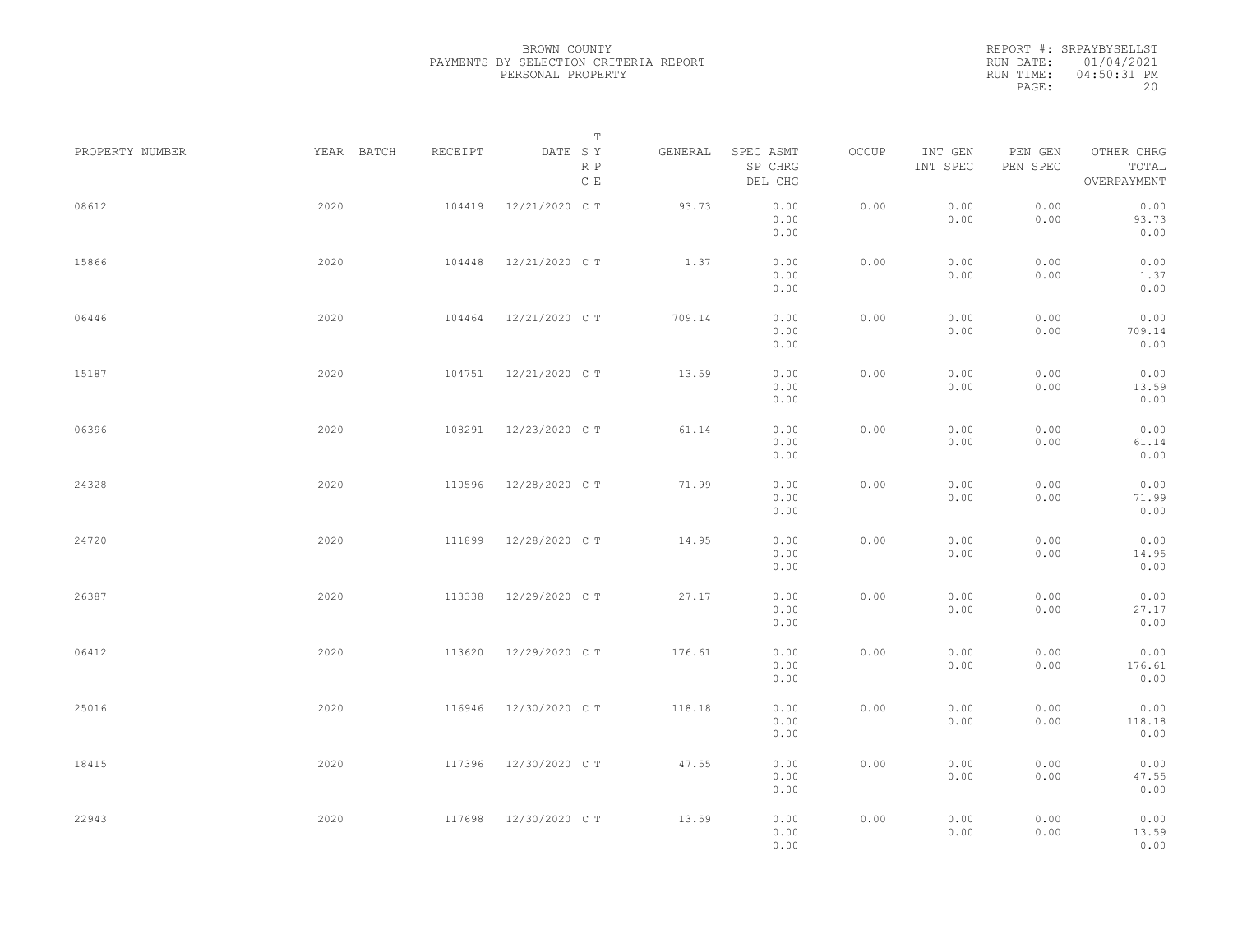BROWN COUNTY
PAYMENTS BY SELECTION CRITERIA REPORT
PERSONAL PROPERTY

REPORT #: SRPAYBYSELLST
RUN DATE: 01/04/2021
RUN TIME: 04:50:31 PM

| PROPERTY NUMBER | YEAR | BATCH | RECEIPT | DATE | T SY RP CE | GENERAL | SPEC ASMT / SP CHRG / DEL CHG | OCCUP | INT GEN / INT SPEC | PEN GEN / PEN SPEC | OTHER CHRG / TOTAL / OVERPAYMENT |
|---|---|---|---|---|---|---|---|---|---|---|---|
| 08612 | 2020 | | 104419 | 12/21/2020 | C T | 93.73 | 0.00 / 0.00 / 0.00 | 0.00 | 0.00 / 0.00 | 0.00 / 0.00 | 0.00 / 93.73 / 0.00 |
| 15866 | 2020 | | 104448 | 12/21/2020 | C T | 1.37 | 0.00 / 0.00 / 0.00 | 0.00 | 0.00 / 0.00 | 0.00 / 0.00 | 0.00 / 1.37 / 0.00 |
| 06446 | 2020 | | 104464 | 12/21/2020 | C T | 709.14 | 0.00 / 0.00 / 0.00 | 0.00 | 0.00 / 0.00 | 0.00 / 0.00 | 0.00 / 709.14 / 0.00 |
| 15187 | 2020 | | 104751 | 12/21/2020 | C T | 13.59 | 0.00 / 0.00 / 0.00 | 0.00 | 0.00 / 0.00 | 0.00 / 0.00 | 0.00 / 13.59 / 0.00 |
| 06396 | 2020 | | 108291 | 12/23/2020 | C T | 61.14 | 0.00 / 0.00 / 0.00 | 0.00 | 0.00 / 0.00 | 0.00 / 0.00 | 0.00 / 61.14 / 0.00 |
| 24328 | 2020 | | 110596 | 12/28/2020 | C T | 71.99 | 0.00 / 0.00 / 0.00 | 0.00 | 0.00 / 0.00 | 0.00 / 0.00 | 0.00 / 71.99 / 0.00 |
| 24720 | 2020 | | 111899 | 12/28/2020 | C T | 14.95 | 0.00 / 0.00 / 0.00 | 0.00 | 0.00 / 0.00 | 0.00 / 0.00 | 0.00 / 14.95 / 0.00 |
| 26387 | 2020 | | 113338 | 12/29/2020 | C T | 27.17 | 0.00 / 0.00 / 0.00 | 0.00 | 0.00 / 0.00 | 0.00 / 0.00 | 0.00 / 27.17 / 0.00 |
| 06412 | 2020 | | 113620 | 12/29/2020 | C T | 176.61 | 0.00 / 0.00 / 0.00 | 0.00 | 0.00 / 0.00 | 0.00 / 0.00 | 0.00 / 176.61 / 0.00 |
| 25016 | 2020 | | 116946 | 12/30/2020 | C T | 118.18 | 0.00 / 0.00 / 0.00 | 0.00 | 0.00 / 0.00 | 0.00 / 0.00 | 0.00 / 118.18 / 0.00 |
| 18415 | 2020 | | 117396 | 12/30/2020 | C T | 47.55 | 0.00 / 0.00 / 0.00 | 0.00 | 0.00 / 0.00 | 0.00 / 0.00 | 0.00 / 47.55 / 0.00 |
| 22943 | 2020 | | 117698 | 12/30/2020 | C T | 13.59 | 0.00 / 0.00 / 0.00 | 0.00 | 0.00 / 0.00 | 0.00 / 0.00 | 0.00 / 13.59 / 0.00 |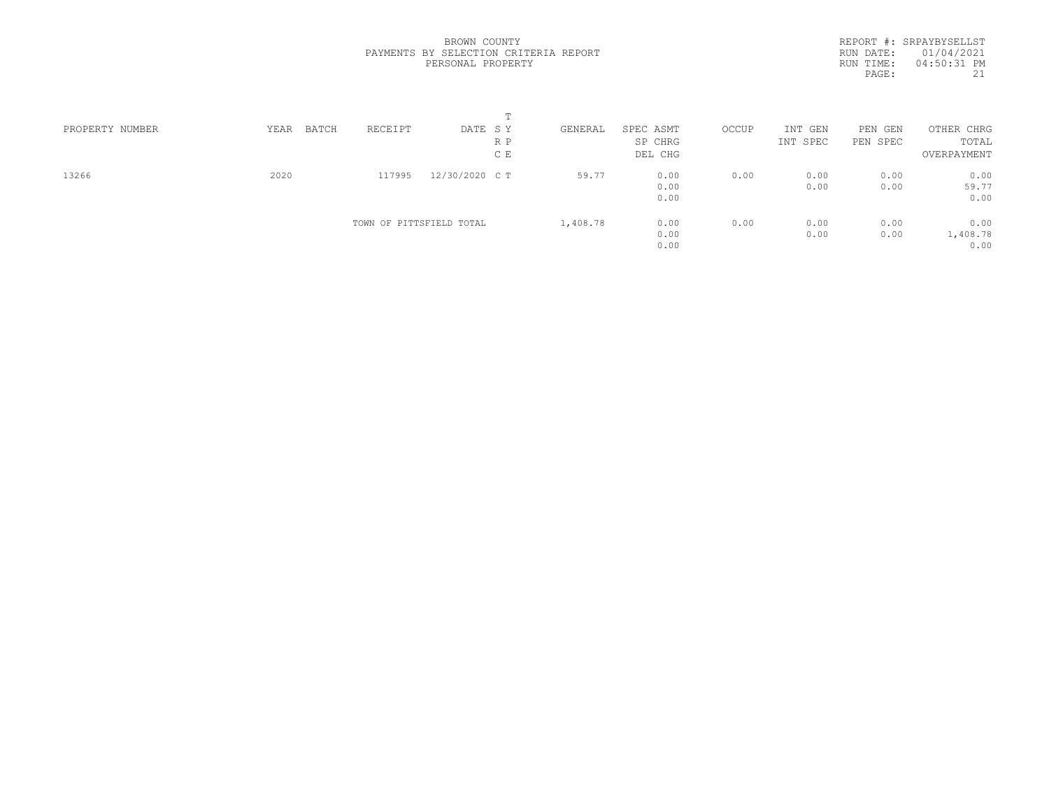BROWN COUNTY
PAYMENTS BY SELECTION CRITERIA REPORT
PERSONAL PROPERTY

REPORT #: SRPAYBYSELLST
RUN DATE: 01/04/2021
RUN TIME: 04:50:31 PM

| PROPERTY NUMBER | YEAR | BATCH | RECEIPT | DATE | T SY RP CE | GENERAL | SPEC ASMT / SP CHRG / DEL CHG | OCCUP | INT GEN / INT SPEC | PEN GEN / PEN SPEC | OTHER CHRG / TOTAL / OVERPAYMENT |
|---|---|---|---|---|---|---|---|---|---|---|---|
| 13266 | 2020 | | 117995 | 12/30/2020 | C T | 59.77 | 0.00 / 0.00 / 0.00 | 0.00 | 0.00 / 0.00 | 0.00 / 0.00 | 0.00 / 59.77 / 0.00 |
| | | | TOWN OF PITTSFIELD TOTAL | | | 1,408.78 | 0.00 / 0.00 / 0.00 | 0.00 | 0.00 / 0.00 | 0.00 / 0.00 | 0.00 / 1,408.78 / 0.00 |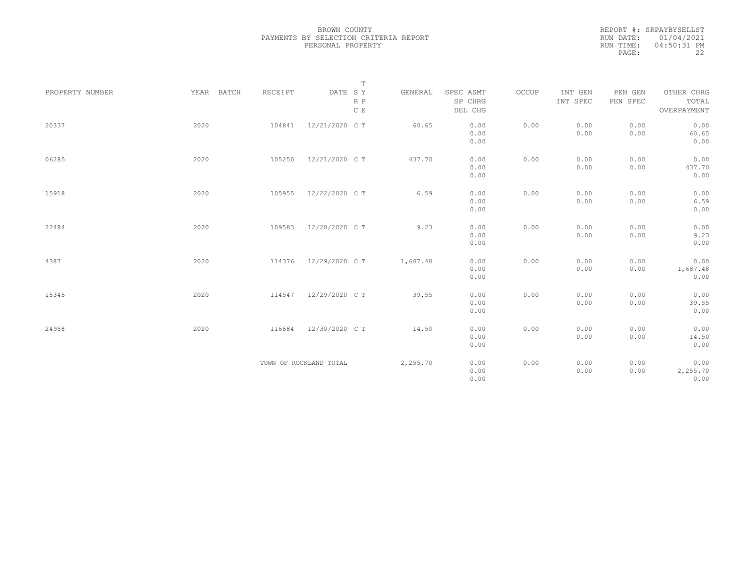BROWN COUNTY
PAYMENTS BY SELECTION CRITERIA REPORT
PERSONAL PROPERTY

REPORT #: SRPAYBYSELLST
RUN DATE: 01/04/2021
RUN TIME: 04:50:31 PM

| PROPERTY NUMBER | YEAR | BATCH | RECEIPT | DATE | T SY RP CE | GENERAL | SPEC ASMT / SP CHRG / DEL CHG | OCCUP | INT GEN / INT SPEC | PEN GEN / PEN SPEC | OTHER CHRG / TOTAL / OVERPAYMENT |
|---|---|---|---|---|---|---|---|---|---|---|---|
| 20337 | 2020 | | 104841 | 12/21/2020 | C T | 60.65 | 0.00 / 0.00 / 0.00 | 0.00 | 0.00 / 0.00 | 0.00 / 0.00 | 0.00 / 60.65 / 0.00 |
| 06285 | 2020 | | 105250 | 12/21/2020 | C T | 437.70 | 0.00 / 0.00 / 0.00 | 0.00 | 0.00 / 0.00 | 0.00 / 0.00 | 0.00 / 437.70 / 0.00 |
| 15918 | 2020 | | 105955 | 12/22/2020 | C T | 6.59 | 0.00 / 0.00 / 0.00 | 0.00 | 0.00 / 0.00 | 0.00 / 0.00 | 0.00 / 6.59 / 0.00 |
| 22484 | 2020 | | 109583 | 12/28/2020 | C T | 9.23 | 0.00 / 0.00 / 0.00 | 0.00 | 0.00 / 0.00 | 0.00 / 0.00 | 0.00 / 9.23 / 0.00 |
| 4387 | 2020 | | 114376 | 12/29/2020 | C T | 1,687.48 | 0.00 / 0.00 / 0.00 | 0.00 | 0.00 / 0.00 | 0.00 / 0.00 | 0.00 / 1,687.48 / 0.00 |
| 15345 | 2020 | | 114547 | 12/29/2020 | C T | 39.55 | 0.00 / 0.00 / 0.00 | 0.00 | 0.00 / 0.00 | 0.00 / 0.00 | 0.00 / 39.55 / 0.00 |
| 24958 | 2020 | | 116684 | 12/30/2020 | C T | 14.50 | 0.00 / 0.00 / 0.00 | 0.00 | 0.00 / 0.00 | 0.00 / 0.00 | 0.00 / 14.50 / 0.00 |
| | | | TOWN OF ROCKLAND TOTAL | | | 2,255.70 | 0.00 / 0.00 / 0.00 | 0.00 | 0.00 / 0.00 | 0.00 / 0.00 | 0.00 / 2,255.70 / 0.00 |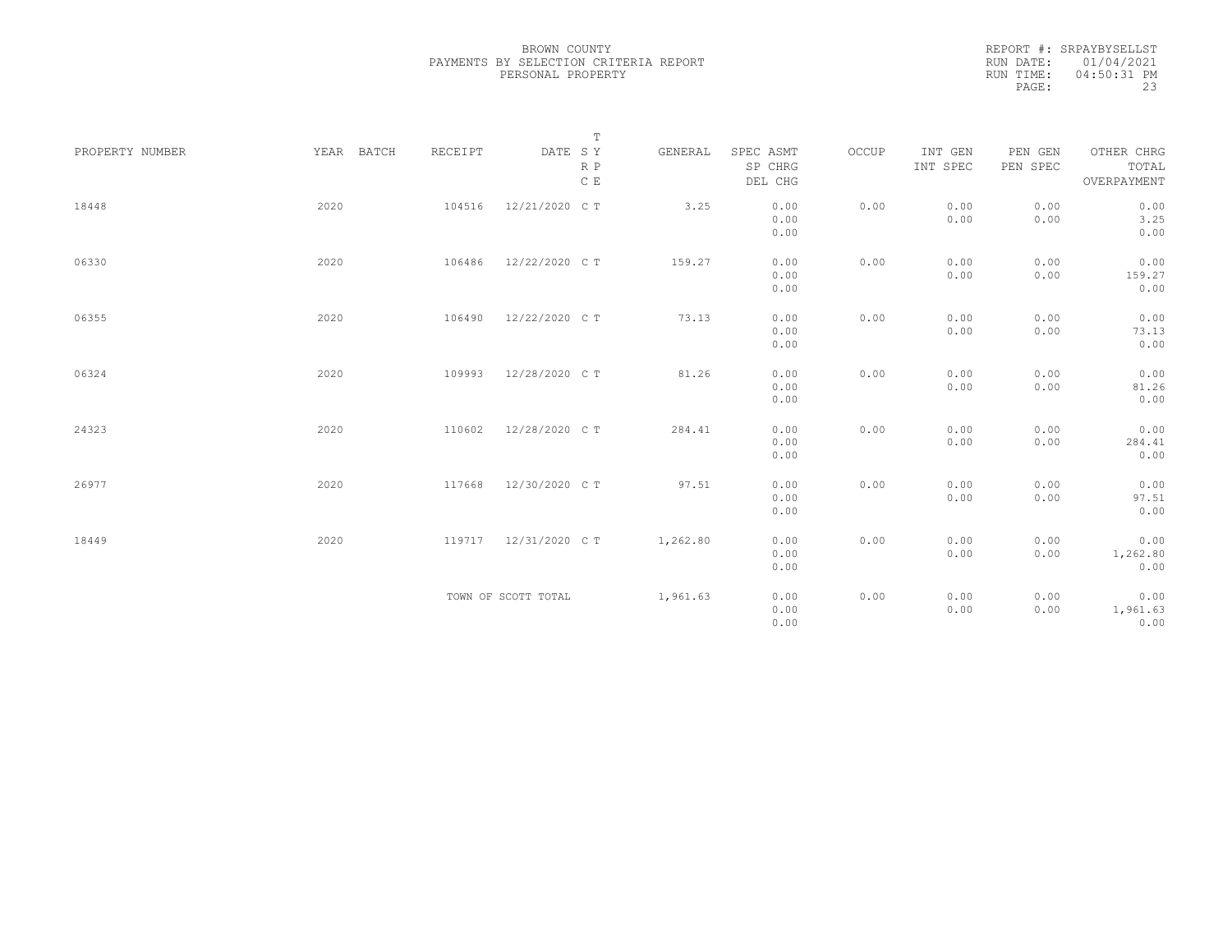BROWN COUNTY
PAYMENTS BY SELECTION CRITERIA REPORT
PERSONAL PROPERTY

REPORT #: SRPAYBYSELLST
RUN DATE: 01/04/2021
RUN TIME: 04:50:31 PM

| PROPERTY NUMBER | YEAR | BATCH | RECEIPT | DATE | T S Y R P C E | GENERAL | SPEC ASMT / SP CHRG / DEL CHG | OCCUP | INT GEN / INT SPEC | PEN GEN / PEN SPEC | OTHER CHRG / TOTAL / OVERPAYMENT |
|---|---|---|---|---|---|---|---|---|---|---|---|
| 18448 | 2020 | | 104516 | 12/21/2020 | C T | 3.25 | 0.00 / 0.00 / 0.00 | 0.00 | 0.00 / 0.00 | 0.00 / 0.00 | 0.00 / 3.25 / 0.00 |
| 06330 | 2020 | | 106486 | 12/22/2020 | C T | 159.27 | 0.00 / 0.00 / 0.00 | 0.00 | 0.00 / 0.00 | 0.00 / 0.00 | 0.00 / 159.27 / 0.00 |
| 06355 | 2020 | | 106490 | 12/22/2020 | C T | 73.13 | 0.00 / 0.00 / 0.00 | 0.00 | 0.00 / 0.00 | 0.00 / 0.00 | 0.00 / 73.13 / 0.00 |
| 06324 | 2020 | | 109993 | 12/28/2020 | C T | 81.26 | 0.00 / 0.00 / 0.00 | 0.00 | 0.00 / 0.00 | 0.00 / 0.00 | 0.00 / 81.26 / 0.00 |
| 24323 | 2020 | | 110602 | 12/28/2020 | C T | 284.41 | 0.00 / 0.00 / 0.00 | 0.00 | 0.00 / 0.00 | 0.00 / 0.00 | 0.00 / 284.41 / 0.00 |
| 26977 | 2020 | | 117668 | 12/30/2020 | C T | 97.51 | 0.00 / 0.00 / 0.00 | 0.00 | 0.00 / 0.00 | 0.00 / 0.00 | 0.00 / 97.51 / 0.00 |
| 18449 | 2020 | | 119717 | 12/31/2020 | C T | 1,262.80 | 0.00 / 0.00 / 0.00 | 0.00 | 0.00 / 0.00 | 0.00 / 0.00 | 0.00 / 1,262.80 / 0.00 |
| | | | TOWN OF SCOTT TOTAL | | | 1,961.63 | 0.00 / 0.00 / 0.00 | 0.00 | 0.00 / 0.00 | 0.00 / 0.00 | 0.00 / 1,961.63 / 0.00 |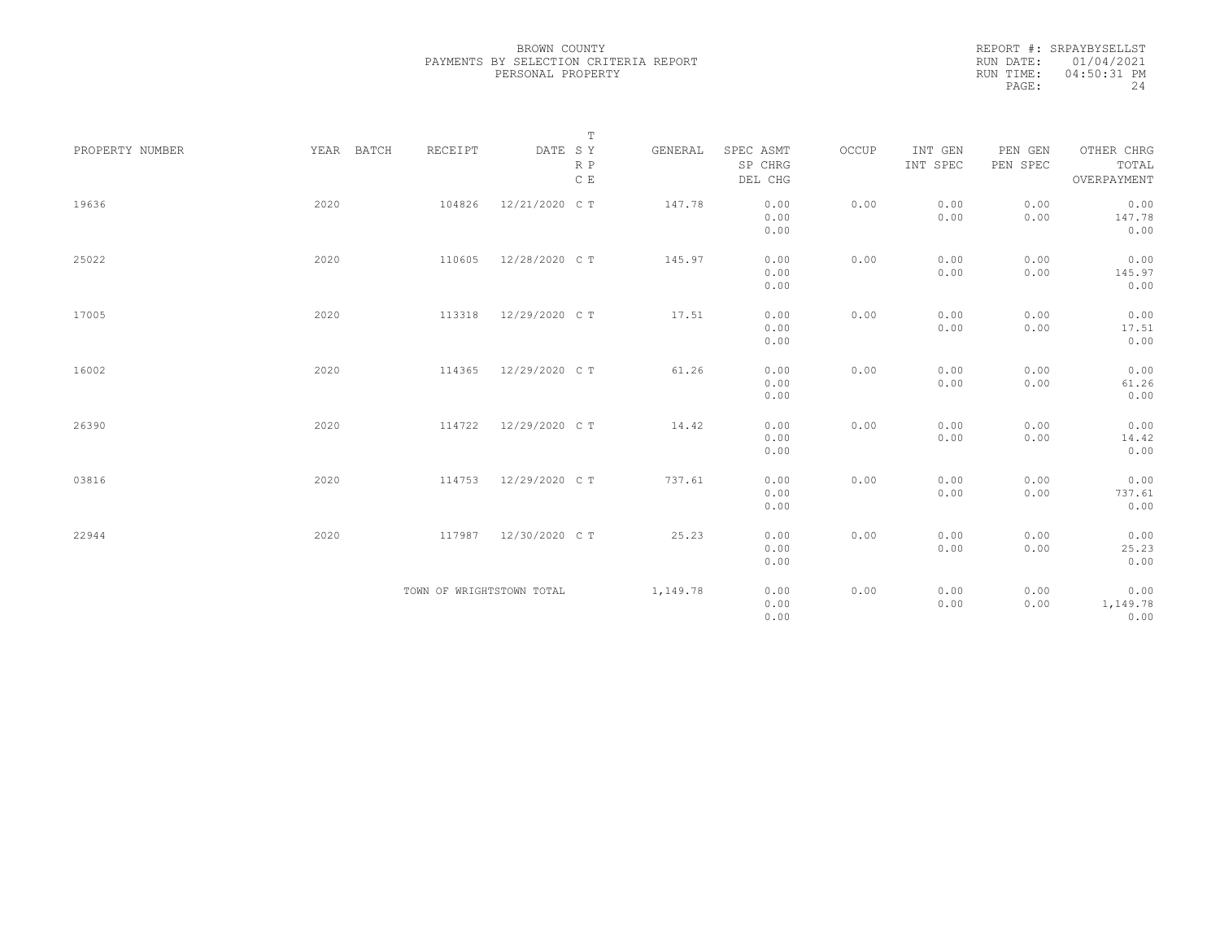BROWN COUNTY
PAYMENTS BY SELECTION CRITERIA REPORT
PERSONAL PROPERTY

REPORT #: SRPAYBYSELLST
RUN DATE: 01/04/2021
RUN TIME: 04:50:31 PM

| PROPERTY NUMBER | YEAR | BATCH | RECEIPT | DATE | T S Y R P C E | GENERAL | SPEC ASMT / SP CHRG / DEL CHG | OCCUP | INT GEN / INT SPEC | PEN GEN / PEN SPEC | OTHER CHRG / TOTAL / OVERPAYMENT |
|---|---|---|---|---|---|---|---|---|---|---|---|
| 19636 | 2020 | | 104826 | 12/21/2020 | C T | 147.78 | 0.00 / 0.00 / 0.00 | 0.00 | 0.00 / 0.00 | 0.00 / 0.00 | 0.00 / 147.78 / 0.00 |
| 25022 | 2020 | | 110605 | 12/28/2020 | C T | 145.97 | 0.00 / 0.00 / 0.00 | 0.00 | 0.00 / 0.00 | 0.00 / 0.00 | 0.00 / 145.97 / 0.00 |
| 17005 | 2020 | | 113318 | 12/29/2020 | C T | 17.51 | 0.00 / 0.00 / 0.00 | 0.00 | 0.00 / 0.00 | 0.00 / 0.00 | 0.00 / 17.51 / 0.00 |
| 16002 | 2020 | | 114365 | 12/29/2020 | C T | 61.26 | 0.00 / 0.00 / 0.00 | 0.00 | 0.00 / 0.00 | 0.00 / 0.00 | 0.00 / 61.26 / 0.00 |
| 26390 | 2020 | | 114722 | 12/29/2020 | C T | 14.42 | 0.00 / 0.00 / 0.00 | 0.00 | 0.00 / 0.00 | 0.00 / 0.00 | 0.00 / 14.42 / 0.00 |
| 03816 | 2020 | | 114753 | 12/29/2020 | C T | 737.61 | 0.00 / 0.00 / 0.00 | 0.00 | 0.00 / 0.00 | 0.00 / 0.00 | 0.00 / 737.61 / 0.00 |
| 22944 | 2020 | | 117987 | 12/30/2020 | C T | 25.23 | 0.00 / 0.00 / 0.00 | 0.00 | 0.00 / 0.00 | 0.00 / 0.00 | 0.00 / 25.23 / 0.00 |
| | | | TOWN OF WRIGHTSTOWN TOTAL | | | 1,149.78 | 0.00 / 0.00 / 0.00 | 0.00 | 0.00 / 0.00 | 0.00 / 0.00 | 0.00 / 1,149.78 / 0.00 |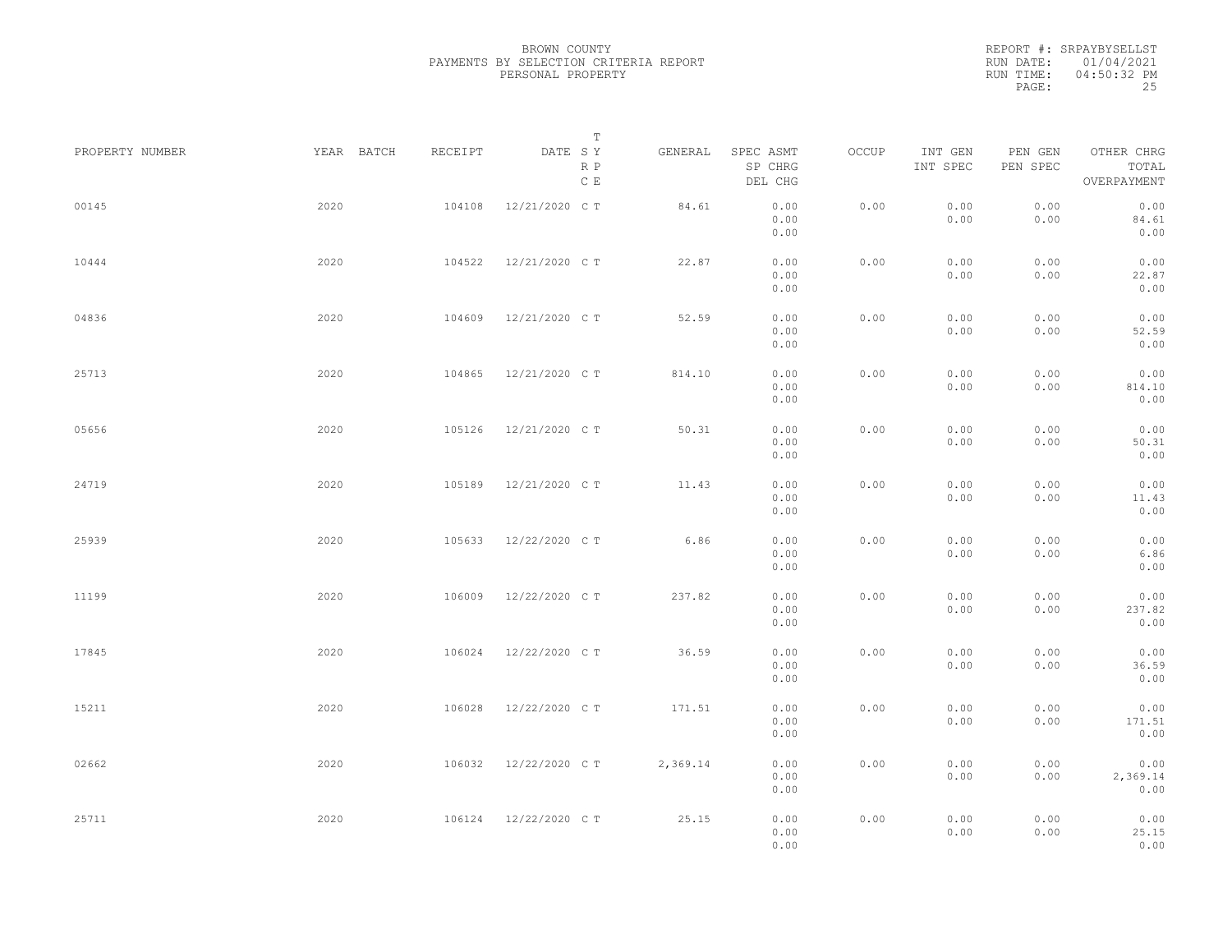BROWN COUNTY
PAYMENTS BY SELECTION CRITERIA REPORT
PERSONAL PROPERTY

REPORT #: SRPAYBYSELLST
RUN DATE: 01/04/2021
RUN TIME: 04:50:32 PM

| PROPERTY NUMBER | YEAR | BATCH | RECEIPT | DATE | T S Y / R P / C E | GENERAL | SPEC ASMT / SP CHRG / DEL CHG | OCCUP | INT GEN / INT SPEC | PEN GEN / PEN SPEC | OTHER CHRG / TOTAL / OVERPAYMENT |
|---|---|---|---|---|---|---|---|---|---|---|---|
| 00145 | 2020 | | 104108 | 12/21/2020 | C T | 84.61 | 0.00 / 0.00 / 0.00 | 0.00 | 0.00 / 0.00 | 0.00 / 0.00 | 0.00 / 84.61 / 0.00 |
| 10444 | 2020 | | 104522 | 12/21/2020 | C T | 22.87 | 0.00 / 0.00 / 0.00 | 0.00 | 0.00 / 0.00 | 0.00 / 0.00 | 0.00 / 22.87 / 0.00 |
| 04836 | 2020 | | 104609 | 12/21/2020 | C T | 52.59 | 0.00 / 0.00 / 0.00 | 0.00 | 0.00 / 0.00 | 0.00 / 0.00 | 0.00 / 52.59 / 0.00 |
| 25713 | 2020 | | 104865 | 12/21/2020 | C T | 814.10 | 0.00 / 0.00 / 0.00 | 0.00 | 0.00 / 0.00 | 0.00 / 0.00 | 0.00 / 814.10 / 0.00 |
| 05656 | 2020 | | 105126 | 12/21/2020 | C T | 50.31 | 0.00 / 0.00 / 0.00 | 0.00 | 0.00 / 0.00 | 0.00 / 0.00 | 0.00 / 50.31 / 0.00 |
| 24719 | 2020 | | 105189 | 12/21/2020 | C T | 11.43 | 0.00 / 0.00 / 0.00 | 0.00 | 0.00 / 0.00 | 0.00 / 0.00 | 0.00 / 11.43 / 0.00 |
| 25939 | 2020 | | 105633 | 12/22/2020 | C T | 6.86 | 0.00 / 0.00 / 0.00 | 0.00 | 0.00 / 0.00 | 0.00 / 0.00 | 0.00 / 6.86 / 0.00 |
| 11199 | 2020 | | 106009 | 12/22/2020 | C T | 237.82 | 0.00 / 0.00 / 0.00 | 0.00 | 0.00 / 0.00 | 0.00 / 0.00 | 0.00 / 237.82 / 0.00 |
| 17845 | 2020 | | 106024 | 12/22/2020 | C T | 36.59 | 0.00 / 0.00 / 0.00 | 0.00 | 0.00 / 0.00 | 0.00 / 0.00 | 0.00 / 36.59 / 0.00 |
| 15211 | 2020 | | 106028 | 12/22/2020 | C T | 171.51 | 0.00 / 0.00 / 0.00 | 0.00 | 0.00 / 0.00 | 0.00 / 0.00 | 0.00 / 171.51 / 0.00 |
| 02662 | 2020 | | 106032 | 12/22/2020 | C T | 2,369.14 | 0.00 / 0.00 / 0.00 | 0.00 | 0.00 / 0.00 | 0.00 / 0.00 | 0.00 / 2,369.14 / 0.00 |
| 25711 | 2020 | | 106124 | 12/22/2020 | C T | 25.15 | 0.00 / 0.00 / 0.00 | 0.00 | 0.00 / 0.00 | 0.00 / 0.00 | 0.00 / 25.15 / 0.00 |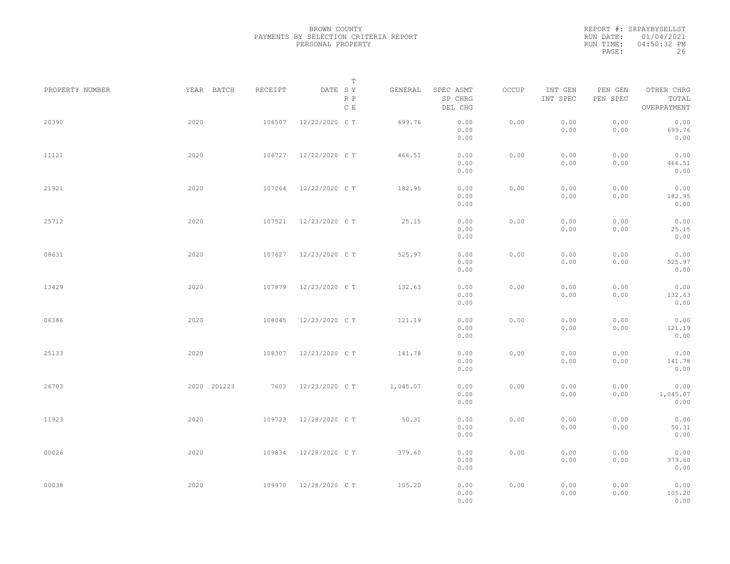BROWN COUNTY
PAYMENTS BY SELECTION CRITERIA REPORT
PERSONAL PROPERTY

REPORT #: SRPAYBYSELLST
RUN DATE: 01/04/2021
RUN TIME: 04:50:32 PM

| PROPERTY NUMBER | YEAR | BATCH | RECEIPT | DATE | T S Y R P C E | GENERAL | SPEC ASMT<br>SP CHRG<br>DEL CHG | OCCUP | INT GEN<br>INT SPEC | PEN GEN<br>PEN SPEC | OTHER CHRG<br>TOTAL<br>OVERPAYMENT |
|---|---|---|---|---|---|---|---|---|---|---|---|
| 20390 | 2020 | | 106507 | 12/22/2020 | C T | 699.76 | 0.00<br>0.00<br>0.00 | 0.00 | 0.00<br>0.00 | 0.00<br>0.00 | 0.00<br>699.76<br>0.00 |
| 11121 | 2020 | | 106727 | 12/22/2020 | C T | 466.51 | 0.00<br>0.00<br>0.00 | 0.00 | 0.00<br>0.00 | 0.00<br>0.00 | 0.00<br>466.51<br>0.00 |
| 21921 | 2020 | | 107064 | 12/22/2020 | C T | 182.95 | 0.00<br>0.00<br>0.00 | 0.00 | 0.00<br>0.00 | 0.00<br>0.00 | 0.00<br>182.95<br>0.00 |
| 25712 | 2020 | | 107521 | 12/23/2020 | C T | 25.15 | 0.00<br>0.00<br>0.00 | 0.00 | 0.00<br>0.00 | 0.00<br>0.00 | 0.00<br>25.15<br>0.00 |
| 08631 | 2020 | | 107627 | 12/23/2020 | C T | 525.97 | 0.00<br>0.00<br>0.00 | 0.00 | 0.00<br>0.00 | 0.00<br>0.00 | 0.00<br>525.97<br>0.00 |
| 13429 | 2020 | | 107879 | 12/23/2020 | C T | 132.63 | 0.00<br>0.00<br>0.00 | 0.00 | 0.00<br>0.00 | 0.00<br>0.00 | 0.00<br>132.63<br>0.00 |
| 06386 | 2020 | | 108045 | 12/23/2020 | C T | 121.19 | 0.00<br>0.00<br>0.00 | 0.00 | 0.00<br>0.00 | 0.00<br>0.00 | 0.00<br>121.19<br>0.00 |
| 25133 | 2020 | | 108307 | 12/23/2020 | C T | 141.78 | 0.00<br>0.00<br>0.00 | 0.00 | 0.00<br>0.00 | 0.00<br>0.00 | 0.00<br>141.78<br>0.00 |
| 26703 | 2020 | 201223 | 7603 | 12/23/2020 | C T | 1,045.07 | 0.00<br>0.00<br>0.00 | 0.00 | 0.00<br>0.00 | 0.00<br>0.00 | 0.00<br>1,045.07<br>0.00 |
| 11923 | 2020 | | 109723 | 12/28/2020 | C T | 50.31 | 0.00<br>0.00<br>0.00 | 0.00 | 0.00<br>0.00 | 0.00<br>0.00 | 0.00<br>50.31<br>0.00 |
| 00026 | 2020 | | 109834 | 12/28/2020 | C T | 379.60 | 0.00<br>0.00<br>0.00 | 0.00 | 0.00<br>0.00 | 0.00<br>0.00 | 0.00<br>379.60<br>0.00 |
| 00038 | 2020 | | 109970 | 12/28/2020 | C T | 105.20 | 0.00<br>0.00<br>0.00 | 0.00 | 0.00<br>0.00 | 0.00<br>0.00 | 0.00<br>105.20<br>0.00 |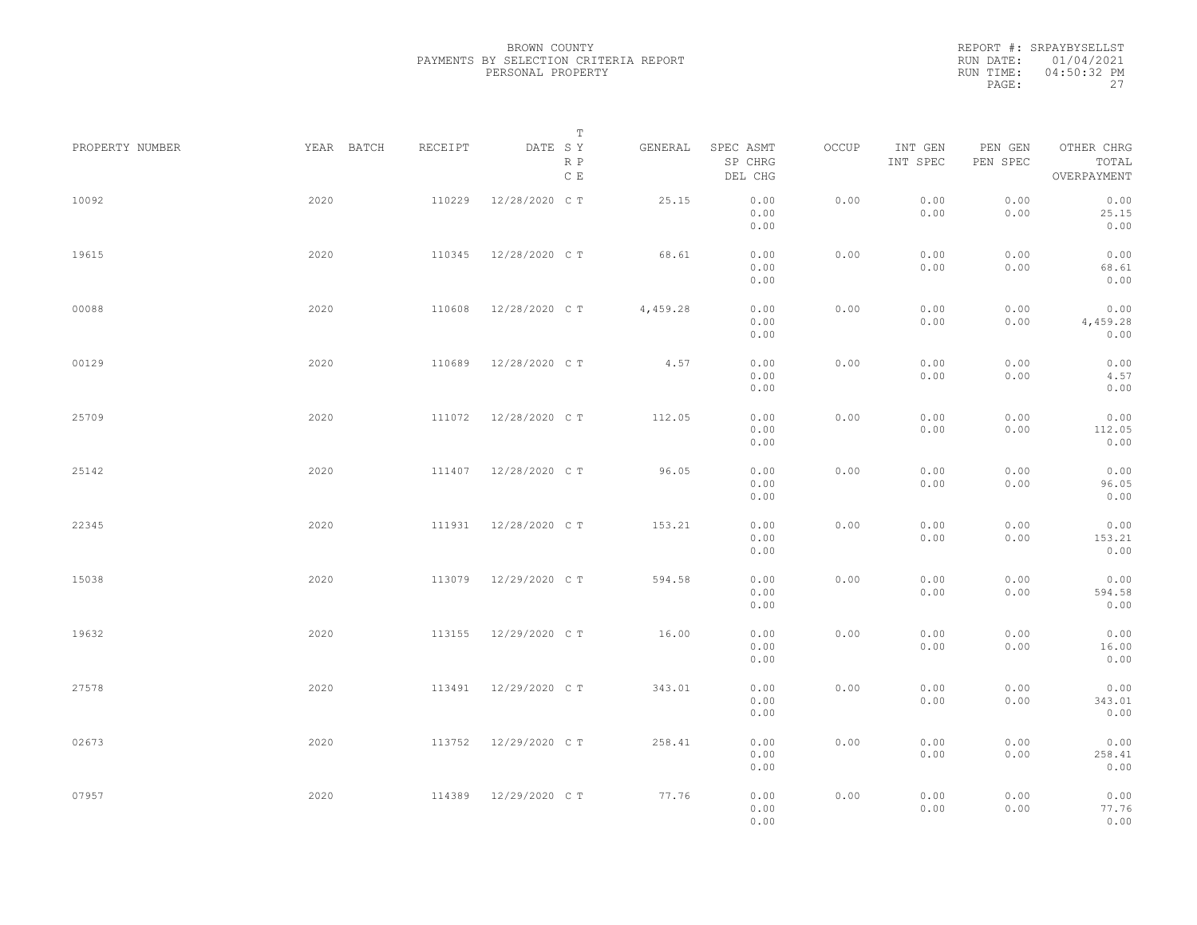BROWN COUNTY
PAYMENTS BY SELECTION CRITERIA REPORT
PERSONAL PROPERTY

REPORT #: SRPAYBYSELLST
RUN DATE: 01/04/2021
RUN TIME: 04:50:32 PM

| PROPERTY NUMBER | YEAR | BATCH | RECEIPT | DATE | T SY RP CE | GENERAL | SPEC ASMT / SP CHRG / DEL CHG | OCCUP | INT GEN / INT SPEC | PEN GEN / PEN SPEC | OTHER CHRG / TOTAL / OVERPAYMENT |
|---|---|---|---|---|---|---|---|---|---|---|---|
| 10092 | 2020 | | 110229 | 12/28/2020 | C T | 25.15 | 0.00 / 0.00 / 0.00 | 0.00 | 0.00 / 0.00 | 0.00 / 0.00 | 0.00 / 25.15 / 0.00 |
| 19615 | 2020 | | 110345 | 12/28/2020 | C T | 68.61 | 0.00 / 0.00 / 0.00 | 0.00 | 0.00 / 0.00 | 0.00 / 0.00 | 0.00 / 68.61 / 0.00 |
| 00088 | 2020 | | 110608 | 12/28/2020 | C T | 4,459.28 | 0.00 / 0.00 / 0.00 | 0.00 | 0.00 / 0.00 | 0.00 / 0.00 | 0.00 / 4,459.28 / 0.00 |
| 00129 | 2020 | | 110689 | 12/28/2020 | C T | 4.57 | 0.00 / 0.00 / 0.00 | 0.00 | 0.00 / 0.00 | 0.00 / 0.00 | 0.00 / 4.57 / 0.00 |
| 25709 | 2020 | | 111072 | 12/28/2020 | C T | 112.05 | 0.00 / 0.00 / 0.00 | 0.00 | 0.00 / 0.00 | 0.00 / 0.00 | 0.00 / 112.05 / 0.00 |
| 25142 | 2020 | | 111407 | 12/28/2020 | C T | 96.05 | 0.00 / 0.00 / 0.00 | 0.00 | 0.00 / 0.00 | 0.00 / 0.00 | 0.00 / 96.05 / 0.00 |
| 22345 | 2020 | | 111931 | 12/28/2020 | C T | 153.21 | 0.00 / 0.00 / 0.00 | 0.00 | 0.00 / 0.00 | 0.00 / 0.00 | 0.00 / 153.21 / 0.00 |
| 15038 | 2020 | | 113079 | 12/29/2020 | C T | 594.58 | 0.00 / 0.00 / 0.00 | 0.00 | 0.00 / 0.00 | 0.00 / 0.00 | 0.00 / 594.58 / 0.00 |
| 19632 | 2020 | | 113155 | 12/29/2020 | C T | 16.00 | 0.00 / 0.00 / 0.00 | 0.00 | 0.00 / 0.00 | 0.00 / 0.00 | 0.00 / 16.00 / 0.00 |
| 27578 | 2020 | | 113491 | 12/29/2020 | C T | 343.01 | 0.00 / 0.00 / 0.00 | 0.00 | 0.00 / 0.00 | 0.00 / 0.00 | 0.00 / 343.01 / 0.00 |
| 02673 | 2020 | | 113752 | 12/29/2020 | C T | 258.41 | 0.00 / 0.00 / 0.00 | 0.00 | 0.00 / 0.00 | 0.00 / 0.00 | 0.00 / 258.41 / 0.00 |
| 07957 | 2020 | | 114389 | 12/29/2020 | C T | 77.76 | 0.00 / 0.00 / 0.00 | 0.00 | 0.00 / 0.00 | 0.00 / 0.00 | 0.00 / 77.76 / 0.00 |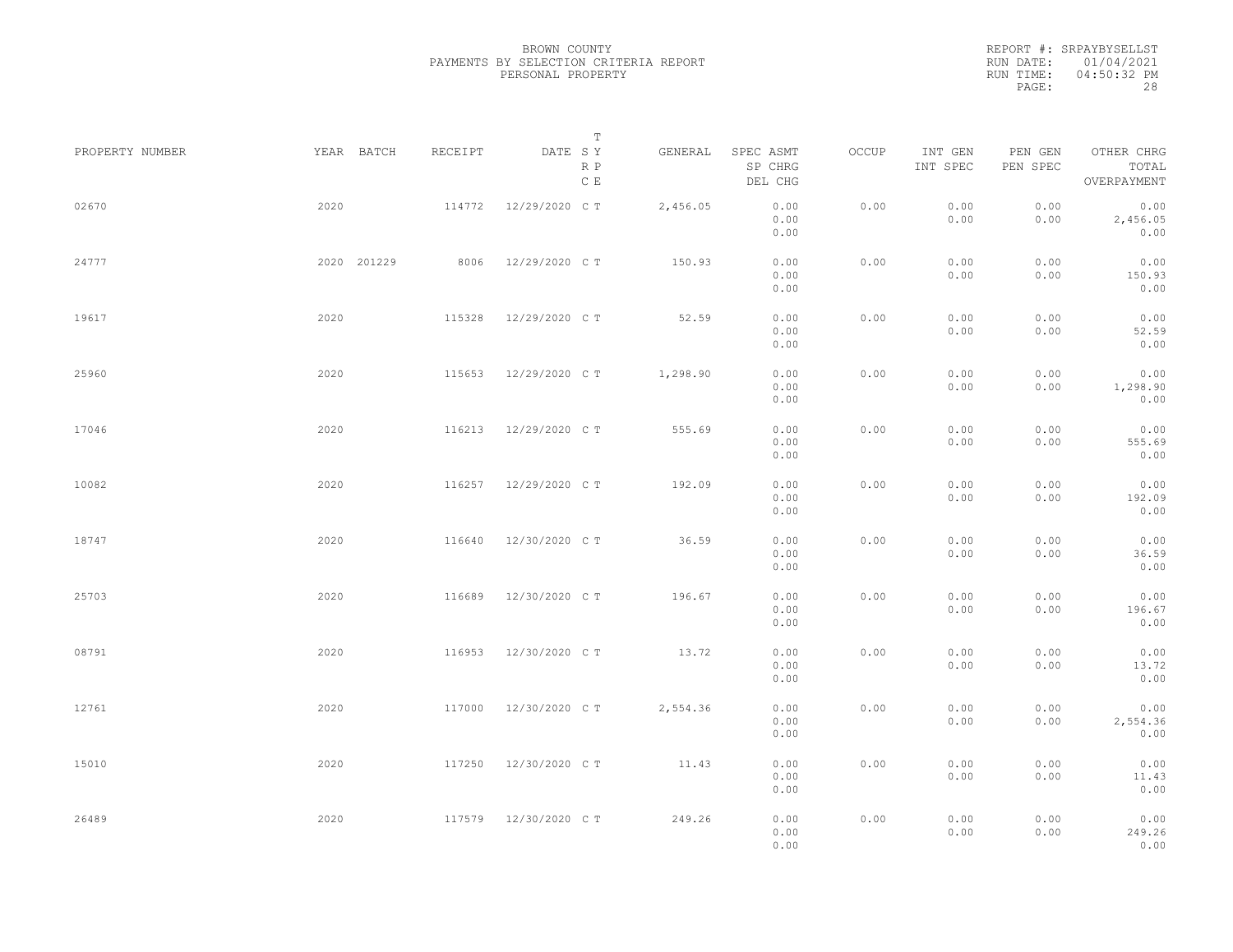BROWN COUNTY
PAYMENTS BY SELECTION CRITERIA REPORT
PERSONAL PROPERTY

REPORT #: SRPAYBYSELLST
RUN DATE: 01/04/2021
RUN TIME: 04:50:32 PM

| PROPERTY NUMBER | YEAR | BATCH | RECEIPT | DATE | T S Y R P C E | GENERAL | SPEC ASMT / SP CHRG / DEL CHG | OCCUP | INT GEN / INT SPEC | PEN GEN / PEN SPEC | OTHER CHRG / TOTAL / OVERPAYMENT |
|---|---|---|---|---|---|---|---|---|---|---|---|
| 02670 | 2020 | | 114772 | 12/29/2020 | C T | 2,456.05 | 0.00 / 0.00 / 0.00 | 0.00 | 0.00 / 0.00 | 0.00 / 0.00 | 0.00 / 2,456.05 / 0.00 |
| 24777 | 2020 | 201229 | 8006 | 12/29/2020 | C T | 150.93 | 0.00 / 0.00 / 0.00 | 0.00 | 0.00 / 0.00 | 0.00 / 0.00 | 0.00 / 150.93 / 0.00 |
| 19617 | 2020 | | 115328 | 12/29/2020 | C T | 52.59 | 0.00 / 0.00 / 0.00 | 0.00 | 0.00 / 0.00 | 0.00 / 0.00 | 0.00 / 52.59 / 0.00 |
| 25960 | 2020 | | 115653 | 12/29/2020 | C T | 1,298.90 | 0.00 / 0.00 / 0.00 | 0.00 | 0.00 / 0.00 | 0.00 / 0.00 | 0.00 / 1,298.90 / 0.00 |
| 17046 | 2020 | | 116213 | 12/29/2020 | C T | 555.69 | 0.00 / 0.00 / 0.00 | 0.00 | 0.00 / 0.00 | 0.00 / 0.00 | 0.00 / 555.69 / 0.00 |
| 10082 | 2020 | | 116257 | 12/29/2020 | C T | 192.09 | 0.00 / 0.00 / 0.00 | 0.00 | 0.00 / 0.00 | 0.00 / 0.00 | 0.00 / 192.09 / 0.00 |
| 18747 | 2020 | | 116640 | 12/30/2020 | C T | 36.59 | 0.00 / 0.00 / 0.00 | 0.00 | 0.00 / 0.00 | 0.00 / 0.00 | 0.00 / 36.59 / 0.00 |
| 25703 | 2020 | | 116689 | 12/30/2020 | C T | 196.67 | 0.00 / 0.00 / 0.00 | 0.00 | 0.00 / 0.00 | 0.00 / 0.00 | 0.00 / 196.67 / 0.00 |
| 08791 | 2020 | | 116953 | 12/30/2020 | C T | 13.72 | 0.00 / 0.00 / 0.00 | 0.00 | 0.00 / 0.00 | 0.00 / 0.00 | 0.00 / 13.72 / 0.00 |
| 12761 | 2020 | | 117000 | 12/30/2020 | C T | 2,554.36 | 0.00 / 0.00 / 0.00 | 0.00 | 0.00 / 0.00 | 0.00 / 0.00 | 0.00 / 2,554.36 / 0.00 |
| 15010 | 2020 | | 117250 | 12/30/2020 | C T | 11.43 | 0.00 / 0.00 / 0.00 | 0.00 | 0.00 / 0.00 | 0.00 / 0.00 | 0.00 / 11.43 / 0.00 |
| 26489 | 2020 | | 117579 | 12/30/2020 | C T | 249.26 | 0.00 / 0.00 / 0.00 | 0.00 | 0.00 / 0.00 | 0.00 / 0.00 | 0.00 / 249.26 / 0.00 |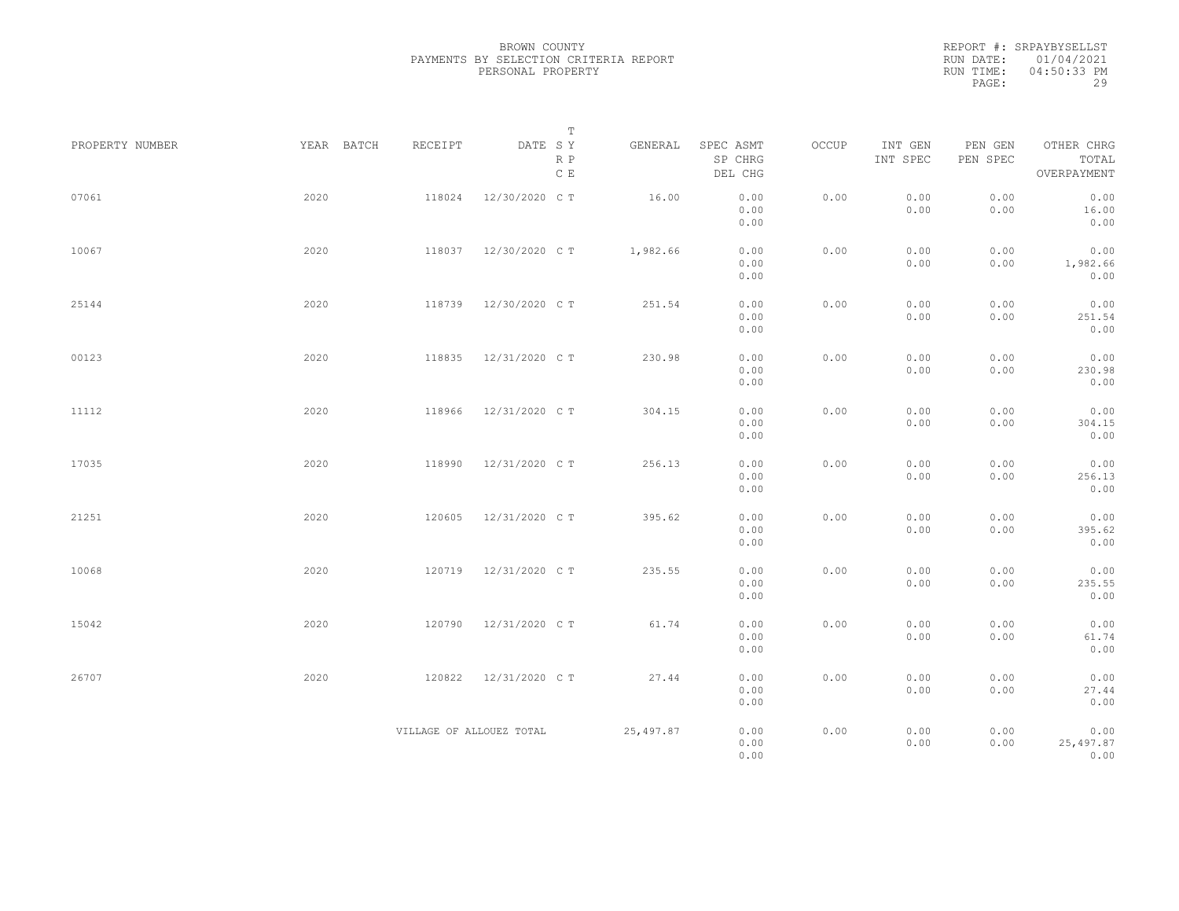BROWN COUNTY
PAYMENTS BY SELECTION CRITERIA REPORT
PERSONAL PROPERTY

REPORT #: SRPAYBYSELLST
RUN DATE: 01/04/2021
RUN TIME: 04:50:33 PM

| PROPERTY NUMBER | YEAR | BATCH | RECEIPT | DATE | T SY RP CE | GENERAL | SPEC ASMT / SP CHRG / DEL CHG | OCCUP | INT GEN / INT SPEC | PEN GEN / PEN SPEC | OTHER CHRG / TOTAL / OVERPAYMENT |
|---|---|---|---|---|---|---|---|---|---|---|---|
| 07061 | 2020 | | 118024 | 12/30/2020 | C T | 16.00 | 0.00 / 0.00 / 0.00 | 0.00 | 0.00 / 0.00 | 0.00 / 0.00 | 0.00 / 16.00 / 0.00 |
| 10067 | 2020 | | 118037 | 12/30/2020 | C T | 1,982.66 | 0.00 / 0.00 / 0.00 | 0.00 | 0.00 / 0.00 | 0.00 / 0.00 | 0.00 / 1,982.66 / 0.00 |
| 25144 | 2020 | | 118739 | 12/30/2020 | C T | 251.54 | 0.00 / 0.00 / 0.00 | 0.00 | 0.00 / 0.00 | 0.00 / 0.00 | 0.00 / 251.54 / 0.00 |
| 00123 | 2020 | | 118835 | 12/31/2020 | C T | 230.98 | 0.00 / 0.00 / 0.00 | 0.00 | 0.00 / 0.00 | 0.00 / 0.00 | 0.00 / 230.98 / 0.00 |
| 11112 | 2020 | | 118966 | 12/31/2020 | C T | 304.15 | 0.00 / 0.00 / 0.00 | 0.00 | 0.00 / 0.00 | 0.00 / 0.00 | 0.00 / 304.15 / 0.00 |
| 17035 | 2020 | | 118990 | 12/31/2020 | C T | 256.13 | 0.00 / 0.00 / 0.00 | 0.00 | 0.00 / 0.00 | 0.00 / 0.00 | 0.00 / 256.13 / 0.00 |
| 21251 | 2020 | | 120605 | 12/31/2020 | C T | 395.62 | 0.00 / 0.00 / 0.00 | 0.00 | 0.00 / 0.00 | 0.00 / 0.00 | 0.00 / 395.62 / 0.00 |
| 10068 | 2020 | | 120719 | 12/31/2020 | C T | 235.55 | 0.00 / 0.00 / 0.00 | 0.00 | 0.00 / 0.00 | 0.00 / 0.00 | 0.00 / 235.55 / 0.00 |
| 15042 | 2020 | | 120790 | 12/31/2020 | C T | 61.74 | 0.00 / 0.00 / 0.00 | 0.00 | 0.00 / 0.00 | 0.00 / 0.00 | 0.00 / 61.74 / 0.00 |
| 26707 | 2020 | | 120822 | 12/31/2020 | C T | 27.44 | 0.00 / 0.00 / 0.00 | 0.00 | 0.00 / 0.00 | 0.00 / 0.00 | 0.00 / 27.44 / 0.00 |
| | | | VILLAGE OF ALLOUEZ TOTAL | | | 25,497.87 | 0.00 / 0.00 / 0.00 | 0.00 | 0.00 / 0.00 | 0.00 / 0.00 | 0.00 / 25,497.87 / 0.00 |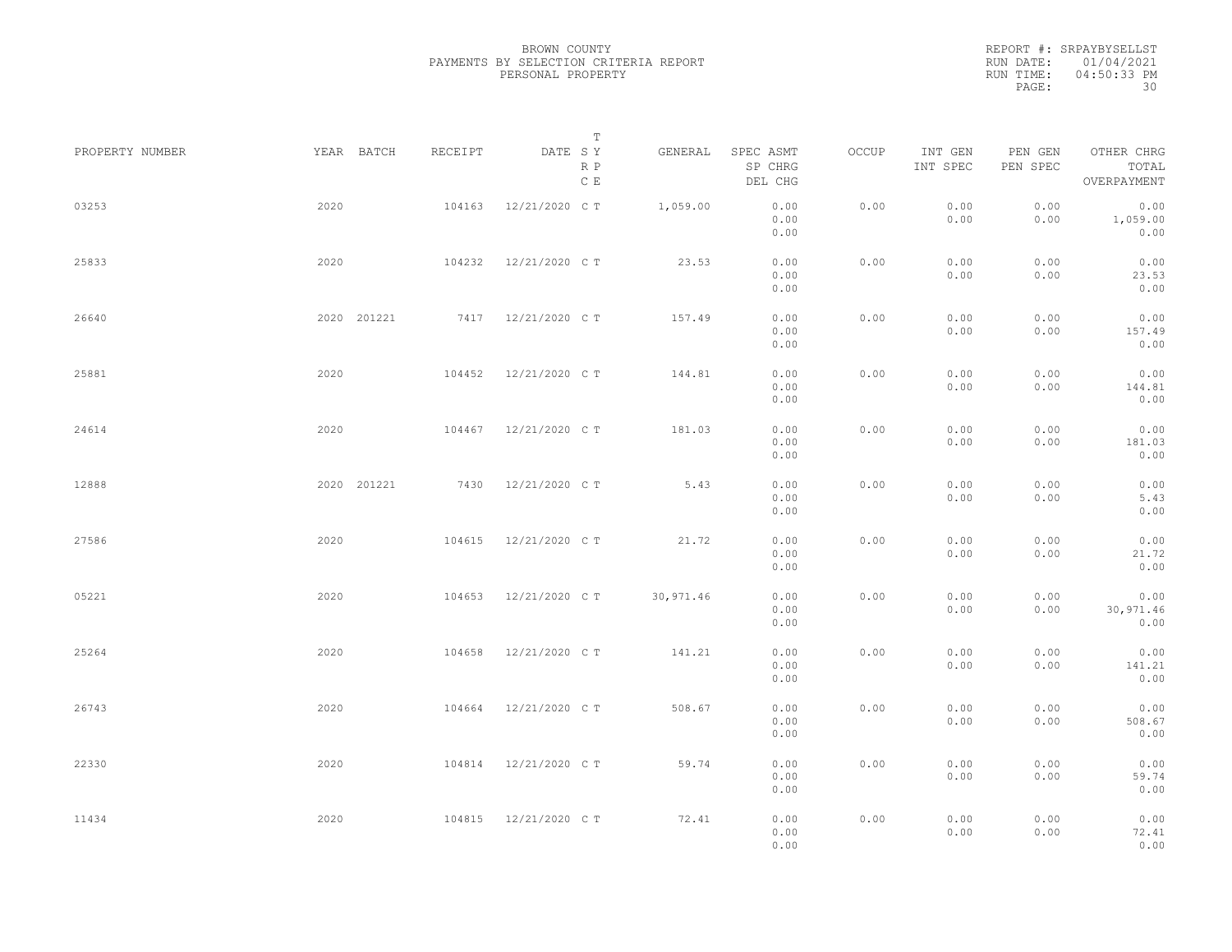BROWN COUNTY
PAYMENTS BY SELECTION CRITERIA REPORT
PERSONAL PROPERTY

REPORT #: SRPAYBYSELLST
RUN DATE: 01/04/2021
RUN TIME: 04:50:33 PM

| PROPERTY NUMBER | YEAR | BATCH | RECEIPT | DATE | T SY RP CE | GENERAL | SPEC ASMT SP CHRG DEL CHG | OCCUP | INT GEN INT SPEC | PEN GEN PEN SPEC | OTHER CHRG TOTAL OVERPAYMENT |
|---|---|---|---|---|---|---|---|---|---|---|---|
| 03253 | 2020 | | 104163 | 12/21/2020 | C T | 1,059.00 | 0.00 0.00 0.00 | 0.00 | 0.00 0.00 | 0.00 0.00 | 0.00 1,059.00 0.00 |
| 25833 | 2020 | | 104232 | 12/21/2020 | C T | 23.53 | 0.00 0.00 0.00 | 0.00 | 0.00 0.00 | 0.00 0.00 | 0.00 23.53 0.00 |
| 26640 | 2020 | 201221 | 7417 | 12/21/2020 | C T | 157.49 | 0.00 0.00 0.00 | 0.00 | 0.00 0.00 | 0.00 0.00 | 0.00 157.49 0.00 |
| 25881 | 2020 | | 104452 | 12/21/2020 | C T | 144.81 | 0.00 0.00 0.00 | 0.00 | 0.00 0.00 | 0.00 0.00 | 0.00 144.81 0.00 |
| 24614 | 2020 | | 104467 | 12/21/2020 | C T | 181.03 | 0.00 0.00 0.00 | 0.00 | 0.00 0.00 | 0.00 0.00 | 0.00 181.03 0.00 |
| 12888 | 2020 | 201221 | 7430 | 12/21/2020 | C T | 5.43 | 0.00 0.00 0.00 | 0.00 | 0.00 0.00 | 0.00 0.00 | 0.00 5.43 0.00 |
| 27586 | 2020 | | 104615 | 12/21/2020 | C T | 21.72 | 0.00 0.00 0.00 | 0.00 | 0.00 0.00 | 0.00 0.00 | 0.00 21.72 0.00 |
| 05221 | 2020 | | 104653 | 12/21/2020 | C T | 30,971.46 | 0.00 0.00 0.00 | 0.00 | 0.00 0.00 | 0.00 0.00 | 0.00 30,971.46 0.00 |
| 25264 | 2020 | | 104658 | 12/21/2020 | C T | 141.21 | 0.00 0.00 0.00 | 0.00 | 0.00 0.00 | 0.00 0.00 | 0.00 141.21 0.00 |
| 26743 | 2020 | | 104664 | 12/21/2020 | C T | 508.67 | 0.00 0.00 0.00 | 0.00 | 0.00 0.00 | 0.00 0.00 | 0.00 508.67 0.00 |
| 22330 | 2020 | | 104814 | 12/21/2020 | C T | 59.74 | 0.00 0.00 0.00 | 0.00 | 0.00 0.00 | 0.00 0.00 | 0.00 59.74 0.00 |
| 11434 | 2020 | | 104815 | 12/21/2020 | C T | 72.41 | 0.00 0.00 0.00 | 0.00 | 0.00 0.00 | 0.00 0.00 | 0.00 72.41 0.00 |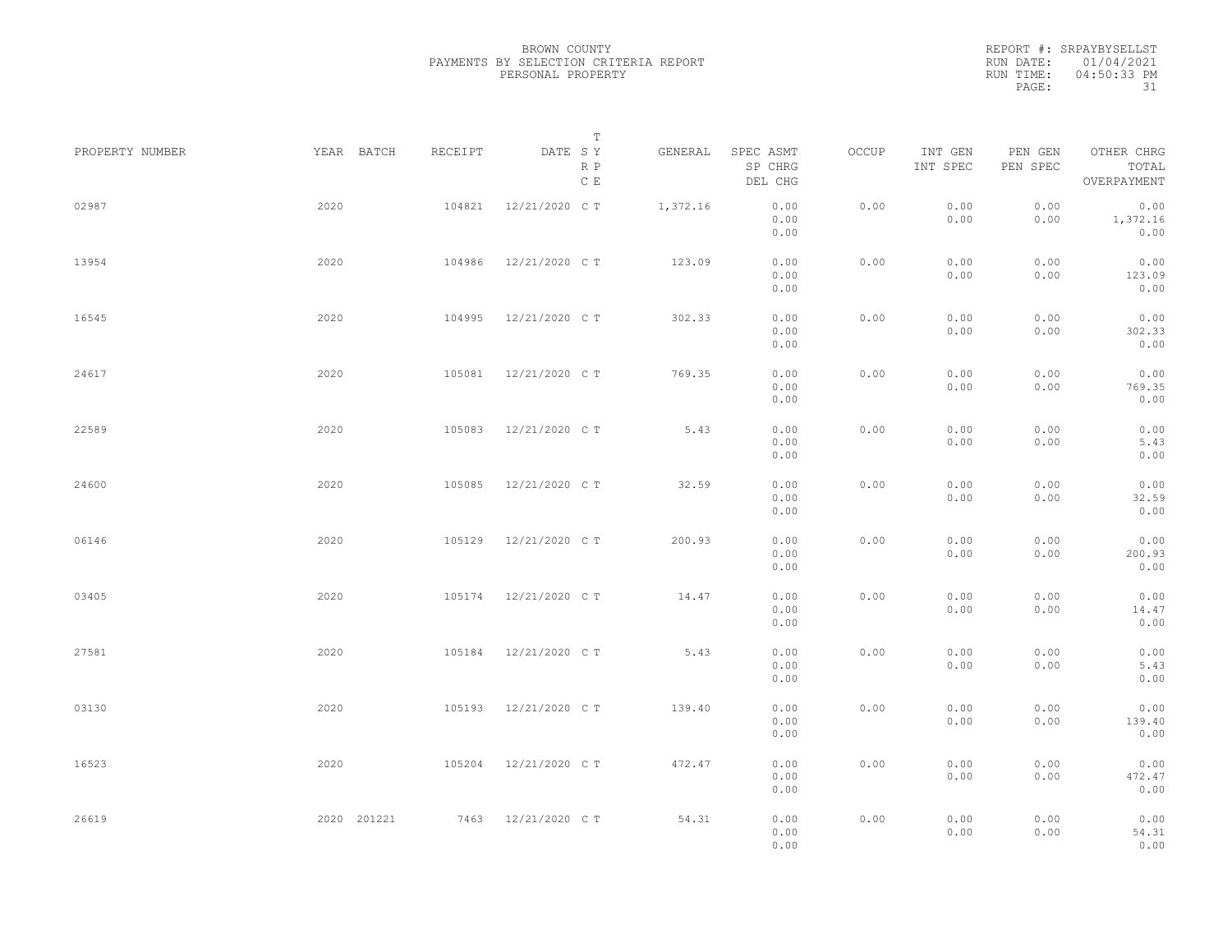BROWN COUNTY
PAYMENTS BY SELECTION CRITERIA REPORT
PERSONAL PROPERTY

REPORT #: SRPAYBYSELLST
RUN DATE: 01/04/2021
RUN TIME: 04:50:33 PM

| PROPERTY NUMBER | YEAR | BATCH | RECEIPT | DATE | T SY RP CE | GENERAL | SPEC ASMT SP CHRG DEL CHG | OCCUP | INT GEN INT SPEC | PEN GEN PEN SPEC | OTHER CHRG TOTAL OVERPAYMENT |
|---|---|---|---|---|---|---|---|---|---|---|---|
| 02987 | 2020 | | 104821 | 12/21/2020 | C T | 1,372.16 | 0.00 0.00 0.00 | 0.00 | 0.00 0.00 | 0.00 0.00 | 0.00 1,372.16 0.00 |
| 13954 | 2020 | | 104986 | 12/21/2020 | C T | 123.09 | 0.00 0.00 0.00 | 0.00 | 0.00 0.00 | 0.00 0.00 | 0.00 123.09 0.00 |
| 16545 | 2020 | | 104995 | 12/21/2020 | C T | 302.33 | 0.00 0.00 0.00 | 0.00 | 0.00 0.00 | 0.00 0.00 | 0.00 302.33 0.00 |
| 24617 | 2020 | | 105081 | 12/21/2020 | C T | 769.35 | 0.00 0.00 0.00 | 0.00 | 0.00 0.00 | 0.00 0.00 | 0.00 769.35 0.00 |
| 22589 | 2020 | | 105083 | 12/21/2020 | C T | 5.43 | 0.00 0.00 0.00 | 0.00 | 0.00 0.00 | 0.00 0.00 | 0.00 5.43 0.00 |
| 24600 | 2020 | | 105085 | 12/21/2020 | C T | 32.59 | 0.00 0.00 0.00 | 0.00 | 0.00 0.00 | 0.00 0.00 | 0.00 32.59 0.00 |
| 06146 | 2020 | | 105129 | 12/21/2020 | C T | 200.93 | 0.00 0.00 0.00 | 0.00 | 0.00 0.00 | 0.00 0.00 | 0.00 200.93 0.00 |
| 03405 | 2020 | | 105174 | 12/21/2020 | C T | 14.47 | 0.00 0.00 0.00 | 0.00 | 0.00 0.00 | 0.00 0.00 | 0.00 14.47 0.00 |
| 27581 | 2020 | | 105184 | 12/21/2020 | C T | 5.43 | 0.00 0.00 0.00 | 0.00 | 0.00 0.00 | 0.00 0.00 | 0.00 5.43 0.00 |
| 03130 | 2020 | | 105193 | 12/21/2020 | C T | 139.40 | 0.00 0.00 0.00 | 0.00 | 0.00 0.00 | 0.00 0.00 | 0.00 139.40 0.00 |
| 16523 | 2020 | | 105204 | 12/21/2020 | C T | 472.47 | 0.00 0.00 0.00 | 0.00 | 0.00 0.00 | 0.00 0.00 | 0.00 472.47 0.00 |
| 26619 | 2020 | 201221 | 7463 | 12/21/2020 | C T | 54.31 | 0.00 0.00 0.00 | 0.00 | 0.00 0.00 | 0.00 0.00 | 0.00 54.31 0.00 |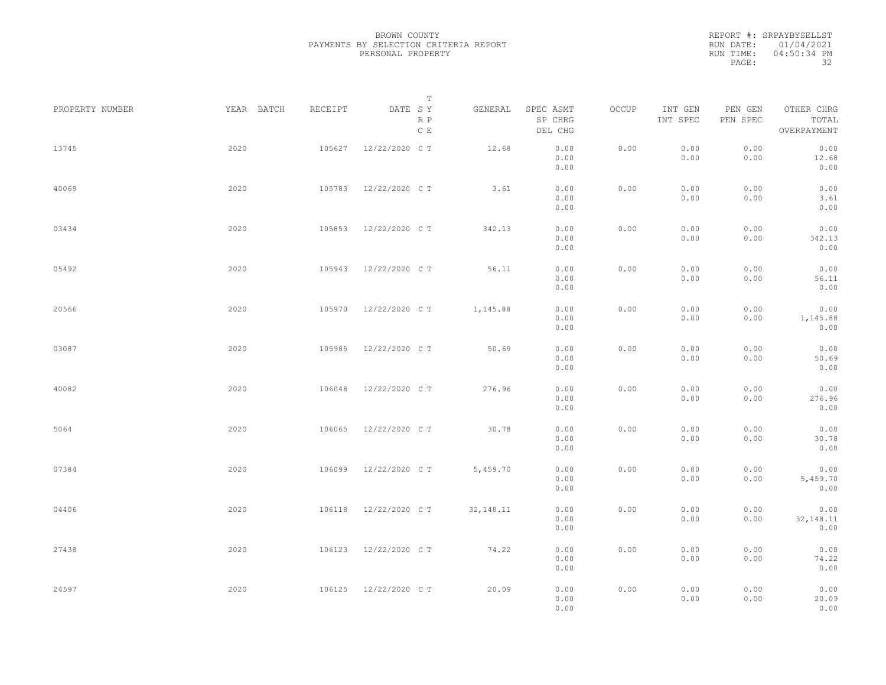BROWN COUNTY
PAYMENTS BY SELECTION CRITERIA REPORT
PERSONAL PROPERTY

REPORT #: SRPAYBYSELLST
RUN DATE: 01/04/2021
RUN TIME: 04:50:34 PM

| PROPERTY NUMBER | YEAR | BATCH | RECEIPT | DATE | T SY RP CE | GENERAL | SPEC ASMT / SP CHRG / DEL CHG | OCCUP | INT GEN / INT SPEC | PEN GEN / PEN SPEC | OTHER CHRG / TOTAL / OVERPAYMENT |
|---|---|---|---|---|---|---|---|---|---|---|---|
| 13745 | 2020 | | 105627 | 12/22/2020 | C T | 12.68 | 0.00 / 0.00 / 0.00 | 0.00 | 0.00 / 0.00 | 0.00 / 0.00 | 0.00 / 12.68 / 0.00 |
| 40069 | 2020 | | 105783 | 12/22/2020 | C T | 3.61 | 0.00 / 0.00 / 0.00 | 0.00 | 0.00 / 0.00 | 0.00 / 0.00 | 0.00 / 3.61 / 0.00 |
| 03434 | 2020 | | 105853 | 12/22/2020 | C T | 342.13 | 0.00 / 0.00 / 0.00 | 0.00 | 0.00 / 0.00 | 0.00 / 0.00 | 0.00 / 342.13 / 0.00 |
| 05492 | 2020 | | 105943 | 12/22/2020 | C T | 56.11 | 0.00 / 0.00 / 0.00 | 0.00 | 0.00 / 0.00 | 0.00 / 0.00 | 0.00 / 56.11 / 0.00 |
| 20566 | 2020 | | 105970 | 12/22/2020 | C T | 1,145.88 | 0.00 / 0.00 / 0.00 | 0.00 | 0.00 / 0.00 | 0.00 / 0.00 | 0.00 / 1,145.88 / 0.00 |
| 03087 | 2020 | | 105985 | 12/22/2020 | C T | 50.69 | 0.00 / 0.00 / 0.00 | 0.00 | 0.00 / 0.00 | 0.00 / 0.00 | 0.00 / 50.69 / 0.00 |
| 40082 | 2020 | | 106048 | 12/22/2020 | C T | 276.96 | 0.00 / 0.00 / 0.00 | 0.00 | 0.00 / 0.00 | 0.00 / 0.00 | 0.00 / 276.96 / 0.00 |
| 5064 | 2020 | | 106065 | 12/22/2020 | C T | 30.78 | 0.00 / 0.00 / 0.00 | 0.00 | 0.00 / 0.00 | 0.00 / 0.00 | 0.00 / 30.78 / 0.00 |
| 07384 | 2020 | | 106099 | 12/22/2020 | C T | 5,459.70 | 0.00 / 0.00 / 0.00 | 0.00 | 0.00 / 0.00 | 0.00 / 0.00 | 0.00 / 5,459.70 / 0.00 |
| 04406 | 2020 | | 106118 | 12/22/2020 | C T | 32,148.11 | 0.00 / 0.00 / 0.00 | 0.00 | 0.00 / 0.00 | 0.00 / 0.00 | 0.00 / 32,148.11 / 0.00 |
| 27438 | 2020 | | 106123 | 12/22/2020 | C T | 74.22 | 0.00 / 0.00 / 0.00 | 0.00 | 0.00 / 0.00 | 0.00 / 0.00 | 0.00 / 74.22 / 0.00 |
| 24597 | 2020 | | 106125 | 12/22/2020 | C T | 20.09 | 0.00 / 0.00 / 0.00 | 0.00 | 0.00 / 0.00 | 0.00 / 0.00 | 0.00 / 20.09 / 0.00 |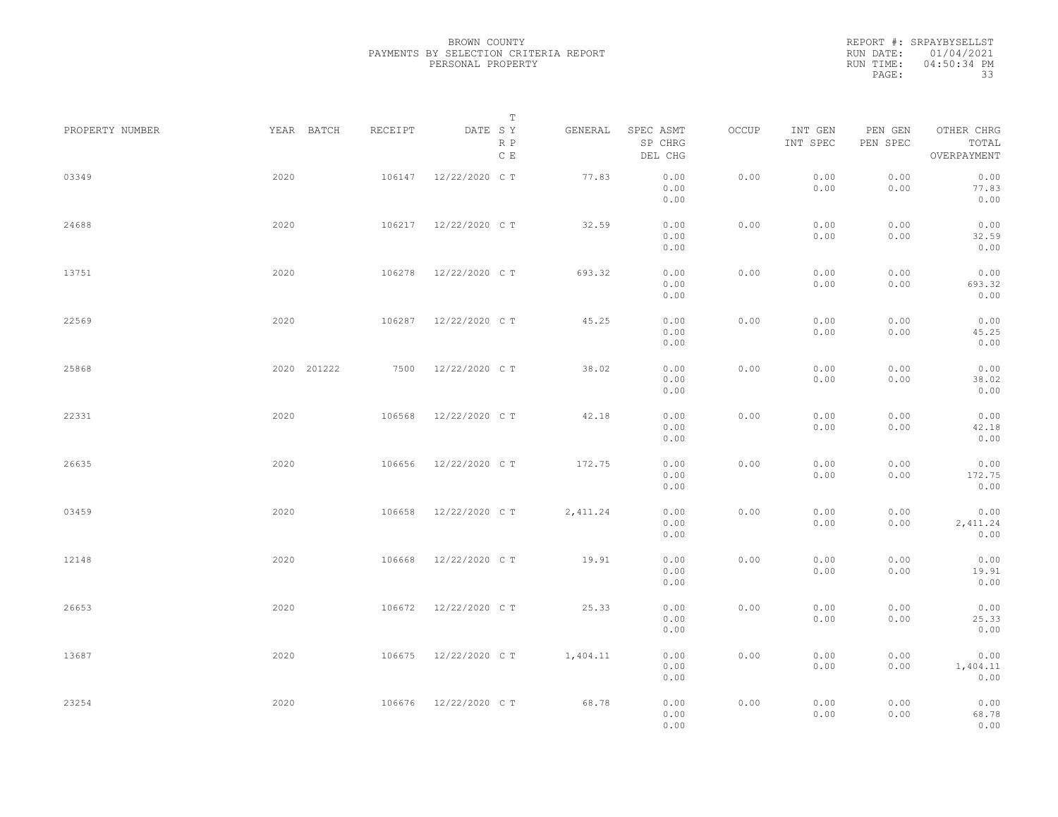BROWN COUNTY
PAYMENTS BY SELECTION CRITERIA REPORT
PERSONAL PROPERTY

REPORT #: SRPAYBYSELLST
RUN DATE: 01/04/2021
RUN TIME: 04:50:34 PM

| PROPERTY NUMBER | YEAR | BATCH | RECEIPT | DATE | T SY RP CE | GENERAL | SPEC ASMT SP CHRG DEL CHG | OCCUP | INT GEN INT SPEC | PEN GEN PEN SPEC | OTHER CHRG TOTAL OVERPAYMENT |
|---|---|---|---|---|---|---|---|---|---|---|---|
| 03349 | 2020 | | 106147 | 12/22/2020 | C T | 77.83 | 0.00 0.00 0.00 | 0.00 | 0.00 0.00 | 0.00 0.00 | 0.00 77.83 0.00 |
| 24688 | 2020 | | 106217 | 12/22/2020 | C T | 32.59 | 0.00 0.00 0.00 | 0.00 | 0.00 0.00 | 0.00 0.00 | 0.00 32.59 0.00 |
| 13751 | 2020 | | 106278 | 12/22/2020 | C T | 693.32 | 0.00 0.00 0.00 | 0.00 | 0.00 0.00 | 0.00 0.00 | 0.00 693.32 0.00 |
| 22569 | 2020 | | 106287 | 12/22/2020 | C T | 45.25 | 0.00 0.00 0.00 | 0.00 | 0.00 0.00 | 0.00 0.00 | 0.00 45.25 0.00 |
| 25868 | 2020 | 201222 | 7500 | 12/22/2020 | C T | 38.02 | 0.00 0.00 0.00 | 0.00 | 0.00 0.00 | 0.00 0.00 | 0.00 38.02 0.00 |
| 22331 | 2020 | | 106568 | 12/22/2020 | C T | 42.18 | 0.00 0.00 0.00 | 0.00 | 0.00 0.00 | 0.00 0.00 | 0.00 42.18 0.00 |
| 26635 | 2020 | | 106656 | 12/22/2020 | C T | 172.75 | 0.00 0.00 0.00 | 0.00 | 0.00 0.00 | 0.00 0.00 | 0.00 172.75 0.00 |
| 03459 | 2020 | | 106658 | 12/22/2020 | C T | 2,411.24 | 0.00 0.00 0.00 | 0.00 | 0.00 0.00 | 0.00 0.00 | 0.00 2,411.24 0.00 |
| 12148 | 2020 | | 106668 | 12/22/2020 | C T | 19.91 | 0.00 0.00 0.00 | 0.00 | 0.00 0.00 | 0.00 0.00 | 0.00 19.91 0.00 |
| 26653 | 2020 | | 106672 | 12/22/2020 | C T | 25.33 | 0.00 0.00 0.00 | 0.00 | 0.00 0.00 | 0.00 0.00 | 0.00 25.33 0.00 |
| 13687 | 2020 | | 106675 | 12/22/2020 | C T | 1,404.11 | 0.00 0.00 0.00 | 0.00 | 0.00 0.00 | 0.00 0.00 | 0.00 1,404.11 0.00 |
| 23254 | 2020 | | 106676 | 12/22/2020 | C T | 68.78 | 0.00 0.00 0.00 | 0.00 | 0.00 0.00 | 0.00 0.00 | 0.00 68.78 0.00 |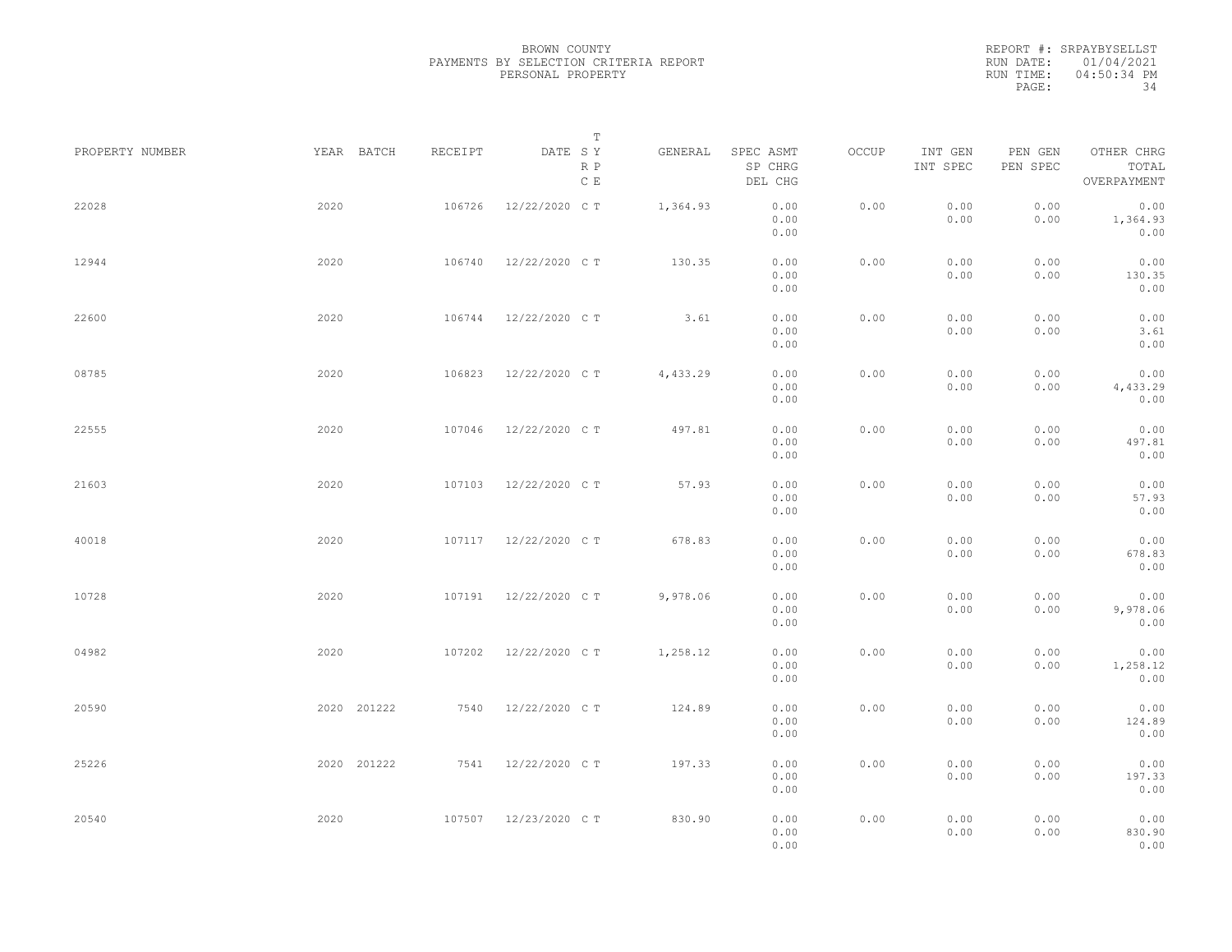BROWN COUNTY
PAYMENTS BY SELECTION CRITERIA REPORT
PERSONAL PROPERTY

REPORT #: SRPAYBYSELLST
RUN DATE: 01/04/2021
RUN TIME: 04:50:34 PM

| PROPERTY NUMBER | YEAR | BATCH | RECEIPT | DATE | T SY RP CE | GENERAL | SPEC ASMT / SP CHRG / DEL CHG | OCCUP | INT GEN / INT SPEC | PEN GEN / PEN SPEC | OTHER CHRG / TOTAL / OVERPAYMENT |
|---|---|---|---|---|---|---|---|---|---|---|---|
| 22028 | 2020 | | 106726 | 12/22/2020 | C T | 1,364.93 | 0.00 / 0.00 / 0.00 | 0.00 | 0.00 / 0.00 | 0.00 / 0.00 | 0.00 / 1,364.93 / 0.00 |
| 12944 | 2020 | | 106740 | 12/22/2020 | C T | 130.35 | 0.00 / 0.00 / 0.00 | 0.00 | 0.00 / 0.00 | 0.00 / 0.00 | 0.00 / 130.35 / 0.00 |
| 22600 | 2020 | | 106744 | 12/22/2020 | C T | 3.61 | 0.00 / 0.00 / 0.00 | 0.00 | 0.00 / 0.00 | 0.00 / 0.00 | 0.00 / 3.61 / 0.00 |
| 08785 | 2020 | | 106823 | 12/22/2020 | C T | 4,433.29 | 0.00 / 0.00 / 0.00 | 0.00 | 0.00 / 0.00 | 0.00 / 0.00 | 0.00 / 4,433.29 / 0.00 |
| 22555 | 2020 | | 107046 | 12/22/2020 | C T | 497.81 | 0.00 / 0.00 / 0.00 | 0.00 | 0.00 / 0.00 | 0.00 / 0.00 | 0.00 / 497.81 / 0.00 |
| 21603 | 2020 | | 107103 | 12/22/2020 | C T | 57.93 | 0.00 / 0.00 / 0.00 | 0.00 | 0.00 / 0.00 | 0.00 / 0.00 | 0.00 / 57.93 / 0.00 |
| 40018 | 2020 | | 107117 | 12/22/2020 | C T | 678.83 | 0.00 / 0.00 / 0.00 | 0.00 | 0.00 / 0.00 | 0.00 / 0.00 | 0.00 / 678.83 / 0.00 |
| 10728 | 2020 | | 107191 | 12/22/2020 | C T | 9,978.06 | 0.00 / 0.00 / 0.00 | 0.00 | 0.00 / 0.00 | 0.00 / 0.00 | 0.00 / 9,978.06 / 0.00 |
| 04982 | 2020 | | 107202 | 12/22/2020 | C T | 1,258.12 | 0.00 / 0.00 / 0.00 | 0.00 | 0.00 / 0.00 | 0.00 / 0.00 | 0.00 / 1,258.12 / 0.00 |
| 20590 | 2020 | 201222 | 7540 | 12/22/2020 | C T | 124.89 | 0.00 / 0.00 / 0.00 | 0.00 | 0.00 / 0.00 | 0.00 / 0.00 | 0.00 / 124.89 / 0.00 |
| 25226 | 2020 | 201222 | 7541 | 12/22/2020 | C T | 197.33 | 0.00 / 0.00 / 0.00 | 0.00 | 0.00 / 0.00 | 0.00 / 0.00 | 0.00 / 197.33 / 0.00 |
| 20540 | 2020 | | 107507 | 12/23/2020 | C T | 830.90 | 0.00 / 0.00 / 0.00 | 0.00 | 0.00 / 0.00 | 0.00 / 0.00 | 0.00 / 830.90 / 0.00 |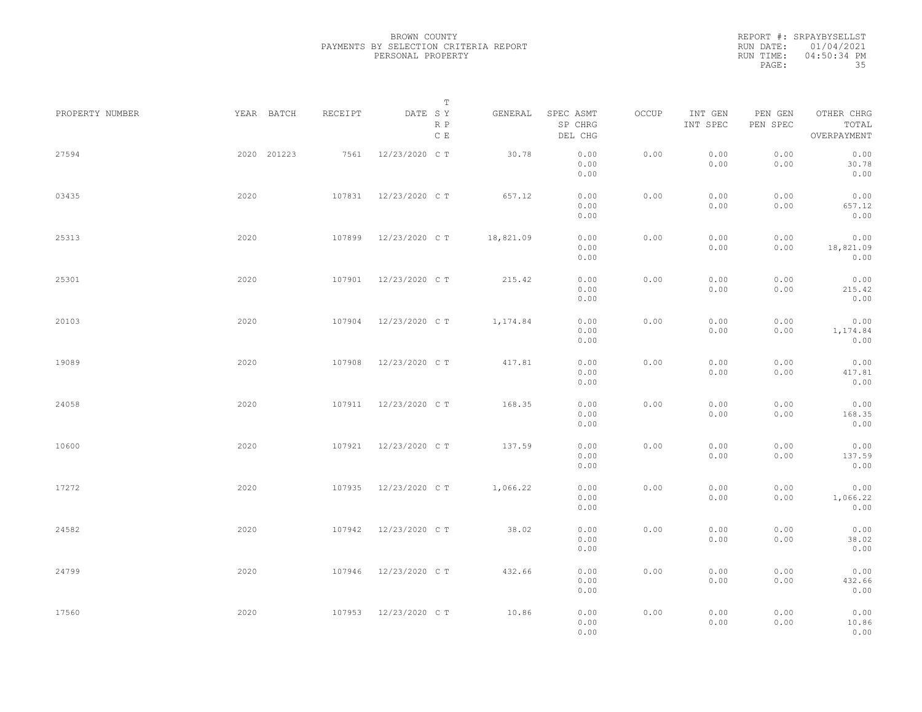BROWN COUNTY
PAYMENTS BY SELECTION CRITERIA REPORT
PERSONAL PROPERTY

REPORT #: SRPAYBYSELLST
RUN DATE: 01/04/2021
RUN TIME: 04:50:34 PM

| PROPERTY NUMBER | YEAR | BATCH | RECEIPT | DATE | T SY RP CE | GENERAL | SPEC ASMT / SP CHRG / DEL CHG | OCCUP | INT GEN / INT SPEC | PEN GEN / PEN SPEC | OTHER CHRG / TOTAL / OVERPAYMENT |
|---|---|---|---|---|---|---|---|---|---|---|---|
| 27594 | 2020 | 201223 | 7561 | 12/23/2020 | C T | 30.78 | 0.00 / 0.00 / 0.00 | 0.00 | 0.00 / 0.00 | 0.00 / 0.00 | 0.00 / 30.78 / 0.00 |
| 03435 | 2020 | | 107831 | 12/23/2020 | C T | 657.12 | 0.00 / 0.00 / 0.00 | 0.00 | 0.00 / 0.00 | 0.00 / 0.00 | 0.00 / 657.12 / 0.00 |
| 25313 | 2020 | | 107899 | 12/23/2020 | C T | 18,821.09 | 0.00 / 0.00 / 0.00 | 0.00 | 0.00 / 0.00 | 0.00 / 0.00 | 0.00 / 18,821.09 / 0.00 |
| 25301 | 2020 | | 107901 | 12/23/2020 | C T | 215.42 | 0.00 / 0.00 / 0.00 | 0.00 | 0.00 / 0.00 | 0.00 / 0.00 | 0.00 / 215.42 / 0.00 |
| 20103 | 2020 | | 107904 | 12/23/2020 | C T | 1,174.84 | 0.00 / 0.00 / 0.00 | 0.00 | 0.00 / 0.00 | 0.00 / 0.00 | 0.00 / 1,174.84 / 0.00 |
| 19089 | 2020 | | 107908 | 12/23/2020 | C T | 417.81 | 0.00 / 0.00 / 0.00 | 0.00 | 0.00 / 0.00 | 0.00 / 0.00 | 0.00 / 417.81 / 0.00 |
| 24058 | 2020 | | 107911 | 12/23/2020 | C T | 168.35 | 0.00 / 0.00 / 0.00 | 0.00 | 0.00 / 0.00 | 0.00 / 0.00 | 0.00 / 168.35 / 0.00 |
| 10600 | 2020 | | 107921 | 12/23/2020 | C T | 137.59 | 0.00 / 0.00 / 0.00 | 0.00 | 0.00 / 0.00 | 0.00 / 0.00 | 0.00 / 137.59 / 0.00 |
| 17272 | 2020 | | 107935 | 12/23/2020 | C T | 1,066.22 | 0.00 / 0.00 / 0.00 | 0.00 | 0.00 / 0.00 | 0.00 / 0.00 | 0.00 / 1,066.22 / 0.00 |
| 24582 | 2020 | | 107942 | 12/23/2020 | C T | 38.02 | 0.00 / 0.00 / 0.00 | 0.00 | 0.00 / 0.00 | 0.00 / 0.00 | 0.00 / 38.02 / 0.00 |
| 24799 | 2020 | | 107946 | 12/23/2020 | C T | 432.66 | 0.00 / 0.00 / 0.00 | 0.00 | 0.00 / 0.00 | 0.00 / 0.00 | 0.00 / 432.66 / 0.00 |
| 17560 | 2020 | | 107953 | 12/23/2020 | C T | 10.86 | 0.00 / 0.00 / 0.00 | 0.00 | 0.00 / 0.00 | 0.00 / 0.00 | 0.00 / 10.86 / 0.00 |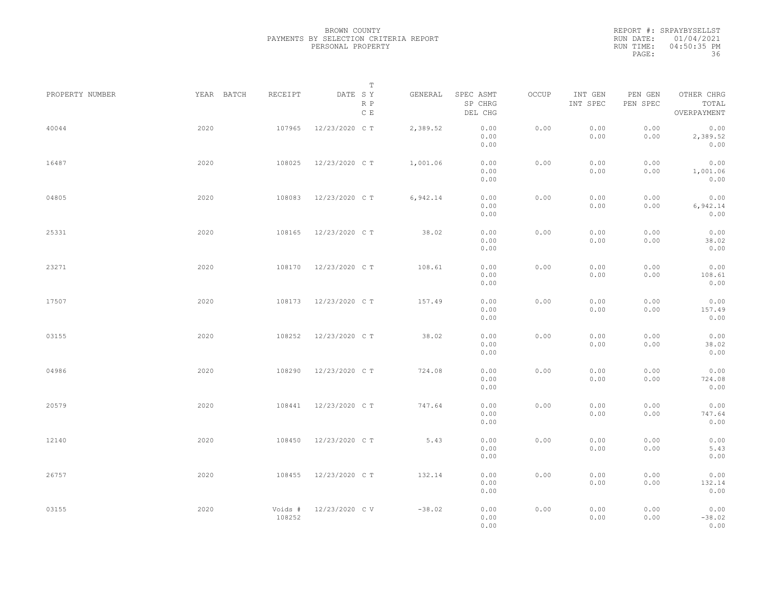BROWN COUNTY
PAYMENTS BY SELECTION CRITERIA REPORT
PERSONAL PROPERTY

REPORT #: SRPAYBYSELLST
RUN DATE: 01/04/2021
RUN TIME: 04:50:35 PM

| PROPERTY NUMBER | YEAR | BATCH | RECEIPT | DATE | T SY RP CE | GENERAL | SPEC ASMT SP CHRG DEL CHG | OCCUP | INT GEN INT SPEC | PEN GEN PEN SPEC | OTHER CHRG TOTAL OVERPAYMENT |
|---|---|---|---|---|---|---|---|---|---|---|---|
| 40044 | 2020 | | 107965 | 12/23/2020 | C T | 2,389.52 | 0.00 0.00 0.00 | 0.00 | 0.00 0.00 | 0.00 0.00 | 0.00 2,389.52 0.00 |
| 16487 | 2020 | | 108025 | 12/23/2020 | C T | 1,001.06 | 0.00 0.00 0.00 | 0.00 | 0.00 0.00 | 0.00 0.00 | 0.00 1,001.06 0.00 |
| 04805 | 2020 | | 108083 | 12/23/2020 | C T | 6,942.14 | 0.00 0.00 0.00 | 0.00 | 0.00 0.00 | 0.00 0.00 | 0.00 6,942.14 0.00 |
| 25331 | 2020 | | 108165 | 12/23/2020 | C T | 38.02 | 0.00 0.00 0.00 | 0.00 | 0.00 0.00 | 0.00 0.00 | 0.00 38.02 0.00 |
| 23271 | 2020 | | 108170 | 12/23/2020 | C T | 108.61 | 0.00 0.00 0.00 | 0.00 | 0.00 0.00 | 0.00 0.00 | 0.00 108.61 0.00 |
| 17507 | 2020 | | 108173 | 12/23/2020 | C T | 157.49 | 0.00 0.00 0.00 | 0.00 | 0.00 0.00 | 0.00 0.00 | 0.00 157.49 0.00 |
| 03155 | 2020 | | 108252 | 12/23/2020 | C T | 38.02 | 0.00 0.00 0.00 | 0.00 | 0.00 0.00 | 0.00 0.00 | 0.00 38.02 0.00 |
| 04986 | 2020 | | 108290 | 12/23/2020 | C T | 724.08 | 0.00 0.00 0.00 | 0.00 | 0.00 0.00 | 0.00 0.00 | 0.00 724.08 0.00 |
| 20579 | 2020 | | 108441 | 12/23/2020 | C T | 747.64 | 0.00 0.00 0.00 | 0.00 | 0.00 0.00 | 0.00 0.00 | 0.00 747.64 0.00 |
| 12140 | 2020 | | 108450 | 12/23/2020 | C T | 5.43 | 0.00 0.00 0.00 | 0.00 | 0.00 0.00 | 0.00 0.00 | 0.00 5.43 0.00 |
| 26757 | 2020 | | 108455 | 12/23/2020 | C T | 132.14 | 0.00 0.00 0.00 | 0.00 | 0.00 0.00 | 0.00 0.00 | 0.00 132.14 0.00 |
| 03155 | 2020 | | Voids # 108252 | 12/23/2020 | C V | -38.02 | 0.00 0.00 0.00 | 0.00 | 0.00 0.00 | 0.00 0.00 | 0.00 -38.02 0.00 |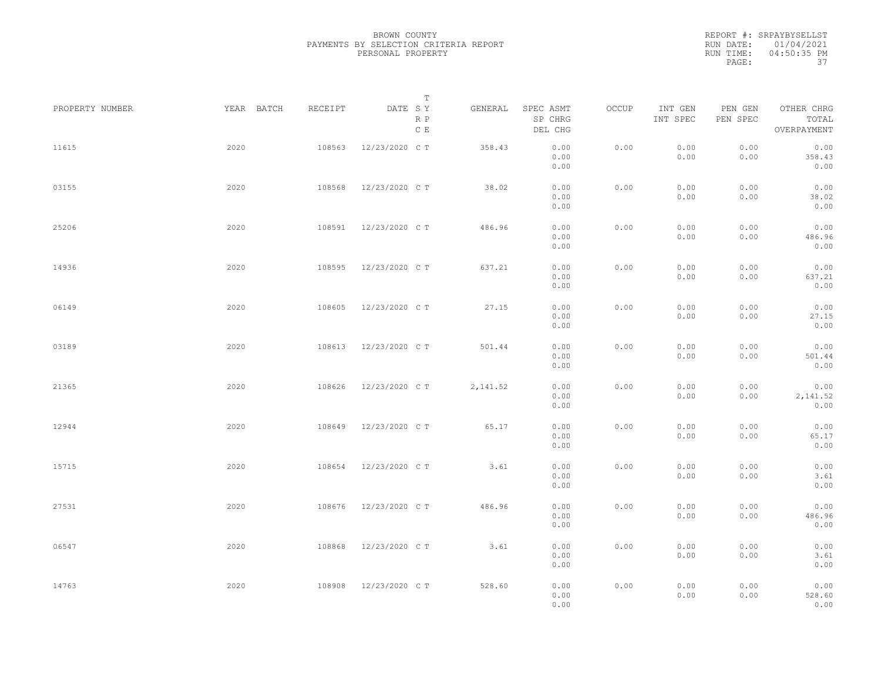BROWN COUNTY
PAYMENTS BY SELECTION CRITERIA REPORT
PERSONAL PROPERTY

REPORT #: SRPAYBYSELLST
RUN DATE: 01/04/2021
RUN TIME: 04:50:35 PM

| PROPERTY NUMBER | YEAR | BATCH | RECEIPT | DATE | T S Y R P C E | GENERAL | SPEC ASMT SP CHRG DEL CHG | OCCUP | INT GEN INT SPEC | PEN GEN PEN SPEC | OTHER CHRG TOTAL OVERPAYMENT |
|---|---|---|---|---|---|---|---|---|---|---|---|
| 11615 | 2020 | | 108563 | 12/23/2020 | C T | 358.43 | 0.00 0.00 0.00 | 0.00 | 0.00 0.00 | 0.00 0.00 | 0.00 358.43 0.00 |
| 03155 | 2020 | | 108568 | 12/23/2020 | C T | 38.02 | 0.00 0.00 0.00 | 0.00 | 0.00 0.00 | 0.00 0.00 | 0.00 38.02 0.00 |
| 25206 | 2020 | | 108591 | 12/23/2020 | C T | 486.96 | 0.00 0.00 0.00 | 0.00 | 0.00 0.00 | 0.00 0.00 | 0.00 486.96 0.00 |
| 14936 | 2020 | | 108595 | 12/23/2020 | C T | 637.21 | 0.00 0.00 0.00 | 0.00 | 0.00 0.00 | 0.00 0.00 | 0.00 637.21 0.00 |
| 06149 | 2020 | | 108605 | 12/23/2020 | C T | 27.15 | 0.00 0.00 0.00 | 0.00 | 0.00 0.00 | 0.00 0.00 | 0.00 27.15 0.00 |
| 03189 | 2020 | | 108613 | 12/23/2020 | C T | 501.44 | 0.00 0.00 0.00 | 0.00 | 0.00 0.00 | 0.00 0.00 | 0.00 501.44 0.00 |
| 21365 | 2020 | | 108626 | 12/23/2020 | C T | 2,141.52 | 0.00 0.00 0.00 | 0.00 | 0.00 0.00 | 0.00 0.00 | 0.00 2,141.52 0.00 |
| 12944 | 2020 | | 108649 | 12/23/2020 | C T | 65.17 | 0.00 0.00 0.00 | 0.00 | 0.00 0.00 | 0.00 0.00 | 0.00 65.17 0.00 |
| 15715 | 2020 | | 108654 | 12/23/2020 | C T | 3.61 | 0.00 0.00 0.00 | 0.00 | 0.00 0.00 | 0.00 0.00 | 0.00 3.61 0.00 |
| 27531 | 2020 | | 108676 | 12/23/2020 | C T | 486.96 | 0.00 0.00 0.00 | 0.00 | 0.00 0.00 | 0.00 0.00 | 0.00 486.96 0.00 |
| 06547 | 2020 | | 108868 | 12/23/2020 | C T | 3.61 | 0.00 0.00 0.00 | 0.00 | 0.00 0.00 | 0.00 0.00 | 0.00 3.61 0.00 |
| 14763 | 2020 | | 108908 | 12/23/2020 | C T | 528.60 | 0.00 0.00 0.00 | 0.00 | 0.00 0.00 | 0.00 0.00 | 0.00 528.60 0.00 |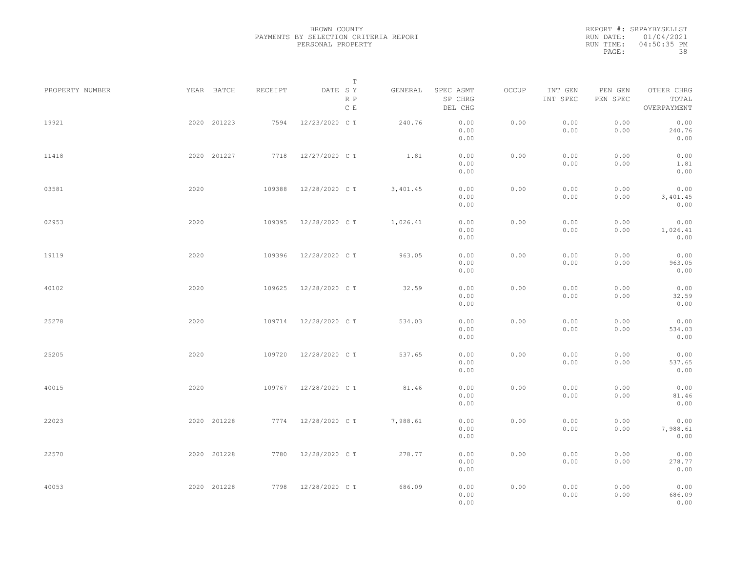BROWN COUNTY
PAYMENTS BY SELECTION CRITERIA REPORT
PERSONAL PROPERTY

REPORT #: SRPAYBYSELLST
RUN DATE: 01/04/2021
RUN TIME: 04:50:35 PM

| PROPERTY NUMBER | YEAR | BATCH | RECEIPT | DATE | T S Y R P C E | GENERAL | SPEC ASMT / SP CHRG / DEL CHG | OCCUP | INT GEN / INT SPEC | PEN GEN / PEN SPEC | OTHER CHRG / TOTAL / OVERPAYMENT |
|---|---|---|---|---|---|---|---|---|---|---|---|
| 19921 | 2020 | 201223 | 7594 | 12/23/2020 | C T | 240.76 | 0.00 / 0.00 / 0.00 | 0.00 | 0.00 / 0.00 | 0.00 / 0.00 | 0.00 / 240.76 / 0.00 |
| 11418 | 2020 | 201227 | 7718 | 12/27/2020 | C T | 1.81 | 0.00 / 0.00 / 0.00 | 0.00 | 0.00 / 0.00 | 0.00 / 0.00 | 0.00 / 1.81 / 0.00 |
| 03581 | 2020 | | 109388 | 12/28/2020 | C T | 3,401.45 | 0.00 / 0.00 / 0.00 | 0.00 | 0.00 / 0.00 | 0.00 / 0.00 | 0.00 / 3,401.45 / 0.00 |
| 02953 | 2020 | | 109395 | 12/28/2020 | C T | 1,026.41 | 0.00 / 0.00 / 0.00 | 0.00 | 0.00 / 0.00 | 0.00 / 0.00 | 0.00 / 1,026.41 / 0.00 |
| 19119 | 2020 | | 109396 | 12/28/2020 | C T | 963.05 | 0.00 / 0.00 / 0.00 | 0.00 | 0.00 / 0.00 | 0.00 / 0.00 | 0.00 / 963.05 / 0.00 |
| 40102 | 2020 | | 109625 | 12/28/2020 | C T | 32.59 | 0.00 / 0.00 / 0.00 | 0.00 | 0.00 / 0.00 | 0.00 / 0.00 | 0.00 / 32.59 / 0.00 |
| 25278 | 2020 | | 109714 | 12/28/2020 | C T | 534.03 | 0.00 / 0.00 / 0.00 | 0.00 | 0.00 / 0.00 | 0.00 / 0.00 | 0.00 / 534.03 / 0.00 |
| 25205 | 2020 | | 109720 | 12/28/2020 | C T | 537.65 | 0.00 / 0.00 / 0.00 | 0.00 | 0.00 / 0.00 | 0.00 / 0.00 | 0.00 / 537.65 / 0.00 |
| 40015 | 2020 | | 109767 | 12/28/2020 | C T | 81.46 | 0.00 / 0.00 / 0.00 | 0.00 | 0.00 / 0.00 | 0.00 / 0.00 | 0.00 / 81.46 / 0.00 |
| 22023 | 2020 | 201228 | 7774 | 12/28/2020 | C T | 7,988.61 | 0.00 / 0.00 / 0.00 | 0.00 | 0.00 / 0.00 | 0.00 / 0.00 | 0.00 / 7,988.61 / 0.00 |
| 22570 | 2020 | 201228 | 7780 | 12/28/2020 | C T | 278.77 | 0.00 / 0.00 / 0.00 | 0.00 | 0.00 / 0.00 | 0.00 / 0.00 | 0.00 / 278.77 / 0.00 |
| 40053 | 2020 | 201228 | 7798 | 12/28/2020 | C T | 686.09 | 0.00 / 0.00 / 0.00 | 0.00 | 0.00 / 0.00 | 0.00 / 0.00 | 0.00 / 686.09 / 0.00 |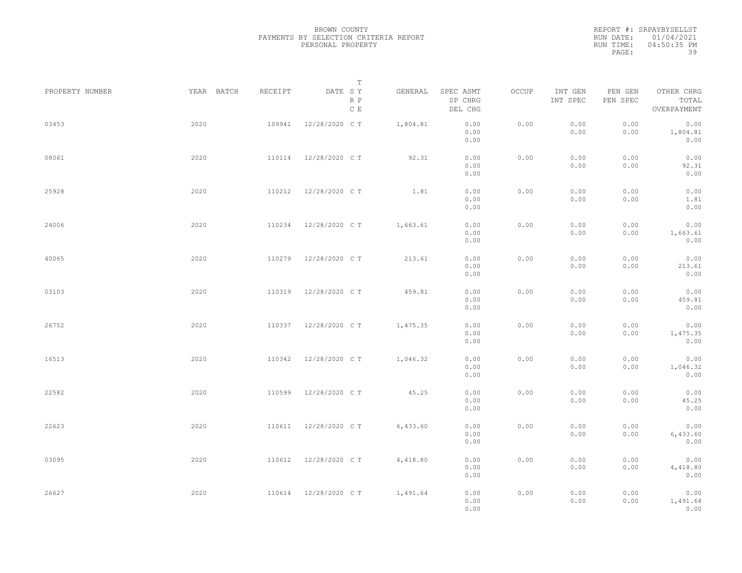BROWN COUNTY
PAYMENTS BY SELECTION CRITERIA REPORT
PERSONAL PROPERTY

REPORT #: SRPAYBYSELLST
RUN DATE: 01/04/2021
RUN TIME: 04:50:35 PM

| PROPERTY NUMBER | YEAR | BATCH | RECEIPT | DATE | T S Y R P C E | GENERAL | SPEC ASMT SP CHRG DEL CHG | OCCUP | INT GEN INT SPEC | PEN GEN PEN SPEC | OTHER CHRG TOTAL OVERPAYMENT |
|---|---|---|---|---|---|---|---|---|---|---|---|
| 03453 | 2020 | | 109941 | 12/28/2020 | C T | 1,804.81 | 0.00 0.00 0.00 | 0.00 | 0.00 0.00 | 0.00 0.00 | 0.00 1,804.81 0.00 |
| 08061 | 2020 | | 110114 | 12/28/2020 | C T | 92.31 | 0.00 0.00 0.00 | 0.00 | 0.00 0.00 | 0.00 0.00 | 0.00 92.31 0.00 |
| 25928 | 2020 | | 110212 | 12/28/2020 | C T | 1.81 | 0.00 0.00 0.00 | 0.00 | 0.00 0.00 | 0.00 0.00 | 0.00 1.81 0.00 |
| 24006 | 2020 | | 110234 | 12/28/2020 | C T | 1,663.61 | 0.00 0.00 0.00 | 0.00 | 0.00 0.00 | 0.00 0.00 | 0.00 1,663.61 0.00 |
| 40065 | 2020 | | 110279 | 12/28/2020 | C T | 213.61 | 0.00 0.00 0.00 | 0.00 | 0.00 0.00 | 0.00 0.00 | 0.00 213.61 0.00 |
| 03103 | 2020 | | 110319 | 12/28/2020 | C T | 459.81 | 0.00 0.00 0.00 | 0.00 | 0.00 0.00 | 0.00 0.00 | 0.00 459.81 0.00 |
| 26752 | 2020 | | 110337 | 12/28/2020 | C T | 1,475.35 | 0.00 0.00 0.00 | 0.00 | 0.00 0.00 | 0.00 0.00 | 0.00 1,475.35 0.00 |
| 16513 | 2020 | | 110342 | 12/28/2020 | C T | 1,046.32 | 0.00 0.00 0.00 | 0.00 | 0.00 0.00 | 0.00 0.00 | 0.00 1,046.32 0.00 |
| 22582 | 2020 | | 110599 | 12/28/2020 | C T | 45.25 | 0.00 0.00 0.00 | 0.00 | 0.00 0.00 | 0.00 0.00 | 0.00 45.25 0.00 |
| 22623 | 2020 | | 110611 | 12/28/2020 | C T | 6,433.60 | 0.00 0.00 0.00 | 0.00 | 0.00 0.00 | 0.00 0.00 | 0.00 6,433.60 0.00 |
| 03095 | 2020 | | 110612 | 12/28/2020 | C T | 4,418.80 | 0.00 0.00 0.00 | 0.00 | 0.00 0.00 | 0.00 0.00 | 0.00 4,418.80 0.00 |
| 26627 | 2020 | | 110614 | 12/28/2020 | C T | 1,491.64 | 0.00 0.00 0.00 | 0.00 | 0.00 0.00 | 0.00 0.00 | 0.00 1,491.64 0.00 |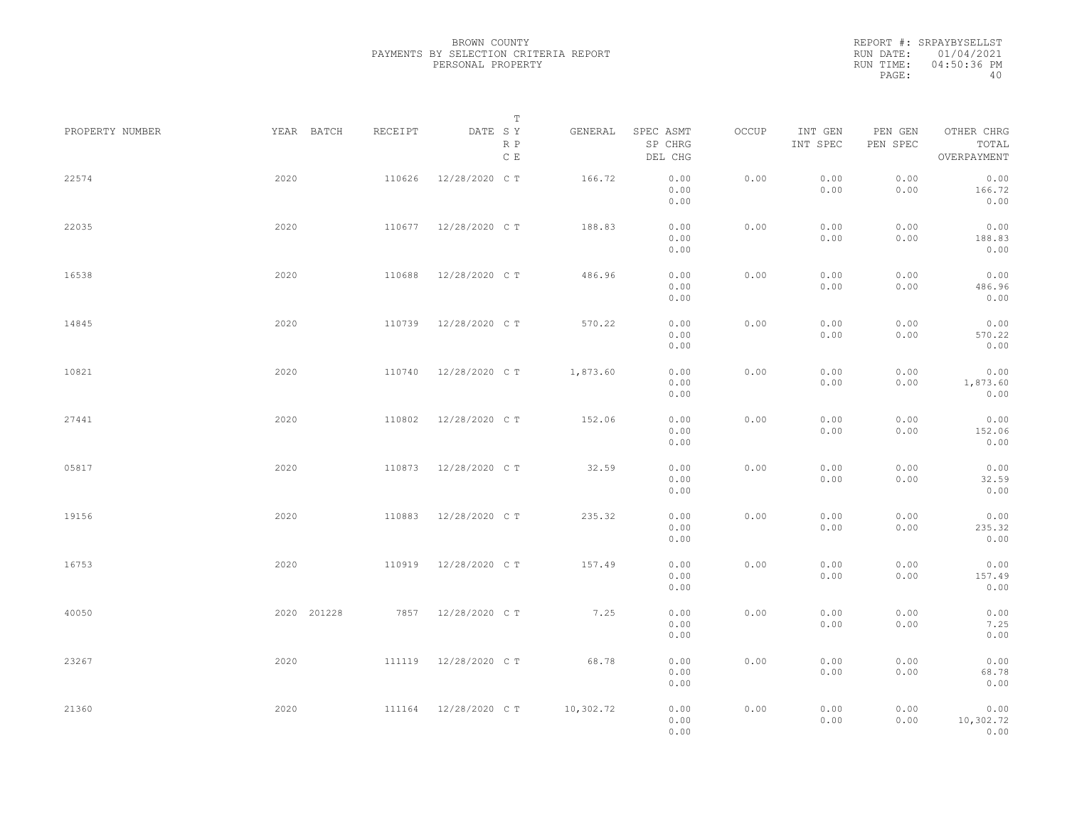# BROWN COUNTY
## PAYMENTS BY SELECTION CRITERIA REPORT
### PERSONAL PROPERTY

REPORT #: SRPAYBYSELLST
RUN DATE: 01/04/2021
RUN TIME: 04:50:36 PM

| PROPERTY NUMBER | YEAR | BATCH | RECEIPT | DATE | T SY RP CE | GENERAL | SPEC ASMT / SP CHRG / DEL CHG | OCCUP | INT GEN / INT SPEC | PEN GEN / PEN SPEC | OTHER CHRG / TOTAL / OVERPAYMENT |
|---|---|---|---|---|---|---|---|---|---|---|---|
| 22574 | 2020 | | 110626 | 12/28/2020 | C T | 166.72 | 0.00 / 0.00 / 0.00 | 0.00 | 0.00 / 0.00 | 0.00 / 0.00 | 0.00 / 166.72 / 0.00 |
| 22035 | 2020 | | 110677 | 12/28/2020 | C T | 188.83 | 0.00 / 0.00 / 0.00 | 0.00 | 0.00 / 0.00 | 0.00 / 0.00 | 0.00 / 188.83 / 0.00 |
| 16538 | 2020 | | 110688 | 12/28/2020 | C T | 486.96 | 0.00 / 0.00 / 0.00 | 0.00 | 0.00 / 0.00 | 0.00 / 0.00 | 0.00 / 486.96 / 0.00 |
| 14845 | 2020 | | 110739 | 12/28/2020 | C T | 570.22 | 0.00 / 0.00 / 0.00 | 0.00 | 0.00 / 0.00 | 0.00 / 0.00 | 0.00 / 570.22 / 0.00 |
| 10821 | 2020 | | 110740 | 12/28/2020 | C T | 1,873.60 | 0.00 / 0.00 / 0.00 | 0.00 | 0.00 / 0.00 | 0.00 / 0.00 | 0.00 / 1,873.60 / 0.00 |
| 27441 | 2020 | | 110802 | 12/28/2020 | C T | 152.06 | 0.00 / 0.00 / 0.00 | 0.00 | 0.00 / 0.00 | 0.00 / 0.00 | 0.00 / 152.06 / 0.00 |
| 05817 | 2020 | | 110873 | 12/28/2020 | C T | 32.59 | 0.00 / 0.00 / 0.00 | 0.00 | 0.00 / 0.00 | 0.00 / 0.00 | 0.00 / 32.59 / 0.00 |
| 19156 | 2020 | | 110883 | 12/28/2020 | C T | 235.32 | 0.00 / 0.00 / 0.00 | 0.00 | 0.00 / 0.00 | 0.00 / 0.00 | 0.00 / 235.32 / 0.00 |
| 16753 | 2020 | | 110919 | 12/28/2020 | C T | 157.49 | 0.00 / 0.00 / 0.00 | 0.00 | 0.00 / 0.00 | 0.00 / 0.00 | 0.00 / 157.49 / 0.00 |
| 40050 | 2020 | 201228 | 7857 | 12/28/2020 | C T | 7.25 | 0.00 / 0.00 / 0.00 | 0.00 | 0.00 / 0.00 | 0.00 / 0.00 | 0.00 / 7.25 / 0.00 |
| 23267 | 2020 | | 111119 | 12/28/2020 | C T | 68.78 | 0.00 / 0.00 / 0.00 | 0.00 | 0.00 / 0.00 | 0.00 / 0.00 | 0.00 / 68.78 / 0.00 |
| 21360 | 2020 | | 111164 | 12/28/2020 | C T | 10,302.72 | 0.00 / 0.00 / 0.00 | 0.00 | 0.00 / 0.00 | 0.00 / 0.00 | 0.00 / 10,302.72 / 0.00 |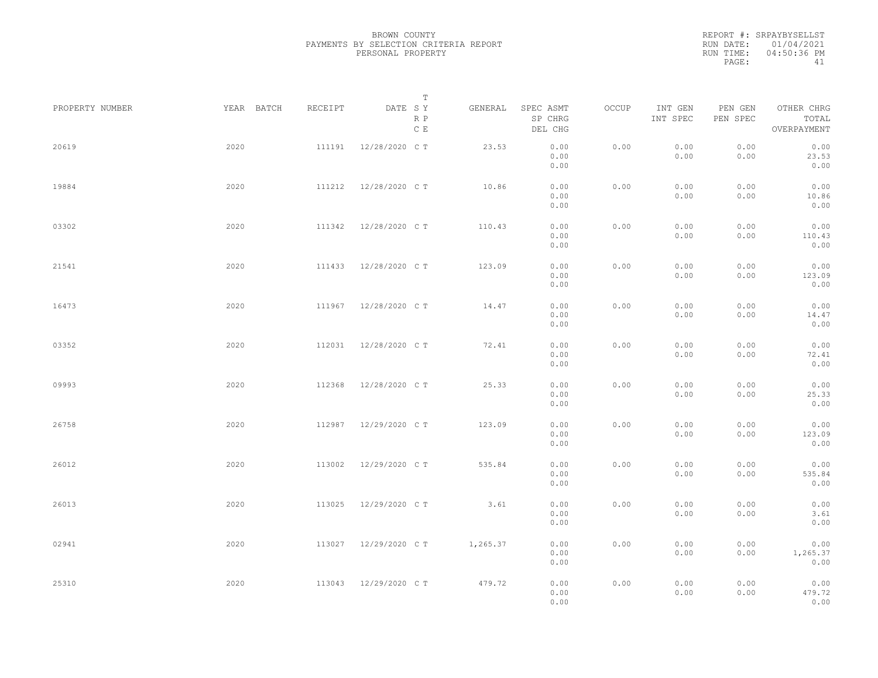BROWN COUNTY
PAYMENTS BY SELECTION CRITERIA REPORT
PERSONAL PROPERTY

REPORT #: SRPAYBYSELLST
RUN DATE: 01/04/2021
RUN TIME: 04:50:36 PM

| PROPERTY NUMBER | YEAR | BATCH | RECEIPT | DATE | T SY RP CE | GENERAL | SPEC ASMT / SP CHRG / DEL CHG | OCCUP | INT GEN / INT SPEC | PEN GEN / PEN SPEC | OTHER CHRG / TOTAL / OVERPAYMENT |
|---|---|---|---|---|---|---|---|---|---|---|---|
| 20619 | 2020 | | 111191 | 12/28/2020 | C T | 23.53 | 0.00 / 0.00 / 0.00 | 0.00 | 0.00 / 0.00 | 0.00 / 0.00 | 0.00 / 23.53 / 0.00 |
| 19884 | 2020 | | 111212 | 12/28/2020 | C T | 10.86 | 0.00 / 0.00 / 0.00 | 0.00 | 0.00 / 0.00 | 0.00 / 0.00 | 0.00 / 10.86 / 0.00 |
| 03302 | 2020 | | 111342 | 12/28/2020 | C T | 110.43 | 0.00 / 0.00 / 0.00 | 0.00 | 0.00 / 0.00 | 0.00 / 0.00 | 0.00 / 110.43 / 0.00 |
| 21541 | 2020 | | 111433 | 12/28/2020 | C T | 123.09 | 0.00 / 0.00 / 0.00 | 0.00 | 0.00 / 0.00 | 0.00 / 0.00 | 0.00 / 123.09 / 0.00 |
| 16473 | 2020 | | 111967 | 12/28/2020 | C T | 14.47 | 0.00 / 0.00 / 0.00 | 0.00 | 0.00 / 0.00 | 0.00 / 0.00 | 0.00 / 14.47 / 0.00 |
| 03352 | 2020 | | 112031 | 12/28/2020 | C T | 72.41 | 0.00 / 0.00 / 0.00 | 0.00 | 0.00 / 0.00 | 0.00 / 0.00 | 0.00 / 72.41 / 0.00 |
| 09993 | 2020 | | 112368 | 12/28/2020 | C T | 25.33 | 0.00 / 0.00 / 0.00 | 0.00 | 0.00 / 0.00 | 0.00 / 0.00 | 0.00 / 25.33 / 0.00 |
| 26758 | 2020 | | 112987 | 12/29/2020 | C T | 123.09 | 0.00 / 0.00 / 0.00 | 0.00 | 0.00 / 0.00 | 0.00 / 0.00 | 0.00 / 123.09 / 0.00 |
| 26012 | 2020 | | 113002 | 12/29/2020 | C T | 535.84 | 0.00 / 0.00 / 0.00 | 0.00 | 0.00 / 0.00 | 0.00 / 0.00 | 0.00 / 535.84 / 0.00 |
| 26013 | 2020 | | 113025 | 12/29/2020 | C T | 3.61 | 0.00 / 0.00 / 0.00 | 0.00 | 0.00 / 0.00 | 0.00 / 0.00 | 0.00 / 3.61 / 0.00 |
| 02941 | 2020 | | 113027 | 12/29/2020 | C T | 1,265.37 | 0.00 / 0.00 / 0.00 | 0.00 | 0.00 / 0.00 | 0.00 / 0.00 | 0.00 / 1,265.37 / 0.00 |
| 25310 | 2020 | | 113043 | 12/29/2020 | C T | 479.72 | 0.00 / 0.00 / 0.00 | 0.00 | 0.00 / 0.00 | 0.00 / 0.00 | 0.00 / 479.72 / 0.00 |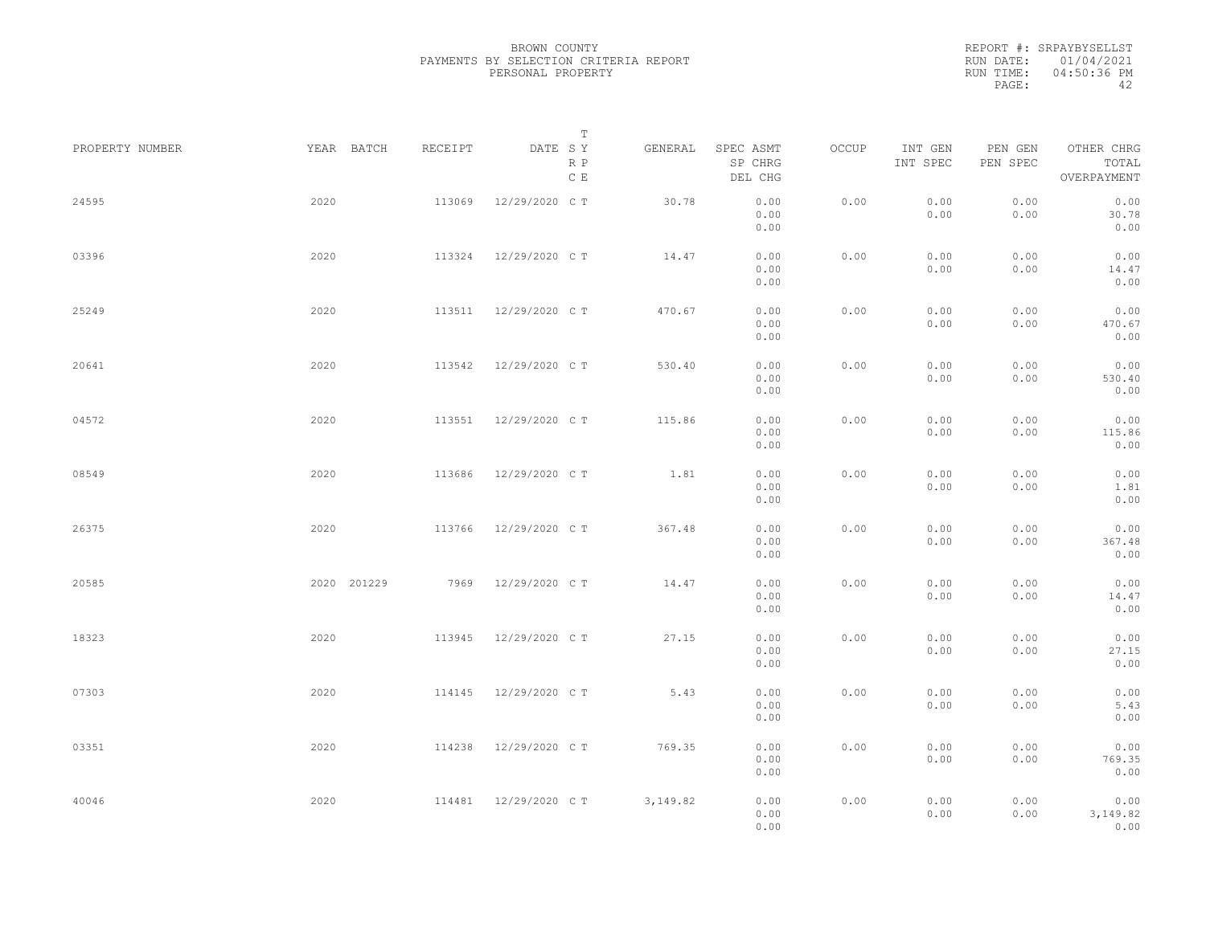BROWN COUNTY
PAYMENTS BY SELECTION CRITERIA REPORT
PERSONAL PROPERTY

REPORT #: SRPAYBYSELLST
RUN DATE: 01/04/2021
RUN TIME: 04:50:36 PM

| PROPERTY NUMBER | YEAR | BATCH | RECEIPT | DATE | T SY RP CE | GENERAL | SPEC ASMT / SP CHRG / DEL CHG | OCCUP | INT GEN / INT SPEC | PEN GEN / PEN SPEC | OTHER CHRG / TOTAL / OVERPAYMENT |
|---|---|---|---|---|---|---|---|---|---|---|---|
| 24595 | 2020 | | 113069 | 12/29/2020 | C T | 30.78 | 0.00 / 0.00 / 0.00 | 0.00 | 0.00 / 0.00 | 0.00 / 0.00 | 0.00 / 30.78 / 0.00 |
| 03396 | 2020 | | 113324 | 12/29/2020 | C T | 14.47 | 0.00 / 0.00 / 0.00 | 0.00 | 0.00 / 0.00 | 0.00 / 0.00 | 0.00 / 14.47 / 0.00 |
| 25249 | 2020 | | 113511 | 12/29/2020 | C T | 470.67 | 0.00 / 0.00 / 0.00 | 0.00 | 0.00 / 0.00 | 0.00 / 0.00 | 0.00 / 470.67 / 0.00 |
| 20641 | 2020 | | 113542 | 12/29/2020 | C T | 530.40 | 0.00 / 0.00 / 0.00 | 0.00 | 0.00 / 0.00 | 0.00 / 0.00 | 0.00 / 530.40 / 0.00 |
| 04572 | 2020 | | 113551 | 12/29/2020 | C T | 115.86 | 0.00 / 0.00 / 0.00 | 0.00 | 0.00 / 0.00 | 0.00 / 0.00 | 0.00 / 115.86 / 0.00 |
| 08549 | 2020 | | 113686 | 12/29/2020 | C T | 1.81 | 0.00 / 0.00 / 0.00 | 0.00 | 0.00 / 0.00 | 0.00 / 0.00 | 0.00 / 1.81 / 0.00 |
| 26375 | 2020 | | 113766 | 12/29/2020 | C T | 367.48 | 0.00 / 0.00 / 0.00 | 0.00 | 0.00 / 0.00 | 0.00 / 0.00 | 0.00 / 367.48 / 0.00 |
| 20585 | 2020 | 201229 | 7969 | 12/29/2020 | C T | 14.47 | 0.00 / 0.00 / 0.00 | 0.00 | 0.00 / 0.00 | 0.00 / 0.00 | 0.00 / 14.47 / 0.00 |
| 18323 | 2020 | | 113945 | 12/29/2020 | C T | 27.15 | 0.00 / 0.00 / 0.00 | 0.00 | 0.00 / 0.00 | 0.00 / 0.00 | 0.00 / 27.15 / 0.00 |
| 07303 | 2020 | | 114145 | 12/29/2020 | C T | 5.43 | 0.00 / 0.00 / 0.00 | 0.00 | 0.00 / 0.00 | 0.00 / 0.00 | 0.00 / 5.43 / 0.00 |
| 03351 | 2020 | | 114238 | 12/29/2020 | C T | 769.35 | 0.00 / 0.00 / 0.00 | 0.00 | 0.00 / 0.00 | 0.00 / 0.00 | 0.00 / 769.35 / 0.00 |
| 40046 | 2020 | | 114481 | 12/29/2020 | C T | 3,149.82 | 0.00 / 0.00 / 0.00 | 0.00 | 0.00 / 0.00 | 0.00 / 0.00 | 0.00 / 3,149.82 / 0.00 |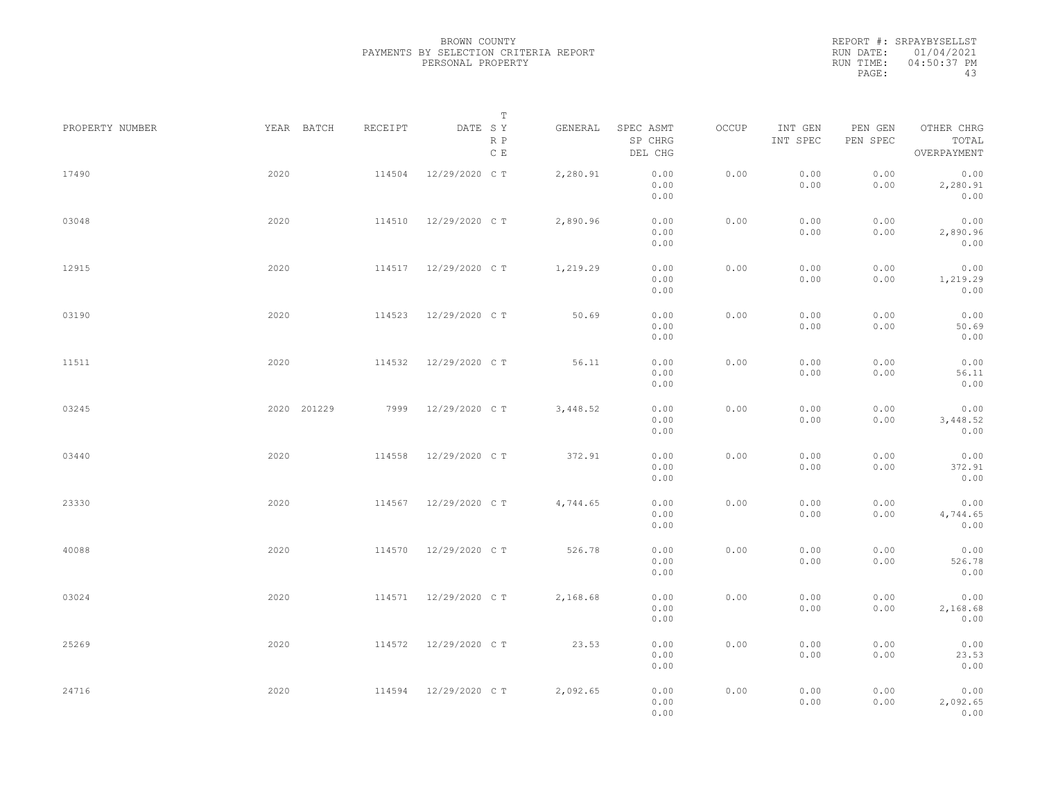BROWN COUNTY
PAYMENTS BY SELECTION CRITERIA REPORT
PERSONAL PROPERTY

REPORT #: SRPAYBYSELLST
RUN DATE: 01/04/2021
RUN TIME: 04:50:37 PM

| PROPERTY NUMBER | YEAR | BATCH | RECEIPT | DATE | T SY RP CE | GENERAL | SPEC ASMT / SP CHRG / DEL CHG | OCCUP | INT GEN / INT SPEC | PEN GEN / PEN SPEC | OTHER CHRG / TOTAL / OVERPAYMENT |
|---|---|---|---|---|---|---|---|---|---|---|---|
| 17490 | 2020 | | 114504 | 12/29/2020 | C T | 2,280.91 | 0.00 / 0.00 / 0.00 | 0.00 | 0.00 / 0.00 | 0.00 / 0.00 | 0.00 / 2,280.91 / 0.00 |
| 03048 | 2020 | | 114510 | 12/29/2020 | C T | 2,890.96 | 0.00 / 0.00 / 0.00 | 0.00 | 0.00 / 0.00 | 0.00 / 0.00 | 0.00 / 2,890.96 / 0.00 |
| 12915 | 2020 | | 114517 | 12/29/2020 | C T | 1,219.29 | 0.00 / 0.00 / 0.00 | 0.00 | 0.00 / 0.00 | 0.00 / 0.00 | 0.00 / 1,219.29 / 0.00 |
| 03190 | 2020 | | 114523 | 12/29/2020 | C T | 50.69 | 0.00 / 0.00 / 0.00 | 0.00 | 0.00 / 0.00 | 0.00 / 0.00 | 0.00 / 50.69 / 0.00 |
| 11511 | 2020 | | 114532 | 12/29/2020 | C T | 56.11 | 0.00 / 0.00 / 0.00 | 0.00 | 0.00 / 0.00 | 0.00 / 0.00 | 0.00 / 56.11 / 0.00 |
| 03245 | 2020 | 201229 | 7999 | 12/29/2020 | C T | 3,448.52 | 0.00 / 0.00 / 0.00 | 0.00 | 0.00 / 0.00 | 0.00 / 0.00 | 0.00 / 3,448.52 / 0.00 |
| 03440 | 2020 | | 114558 | 12/29/2020 | C T | 372.91 | 0.00 / 0.00 / 0.00 | 0.00 | 0.00 / 0.00 | 0.00 / 0.00 | 0.00 / 372.91 / 0.00 |
| 23330 | 2020 | | 114567 | 12/29/2020 | C T | 4,744.65 | 0.00 / 0.00 / 0.00 | 0.00 | 0.00 / 0.00 | 0.00 / 0.00 | 0.00 / 4,744.65 / 0.00 |
| 40088 | 2020 | | 114570 | 12/29/2020 | C T | 526.78 | 0.00 / 0.00 / 0.00 | 0.00 | 0.00 / 0.00 | 0.00 / 0.00 | 0.00 / 526.78 / 0.00 |
| 03024 | 2020 | | 114571 | 12/29/2020 | C T | 2,168.68 | 0.00 / 0.00 / 0.00 | 0.00 | 0.00 / 0.00 | 0.00 / 0.00 | 0.00 / 2,168.68 / 0.00 |
| 25269 | 2020 | | 114572 | 12/29/2020 | C T | 23.53 | 0.00 / 0.00 / 0.00 | 0.00 | 0.00 / 0.00 | 0.00 / 0.00 | 0.00 / 23.53 / 0.00 |
| 24716 | 2020 | | 114594 | 12/29/2020 | C T | 2,092.65 | 0.00 / 0.00 / 0.00 | 0.00 | 0.00 / 0.00 | 0.00 / 0.00 | 0.00 / 2,092.65 / 0.00 |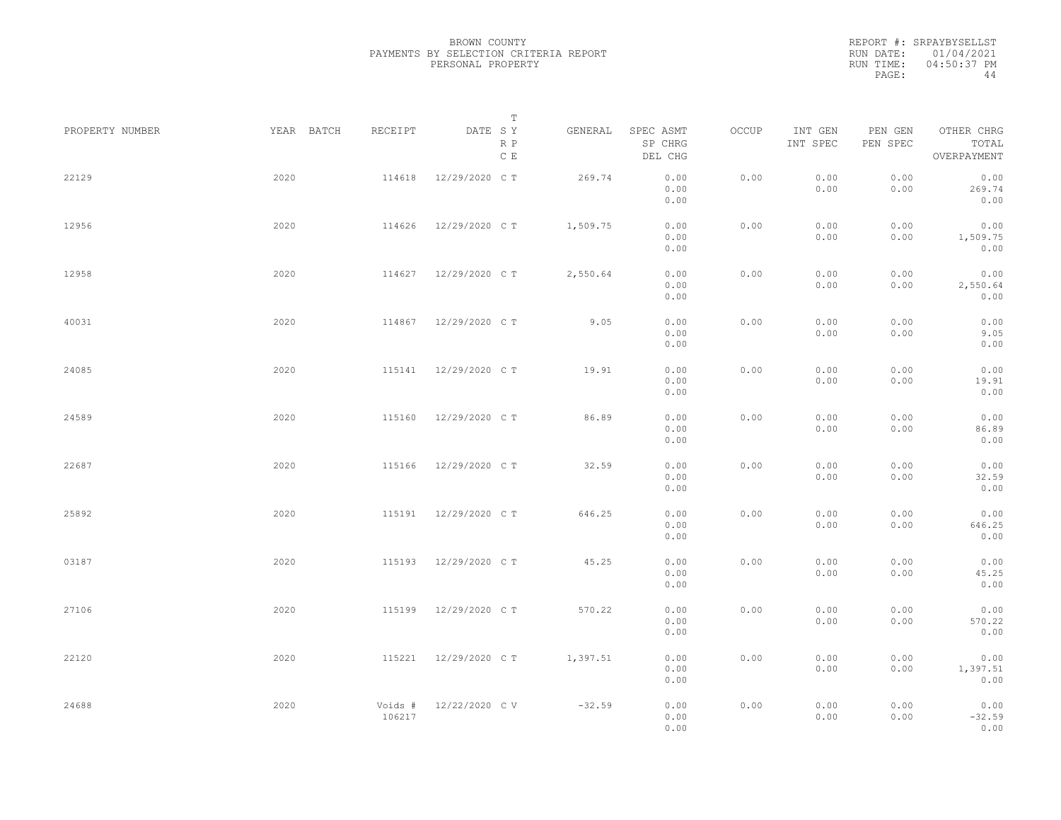BROWN COUNTY
PAYMENTS BY SELECTION CRITERIA REPORT
PERSONAL PROPERTY

REPORT #: SRPAYBYSELLST
RUN DATE: 01/04/2021
RUN TIME: 04:50:37 PM

| PROPERTY NUMBER | YEAR | BATCH | RECEIPT | DATE | T SY RP CE | GENERAL | SPEC ASMT / SP CHRG / DEL CHG | OCCUP | INT GEN / INT SPEC | PEN GEN / PEN SPEC | OTHER CHRG / TOTAL / OVERPAYMENT |
|---|---|---|---|---|---|---|---|---|---|---|---|
| 22129 | 2020 | | 114618 | 12/29/2020 | C T | 269.74 | 0.00 / 0.00 / 0.00 | 0.00 | 0.00 / 0.00 | 0.00 / 0.00 | 0.00 / 269.74 / 0.00 |
| 12956 | 2020 | | 114626 | 12/29/2020 | C T | 1,509.75 | 0.00 / 0.00 / 0.00 | 0.00 | 0.00 / 0.00 | 0.00 / 0.00 | 0.00 / 1,509.75 / 0.00 |
| 12958 | 2020 | | 114627 | 12/29/2020 | C T | 2,550.64 | 0.00 / 0.00 / 0.00 | 0.00 | 0.00 / 0.00 | 0.00 / 0.00 | 0.00 / 2,550.64 / 0.00 |
| 40031 | 2020 | | 114867 | 12/29/2020 | C T | 9.05 | 0.00 / 0.00 / 0.00 | 0.00 | 0.00 / 0.00 | 0.00 / 0.00 | 0.00 / 9.05 / 0.00 |
| 24085 | 2020 | | 115141 | 12/29/2020 | C T | 19.91 | 0.00 / 0.00 / 0.00 | 0.00 | 0.00 / 0.00 | 0.00 / 0.00 | 0.00 / 19.91 / 0.00 |
| 24589 | 2020 | | 115160 | 12/29/2020 | C T | 86.89 | 0.00 / 0.00 / 0.00 | 0.00 | 0.00 / 0.00 | 0.00 / 0.00 | 0.00 / 86.89 / 0.00 |
| 22687 | 2020 | | 115166 | 12/29/2020 | C T | 32.59 | 0.00 / 0.00 / 0.00 | 0.00 | 0.00 / 0.00 | 0.00 / 0.00 | 0.00 / 32.59 / 0.00 |
| 25892 | 2020 | | 115191 | 12/29/2020 | C T | 646.25 | 0.00 / 0.00 / 0.00 | 0.00 | 0.00 / 0.00 | 0.00 / 0.00 | 0.00 / 646.25 / 0.00 |
| 03187 | 2020 | | 115193 | 12/29/2020 | C T | 45.25 | 0.00 / 0.00 / 0.00 | 0.00 | 0.00 / 0.00 | 0.00 / 0.00 | 0.00 / 45.25 / 0.00 |
| 27106 | 2020 | | 115199 | 12/29/2020 | C T | 570.22 | 0.00 / 0.00 / 0.00 | 0.00 | 0.00 / 0.00 | 0.00 / 0.00 | 0.00 / 570.22 / 0.00 |
| 22120 | 2020 | | 115221 | 12/29/2020 | C T | 1,397.51 | 0.00 / 0.00 / 0.00 | 0.00 | 0.00 / 0.00 | 0.00 / 0.00 | 0.00 / 1,397.51 / 0.00 |
| 24688 | 2020 | | Voids # 106217 | 12/22/2020 | C V | -32.59 | 0.00 / 0.00 / 0.00 | 0.00 | 0.00 / 0.00 | 0.00 / 0.00 | 0.00 / -32.59 / 0.00 |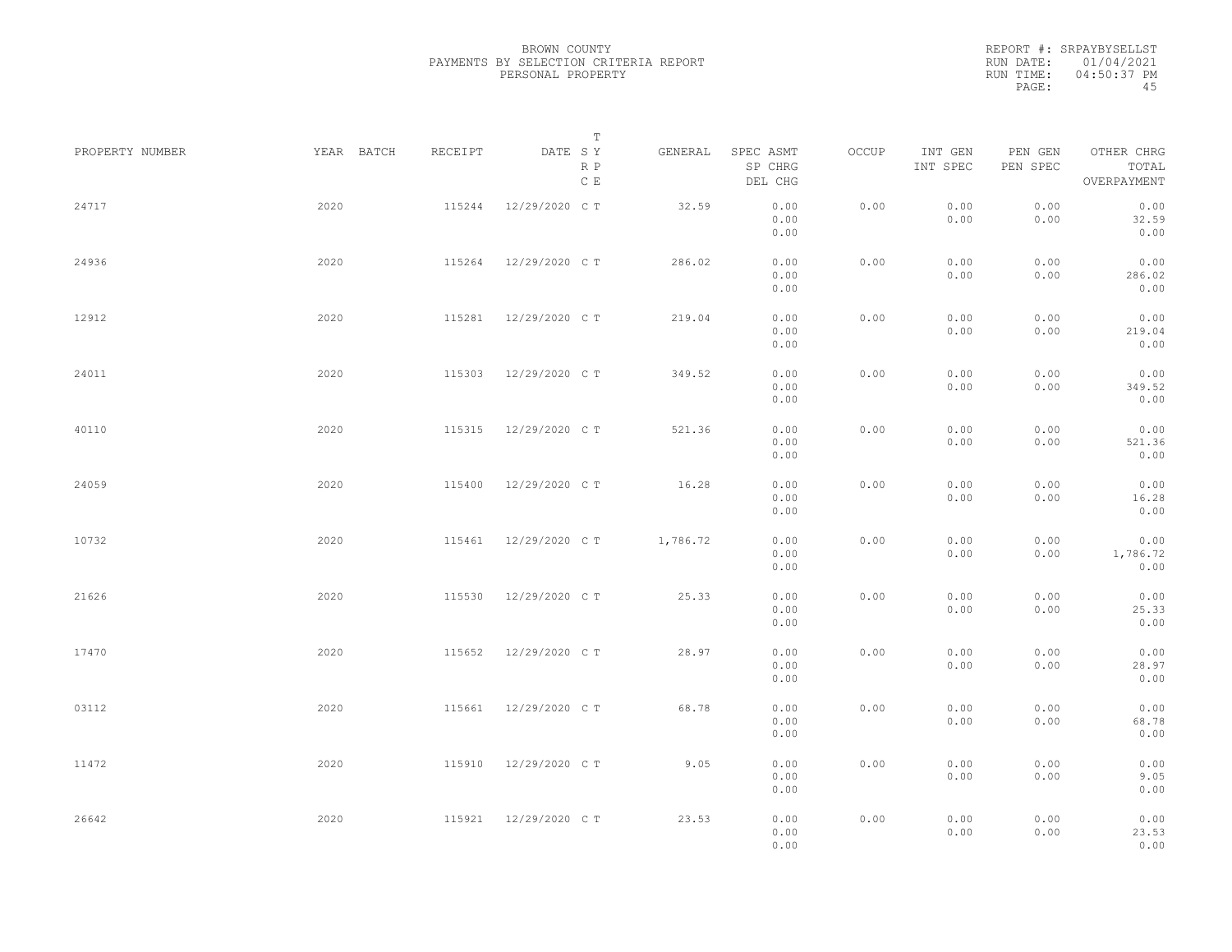BROWN COUNTY
PAYMENTS BY SELECTION CRITERIA REPORT
PERSONAL PROPERTY

REPORT #: SRPAYBYSELLST
RUN DATE: 01/04/2021
RUN TIME: 04:50:37 PM

| PROPERTY NUMBER | YEAR | BATCH | RECEIPT | DATE | T SY RP CE | GENERAL | SPEC ASMT / SP CHRG / DEL CHG | OCCUP | INT GEN / INT SPEC | PEN GEN / PEN SPEC | OTHER CHRG / TOTAL / OVERPAYMENT |
|---|---|---|---|---|---|---|---|---|---|---|---|
| 24717 | 2020 | | 115244 | 12/29/2020 | C T | 32.59 | 0.00 / 0.00 / 0.00 | 0.00 | 0.00 / 0.00 | 0.00 / 0.00 | 0.00 / 32.59 / 0.00 |
| 24936 | 2020 | | 115264 | 12/29/2020 | C T | 286.02 | 0.00 / 0.00 / 0.00 | 0.00 | 0.00 / 0.00 | 0.00 / 0.00 | 0.00 / 286.02 / 0.00 |
| 12912 | 2020 | | 115281 | 12/29/2020 | C T | 219.04 | 0.00 / 0.00 / 0.00 | 0.00 | 0.00 / 0.00 | 0.00 / 0.00 | 0.00 / 219.04 / 0.00 |
| 24011 | 2020 | | 115303 | 12/29/2020 | C T | 349.52 | 0.00 / 0.00 / 0.00 | 0.00 | 0.00 / 0.00 | 0.00 / 0.00 | 0.00 / 349.52 / 0.00 |
| 40110 | 2020 | | 115315 | 12/29/2020 | C T | 521.36 | 0.00 / 0.00 / 0.00 | 0.00 | 0.00 / 0.00 | 0.00 / 0.00 | 0.00 / 521.36 / 0.00 |
| 24059 | 2020 | | 115400 | 12/29/2020 | C T | 16.28 | 0.00 / 0.00 / 0.00 | 0.00 | 0.00 / 0.00 | 0.00 / 0.00 | 0.00 / 16.28 / 0.00 |
| 10732 | 2020 | | 115461 | 12/29/2020 | C T | 1,786.72 | 0.00 / 0.00 / 0.00 | 0.00 | 0.00 / 0.00 | 0.00 / 0.00 | 0.00 / 1,786.72 / 0.00 |
| 21626 | 2020 | | 115530 | 12/29/2020 | C T | 25.33 | 0.00 / 0.00 / 0.00 | 0.00 | 0.00 / 0.00 | 0.00 / 0.00 | 0.00 / 25.33 / 0.00 |
| 17470 | 2020 | | 115652 | 12/29/2020 | C T | 28.97 | 0.00 / 0.00 / 0.00 | 0.00 | 0.00 / 0.00 | 0.00 / 0.00 | 0.00 / 28.97 / 0.00 |
| 03112 | 2020 | | 115661 | 12/29/2020 | C T | 68.78 | 0.00 / 0.00 / 0.00 | 0.00 | 0.00 / 0.00 | 0.00 / 0.00 | 0.00 / 68.78 / 0.00 |
| 11472 | 2020 | | 115910 | 12/29/2020 | C T | 9.05 | 0.00 / 0.00 / 0.00 | 0.00 | 0.00 / 0.00 | 0.00 / 0.00 | 0.00 / 9.05 / 0.00 |
| 26642 | 2020 | | 115921 | 12/29/2020 | C T | 23.53 | 0.00 / 0.00 / 0.00 | 0.00 | 0.00 / 0.00 | 0.00 / 0.00 | 0.00 / 23.53 / 0.00 |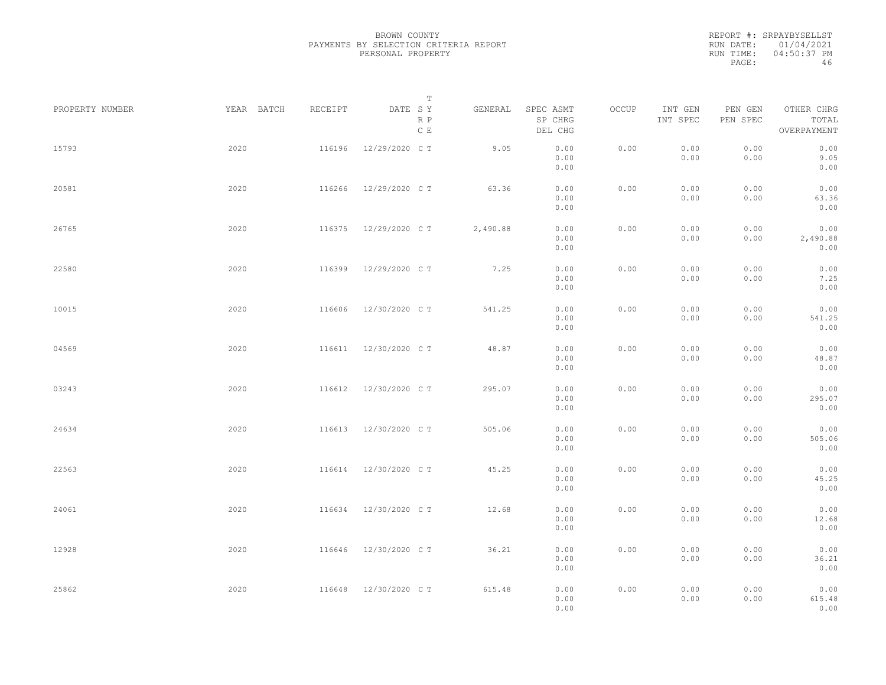BROWN COUNTY
PAYMENTS BY SELECTION CRITERIA REPORT
PERSONAL PROPERTY

REPORT #: SRPAYBYSELLST
RUN DATE: 01/04/2021
RUN TIME: 04:50:37 PM

| PROPERTY NUMBER | YEAR | BATCH | RECEIPT | DATE | T SY RP CE | GENERAL | SPEC ASMT / SP CHRG / DEL CHG | OCCUP | INT GEN / INT SPEC | PEN GEN / PEN SPEC | OTHER CHRG / TOTAL / OVERPAYMENT |
|---|---|---|---|---|---|---|---|---|---|---|---|
| 15793 | 2020 | | 116196 | 12/29/2020 | C T | 9.05 | 0.00 / 0.00 / 0.00 | 0.00 | 0.00 / 0.00 | 0.00 / 0.00 | 0.00 / 9.05 / 0.00 |
| 20581 | 2020 | | 116266 | 12/29/2020 | C T | 63.36 | 0.00 / 0.00 / 0.00 | 0.00 | 0.00 / 0.00 | 0.00 / 0.00 | 0.00 / 63.36 / 0.00 |
| 26765 | 2020 | | 116375 | 12/29/2020 | C T | 2,490.88 | 0.00 / 0.00 / 0.00 | 0.00 | 0.00 / 0.00 | 0.00 / 0.00 | 0.00 / 2,490.88 / 0.00 |
| 22580 | 2020 | | 116399 | 12/29/2020 | C T | 7.25 | 0.00 / 0.00 / 0.00 | 0.00 | 0.00 / 0.00 | 0.00 / 0.00 | 0.00 / 7.25 / 0.00 |
| 10015 | 2020 | | 116606 | 12/30/2020 | C T | 541.25 | 0.00 / 0.00 / 0.00 | 0.00 | 0.00 / 0.00 | 0.00 / 0.00 | 0.00 / 541.25 / 0.00 |
| 04569 | 2020 | | 116611 | 12/30/2020 | C T | 48.87 | 0.00 / 0.00 / 0.00 | 0.00 | 0.00 / 0.00 | 0.00 / 0.00 | 0.00 / 48.87 / 0.00 |
| 03243 | 2020 | | 116612 | 12/30/2020 | C T | 295.07 | 0.00 / 0.00 / 0.00 | 0.00 | 0.00 / 0.00 | 0.00 / 0.00 | 0.00 / 295.07 / 0.00 |
| 24634 | 2020 | | 116613 | 12/30/2020 | C T | 505.06 | 0.00 / 0.00 / 0.00 | 0.00 | 0.00 / 0.00 | 0.00 / 0.00 | 0.00 / 505.06 / 0.00 |
| 22563 | 2020 | | 116614 | 12/30/2020 | C T | 45.25 | 0.00 / 0.00 / 0.00 | 0.00 | 0.00 / 0.00 | 0.00 / 0.00 | 0.00 / 45.25 / 0.00 |
| 24061 | 2020 | | 116634 | 12/30/2020 | C T | 12.68 | 0.00 / 0.00 / 0.00 | 0.00 | 0.00 / 0.00 | 0.00 / 0.00 | 0.00 / 12.68 / 0.00 |
| 12928 | 2020 | | 116646 | 12/30/2020 | C T | 36.21 | 0.00 / 0.00 / 0.00 | 0.00 | 0.00 / 0.00 | 0.00 / 0.00 | 0.00 / 36.21 / 0.00 |
| 25862 | 2020 | | 116648 | 12/30/2020 | C T | 615.48 | 0.00 / 0.00 / 0.00 | 0.00 | 0.00 / 0.00 | 0.00 / 0.00 | 0.00 / 615.48 / 0.00 |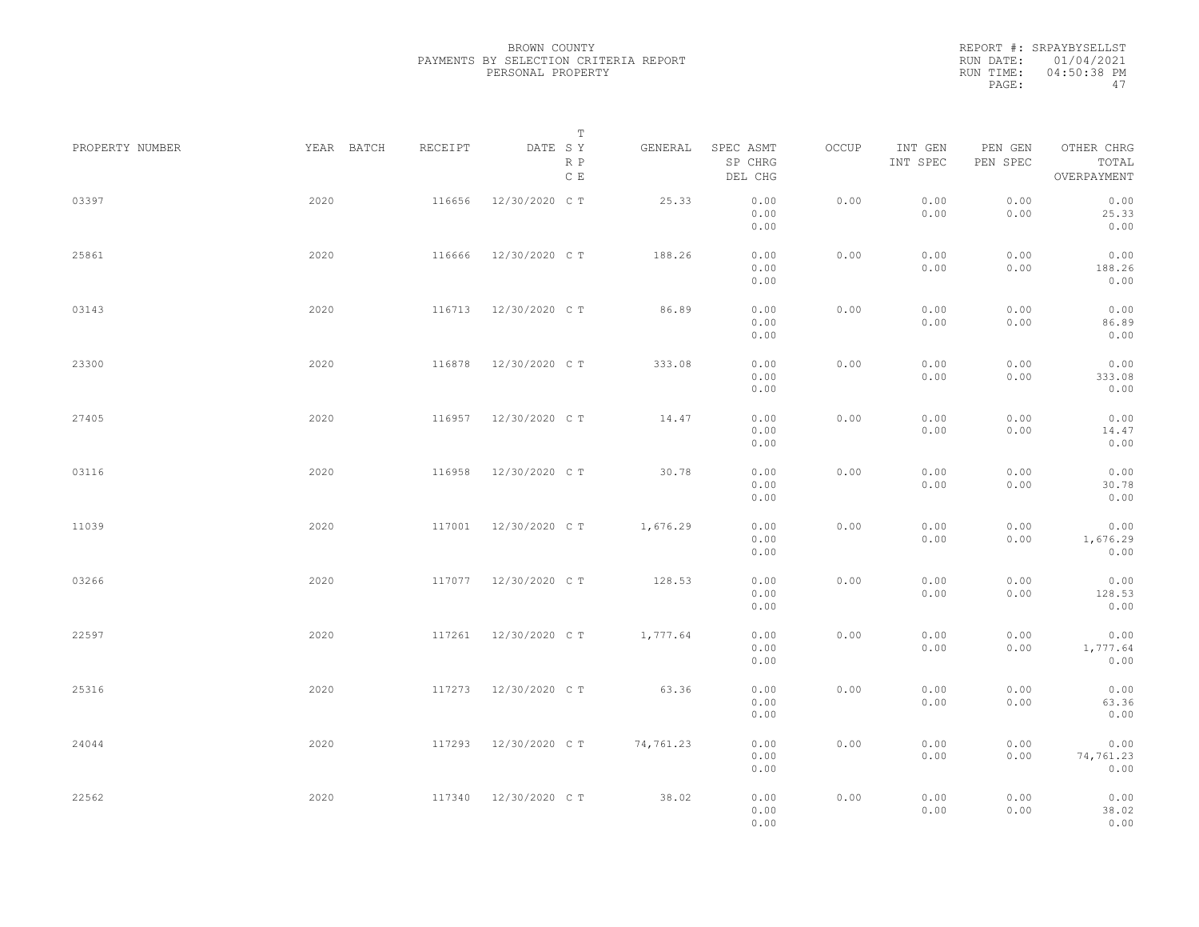BROWN COUNTY
PAYMENTS BY SELECTION CRITERIA REPORT
PERSONAL PROPERTY

REPORT #: SRPAYBYSELLST
RUN DATE: 01/04/2021
RUN TIME: 04:50:38 PM

| PROPERTY NUMBER | YEAR | BATCH | RECEIPT | DATE | T SY RP CE | GENERAL | SPEC ASMT / SP CHRG / DEL CHG | OCCUP | INT GEN / INT SPEC | PEN GEN / PEN SPEC | OTHER CHRG / TOTAL / OVERPAYMENT |
|---|---|---|---|---|---|---|---|---|---|---|---|
| 03397 | 2020 | | 116656 | 12/30/2020 | C T | 25.33 | 0.00 / 0.00 / 0.00 | 0.00 | 0.00 / 0.00 | 0.00 / 0.00 | 0.00 / 25.33 / 0.00 |
| 25861 | 2020 | | 116666 | 12/30/2020 | C T | 188.26 | 0.00 / 0.00 / 0.00 | 0.00 | 0.00 / 0.00 | 0.00 / 0.00 | 0.00 / 188.26 / 0.00 |
| 03143 | 2020 | | 116713 | 12/30/2020 | C T | 86.89 | 0.00 / 0.00 / 0.00 | 0.00 | 0.00 / 0.00 | 0.00 / 0.00 | 0.00 / 86.89 / 0.00 |
| 23300 | 2020 | | 116878 | 12/30/2020 | C T | 333.08 | 0.00 / 0.00 / 0.00 | 0.00 | 0.00 / 0.00 | 0.00 / 0.00 | 0.00 / 333.08 / 0.00 |
| 27405 | 2020 | | 116957 | 12/30/2020 | C T | 14.47 | 0.00 / 0.00 / 0.00 | 0.00 | 0.00 / 0.00 | 0.00 / 0.00 | 0.00 / 14.47 / 0.00 |
| 03116 | 2020 | | 116958 | 12/30/2020 | C T | 30.78 | 0.00 / 0.00 / 0.00 | 0.00 | 0.00 / 0.00 | 0.00 / 0.00 | 0.00 / 30.78 / 0.00 |
| 11039 | 2020 | | 117001 | 12/30/2020 | C T | 1,676.29 | 0.00 / 0.00 / 0.00 | 0.00 | 0.00 / 0.00 | 0.00 / 0.00 | 0.00 / 1,676.29 / 0.00 |
| 03266 | 2020 | | 117077 | 12/30/2020 | C T | 128.53 | 0.00 / 0.00 / 0.00 | 0.00 | 0.00 / 0.00 | 0.00 / 0.00 | 0.00 / 128.53 / 0.00 |
| 22597 | 2020 | | 117261 | 12/30/2020 | C T | 1,777.64 | 0.00 / 0.00 / 0.00 | 0.00 | 0.00 / 0.00 | 0.00 / 0.00 | 0.00 / 1,777.64 / 0.00 |
| 25316 | 2020 | | 117273 | 12/30/2020 | C T | 63.36 | 0.00 / 0.00 / 0.00 | 0.00 | 0.00 / 0.00 | 0.00 / 0.00 | 0.00 / 63.36 / 0.00 |
| 24044 | 2020 | | 117293 | 12/30/2020 | C T | 74,761.23 | 0.00 / 0.00 / 0.00 | 0.00 | 0.00 / 0.00 | 0.00 / 0.00 | 0.00 / 74,761.23 / 0.00 |
| 22562 | 2020 | | 117340 | 12/30/2020 | C T | 38.02 | 0.00 / 0.00 / 0.00 | 0.00 | 0.00 / 0.00 | 0.00 / 0.00 | 0.00 / 38.02 / 0.00 |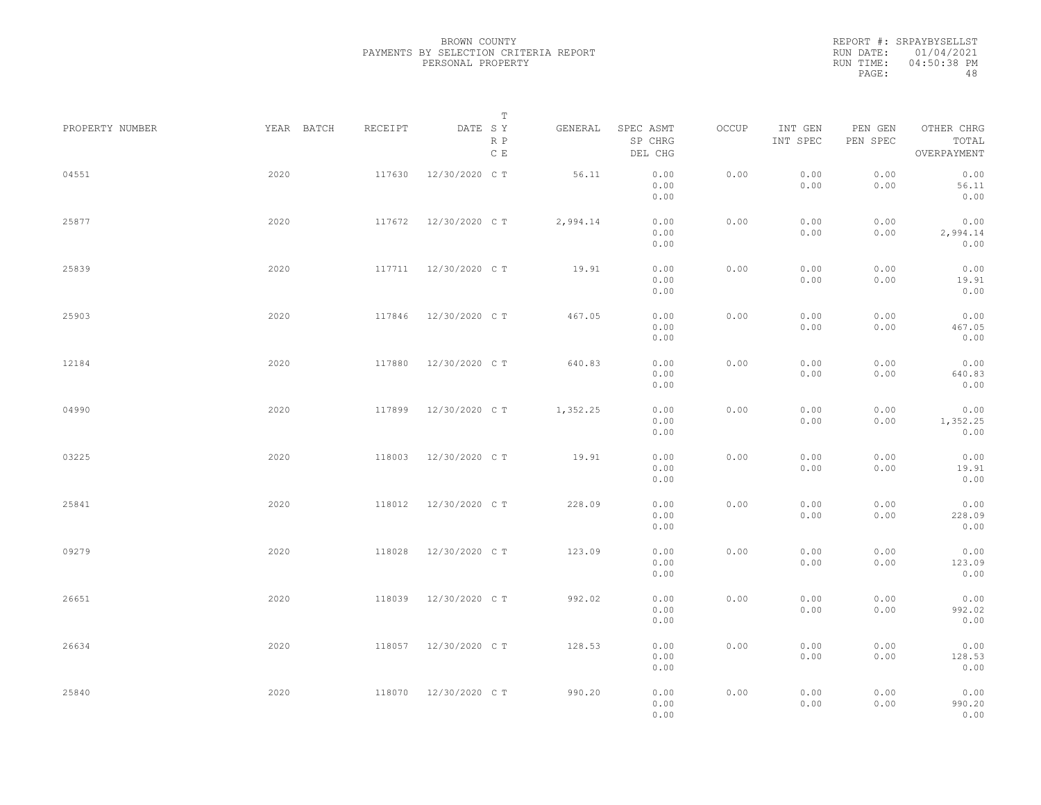BROWN COUNTY
PAYMENTS BY SELECTION CRITERIA REPORT
PERSONAL PROPERTY

REPORT #: SRPAYBYSELLST
RUN DATE: 01/04/2021
RUN TIME: 04:50:38 PM

| PROPERTY NUMBER | YEAR | BATCH | RECEIPT | DATE | T SY RP CE | GENERAL | SPEC ASMT / SP CHRG / DEL CHG | OCCUP | INT GEN / INT SPEC | PEN GEN / PEN SPEC | OTHER CHRG / TOTAL / OVERPAYMENT |
|---|---|---|---|---|---|---|---|---|---|---|---|
| 04551 | 2020 | | 117630 | 12/30/2020 | C T | 56.11 | 0.00 / 0.00 / 0.00 | 0.00 | 0.00 / 0.00 | 0.00 / 0.00 | 0.00 / 56.11 / 0.00 |
| 25877 | 2020 | | 117672 | 12/30/2020 | C T | 2,994.14 | 0.00 / 0.00 / 0.00 | 0.00 | 0.00 / 0.00 | 0.00 / 0.00 | 0.00 / 2,994.14 / 0.00 |
| 25839 | 2020 | | 117711 | 12/30/2020 | C T | 19.91 | 0.00 / 0.00 / 0.00 | 0.00 | 0.00 / 0.00 | 0.00 / 0.00 | 0.00 / 19.91 / 0.00 |
| 25903 | 2020 | | 117846 | 12/30/2020 | C T | 467.05 | 0.00 / 0.00 / 0.00 | 0.00 | 0.00 / 0.00 | 0.00 / 0.00 | 0.00 / 467.05 / 0.00 |
| 12184 | 2020 | | 117880 | 12/30/2020 | C T | 640.83 | 0.00 / 0.00 / 0.00 | 0.00 | 0.00 / 0.00 | 0.00 / 0.00 | 0.00 / 640.83 / 0.00 |
| 04990 | 2020 | | 117899 | 12/30/2020 | C T | 1,352.25 | 0.00 / 0.00 / 0.00 | 0.00 | 0.00 / 0.00 | 0.00 / 0.00 | 0.00 / 1,352.25 / 0.00 |
| 03225 | 2020 | | 118003 | 12/30/2020 | C T | 19.91 | 0.00 / 0.00 / 0.00 | 0.00 | 0.00 / 0.00 | 0.00 / 0.00 | 0.00 / 19.91 / 0.00 |
| 25841 | 2020 | | 118012 | 12/30/2020 | C T | 228.09 | 0.00 / 0.00 / 0.00 | 0.00 | 0.00 / 0.00 | 0.00 / 0.00 | 0.00 / 228.09 / 0.00 |
| 09279 | 2020 | | 118028 | 12/30/2020 | C T | 123.09 | 0.00 / 0.00 / 0.00 | 0.00 | 0.00 / 0.00 | 0.00 / 0.00 | 0.00 / 123.09 / 0.00 |
| 26651 | 2020 | | 118039 | 12/30/2020 | C T | 992.02 | 0.00 / 0.00 / 0.00 | 0.00 | 0.00 / 0.00 | 0.00 / 0.00 | 0.00 / 992.02 / 0.00 |
| 26634 | 2020 | | 118057 | 12/30/2020 | C T | 128.53 | 0.00 / 0.00 / 0.00 | 0.00 | 0.00 / 0.00 | 0.00 / 0.00 | 0.00 / 128.53 / 0.00 |
| 25840 | 2020 | | 118070 | 12/30/2020 | C T | 990.20 | 0.00 / 0.00 / 0.00 | 0.00 | 0.00 / 0.00 | 0.00 / 0.00 | 0.00 / 990.20 / 0.00 |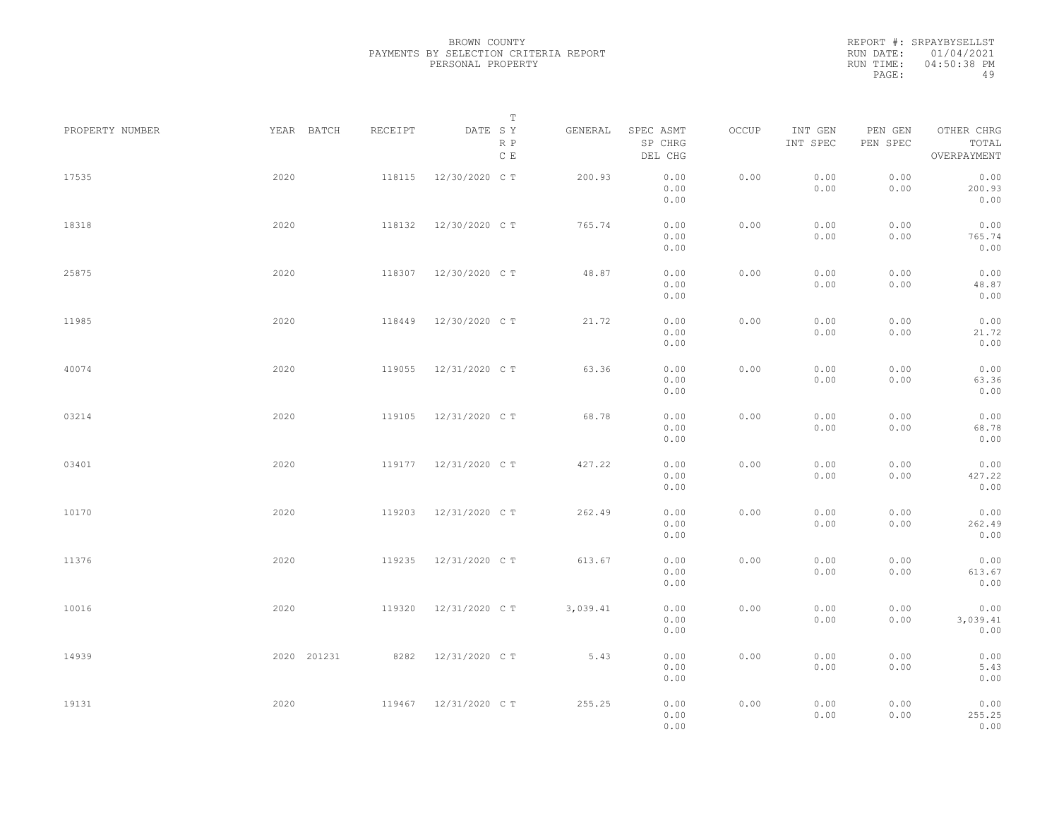BROWN COUNTY
PAYMENTS BY SELECTION CRITERIA REPORT
PERSONAL PROPERTY

REPORT #: SRPAYBYSELLST
RUN DATE: 01/04/2021
RUN TIME: 04:50:38 PM

| PROPERTY NUMBER | YEAR | BATCH | RECEIPT | DATE | T SY RP CE | GENERAL | SPEC ASMT / SP CHRG / DEL CHG | OCCUP | INT GEN / INT SPEC | PEN GEN / PEN SPEC | OTHER CHRG / TOTAL / OVERPAYMENT |
|---|---|---|---|---|---|---|---|---|---|---|---|
| 17535 | 2020 | | 118115 | 12/30/2020 | C T | 200.93 | 0.00 / 0.00 / 0.00 | 0.00 | 0.00 / 0.00 | 0.00 / 0.00 | 0.00 / 200.93 / 0.00 |
| 18318 | 2020 | | 118132 | 12/30/2020 | C T | 765.74 | 0.00 / 0.00 / 0.00 | 0.00 | 0.00 / 0.00 | 0.00 / 0.00 | 0.00 / 765.74 / 0.00 |
| 25875 | 2020 | | 118307 | 12/30/2020 | C T | 48.87 | 0.00 / 0.00 / 0.00 | 0.00 | 0.00 / 0.00 | 0.00 / 0.00 | 0.00 / 48.87 / 0.00 |
| 11985 | 2020 | | 118449 | 12/30/2020 | C T | 21.72 | 0.00 / 0.00 / 0.00 | 0.00 | 0.00 / 0.00 | 0.00 / 0.00 | 0.00 / 21.72 / 0.00 |
| 40074 | 2020 | | 119055 | 12/31/2020 | C T | 63.36 | 0.00 / 0.00 / 0.00 | 0.00 | 0.00 / 0.00 | 0.00 / 0.00 | 0.00 / 63.36 / 0.00 |
| 03214 | 2020 | | 119105 | 12/31/2020 | C T | 68.78 | 0.00 / 0.00 / 0.00 | 0.00 | 0.00 / 0.00 | 0.00 / 0.00 | 0.00 / 68.78 / 0.00 |
| 03401 | 2020 | | 119177 | 12/31/2020 | C T | 427.22 | 0.00 / 0.00 / 0.00 | 0.00 | 0.00 / 0.00 | 0.00 / 0.00 | 0.00 / 427.22 / 0.00 |
| 10170 | 2020 | | 119203 | 12/31/2020 | C T | 262.49 | 0.00 / 0.00 / 0.00 | 0.00 | 0.00 / 0.00 | 0.00 / 0.00 | 0.00 / 262.49 / 0.00 |
| 11376 | 2020 | | 119235 | 12/31/2020 | C T | 613.67 | 0.00 / 0.00 / 0.00 | 0.00 | 0.00 / 0.00 | 0.00 / 0.00 | 0.00 / 613.67 / 0.00 |
| 10016 | 2020 | | 119320 | 12/31/2020 | C T | 3,039.41 | 0.00 / 0.00 / 0.00 | 0.00 | 0.00 / 0.00 | 0.00 / 0.00 | 0.00 / 3,039.41 / 0.00 |
| 14939 | 2020 | 201231 | 8282 | 12/31/2020 | C T | 5.43 | 0.00 / 0.00 / 0.00 | 0.00 | 0.00 / 0.00 | 0.00 / 0.00 | 0.00 / 5.43 / 0.00 |
| 19131 | 2020 | | 119467 | 12/31/2020 | C T | 255.25 | 0.00 / 0.00 / 0.00 | 0.00 | 0.00 / 0.00 | 0.00 / 0.00 | 0.00 / 255.25 / 0.00 |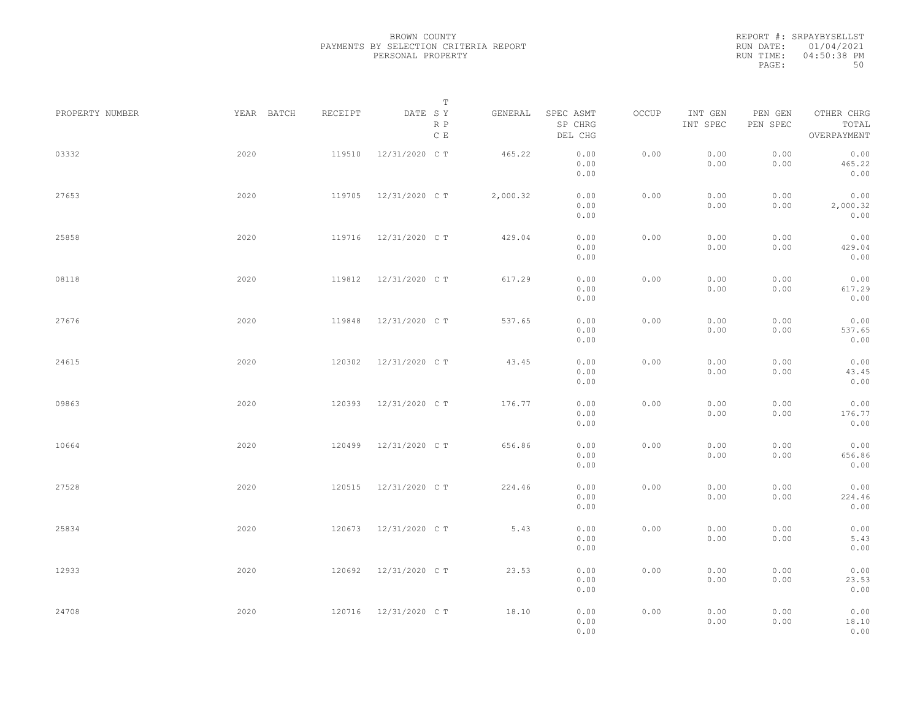BROWN COUNTY
PAYMENTS BY SELECTION CRITERIA REPORT
PERSONAL PROPERTY

REPORT #: SRPAYBYSELLST
RUN DATE: 01/04/2021
RUN TIME: 04:50:38 PM

| PROPERTY NUMBER | YEAR | BATCH | RECEIPT | DATE | T S Y R P C E | GENERAL | SPEC ASMT / SP CHRG / DEL CHG | OCCUP | INT GEN / INT SPEC | PEN GEN / PEN SPEC | OTHER CHRG / TOTAL / OVERPAYMENT |
|---|---|---|---|---|---|---|---|---|---|---|---|
| 03332 | 2020 | | 119510 | 12/31/2020 | C T | 465.22 | 0.00 / 0.00 / 0.00 | 0.00 | 0.00 / 0.00 | 0.00 / 0.00 | 0.00 / 465.22 / 0.00 |
| 27653 | 2020 | | 119705 | 12/31/2020 | C T | 2,000.32 | 0.00 / 0.00 / 0.00 | 0.00 | 0.00 / 0.00 | 0.00 / 0.00 | 0.00 / 2,000.32 / 0.00 |
| 25858 | 2020 | | 119716 | 12/31/2020 | C T | 429.04 | 0.00 / 0.00 / 0.00 | 0.00 | 0.00 / 0.00 | 0.00 / 0.00 | 0.00 / 429.04 / 0.00 |
| 08118 | 2020 | | 119812 | 12/31/2020 | C T | 617.29 | 0.00 / 0.00 / 0.00 | 0.00 | 0.00 / 0.00 | 0.00 / 0.00 | 0.00 / 617.29 / 0.00 |
| 27676 | 2020 | | 119848 | 12/31/2020 | C T | 537.65 | 0.00 / 0.00 / 0.00 | 0.00 | 0.00 / 0.00 | 0.00 / 0.00 | 0.00 / 537.65 / 0.00 |
| 24615 | 2020 | | 120302 | 12/31/2020 | C T | 43.45 | 0.00 / 0.00 / 0.00 | 0.00 | 0.00 / 0.00 | 0.00 / 0.00 | 0.00 / 43.45 / 0.00 |
| 09863 | 2020 | | 120393 | 12/31/2020 | C T | 176.77 | 0.00 / 0.00 / 0.00 | 0.00 | 0.00 / 0.00 | 0.00 / 0.00 | 0.00 / 176.77 / 0.00 |
| 10664 | 2020 | | 120499 | 12/31/2020 | C T | 656.86 | 0.00 / 0.00 / 0.00 | 0.00 | 0.00 / 0.00 | 0.00 / 0.00 | 0.00 / 656.86 / 0.00 |
| 27528 | 2020 | | 120515 | 12/31/2020 | C T | 224.46 | 0.00 / 0.00 / 0.00 | 0.00 | 0.00 / 0.00 | 0.00 / 0.00 | 0.00 / 224.46 / 0.00 |
| 25834 | 2020 | | 120673 | 12/31/2020 | C T | 5.43 | 0.00 / 0.00 / 0.00 | 0.00 | 0.00 / 0.00 | 0.00 / 0.00 | 0.00 / 5.43 / 0.00 |
| 12933 | 2020 | | 120692 | 12/31/2020 | C T | 23.53 | 0.00 / 0.00 / 0.00 | 0.00 | 0.00 / 0.00 | 0.00 / 0.00 | 0.00 / 23.53 / 0.00 |
| 24708 | 2020 | | 120716 | 12/31/2020 | C T | 18.10 | 0.00 / 0.00 / 0.00 | 0.00 | 0.00 / 0.00 | 0.00 / 0.00 | 0.00 / 18.10 / 0.00 |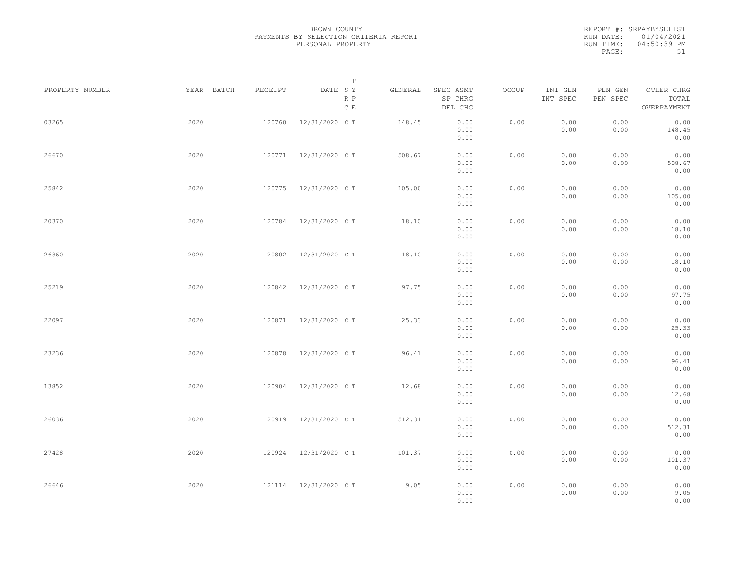BROWN COUNTY
PAYMENTS BY SELECTION CRITERIA REPORT
PERSONAL PROPERTY

REPORT #: SRPAYBYSELLST
RUN DATE: 01/04/2021
RUN TIME: 04:50:39 PM

| PROPERTY NUMBER | YEAR | BATCH | RECEIPT | DATE | T SY RP CE | GENERAL | SPEC ASMT / SP CHRG / DEL CHG | OCCUP | INT GEN / INT SPEC | PEN GEN / PEN SPEC | OTHER CHRG / TOTAL / OVERPAYMENT |
|---|---|---|---|---|---|---|---|---|---|---|---|
| 03265 | 2020 | | 120760 | 12/31/2020 | C T | 148.45 | 0.00 / 0.00 / 0.00 | 0.00 | 0.00 / 0.00 | 0.00 / 0.00 | 0.00 / 148.45 / 0.00 |
| 26670 | 2020 | | 120771 | 12/31/2020 | C T | 508.67 | 0.00 / 0.00 / 0.00 | 0.00 | 0.00 / 0.00 | 0.00 / 0.00 | 0.00 / 508.67 / 0.00 |
| 25842 | 2020 | | 120775 | 12/31/2020 | C T | 105.00 | 0.00 / 0.00 / 0.00 | 0.00 | 0.00 / 0.00 | 0.00 / 0.00 | 0.00 / 105.00 / 0.00 |
| 20370 | 2020 | | 120784 | 12/31/2020 | C T | 18.10 | 0.00 / 0.00 / 0.00 | 0.00 | 0.00 / 0.00 | 0.00 / 0.00 | 0.00 / 18.10 / 0.00 |
| 26360 | 2020 | | 120802 | 12/31/2020 | C T | 18.10 | 0.00 / 0.00 / 0.00 | 0.00 | 0.00 / 0.00 | 0.00 / 0.00 | 0.00 / 18.10 / 0.00 |
| 25219 | 2020 | | 120842 | 12/31/2020 | C T | 97.75 | 0.00 / 0.00 / 0.00 | 0.00 | 0.00 / 0.00 | 0.00 / 0.00 | 0.00 / 97.75 / 0.00 |
| 22097 | 2020 | | 120871 | 12/31/2020 | C T | 25.33 | 0.00 / 0.00 / 0.00 | 0.00 | 0.00 / 0.00 | 0.00 / 0.00 | 0.00 / 25.33 / 0.00 |
| 23236 | 2020 | | 120878 | 12/31/2020 | C T | 96.41 | 0.00 / 0.00 / 0.00 | 0.00 | 0.00 / 0.00 | 0.00 / 0.00 | 0.00 / 96.41 / 0.00 |
| 13852 | 2020 | | 120904 | 12/31/2020 | C T | 12.68 | 0.00 / 0.00 / 0.00 | 0.00 | 0.00 / 0.00 | 0.00 / 0.00 | 0.00 / 12.68 / 0.00 |
| 26036 | 2020 | | 120919 | 12/31/2020 | C T | 512.31 | 0.00 / 0.00 / 0.00 | 0.00 | 0.00 / 0.00 | 0.00 / 0.00 | 0.00 / 512.31 / 0.00 |
| 27428 | 2020 | | 120924 | 12/31/2020 | C T | 101.37 | 0.00 / 0.00 / 0.00 | 0.00 | 0.00 / 0.00 | 0.00 / 0.00 | 0.00 / 101.37 / 0.00 |
| 26646 | 2020 | | 121114 | 12/31/2020 | C T | 9.05 | 0.00 / 0.00 / 0.00 | 0.00 | 0.00 / 0.00 | 0.00 / 0.00 | 0.00 / 9.05 / 0.00 |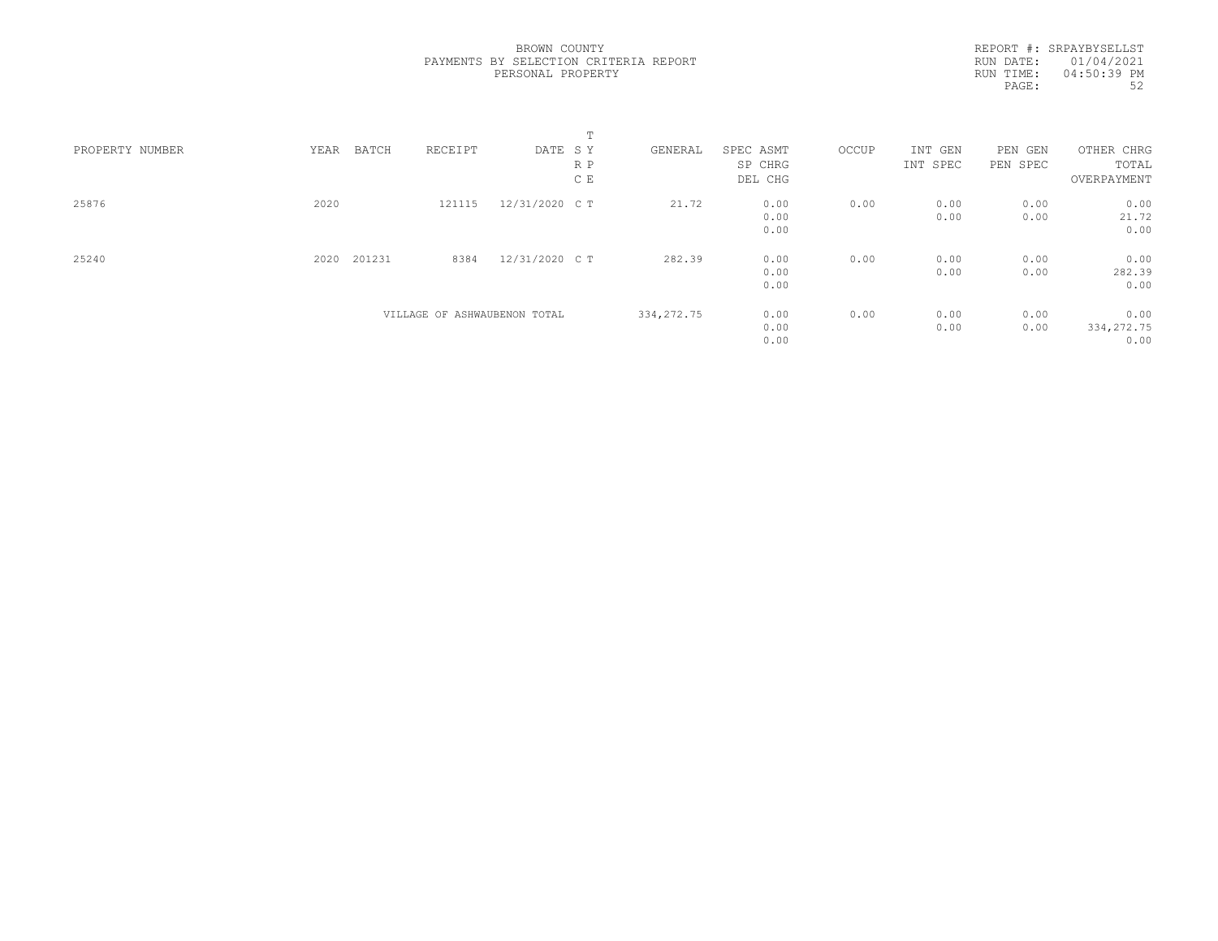BROWN COUNTY
PAYMENTS BY SELECTION CRITERIA REPORT
PERSONAL PROPERTY

REPORT #: SRPAYBYSELLST
RUN DATE: 01/04/2021
RUN TIME: 04:50:39 PM

| PROPERTY NUMBER | YEAR | BATCH | RECEIPT | DATE | T S Y R P C E | GENERAL | SPEC ASMT / SP CHRG / DEL CHG | OCCUP | INT GEN / INT SPEC | PEN GEN / PEN SPEC | OTHER CHRG / TOTAL / OVERPAYMENT |
|---|---|---|---|---|---|---|---|---|---|---|---|
| 25876 | 2020 | | 121115 | 12/31/2020 | C T | 21.72 | 0.00<br>0.00<br>0.00 | 0.00 | 0.00<br>0.00 | 0.00<br>0.00 | 0.00<br>21.72<br>0.00 |
| 25240 | 2020 | 201231 | 8384 | 12/31/2020 | C T | 282.39 | 0.00<br>0.00<br>0.00 | 0.00 | 0.00<br>0.00 | 0.00<br>0.00 | 0.00<br>282.39<br>0.00 |
| | | | VILLAGE OF ASHWAUBENON TOTAL | | | 334,272.75 | 0.00<br>0.00<br>0.00 | 0.00 | 0.00<br>0.00 | 0.00<br>0.00 | 0.00<br>334,272.75<br>0.00 |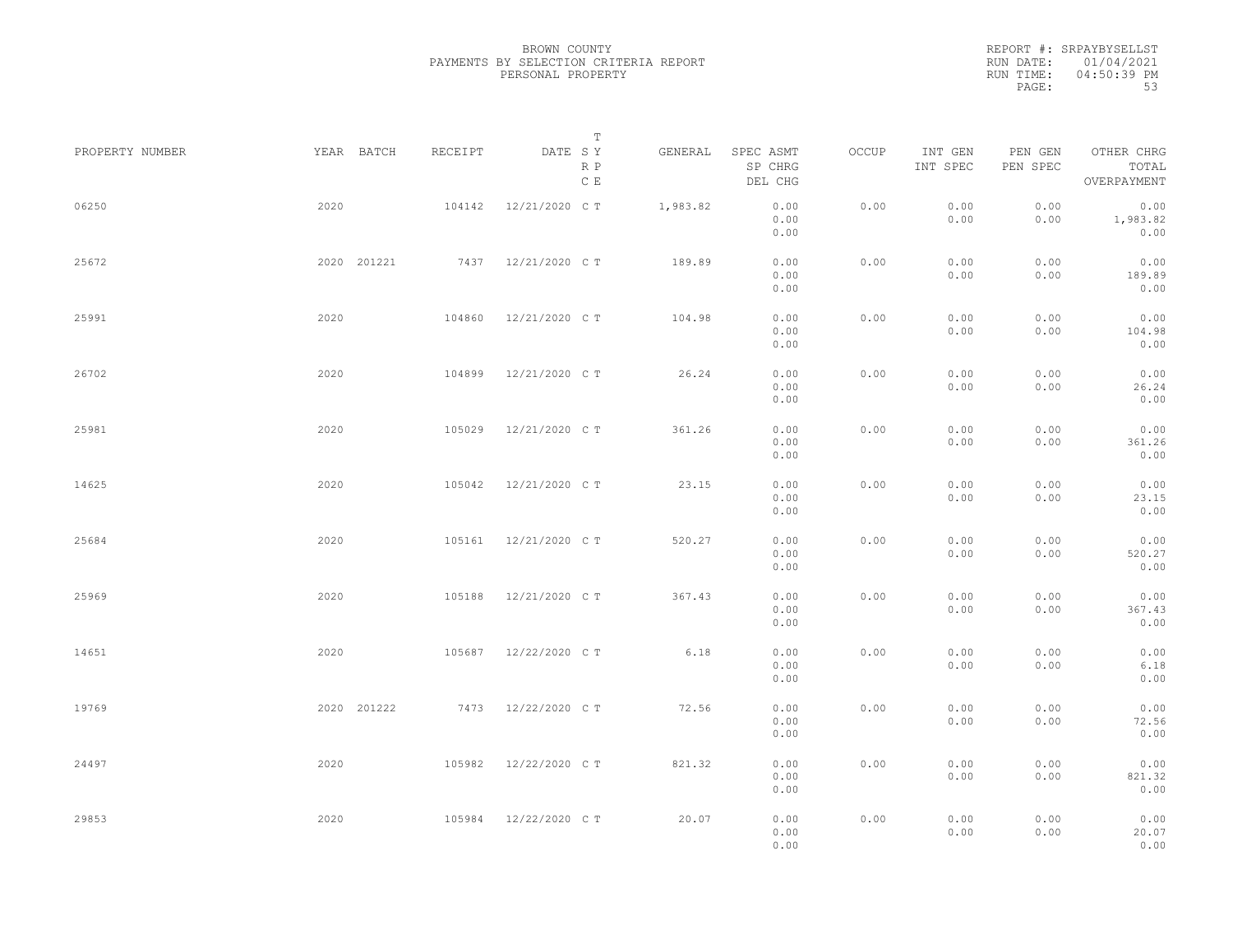BROWN COUNTY
PAYMENTS BY SELECTION CRITERIA REPORT
PERSONAL PROPERTY

REPORT #: SRPAYBYSELLST
RUN DATE: 01/04/2021
RUN TIME: 04:50:39 PM

| PROPERTY NUMBER | YEAR | BATCH | RECEIPT | DATE | T S Y R P C E | GENERAL | SPEC ASMT / SP CHRG / DEL CHG | OCCUP | INT GEN / INT SPEC | PEN GEN / PEN SPEC | OTHER CHRG / TOTAL / OVERPAYMENT |
|---|---|---|---|---|---|---|---|---|---|---|---|
| 06250 | 2020 | | 104142 | 12/21/2020 | C T | 1,983.82 | 0.00 / 0.00 / 0.00 | 0.00 | 0.00 / 0.00 | 0.00 / 0.00 | 0.00 / 1,983.82 / 0.00 |
| 25672 | 2020 | 201221 | 7437 | 12/21/2020 | C T | 189.89 | 0.00 / 0.00 / 0.00 | 0.00 | 0.00 / 0.00 | 0.00 / 0.00 | 0.00 / 189.89 / 0.00 |
| 25991 | 2020 | | 104860 | 12/21/2020 | C T | 104.98 | 0.00 / 0.00 / 0.00 | 0.00 | 0.00 / 0.00 | 0.00 / 0.00 | 0.00 / 104.98 / 0.00 |
| 26702 | 2020 | | 104899 | 12/21/2020 | C T | 26.24 | 0.00 / 0.00 / 0.00 | 0.00 | 0.00 / 0.00 | 0.00 / 0.00 | 0.00 / 26.24 / 0.00 |
| 25981 | 2020 | | 105029 | 12/21/2020 | C T | 361.26 | 0.00 / 0.00 / 0.00 | 0.00 | 0.00 / 0.00 | 0.00 / 0.00 | 0.00 / 361.26 / 0.00 |
| 14625 | 2020 | | 105042 | 12/21/2020 | C T | 23.15 | 0.00 / 0.00 / 0.00 | 0.00 | 0.00 / 0.00 | 0.00 / 0.00 | 0.00 / 23.15 / 0.00 |
| 25684 | 2020 | | 105161 | 12/21/2020 | C T | 520.27 | 0.00 / 0.00 / 0.00 | 0.00 | 0.00 / 0.00 | 0.00 / 0.00 | 0.00 / 520.27 / 0.00 |
| 25969 | 2020 | | 105188 | 12/21/2020 | C T | 367.43 | 0.00 / 0.00 / 0.00 | 0.00 | 0.00 / 0.00 | 0.00 / 0.00 | 0.00 / 367.43 / 0.00 |
| 14651 | 2020 | | 105687 | 12/22/2020 | C T | 6.18 | 0.00 / 0.00 / 0.00 | 0.00 | 0.00 / 0.00 | 0.00 / 0.00 | 0.00 / 6.18 / 0.00 |
| 19769 | 2020 | 201222 | 7473 | 12/22/2020 | C T | 72.56 | 0.00 / 0.00 / 0.00 | 0.00 | 0.00 / 0.00 | 0.00 / 0.00 | 0.00 / 72.56 / 0.00 |
| 24497 | 2020 | | 105982 | 12/22/2020 | C T | 821.32 | 0.00 / 0.00 / 0.00 | 0.00 | 0.00 / 0.00 | 0.00 / 0.00 | 0.00 / 821.32 / 0.00 |
| 29853 | 2020 | | 105984 | 12/22/2020 | C T | 20.07 | 0.00 / 0.00 / 0.00 | 0.00 | 0.00 / 0.00 | 0.00 / 0.00 | 0.00 / 20.07 / 0.00 |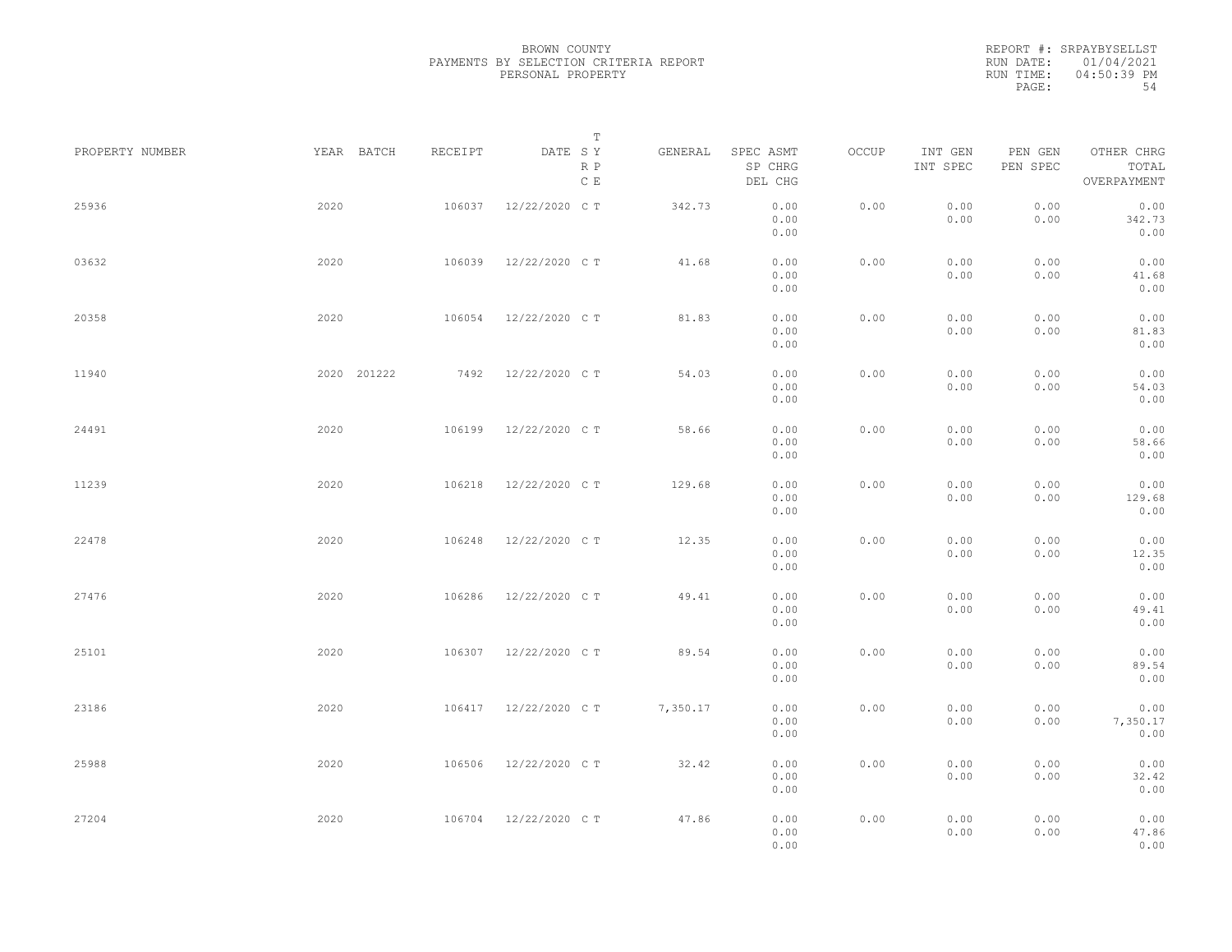BROWN COUNTY
PAYMENTS BY SELECTION CRITERIA REPORT
PERSONAL PROPERTY

REPORT #: SRPAYBYSELLST
RUN DATE: 01/04/2021
RUN TIME: 04:50:39 PM

| PROPERTY NUMBER | YEAR | BATCH | RECEIPT | DATE | T SY RP CE | GENERAL | SPEC ASMT / SP CHRG / DEL CHG | OCCUP | INT GEN / INT SPEC | PEN GEN / PEN SPEC | OTHER CHRG / TOTAL / OVERPAYMENT |
|---|---|---|---|---|---|---|---|---|---|---|---|
| 25936 | 2020 | | 106037 | 12/22/2020 | C T | 342.73 | 0.00 / 0.00 / 0.00 | 0.00 | 0.00 / 0.00 | 0.00 / 0.00 | 0.00 / 342.73 / 0.00 |
| 03632 | 2020 | | 106039 | 12/22/2020 | C T | 41.68 | 0.00 / 0.00 / 0.00 | 0.00 | 0.00 / 0.00 | 0.00 / 0.00 | 0.00 / 41.68 / 0.00 |
| 20358 | 2020 | | 106054 | 12/22/2020 | C T | 81.83 | 0.00 / 0.00 / 0.00 | 0.00 | 0.00 / 0.00 | 0.00 / 0.00 | 0.00 / 81.83 / 0.00 |
| 11940 | 2020 | 201222 | 7492 | 12/22/2020 | C T | 54.03 | 0.00 / 0.00 / 0.00 | 0.00 | 0.00 / 0.00 | 0.00 / 0.00 | 0.00 / 54.03 / 0.00 |
| 24491 | 2020 | | 106199 | 12/22/2020 | C T | 58.66 | 0.00 / 0.00 / 0.00 | 0.00 | 0.00 / 0.00 | 0.00 / 0.00 | 0.00 / 58.66 / 0.00 |
| 11239 | 2020 | | 106218 | 12/22/2020 | C T | 129.68 | 0.00 / 0.00 / 0.00 | 0.00 | 0.00 / 0.00 | 0.00 / 0.00 | 0.00 / 129.68 / 0.00 |
| 22478 | 2020 | | 106248 | 12/22/2020 | C T | 12.35 | 0.00 / 0.00 / 0.00 | 0.00 | 0.00 / 0.00 | 0.00 / 0.00 | 0.00 / 12.35 / 0.00 |
| 27476 | 2020 | | 106286 | 12/22/2020 | C T | 49.41 | 0.00 / 0.00 / 0.00 | 0.00 | 0.00 / 0.00 | 0.00 / 0.00 | 0.00 / 49.41 / 0.00 |
| 25101 | 2020 | | 106307 | 12/22/2020 | C T | 89.54 | 0.00 / 0.00 / 0.00 | 0.00 | 0.00 / 0.00 | 0.00 / 0.00 | 0.00 / 89.54 / 0.00 |
| 23186 | 2020 | | 106417 | 12/22/2020 | C T | 7,350.17 | 0.00 / 0.00 / 0.00 | 0.00 | 0.00 / 0.00 | 0.00 / 0.00 | 0.00 / 7,350.17 / 0.00 |
| 25988 | 2020 | | 106506 | 12/22/2020 | C T | 32.42 | 0.00 / 0.00 / 0.00 | 0.00 | 0.00 / 0.00 | 0.00 / 0.00 | 0.00 / 32.42 / 0.00 |
| 27204 | 2020 | | 106704 | 12/22/2020 | C T | 47.86 | 0.00 / 0.00 / 0.00 | 0.00 | 0.00 / 0.00 | 0.00 / 0.00 | 0.00 / 47.86 / 0.00 |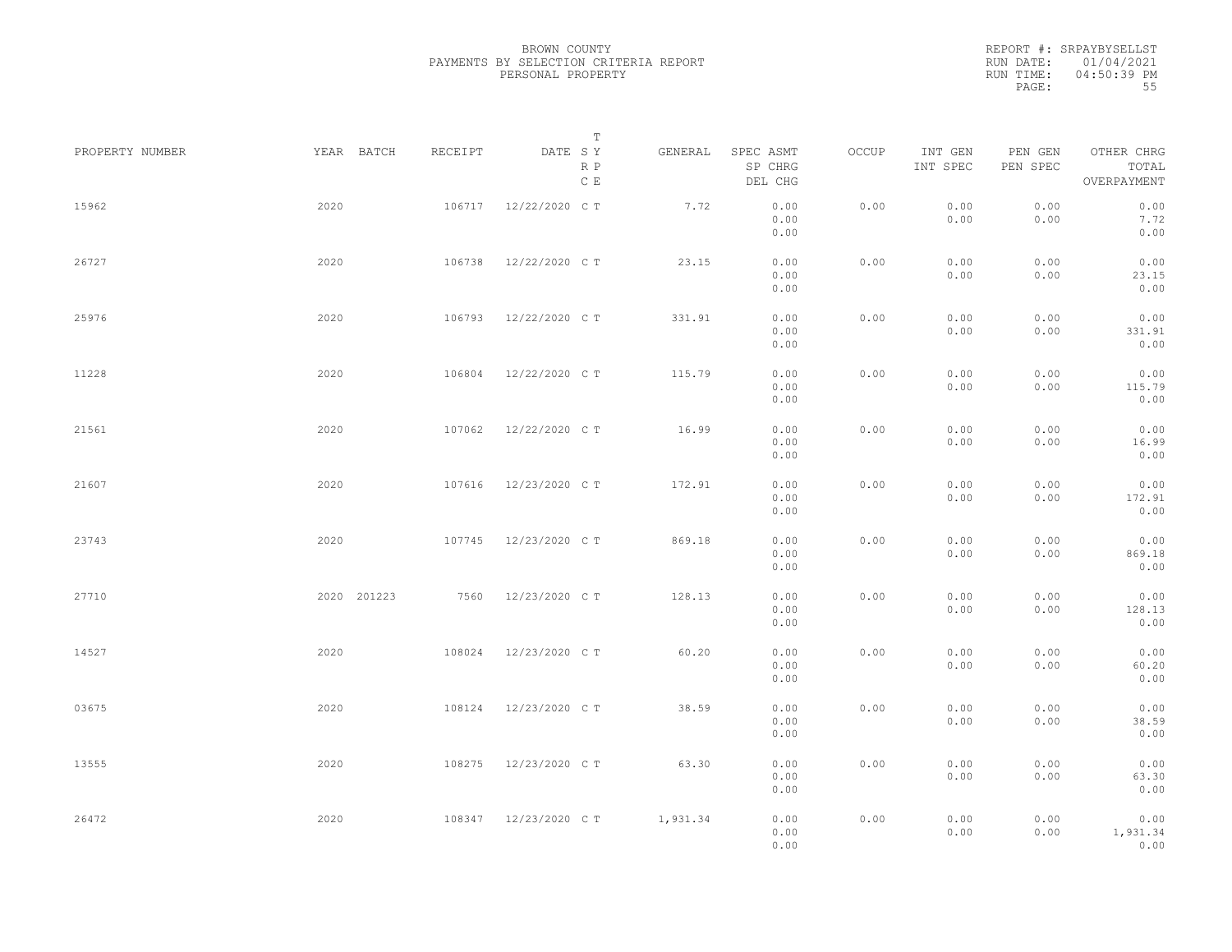BROWN COUNTY
PAYMENTS BY SELECTION CRITERIA REPORT
PERSONAL PROPERTY

REPORT #: SRPAYBYSELLST
RUN DATE: 01/04/2021
RUN TIME: 04:50:39 PM

| PROPERTY NUMBER | YEAR | BATCH | RECEIPT | DATE | T SY RP CE | GENERAL | SPEC ASMT SP CHRG DEL CHG | OCCUP | INT GEN INT SPEC | PEN GEN PEN SPEC | OTHER CHRG TOTAL OVERPAYMENT |
|---|---|---|---|---|---|---|---|---|---|---|---|
| 15962 | 2020 | | 106717 | 12/22/2020 | C T | 7.72 | 0.00 0.00 0.00 | 0.00 | 0.00 0.00 | 0.00 0.00 | 0.00 7.72 0.00 |
| 26727 | 2020 | | 106738 | 12/22/2020 | C T | 23.15 | 0.00 0.00 0.00 | 0.00 | 0.00 0.00 | 0.00 0.00 | 0.00 23.15 0.00 |
| 25976 | 2020 | | 106793 | 12/22/2020 | C T | 331.91 | 0.00 0.00 0.00 | 0.00 | 0.00 0.00 | 0.00 0.00 | 0.00 331.91 0.00 |
| 11228 | 2020 | | 106804 | 12/22/2020 | C T | 115.79 | 0.00 0.00 0.00 | 0.00 | 0.00 0.00 | 0.00 0.00 | 0.00 115.79 0.00 |
| 21561 | 2020 | | 107062 | 12/22/2020 | C T | 16.99 | 0.00 0.00 0.00 | 0.00 | 0.00 0.00 | 0.00 0.00 | 0.00 16.99 0.00 |
| 21607 | 2020 | | 107616 | 12/23/2020 | C T | 172.91 | 0.00 0.00 0.00 | 0.00 | 0.00 0.00 | 0.00 0.00 | 0.00 172.91 0.00 |
| 23743 | 2020 | | 107745 | 12/23/2020 | C T | 869.18 | 0.00 0.00 0.00 | 0.00 | 0.00 0.00 | 0.00 0.00 | 0.00 869.18 0.00 |
| 27710 | 2020 | 201223 | 7560 | 12/23/2020 | C T | 128.13 | 0.00 0.00 0.00 | 0.00 | 0.00 0.00 | 0.00 0.00 | 0.00 128.13 0.00 |
| 14527 | 2020 | | 108024 | 12/23/2020 | C T | 60.20 | 0.00 0.00 0.00 | 0.00 | 0.00 0.00 | 0.00 0.00 | 0.00 60.20 0.00 |
| 03675 | 2020 | | 108124 | 12/23/2020 | C T | 38.59 | 0.00 0.00 0.00 | 0.00 | 0.00 0.00 | 0.00 0.00 | 0.00 38.59 0.00 |
| 13555 | 2020 | | 108275 | 12/23/2020 | C T | 63.30 | 0.00 0.00 0.00 | 0.00 | 0.00 0.00 | 0.00 0.00 | 0.00 63.30 0.00 |
| 26472 | 2020 | | 108347 | 12/23/2020 | C T | 1,931.34 | 0.00 0.00 0.00 | 0.00 | 0.00 0.00 | 0.00 0.00 | 0.00 1,931.34 0.00 |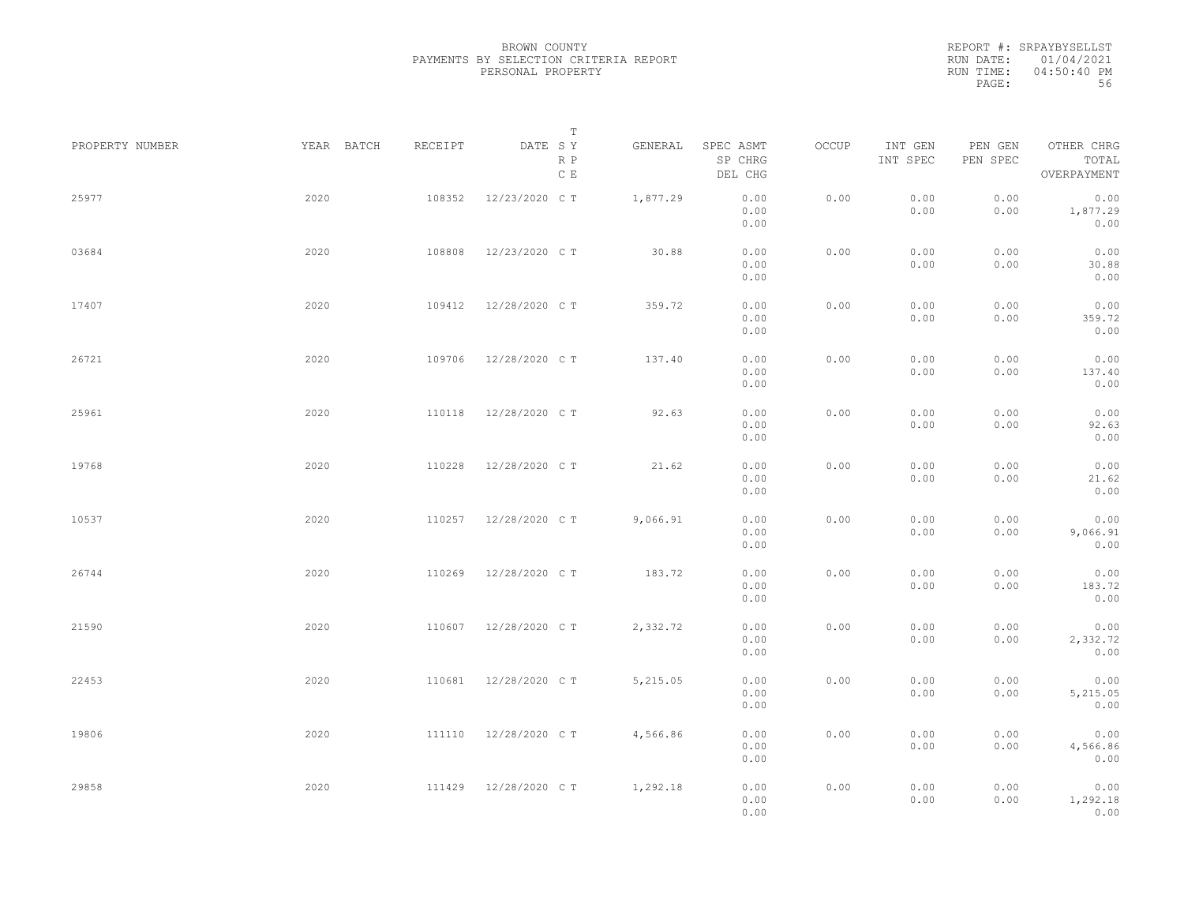BROWN COUNTY
PAYMENTS BY SELECTION CRITERIA REPORT
PERSONAL PROPERTY

REPORT #: SRPAYBYSELLST
RUN DATE: 01/04/2021
RUN TIME: 04:50:40 PM

| PROPERTY NUMBER | YEAR | BATCH | RECEIPT | DATE | T S Y R P C E | GENERAL | SPEC ASMT / SP CHRG / DEL CHG | OCCUP | INT GEN / INT SPEC | PEN GEN / PEN SPEC | OTHER CHRG / TOTAL / OVERPAYMENT |
|---|---|---|---|---|---|---|---|---|---|---|---|
| 25977 | 2020 | | 108352 | 12/23/2020 | C T | 1,877.29 | 0.00 / 0.00 / 0.00 | 0.00 | 0.00 / 0.00 | 0.00 / 0.00 | 0.00 / 1,877.29 / 0.00 |
| 03684 | 2020 | | 108808 | 12/23/2020 | C T | 30.88 | 0.00 / 0.00 / 0.00 | 0.00 | 0.00 / 0.00 | 0.00 / 0.00 | 0.00 / 30.88 / 0.00 |
| 17407 | 2020 | | 109412 | 12/28/2020 | C T | 359.72 | 0.00 / 0.00 / 0.00 | 0.00 | 0.00 / 0.00 | 0.00 / 0.00 | 0.00 / 359.72 / 0.00 |
| 26721 | 2020 | | 109706 | 12/28/2020 | C T | 137.40 | 0.00 / 0.00 / 0.00 | 0.00 | 0.00 / 0.00 | 0.00 / 0.00 | 0.00 / 137.40 / 0.00 |
| 25961 | 2020 | | 110118 | 12/28/2020 | C T | 92.63 | 0.00 / 0.00 / 0.00 | 0.00 | 0.00 / 0.00 | 0.00 / 0.00 | 0.00 / 92.63 / 0.00 |
| 19768 | 2020 | | 110228 | 12/28/2020 | C T | 21.62 | 0.00 / 0.00 / 0.00 | 0.00 | 0.00 / 0.00 | 0.00 / 0.00 | 0.00 / 21.62 / 0.00 |
| 10537 | 2020 | | 110257 | 12/28/2020 | C T | 9,066.91 | 0.00 / 0.00 / 0.00 | 0.00 | 0.00 / 0.00 | 0.00 / 0.00 | 0.00 / 9,066.91 / 0.00 |
| 26744 | 2020 | | 110269 | 12/28/2020 | C T | 183.72 | 0.00 / 0.00 / 0.00 | 0.00 | 0.00 / 0.00 | 0.00 / 0.00 | 0.00 / 183.72 / 0.00 |
| 21590 | 2020 | | 110607 | 12/28/2020 | C T | 2,332.72 | 0.00 / 0.00 / 0.00 | 0.00 | 0.00 / 0.00 | 0.00 / 0.00 | 0.00 / 2,332.72 / 0.00 |
| 22453 | 2020 | | 110681 | 12/28/2020 | C T | 5,215.05 | 0.00 / 0.00 / 0.00 | 0.00 | 0.00 / 0.00 | 0.00 / 0.00 | 0.00 / 5,215.05 / 0.00 |
| 19806 | 2020 | | 111110 | 12/28/2020 | C T | 4,566.86 | 0.00 / 0.00 / 0.00 | 0.00 | 0.00 / 0.00 | 0.00 / 0.00 | 0.00 / 4,566.86 / 0.00 |
| 29858 | 2020 | | 111429 | 12/28/2020 | C T | 1,292.18 | 0.00 / 0.00 / 0.00 | 0.00 | 0.00 / 0.00 | 0.00 / 0.00 | 0.00 / 1,292.18 / 0.00 |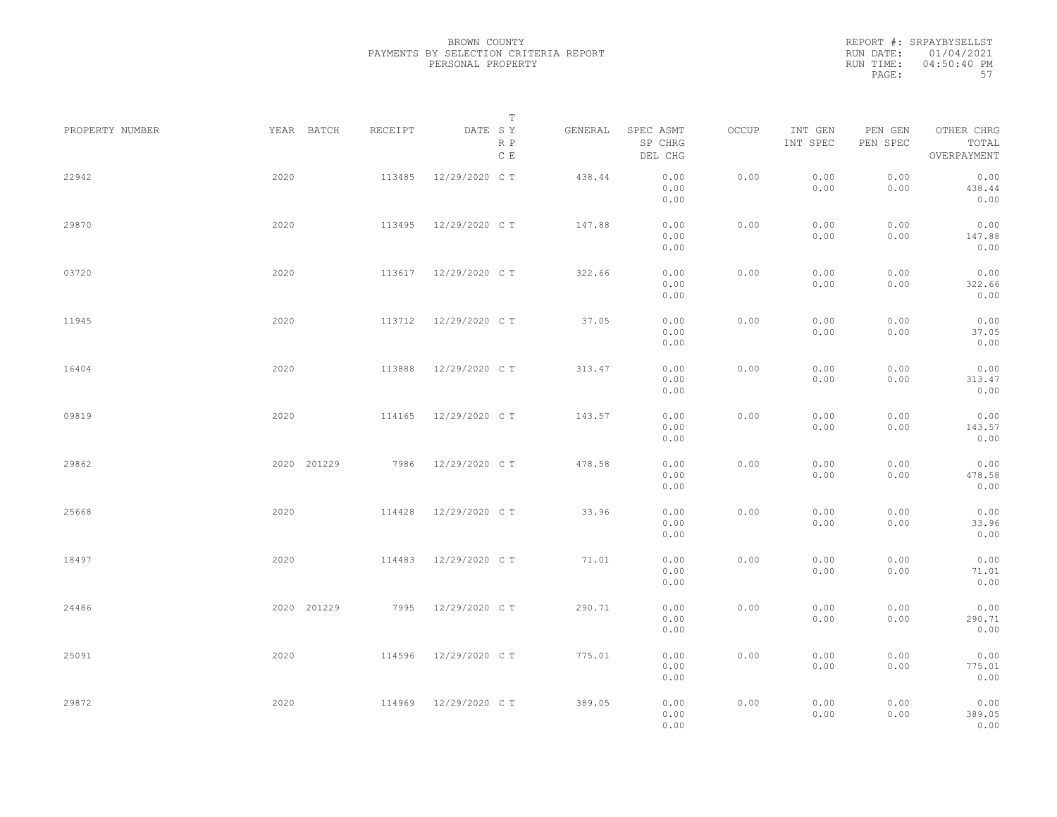BROWN COUNTY
PAYMENTS BY SELECTION CRITERIA REPORT
PERSONAL PROPERTY

REPORT #: SRPAYBYSELLST
RUN DATE: 01/04/2021
RUN TIME: 04:50:40 PM

| PROPERTY NUMBER | YEAR | BATCH | RECEIPT | DATE | T SY RP CE | GENERAL | SPEC ASMT / SP CHRG / DEL CHG | OCCUP | INT GEN / INT SPEC | PEN GEN / PEN SPEC | OTHER CHRG / TOTAL / OVERPAYMENT |
|---|---|---|---|---|---|---|---|---|---|---|---|
| 22942 | 2020 | | 113485 | 12/29/2020 | C T | 438.44 | 0.00 / 0.00 / 0.00 | 0.00 | 0.00 / 0.00 | 0.00 / 0.00 | 0.00 / 438.44 / 0.00 |
| 29870 | 2020 | | 113495 | 12/29/2020 | C T | 147.88 | 0.00 / 0.00 / 0.00 | 0.00 | 0.00 / 0.00 | 0.00 / 0.00 | 0.00 / 147.88 / 0.00 |
| 03720 | 2020 | | 113617 | 12/29/2020 | C T | 322.66 | 0.00 / 0.00 / 0.00 | 0.00 | 0.00 / 0.00 | 0.00 / 0.00 | 0.00 / 322.66 / 0.00 |
| 11945 | 2020 | | 113712 | 12/29/2020 | C T | 37.05 | 0.00 / 0.00 / 0.00 | 0.00 | 0.00 / 0.00 | 0.00 / 0.00 | 0.00 / 37.05 / 0.00 |
| 16404 | 2020 | | 113888 | 12/29/2020 | C T | 313.47 | 0.00 / 0.00 / 0.00 | 0.00 | 0.00 / 0.00 | 0.00 / 0.00 | 0.00 / 313.47 / 0.00 |
| 09819 | 2020 | | 114165 | 12/29/2020 | C T | 143.57 | 0.00 / 0.00 / 0.00 | 0.00 | 0.00 / 0.00 | 0.00 / 0.00 | 0.00 / 143.57 / 0.00 |
| 29862 | 2020 | 201229 | 7986 | 12/29/2020 | C T | 478.58 | 0.00 / 0.00 / 0.00 | 0.00 | 0.00 / 0.00 | 0.00 / 0.00 | 0.00 / 478.58 / 0.00 |
| 25668 | 2020 | | 114428 | 12/29/2020 | C T | 33.96 | 0.00 / 0.00 / 0.00 | 0.00 | 0.00 / 0.00 | 0.00 / 0.00 | 0.00 / 33.96 / 0.00 |
| 18497 | 2020 | | 114483 | 12/29/2020 | C T | 71.01 | 0.00 / 0.00 / 0.00 | 0.00 | 0.00 / 0.00 | 0.00 / 0.00 | 0.00 / 71.01 / 0.00 |
| 24486 | 2020 | 201229 | 7995 | 12/29/2020 | C T | 290.71 | 0.00 / 0.00 / 0.00 | 0.00 | 0.00 / 0.00 | 0.00 / 0.00 | 0.00 / 290.71 / 0.00 |
| 25091 | 2020 | | 114596 | 12/29/2020 | C T | 775.01 | 0.00 / 0.00 / 0.00 | 0.00 | 0.00 / 0.00 | 0.00 / 0.00 | 0.00 / 775.01 / 0.00 |
| 29872 | 2020 | | 114969 | 12/29/2020 | C T | 389.05 | 0.00 / 0.00 / 0.00 | 0.00 | 0.00 / 0.00 | 0.00 / 0.00 | 0.00 / 389.05 / 0.00 |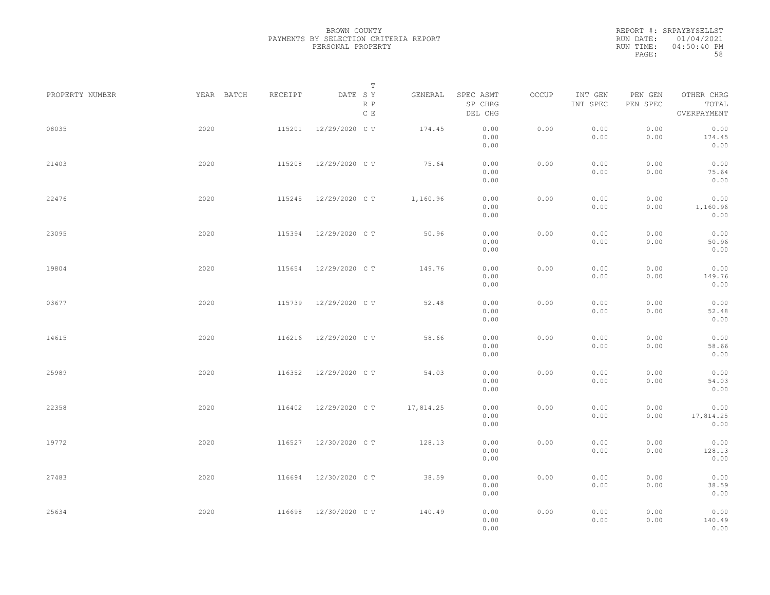BROWN COUNTY
PAYMENTS BY SELECTION CRITERIA REPORT
PERSONAL PROPERTY

REPORT #: SRPAYBYSELLST
RUN DATE: 01/04/2021
RUN TIME: 04:50:40 PM

| PROPERTY NUMBER | YEAR | BATCH | RECEIPT | DATE | T SY RP CE | GENERAL | SPEC ASMT / SP CHRG / DEL CHG | OCCUP | INT GEN / INT SPEC | PEN GEN / PEN SPEC | OTHER CHRG / TOTAL / OVERPAYMENT |
|---|---|---|---|---|---|---|---|---|---|---|---|
| 08035 | 2020 | | 115201 | 12/29/2020 | C T | 174.45 | 0.00 / 0.00 / 0.00 | 0.00 | 0.00 / 0.00 | 0.00 / 0.00 | 0.00 / 174.45 / 0.00 |
| 21403 | 2020 | | 115208 | 12/29/2020 | C T | 75.64 | 0.00 / 0.00 / 0.00 | 0.00 | 0.00 / 0.00 | 0.00 / 0.00 | 0.00 / 75.64 / 0.00 |
| 22476 | 2020 | | 115245 | 12/29/2020 | C T | 1,160.96 | 0.00 / 0.00 / 0.00 | 0.00 | 0.00 / 0.00 | 0.00 / 0.00 | 0.00 / 1,160.96 / 0.00 |
| 23095 | 2020 | | 115394 | 12/29/2020 | C T | 50.96 | 0.00 / 0.00 / 0.00 | 0.00 | 0.00 / 0.00 | 0.00 / 0.00 | 0.00 / 50.96 / 0.00 |
| 19804 | 2020 | | 115654 | 12/29/2020 | C T | 149.76 | 0.00 / 0.00 / 0.00 | 0.00 | 0.00 / 0.00 | 0.00 / 0.00 | 0.00 / 149.76 / 0.00 |
| 03677 | 2020 | | 115739 | 12/29/2020 | C T | 52.48 | 0.00 / 0.00 / 0.00 | 0.00 | 0.00 / 0.00 | 0.00 / 0.00 | 0.00 / 52.48 / 0.00 |
| 14615 | 2020 | | 116216 | 12/29/2020 | C T | 58.66 | 0.00 / 0.00 / 0.00 | 0.00 | 0.00 / 0.00 | 0.00 / 0.00 | 0.00 / 58.66 / 0.00 |
| 25989 | 2020 | | 116352 | 12/29/2020 | C T | 54.03 | 0.00 / 0.00 / 0.00 | 0.00 | 0.00 / 0.00 | 0.00 / 0.00 | 0.00 / 54.03 / 0.00 |
| 22358 | 2020 | | 116402 | 12/29/2020 | C T | 17,814.25 | 0.00 / 0.00 / 0.00 | 0.00 | 0.00 / 0.00 | 0.00 / 0.00 | 0.00 / 17,814.25 / 0.00 |
| 19772 | 2020 | | 116527 | 12/30/2020 | C T | 128.13 | 0.00 / 0.00 / 0.00 | 0.00 | 0.00 / 0.00 | 0.00 / 0.00 | 0.00 / 128.13 / 0.00 |
| 27483 | 2020 | | 116694 | 12/30/2020 | C T | 38.59 | 0.00 / 0.00 / 0.00 | 0.00 | 0.00 / 0.00 | 0.00 / 0.00 | 0.00 / 38.59 / 0.00 |
| 25634 | 2020 | | 116698 | 12/30/2020 | C T | 140.49 | 0.00 / 0.00 / 0.00 | 0.00 | 0.00 / 0.00 | 0.00 / 0.00 | 0.00 / 140.49 / 0.00 |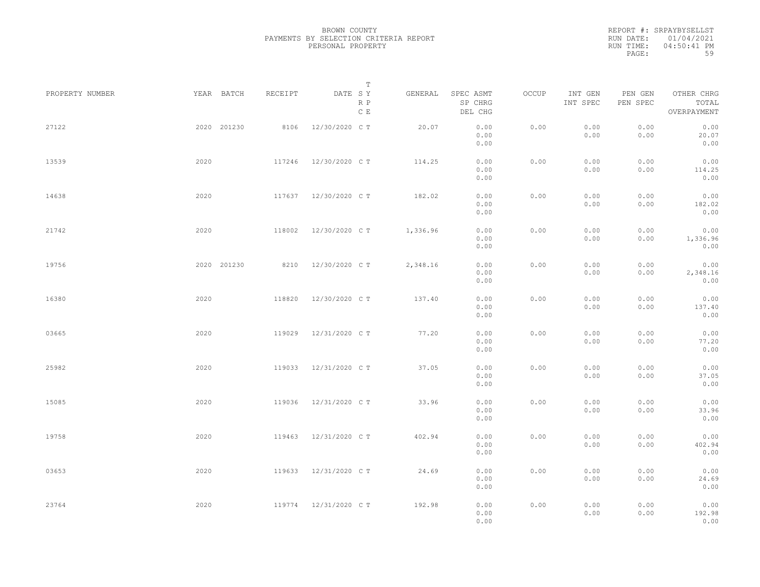BROWN COUNTY
PAYMENTS BY SELECTION CRITERIA REPORT
PERSONAL PROPERTY

REPORT #: SRPAYBYSELLST
RUN DATE: 01/04/2021
RUN TIME: 04:50:41 PM

| PROPERTY NUMBER | YEAR | BATCH | RECEIPT | DATE | T S Y R P C E | GENERAL | SPEC ASMT SP CHRG DEL CHG | OCCUP | INT GEN INT SPEC | PEN GEN PEN SPEC | OTHER CHRG TOTAL OVERPAYMENT |
|---|---|---|---|---|---|---|---|---|---|---|---|
| 27122 | 2020 | 201230 | 8106 | 12/30/2020 | C T | 20.07 | 0.00 0.00 0.00 | 0.00 | 0.00 0.00 | 0.00 0.00 | 0.00 20.07 0.00 |
| 13539 | 2020 | | 117246 | 12/30/2020 | C T | 114.25 | 0.00 0.00 0.00 | 0.00 | 0.00 0.00 | 0.00 0.00 | 0.00 114.25 0.00 |
| 14638 | 2020 | | 117637 | 12/30/2020 | C T | 182.02 | 0.00 0.00 0.00 | 0.00 | 0.00 0.00 | 0.00 0.00 | 0.00 182.02 0.00 |
| 21742 | 2020 | | 118002 | 12/30/2020 | C T | 1,336.96 | 0.00 0.00 0.00 | 0.00 | 0.00 0.00 | 0.00 0.00 | 0.00 1,336.96 0.00 |
| 19756 | 2020 | 201230 | 8210 | 12/30/2020 | C T | 2,348.16 | 0.00 0.00 0.00 | 0.00 | 0.00 0.00 | 0.00 0.00 | 0.00 2,348.16 0.00 |
| 16380 | 2020 | | 118820 | 12/30/2020 | C T | 137.40 | 0.00 0.00 0.00 | 0.00 | 0.00 0.00 | 0.00 0.00 | 0.00 137.40 0.00 |
| 03665 | 2020 | | 119029 | 12/31/2020 | C T | 77.20 | 0.00 0.00 0.00 | 0.00 | 0.00 0.00 | 0.00 0.00 | 0.00 77.20 0.00 |
| 25982 | 2020 | | 119033 | 12/31/2020 | C T | 37.05 | 0.00 0.00 0.00 | 0.00 | 0.00 0.00 | 0.00 0.00 | 0.00 37.05 0.00 |
| 15085 | 2020 | | 119036 | 12/31/2020 | C T | 33.96 | 0.00 0.00 0.00 | 0.00 | 0.00 0.00 | 0.00 0.00 | 0.00 33.96 0.00 |
| 19758 | 2020 | | 119463 | 12/31/2020 | C T | 402.94 | 0.00 0.00 0.00 | 0.00 | 0.00 0.00 | 0.00 0.00 | 0.00 402.94 0.00 |
| 03653 | 2020 | | 119633 | 12/31/2020 | C T | 24.69 | 0.00 0.00 0.00 | 0.00 | 0.00 0.00 | 0.00 0.00 | 0.00 24.69 0.00 |
| 23764 | 2020 | | 119774 | 12/31/2020 | C T | 192.98 | 0.00 0.00 0.00 | 0.00 | 0.00 0.00 | 0.00 0.00 | 0.00 192.98 0.00 |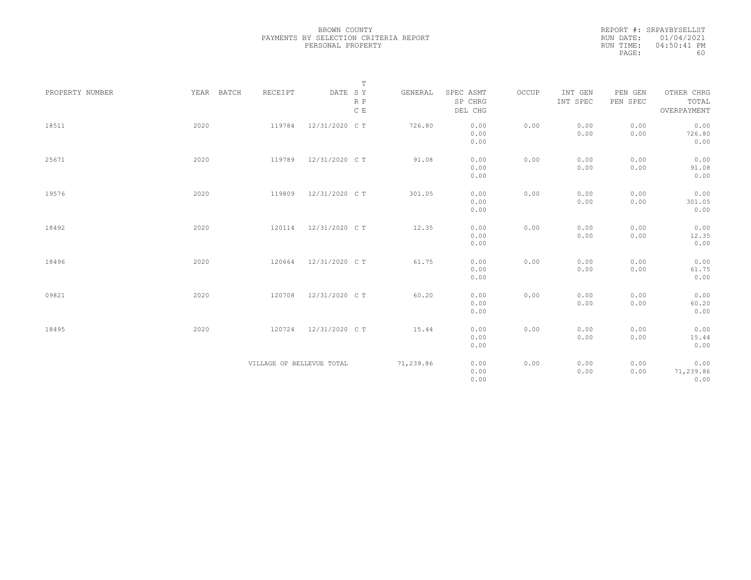BROWN COUNTY
PAYMENTS BY SELECTION CRITERIA REPORT
PERSONAL PROPERTY

REPORT #: SRPAYBYSELLST
RUN DATE: 01/04/2021
RUN TIME: 04:50:41 PM

| PROPERTY NUMBER | YEAR | BATCH | RECEIPT | DATE | T SY RP CE | GENERAL | SPEC ASMT / SP CHRG / DEL CHG | OCCUP | INT GEN / INT SPEC | PEN GEN / PEN SPEC | OTHER CHRG / TOTAL / OVERPAYMENT |
|---|---|---|---|---|---|---|---|---|---|---|---|
| 18511 | 2020 | | 119784 | 12/31/2020 | C T | 726.80 | 0.00 / 0.00 / 0.00 | 0.00 | 0.00 / 0.00 | 0.00 / 0.00 | 0.00 / 726.80 / 0.00 |
| 25671 | 2020 | | 119789 | 12/31/2020 | C T | 91.08 | 0.00 / 0.00 / 0.00 | 0.00 | 0.00 / 0.00 | 0.00 / 0.00 | 0.00 / 91.08 / 0.00 |
| 19576 | 2020 | | 119809 | 12/31/2020 | C T | 301.05 | 0.00 / 0.00 / 0.00 | 0.00 | 0.00 / 0.00 | 0.00 / 0.00 | 0.00 / 301.05 / 0.00 |
| 18492 | 2020 | | 120114 | 12/31/2020 | C T | 12.35 | 0.00 / 0.00 / 0.00 | 0.00 | 0.00 / 0.00 | 0.00 / 0.00 | 0.00 / 12.35 / 0.00 |
| 18496 | 2020 | | 120664 | 12/31/2020 | C T | 61.75 | 0.00 / 0.00 / 0.00 | 0.00 | 0.00 / 0.00 | 0.00 / 0.00 | 0.00 / 61.75 / 0.00 |
| 09821 | 2020 | | 120708 | 12/31/2020 | C T | 60.20 | 0.00 / 0.00 / 0.00 | 0.00 | 0.00 / 0.00 | 0.00 / 0.00 | 0.00 / 60.20 / 0.00 |
| 18495 | 2020 | | 120724 | 12/31/2020 | C T | 15.44 | 0.00 / 0.00 / 0.00 | 0.00 | 0.00 / 0.00 | 0.00 / 0.00 | 0.00 / 15.44 / 0.00 |
| | | | VILLAGE OF BELLEVUE TOTAL | | | 71,239.86 | 0.00 / 0.00 / 0.00 | 0.00 | 0.00 / 0.00 | 0.00 / 0.00 | 0.00 / 71,239.86 / 0.00 |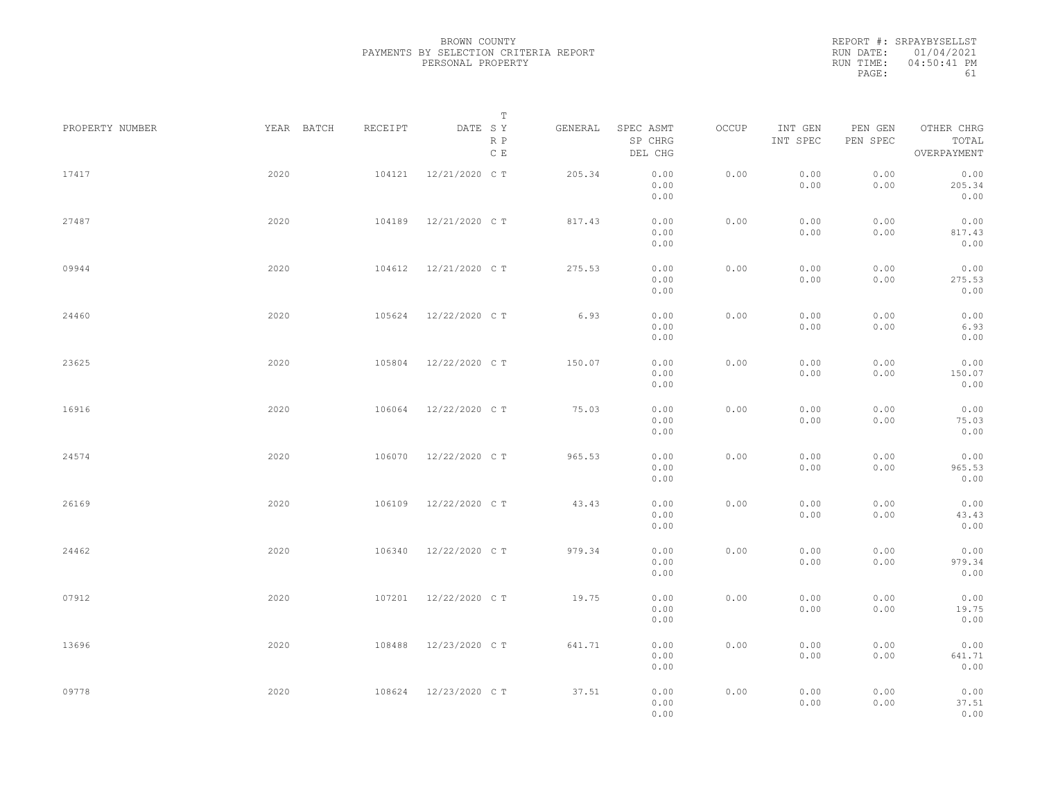BROWN COUNTY
PAYMENTS BY SELECTION CRITERIA REPORT
PERSONAL PROPERTY

REPORT #: SRPAYBYSELLST
RUN DATE: 01/04/2021
RUN TIME: 04:50:41 PM

| PROPERTY NUMBER | YEAR | BATCH | RECEIPT | DATE | T SY RP CE | GENERAL | SPEC ASMT / SP CHRG / DEL CHG | OCCUP | INT GEN / INT SPEC | PEN GEN / PEN SPEC | OTHER CHRG / TOTAL / OVERPAYMENT |
|---|---|---|---|---|---|---|---|---|---|---|---|
| 17417 | 2020 | | 104121 | 12/21/2020 | C T | 205.34 | 0.00 / 0.00 / 0.00 | 0.00 | 0.00 / 0.00 | 0.00 / 0.00 | 0.00 / 205.34 / 0.00 |
| 27487 | 2020 | | 104189 | 12/21/2020 | C T | 817.43 | 0.00 / 0.00 / 0.00 | 0.00 | 0.00 / 0.00 | 0.00 / 0.00 | 0.00 / 817.43 / 0.00 |
| 09944 | 2020 | | 104612 | 12/21/2020 | C T | 275.53 | 0.00 / 0.00 / 0.00 | 0.00 | 0.00 / 0.00 | 0.00 / 0.00 | 0.00 / 275.53 / 0.00 |
| 24460 | 2020 | | 105624 | 12/22/2020 | C T | 6.93 | 0.00 / 0.00 / 0.00 | 0.00 | 0.00 / 0.00 | 0.00 / 0.00 | 0.00 / 6.93 / 0.00 |
| 23625 | 2020 | | 105804 | 12/22/2020 | C T | 150.07 | 0.00 / 0.00 / 0.00 | 0.00 | 0.00 / 0.00 | 0.00 / 0.00 | 0.00 / 150.07 / 0.00 |
| 16916 | 2020 | | 106064 | 12/22/2020 | C T | 75.03 | 0.00 / 0.00 / 0.00 | 0.00 | 0.00 / 0.00 | 0.00 / 0.00 | 0.00 / 75.03 / 0.00 |
| 24574 | 2020 | | 106070 | 12/22/2020 | C T | 965.53 | 0.00 / 0.00 / 0.00 | 0.00 | 0.00 / 0.00 | 0.00 / 0.00 | 0.00 / 965.53 / 0.00 |
| 26169 | 2020 | | 106109 | 12/22/2020 | C T | 43.43 | 0.00 / 0.00 / 0.00 | 0.00 | 0.00 / 0.00 | 0.00 / 0.00 | 0.00 / 43.43 / 0.00 |
| 24462 | 2020 | | 106340 | 12/22/2020 | C T | 979.34 | 0.00 / 0.00 / 0.00 | 0.00 | 0.00 / 0.00 | 0.00 / 0.00 | 0.00 / 979.34 / 0.00 |
| 07912 | 2020 | | 107201 | 12/22/2020 | C T | 19.75 | 0.00 / 0.00 / 0.00 | 0.00 | 0.00 / 0.00 | 0.00 / 0.00 | 0.00 / 19.75 / 0.00 |
| 13696 | 2020 | | 108488 | 12/23/2020 | C T | 641.71 | 0.00 / 0.00 / 0.00 | 0.00 | 0.00 / 0.00 | 0.00 / 0.00 | 0.00 / 641.71 / 0.00 |
| 09778 | 2020 | | 108624 | 12/23/2020 | C T | 37.51 | 0.00 / 0.00 / 0.00 | 0.00 | 0.00 / 0.00 | 0.00 / 0.00 | 0.00 / 37.51 / 0.00 |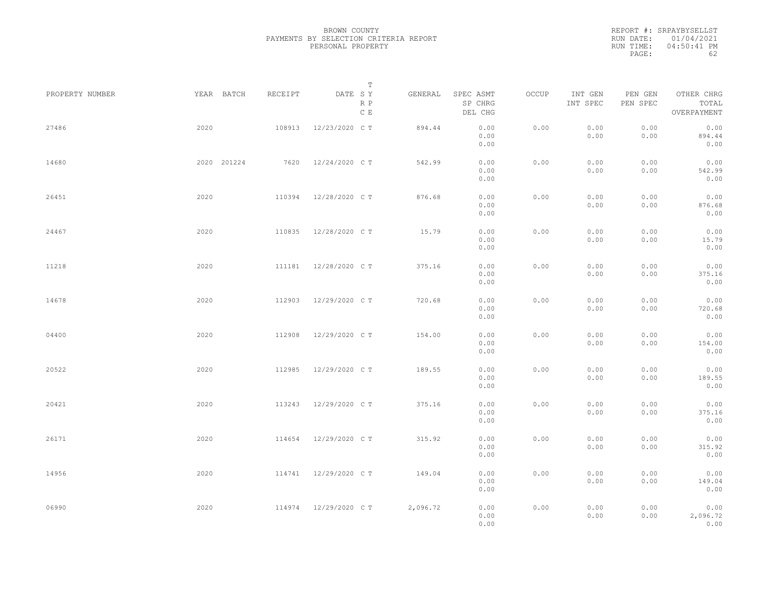BROWN COUNTY
PAYMENTS BY SELECTION CRITERIA REPORT
PERSONAL PROPERTY

REPORT #: SRPAYBYSELLST
RUN DATE: 01/04/2021
RUN TIME: 04:50:41 PM

| PROPERTY NUMBER | YEAR | BATCH | RECEIPT | DATE | T SY RP CE | GENERAL | SPEC ASMT / SP CHRG / DEL CHG | OCCUP | INT GEN / INT SPEC | PEN GEN / PEN SPEC | OTHER CHRG / TOTAL / OVERPAYMENT |
|---|---|---|---|---|---|---|---|---|---|---|---|
| 27486 | 2020 | | 108913 | 12/23/2020 | C T | 894.44 | 0.00 / 0.00 / 0.00 | 0.00 | 0.00 / 0.00 | 0.00 / 0.00 | 0.00 / 894.44 / 0.00 |
| 14680 | 2020 | 201224 | 7620 | 12/24/2020 | C T | 542.99 | 0.00 / 0.00 / 0.00 | 0.00 | 0.00 / 0.00 | 0.00 / 0.00 | 0.00 / 542.99 / 0.00 |
| 26451 | 2020 | | 110394 | 12/28/2020 | C T | 876.68 | 0.00 / 0.00 / 0.00 | 0.00 | 0.00 / 0.00 | 0.00 / 0.00 | 0.00 / 876.68 / 0.00 |
| 24467 | 2020 | | 110835 | 12/28/2020 | C T | 15.79 | 0.00 / 0.00 / 0.00 | 0.00 | 0.00 / 0.00 | 0.00 / 0.00 | 0.00 / 15.79 / 0.00 |
| 11218 | 2020 | | 111181 | 12/28/2020 | C T | 375.16 | 0.00 / 0.00 / 0.00 | 0.00 | 0.00 / 0.00 | 0.00 / 0.00 | 0.00 / 375.16 / 0.00 |
| 14678 | 2020 | | 112903 | 12/29/2020 | C T | 720.68 | 0.00 / 0.00 / 0.00 | 0.00 | 0.00 / 0.00 | 0.00 / 0.00 | 0.00 / 720.68 / 0.00 |
| 04400 | 2020 | | 112908 | 12/29/2020 | C T | 154.00 | 0.00 / 0.00 / 0.00 | 0.00 | 0.00 / 0.00 | 0.00 / 0.00 | 0.00 / 154.00 / 0.00 |
| 20522 | 2020 | | 112985 | 12/29/2020 | C T | 189.55 | 0.00 / 0.00 / 0.00 | 0.00 | 0.00 / 0.00 | 0.00 / 0.00 | 0.00 / 189.55 / 0.00 |
| 20421 | 2020 | | 113243 | 12/29/2020 | C T | 375.16 | 0.00 / 0.00 / 0.00 | 0.00 | 0.00 / 0.00 | 0.00 / 0.00 | 0.00 / 375.16 / 0.00 |
| 26171 | 2020 | | 114654 | 12/29/2020 | C T | 315.92 | 0.00 / 0.00 / 0.00 | 0.00 | 0.00 / 0.00 | 0.00 / 0.00 | 0.00 / 315.92 / 0.00 |
| 14956 | 2020 | | 114741 | 12/29/2020 | C T | 149.04 | 0.00 / 0.00 / 0.00 | 0.00 | 0.00 / 0.00 | 0.00 / 0.00 | 0.00 / 149.04 / 0.00 |
| 06990 | 2020 | | 114974 | 12/29/2020 | C T | 2,096.72 | 0.00 / 0.00 / 0.00 | 0.00 | 0.00 / 0.00 | 0.00 / 0.00 | 0.00 / 2,096.72 / 0.00 |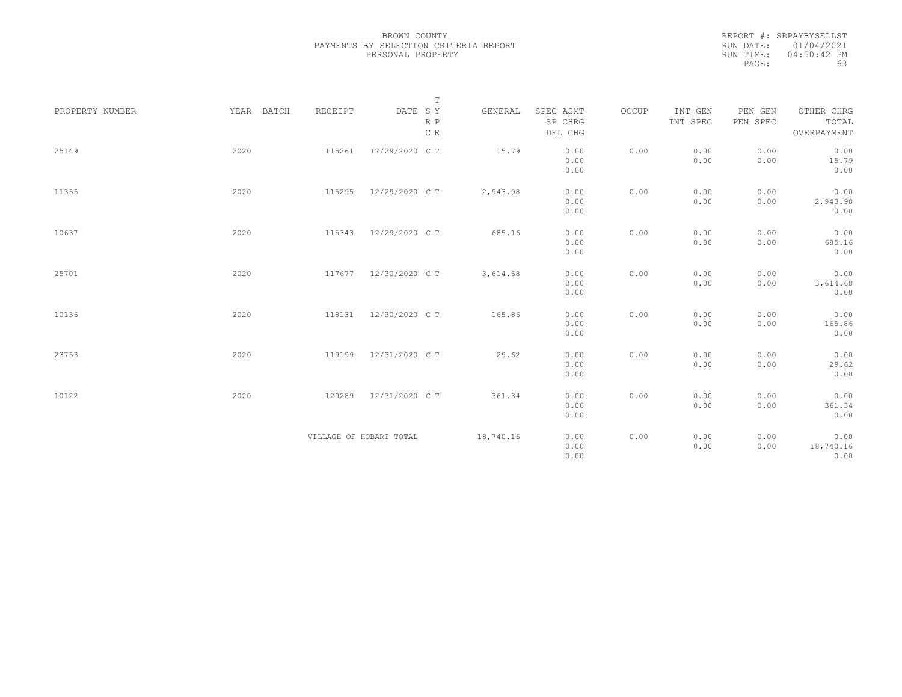BROWN COUNTY
PAYMENTS BY SELECTION CRITERIA REPORT
PERSONAL PROPERTY

REPORT #: SRPAYBYSELLST
RUN DATE: 01/04/2021
RUN TIME: 04:50:42 PM

| PROPERTY NUMBER | YEAR | BATCH | RECEIPT | DATE | T SY RP CE | GENERAL | SPEC ASMT / SP CHRG / DEL CHG | OCCUP | INT GEN / INT SPEC | PEN GEN / PEN SPEC | OTHER CHRG / TOTAL / OVERPAYMENT |
|---|---|---|---|---|---|---|---|---|---|---|---|
| 25149 | 2020 | | 115261 | 12/29/2020 | C T | 15.79 | 0.00 / 0.00 / 0.00 | 0.00 | 0.00 / 0.00 | 0.00 / 0.00 | 0.00 / 15.79 / 0.00 |
| 11355 | 2020 | | 115295 | 12/29/2020 | C T | 2,943.98 | 0.00 / 0.00 / 0.00 | 0.00 | 0.00 / 0.00 | 0.00 / 0.00 | 0.00 / 2,943.98 / 0.00 |
| 10637 | 2020 | | 115343 | 12/29/2020 | C T | 685.16 | 0.00 / 0.00 / 0.00 | 0.00 | 0.00 / 0.00 | 0.00 / 0.00 | 0.00 / 685.16 / 0.00 |
| 25701 | 2020 | | 117677 | 12/30/2020 | C T | 3,614.68 | 0.00 / 0.00 / 0.00 | 0.00 | 0.00 / 0.00 | 0.00 / 0.00 | 0.00 / 3,614.68 / 0.00 |
| 10136 | 2020 | | 118131 | 12/30/2020 | C T | 165.86 | 0.00 / 0.00 / 0.00 | 0.00 | 0.00 / 0.00 | 0.00 / 0.00 | 0.00 / 165.86 / 0.00 |
| 23753 | 2020 | | 119199 | 12/31/2020 | C T | 29.62 | 0.00 / 0.00 / 0.00 | 0.00 | 0.00 / 0.00 | 0.00 / 0.00 | 0.00 / 29.62 / 0.00 |
| 10122 | 2020 | | 120289 | 12/31/2020 | C T | 361.34 | 0.00 / 0.00 / 0.00 | 0.00 | 0.00 / 0.00 | 0.00 / 0.00 | 0.00 / 361.34 / 0.00 |
| | | | VILLAGE OF HOBART TOTAL | | | 18,740.16 | 0.00 / 0.00 / 0.00 | 0.00 | 0.00 / 0.00 | 0.00 / 0.00 | 0.00 / 18,740.16 / 0.00 |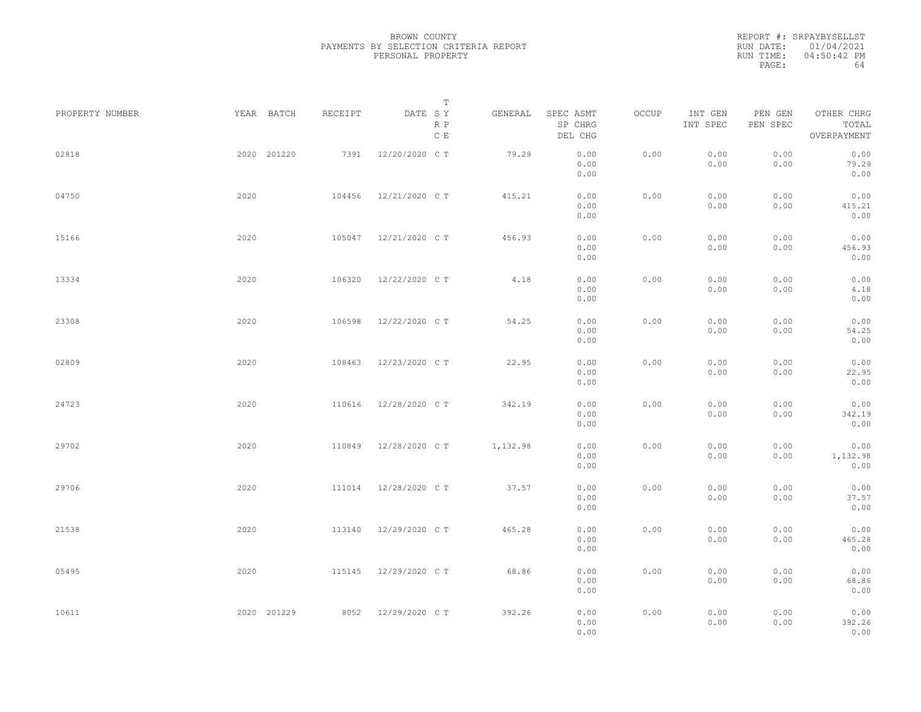BROWN COUNTY
PAYMENTS BY SELECTION CRITERIA REPORT
PERSONAL PROPERTY

REPORT #: SRPAYBYSELLST
RUN DATE: 01/04/2021
RUN TIME: 04:50:42 PM

| PROPERTY NUMBER | YEAR | BATCH | RECEIPT | DATE | T SY RP CE | GENERAL | SPEC ASMT / SP CHRG / DEL CHG | OCCUP | INT GEN / INT SPEC | PEN GEN / PEN SPEC | OTHER CHRG / TOTAL / OVERPAYMENT |
|---|---|---|---|---|---|---|---|---|---|---|---|
| 02818 | 2020 | 201220 | 7391 | 12/20/2020 | C T | 79.29 | 0.00 / 0.00 / 0.00 | 0.00 | 0.00 / 0.00 | 0.00 / 0.00 | 0.00 / 79.29 / 0.00 |
| 04750 | 2020 | | 104456 | 12/21/2020 | C T | 415.21 | 0.00 / 0.00 / 0.00 | 0.00 | 0.00 / 0.00 | 0.00 / 0.00 | 0.00 / 415.21 / 0.00 |
| 15166 | 2020 | | 105047 | 12/21/2020 | C T | 456.93 | 0.00 / 0.00 / 0.00 | 0.00 | 0.00 / 0.00 | 0.00 / 0.00 | 0.00 / 456.93 / 0.00 |
| 13334 | 2020 | | 106320 | 12/22/2020 | C T | 4.18 | 0.00 / 0.00 / 0.00 | 0.00 | 0.00 / 0.00 | 0.00 / 0.00 | 0.00 / 4.18 / 0.00 |
| 23308 | 2020 | | 106598 | 12/22/2020 | C T | 54.25 | 0.00 / 0.00 / 0.00 | 0.00 | 0.00 / 0.00 | 0.00 / 0.00 | 0.00 / 54.25 / 0.00 |
| 02809 | 2020 | | 108463 | 12/23/2020 | C T | 22.95 | 0.00 / 0.00 / 0.00 | 0.00 | 0.00 / 0.00 | 0.00 / 0.00 | 0.00 / 22.95 / 0.00 |
| 24723 | 2020 | | 110616 | 12/28/2020 | C T | 342.19 | 0.00 / 0.00 / 0.00 | 0.00 | 0.00 / 0.00 | 0.00 / 0.00 | 0.00 / 342.19 / 0.00 |
| 29702 | 2020 | | 110849 | 12/28/2020 | C T | 1,132.98 | 0.00 / 0.00 / 0.00 | 0.00 | 0.00 / 0.00 | 0.00 / 0.00 | 0.00 / 1,132.98 / 0.00 |
| 29706 | 2020 | | 111014 | 12/28/2020 | C T | 37.57 | 0.00 / 0.00 / 0.00 | 0.00 | 0.00 / 0.00 | 0.00 / 0.00 | 0.00 / 37.57 / 0.00 |
| 21538 | 2020 | | 113140 | 12/29/2020 | C T | 465.28 | 0.00 / 0.00 / 0.00 | 0.00 | 0.00 / 0.00 | 0.00 / 0.00 | 0.00 / 465.28 / 0.00 |
| 05495 | 2020 | | 115145 | 12/29/2020 | C T | 68.86 | 0.00 / 0.00 / 0.00 | 0.00 | 0.00 / 0.00 | 0.00 / 0.00 | 0.00 / 68.86 / 0.00 |
| 10611 | 2020 | 201229 | 8052 | 12/29/2020 | C T | 392.26 | 0.00 / 0.00 / 0.00 | 0.00 | 0.00 / 0.00 | 0.00 / 0.00 | 0.00 / 392.26 / 0.00 |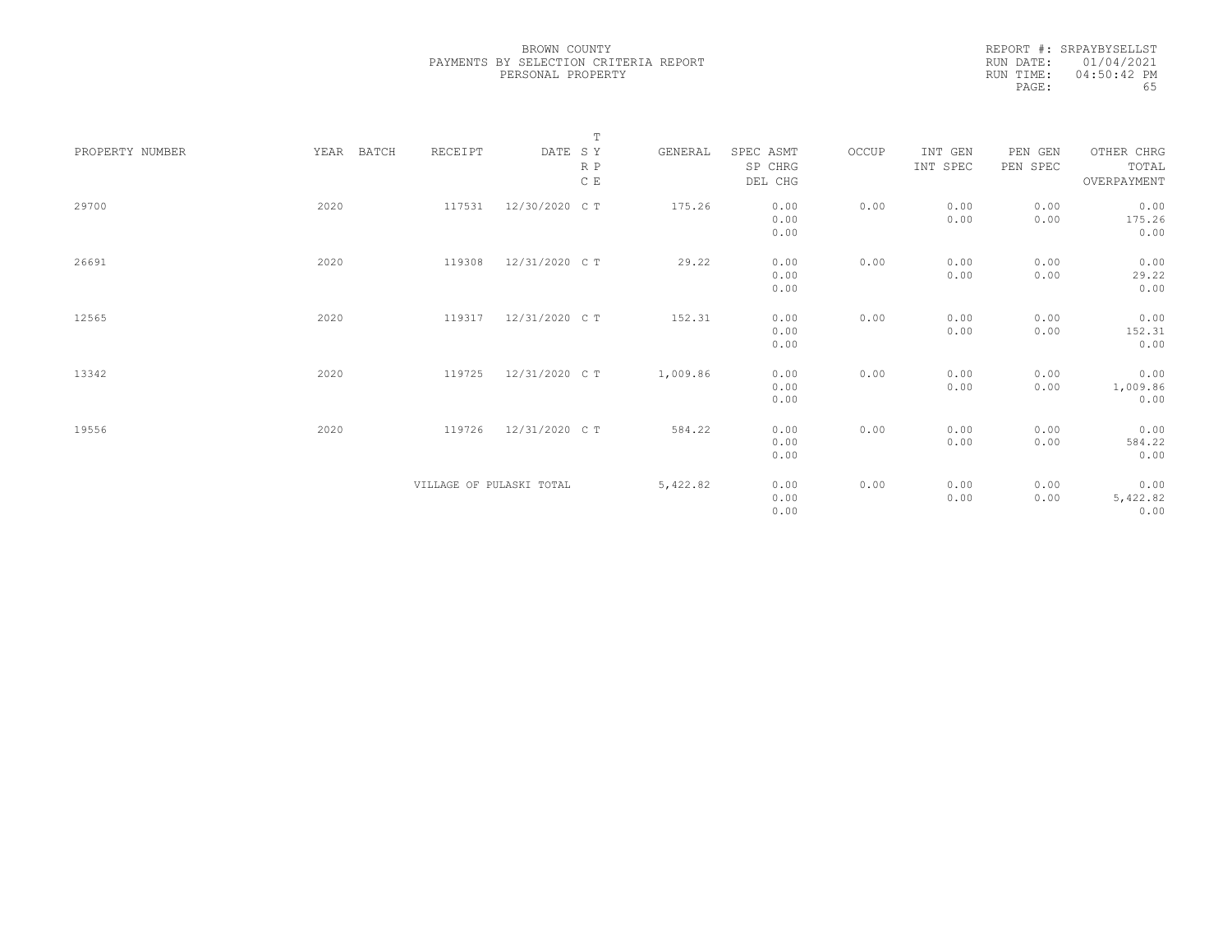BROWN COUNTY
PAYMENTS BY SELECTION CRITERIA REPORT
PERSONAL PROPERTY

REPORT #: SRPAYBYSELLST
RUN DATE: 01/04/2021
RUN TIME: 04:50:42 PM

| PROPERTY NUMBER | YEAR | BATCH | RECEIPT | DATE | T SY RP CE | GENERAL | SPEC ASMT / SP CHRG / DEL CHG | OCCUP | INT GEN / INT SPEC | PEN GEN / PEN SPEC | OTHER CHRG / TOTAL / OVERPAYMENT |
|---|---|---|---|---|---|---|---|---|---|---|---|
| 29700 | 2020 | | 117531 | 12/30/2020 | C T | 175.26 | 0.00 / 0.00 / 0.00 | 0.00 | 0.00 / 0.00 | 0.00 / 0.00 | 0.00 / 175.26 / 0.00 |
| 26691 | 2020 | | 119308 | 12/31/2020 | C T | 29.22 | 0.00 / 0.00 / 0.00 | 0.00 | 0.00 / 0.00 | 0.00 / 0.00 | 0.00 / 29.22 / 0.00 |
| 12565 | 2020 | | 119317 | 12/31/2020 | C T | 152.31 | 0.00 / 0.00 / 0.00 | 0.00 | 0.00 / 0.00 | 0.00 / 0.00 | 0.00 / 152.31 / 0.00 |
| 13342 | 2020 | | 119725 | 12/31/2020 | C T | 1,009.86 | 0.00 / 0.00 / 0.00 | 0.00 | 0.00 / 0.00 | 0.00 / 0.00 | 0.00 / 1,009.86 / 0.00 |
| 19556 | 2020 | | 119726 | 12/31/2020 | C T | 584.22 | 0.00 / 0.00 / 0.00 | 0.00 | 0.00 / 0.00 | 0.00 / 0.00 | 0.00 / 584.22 / 0.00 |
| | | | VILLAGE OF PULASKI TOTAL | | | 5,422.82 | 0.00 / 0.00 / 0.00 | 0.00 | 0.00 / 0.00 | 0.00 / 0.00 | 0.00 / 5,422.82 / 0.00 |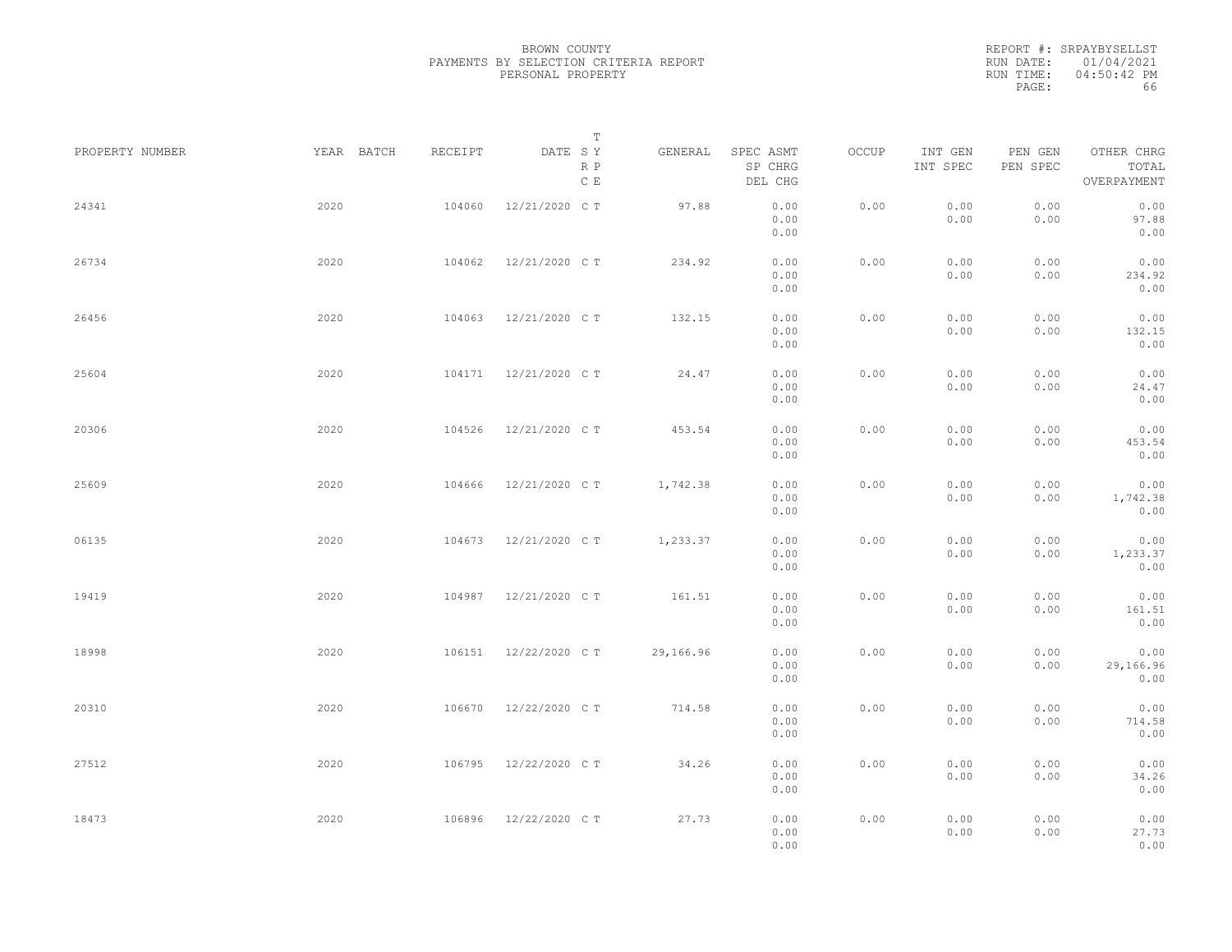BROWN COUNTY
PAYMENTS BY SELECTION CRITERIA REPORT
PERSONAL PROPERTY

REPORT #: SRPAYBYSELLST
RUN DATE: 01/04/2021
RUN TIME: 04:50:42 PM

| PROPERTY NUMBER | YEAR | BATCH | RECEIPT | DATE | T S Y R P C E | GENERAL | SPEC ASMT / SP CHRG / DEL CHG | OCCUP | INT GEN / INT SPEC | PEN GEN / PEN SPEC | OTHER CHRG / TOTAL / OVERPAYMENT |
|---|---|---|---|---|---|---|---|---|---|---|---|
| 24341 | 2020 | | 104060 | 12/21/2020 | C T | 97.88 | 0.00 / 0.00 / 0.00 | 0.00 | 0.00 / 0.00 | 0.00 / 0.00 | 0.00 / 97.88 / 0.00 |
| 26734 | 2020 | | 104062 | 12/21/2020 | C T | 234.92 | 0.00 / 0.00 / 0.00 | 0.00 | 0.00 / 0.00 | 0.00 / 0.00 | 0.00 / 234.92 / 0.00 |
| 26456 | 2020 | | 104063 | 12/21/2020 | C T | 132.15 | 0.00 / 0.00 / 0.00 | 0.00 | 0.00 / 0.00 | 0.00 / 0.00 | 0.00 / 132.15 / 0.00 |
| 25604 | 2020 | | 104171 | 12/21/2020 | C T | 24.47 | 0.00 / 0.00 / 0.00 | 0.00 | 0.00 / 0.00 | 0.00 / 0.00 | 0.00 / 24.47 / 0.00 |
| 20306 | 2020 | | 104526 | 12/21/2020 | C T | 453.54 | 0.00 / 0.00 / 0.00 | 0.00 | 0.00 / 0.00 | 0.00 / 0.00 | 0.00 / 453.54 / 0.00 |
| 25609 | 2020 | | 104666 | 12/21/2020 | C T | 1,742.38 | 0.00 / 0.00 / 0.00 | 0.00 | 0.00 / 0.00 | 0.00 / 0.00 | 0.00 / 1,742.38 / 0.00 |
| 06135 | 2020 | | 104673 | 12/21/2020 | C T | 1,233.37 | 0.00 / 0.00 / 0.00 | 0.00 | 0.00 / 0.00 | 0.00 / 0.00 | 0.00 / 1,233.37 / 0.00 |
| 19419 | 2020 | | 104987 | 12/21/2020 | C T | 161.51 | 0.00 / 0.00 / 0.00 | 0.00 | 0.00 / 0.00 | 0.00 / 0.00 | 0.00 / 161.51 / 0.00 |
| 18998 | 2020 | | 106151 | 12/22/2020 | C T | 29,166.96 | 0.00 / 0.00 / 0.00 | 0.00 | 0.00 / 0.00 | 0.00 / 0.00 | 0.00 / 29,166.96 / 0.00 |
| 20310 | 2020 | | 106670 | 12/22/2020 | C T | 714.58 | 0.00 / 0.00 / 0.00 | 0.00 | 0.00 / 0.00 | 0.00 / 0.00 | 0.00 / 714.58 / 0.00 |
| 27512 | 2020 | | 106795 | 12/22/2020 | C T | 34.26 | 0.00 / 0.00 / 0.00 | 0.00 | 0.00 / 0.00 | 0.00 / 0.00 | 0.00 / 34.26 / 0.00 |
| 18473 | 2020 | | 106896 | 12/22/2020 | C T | 27.73 | 0.00 / 0.00 / 0.00 | 0.00 | 0.00 / 0.00 | 0.00 / 0.00 | 0.00 / 27.73 / 0.00 |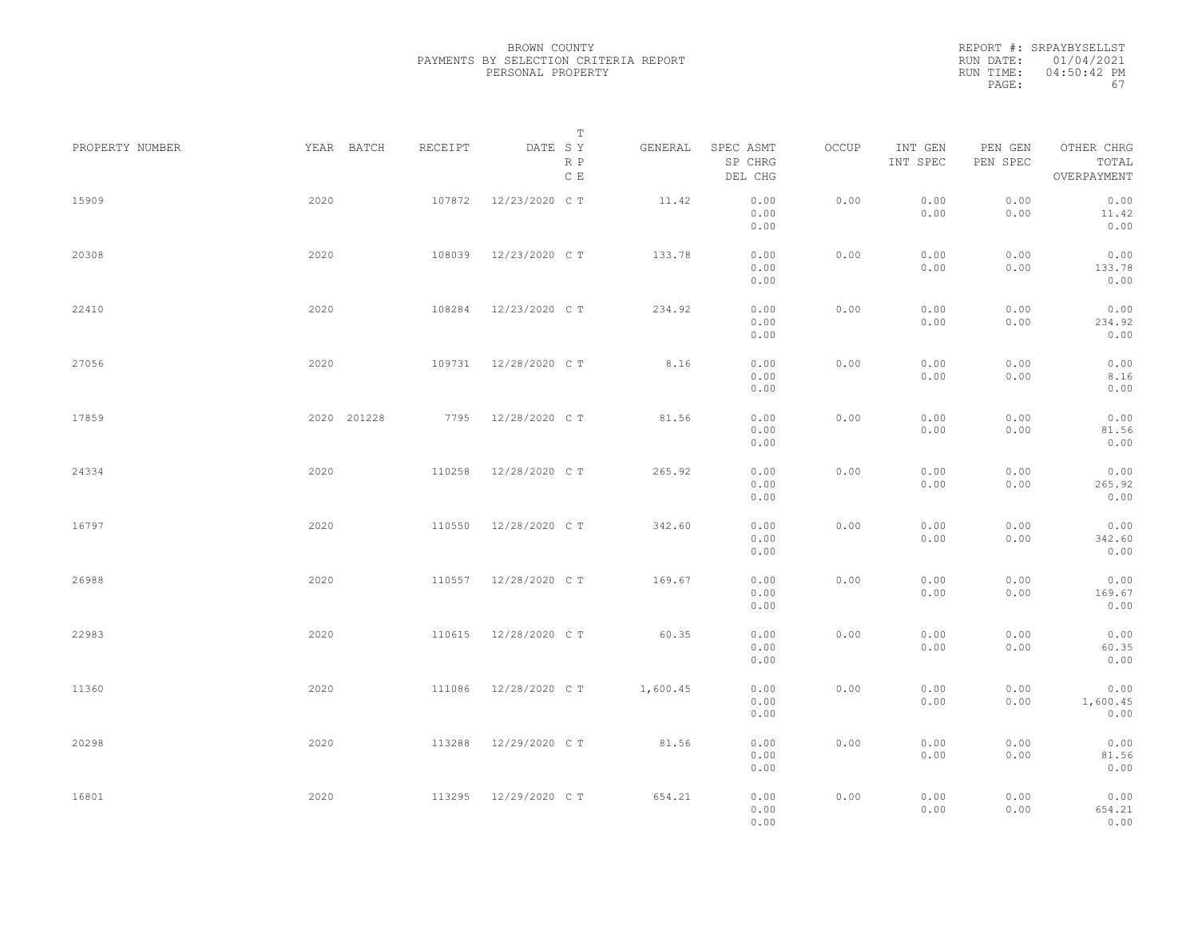BROWN COUNTY
PAYMENTS BY SELECTION CRITERIA REPORT
PERSONAL PROPERTY

REPORT #: SRPAYBYSELLST
RUN DATE: 01/04/2021
RUN TIME: 04:50:42 PM

| PROPERTY NUMBER | YEAR | BATCH | RECEIPT | DATE | T SY RP CE | GENERAL | SPEC ASMT / SP CHRG / DEL CHG | OCCUP | INT GEN / INT SPEC | PEN GEN / PEN SPEC | OTHER CHRG / TOTAL / OVERPAYMENT |
|---|---|---|---|---|---|---|---|---|---|---|---|
| 15909 | 2020 | | 107872 | 12/23/2020 | C T | 11.42 | 0.00 / 0.00 / 0.00 | 0.00 | 0.00 / 0.00 | 0.00 / 0.00 | 0.00 / 11.42 / 0.00 |
| 20308 | 2020 | | 108039 | 12/23/2020 | C T | 133.78 | 0.00 / 0.00 / 0.00 | 0.00 | 0.00 / 0.00 | 0.00 / 0.00 | 0.00 / 133.78 / 0.00 |
| 22410 | 2020 | | 108284 | 12/23/2020 | C T | 234.92 | 0.00 / 0.00 / 0.00 | 0.00 | 0.00 / 0.00 | 0.00 / 0.00 | 0.00 / 234.92 / 0.00 |
| 27056 | 2020 | | 109731 | 12/28/2020 | C T | 8.16 | 0.00 / 0.00 / 0.00 | 0.00 | 0.00 / 0.00 | 0.00 / 0.00 | 0.00 / 8.16 / 0.00 |
| 17859 | 2020 | 201228 | 7795 | 12/28/2020 | C T | 81.56 | 0.00 / 0.00 / 0.00 | 0.00 | 0.00 / 0.00 | 0.00 / 0.00 | 0.00 / 81.56 / 0.00 |
| 24334 | 2020 | | 110258 | 12/28/2020 | C T | 265.92 | 0.00 / 0.00 / 0.00 | 0.00 | 0.00 / 0.00 | 0.00 / 0.00 | 0.00 / 265.92 / 0.00 |
| 16797 | 2020 | | 110550 | 12/28/2020 | C T | 342.60 | 0.00 / 0.00 / 0.00 | 0.00 | 0.00 / 0.00 | 0.00 / 0.00 | 0.00 / 342.60 / 0.00 |
| 26988 | 2020 | | 110557 | 12/28/2020 | C T | 169.67 | 0.00 / 0.00 / 0.00 | 0.00 | 0.00 / 0.00 | 0.00 / 0.00 | 0.00 / 169.67 / 0.00 |
| 22983 | 2020 | | 110615 | 12/28/2020 | C T | 60.35 | 0.00 / 0.00 / 0.00 | 0.00 | 0.00 / 0.00 | 0.00 / 0.00 | 0.00 / 60.35 / 0.00 |
| 11360 | 2020 | | 111086 | 12/28/2020 | C T | 1,600.45 | 0.00 / 0.00 / 0.00 | 0.00 | 0.00 / 0.00 | 0.00 / 0.00 | 0.00 / 1,600.45 / 0.00 |
| 20298 | 2020 | | 113288 | 12/29/2020 | C T | 81.56 | 0.00 / 0.00 / 0.00 | 0.00 | 0.00 / 0.00 | 0.00 / 0.00 | 0.00 / 81.56 / 0.00 |
| 16801 | 2020 | | 113295 | 12/29/2020 | C T | 654.21 | 0.00 / 0.00 / 0.00 | 0.00 | 0.00 / 0.00 | 0.00 / 0.00 | 0.00 / 654.21 / 0.00 |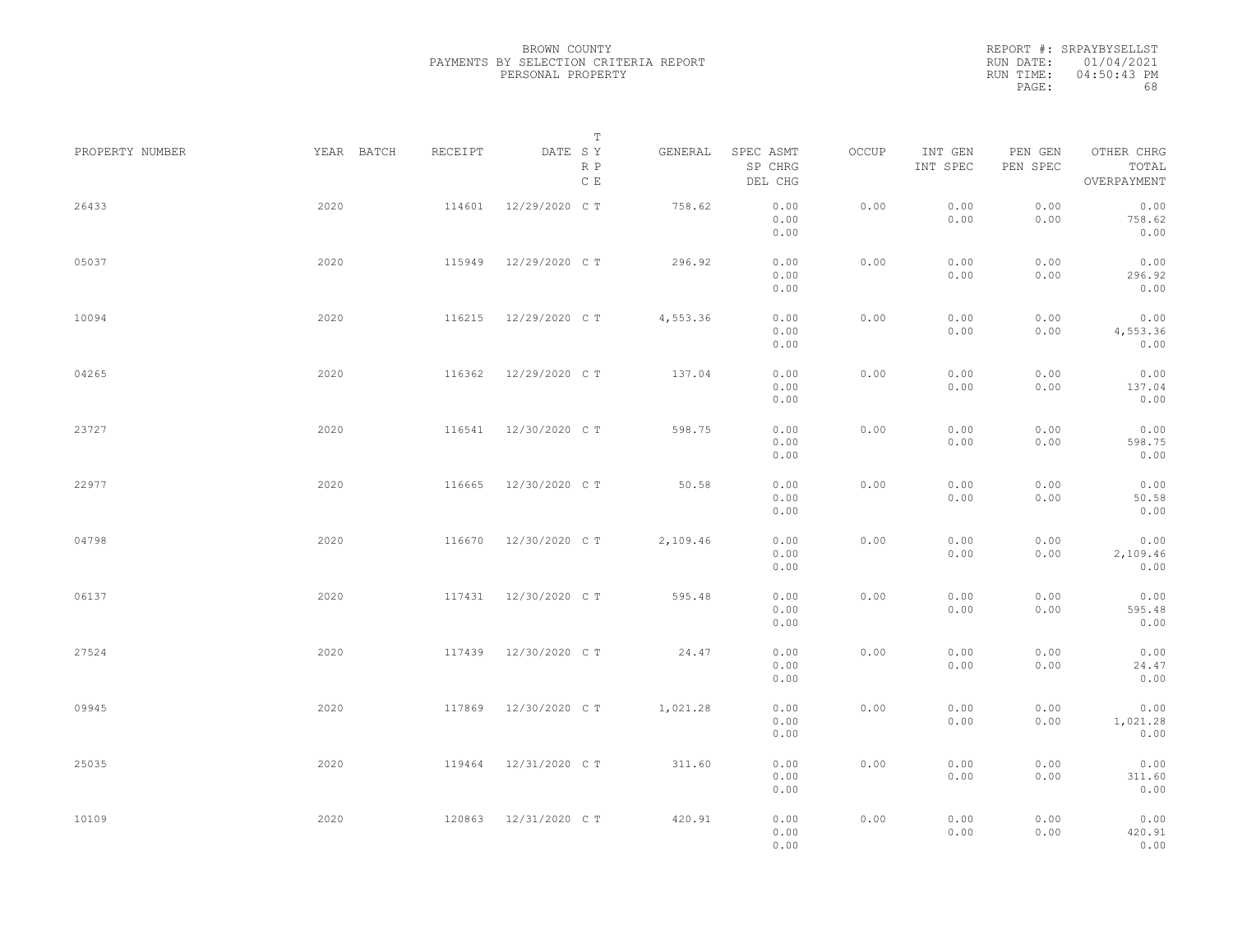BROWN COUNTY
PAYMENTS BY SELECTION CRITERIA REPORT
PERSONAL PROPERTY

REPORT #: SRPAYBYSELLST
RUN DATE: 01/04/2021
RUN TIME: 04:50:43 PM

| PROPERTY NUMBER | YEAR | BATCH | RECEIPT | DATE | T SY RP CE | GENERAL | SPEC ASMT / SP CHRG / DEL CHG | OCCUP | INT GEN / INT SPEC | PEN GEN / PEN SPEC | OTHER CHRG / TOTAL / OVERPAYMENT |
|---|---|---|---|---|---|---|---|---|---|---|---|
| 26433 | 2020 | | 114601 | 12/29/2020 | C T | 758.62 | 0.00 / 0.00 / 0.00 | 0.00 | 0.00 / 0.00 | 0.00 / 0.00 | 0.00 / 758.62 / 0.00 |
| 05037 | 2020 | | 115949 | 12/29/2020 | C T | 296.92 | 0.00 / 0.00 / 0.00 | 0.00 | 0.00 / 0.00 | 0.00 / 0.00 | 0.00 / 296.92 / 0.00 |
| 10094 | 2020 | | 116215 | 12/29/2020 | C T | 4,553.36 | 0.00 / 0.00 / 0.00 | 0.00 | 0.00 / 0.00 | 0.00 / 0.00 | 0.00 / 4,553.36 / 0.00 |
| 04265 | 2020 | | 116362 | 12/29/2020 | C T | 137.04 | 0.00 / 0.00 / 0.00 | 0.00 | 0.00 / 0.00 | 0.00 / 0.00 | 0.00 / 137.04 / 0.00 |
| 23727 | 2020 | | 116541 | 12/30/2020 | C T | 598.75 | 0.00 / 0.00 / 0.00 | 0.00 | 0.00 / 0.00 | 0.00 / 0.00 | 0.00 / 598.75 / 0.00 |
| 22977 | 2020 | | 116665 | 12/30/2020 | C T | 50.58 | 0.00 / 0.00 / 0.00 | 0.00 | 0.00 / 0.00 | 0.00 / 0.00 | 0.00 / 50.58 / 0.00 |
| 04798 | 2020 | | 116670 | 12/30/2020 | C T | 2,109.46 | 0.00 / 0.00 / 0.00 | 0.00 | 0.00 / 0.00 | 0.00 / 0.00 | 0.00 / 2,109.46 / 0.00 |
| 06137 | 2020 | | 117431 | 12/30/2020 | C T | 595.48 | 0.00 / 0.00 / 0.00 | 0.00 | 0.00 / 0.00 | 0.00 / 0.00 | 0.00 / 595.48 / 0.00 |
| 27524 | 2020 | | 117439 | 12/30/2020 | C T | 24.47 | 0.00 / 0.00 / 0.00 | 0.00 | 0.00 / 0.00 | 0.00 / 0.00 | 0.00 / 24.47 / 0.00 |
| 09945 | 2020 | | 117869 | 12/30/2020 | C T | 1,021.28 | 0.00 / 0.00 / 0.00 | 0.00 | 0.00 / 0.00 | 0.00 / 0.00 | 0.00 / 1,021.28 / 0.00 |
| 25035 | 2020 | | 119464 | 12/31/2020 | C T | 311.60 | 0.00 / 0.00 / 0.00 | 0.00 | 0.00 / 0.00 | 0.00 / 0.00 | 0.00 / 311.60 / 0.00 |
| 10109 | 2020 | | 120863 | 12/31/2020 | C T | 420.91 | 0.00 / 0.00 / 0.00 | 0.00 | 0.00 / 0.00 | 0.00 / 0.00 | 0.00 / 420.91 / 0.00 |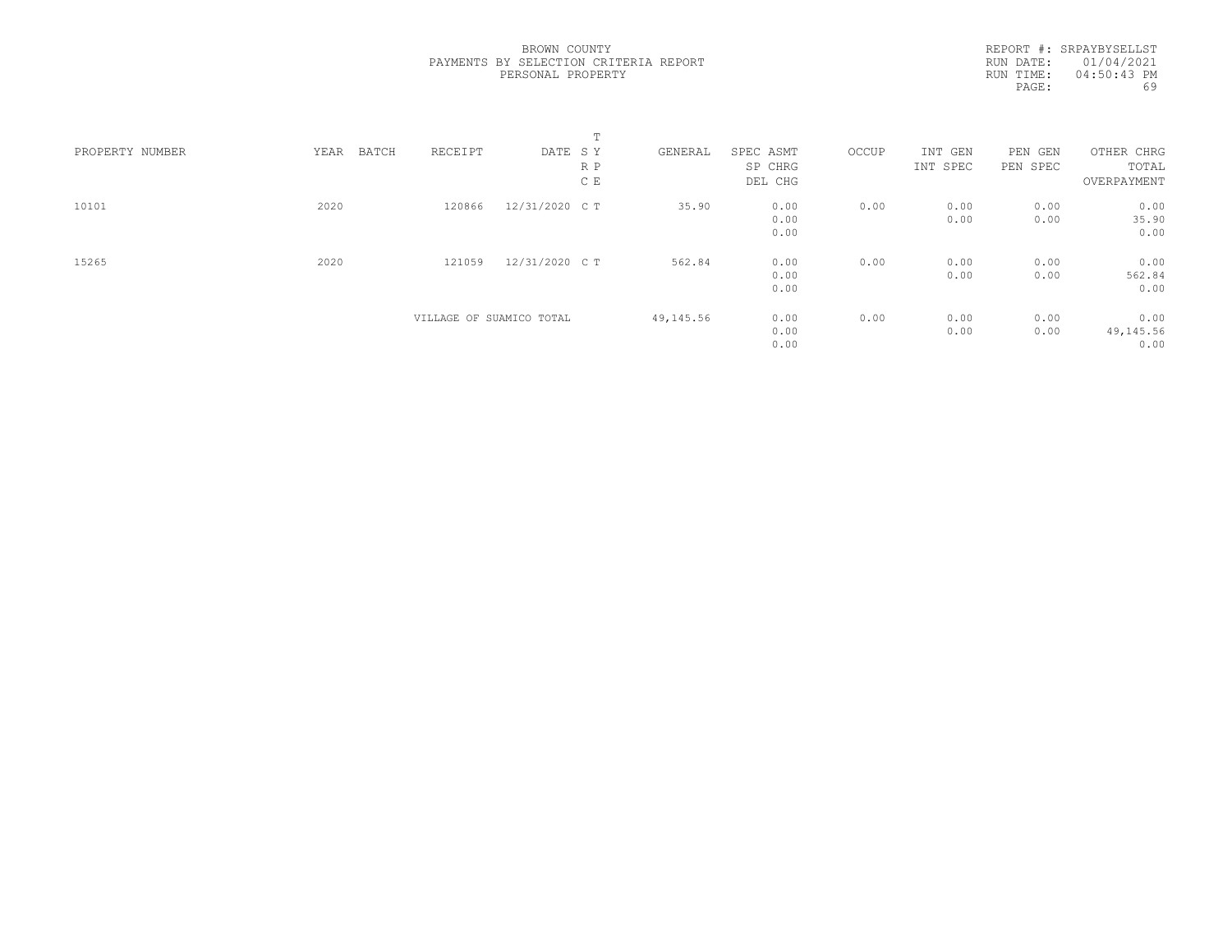BROWN COUNTY
PAYMENTS BY SELECTION CRITERIA REPORT
PERSONAL PROPERTY

REPORT #: SRPAYBYSELLST
RUN DATE: 01/04/2021
RUN TIME: 04:50:43 PM

| PROPERTY NUMBER | YEAR | BATCH | RECEIPT | DATE | T SY RP CE | GENERAL | SPEC ASMT<br>SP CHRG<br>DEL CHG | OCCUP | INT GEN<br>INT SPEC | PEN GEN<br>PEN SPEC | OTHER CHRG<br>TOTAL<br>OVERPAYMENT |
|---|---|---|---|---|---|---|---|---|---|---|---|
| 10101 | 2020 | | 120866 | 12/31/2020 | C T | 35.90 | 0.00<br>0.00<br>0.00 | 0.00 | 0.00<br>0.00 | 0.00<br>0.00 | 0.00<br>35.90<br>0.00 |
| 15265 | 2020 | | 121059 | 12/31/2020 | C T | 562.84 | 0.00<br>0.00<br>0.00 | 0.00 | 0.00<br>0.00 | 0.00<br>0.00 | 0.00<br>562.84<br>0.00 |
| | | | VILLAGE OF SUAMICO TOTAL | | | 49,145.56 | 0.00<br>0.00<br>0.00 | 0.00 | 0.00<br>0.00 | 0.00<br>0.00 | 0.00<br>49,145.56<br>0.00 |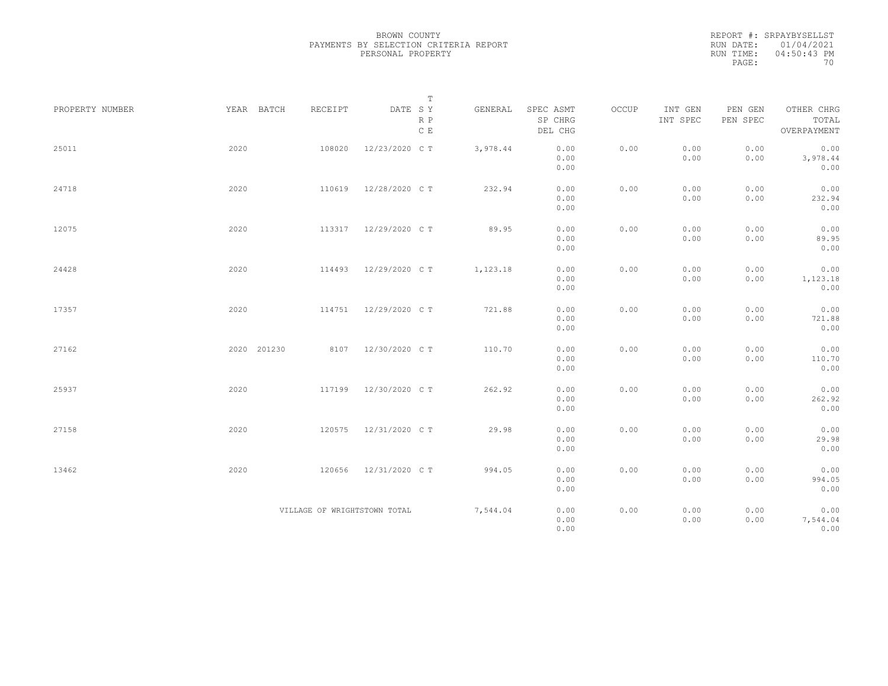BROWN COUNTY
PAYMENTS BY SELECTION CRITERIA REPORT
PERSONAL PROPERTY

REPORT #: SRPAYBYSELLST
RUN DATE: 01/04/2021
RUN TIME: 04:50:43 PM

| PROPERTY NUMBER | YEAR | BATCH | RECEIPT | DATE | T SY RP CE | GENERAL | SPEC ASMT / SP CHRG / DEL CHG | OCCUP | INT GEN / INT SPEC | PEN GEN / PEN SPEC | OTHER CHRG / TOTAL / OVERPAYMENT |
|---|---|---|---|---|---|---|---|---|---|---|---|
| 25011 | 2020 | | 108020 | 12/23/2020 | C T | 3,978.44 | 0.00 / 0.00 / 0.00 | 0.00 | 0.00 / 0.00 | 0.00 / 0.00 | 0.00 / 3,978.44 / 0.00 |
| 24718 | 2020 | | 110619 | 12/28/2020 | C T | 232.94 | 0.00 / 0.00 / 0.00 | 0.00 | 0.00 / 0.00 | 0.00 / 0.00 | 0.00 / 232.94 / 0.00 |
| 12075 | 2020 | | 113317 | 12/29/2020 | C T | 89.95 | 0.00 / 0.00 / 0.00 | 0.00 | 0.00 / 0.00 | 0.00 / 0.00 | 0.00 / 89.95 / 0.00 |
| 24428 | 2020 | | 114493 | 12/29/2020 | C T | 1,123.18 | 0.00 / 0.00 / 0.00 | 0.00 | 0.00 / 0.00 | 0.00 / 0.00 | 0.00 / 1,123.18 / 0.00 |
| 17357 | 2020 | | 114751 | 12/29/2020 | C T | 721.88 | 0.00 / 0.00 / 0.00 | 0.00 | 0.00 / 0.00 | 0.00 / 0.00 | 0.00 / 721.88 / 0.00 |
| 27162 | 2020 | 201230 | 8107 | 12/30/2020 | C T | 110.70 | 0.00 / 0.00 / 0.00 | 0.00 | 0.00 / 0.00 | 0.00 / 0.00 | 0.00 / 110.70 / 0.00 |
| 25937 | 2020 | | 117199 | 12/30/2020 | C T | 262.92 | 0.00 / 0.00 / 0.00 | 0.00 | 0.00 / 0.00 | 0.00 / 0.00 | 0.00 / 262.92 / 0.00 |
| 27158 | 2020 | | 120575 | 12/31/2020 | C T | 29.98 | 0.00 / 0.00 / 0.00 | 0.00 | 0.00 / 0.00 | 0.00 / 0.00 | 0.00 / 29.98 / 0.00 |
| 13462 | 2020 | | 120656 | 12/31/2020 | C T | 994.05 | 0.00 / 0.00 / 0.00 | 0.00 | 0.00 / 0.00 | 0.00 / 0.00 | 0.00 / 994.05 / 0.00 |
| | | | VILLAGE OF WRIGHTSTOWN TOTAL | | | 7,544.04 | 0.00 / 0.00 / 0.00 | 0.00 | 0.00 / 0.00 | 0.00 / 0.00 | 0.00 / 7,544.04 / 0.00 |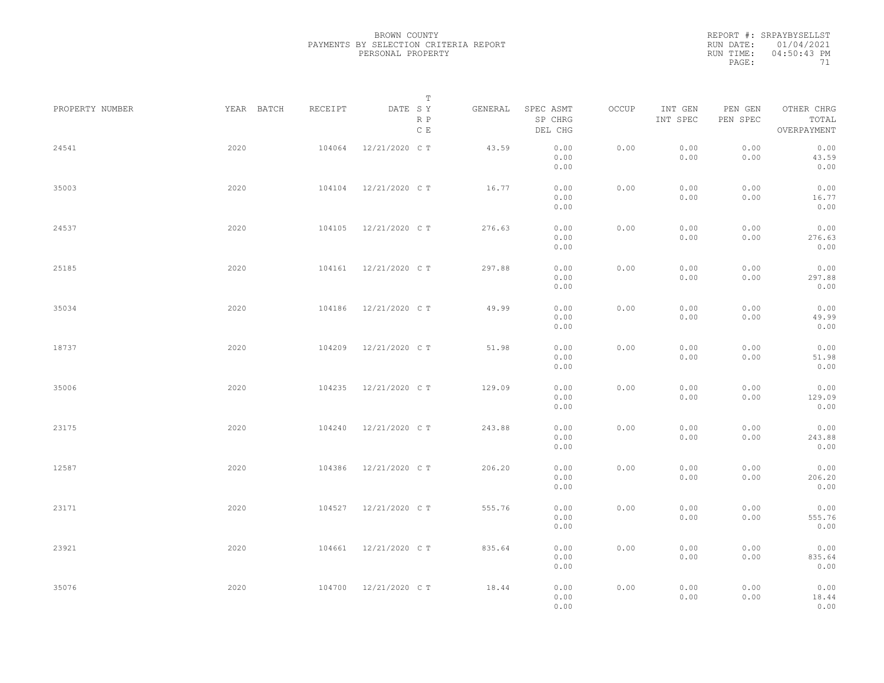BROWN COUNTY
PAYMENTS BY SELECTION CRITERIA REPORT
PERSONAL PROPERTY

REPORT #: SRPAYBYSELLST
RUN DATE: 01/04/2021
RUN TIME: 04:50:43 PM

| PROPERTY NUMBER | YEAR | BATCH | RECEIPT | DATE | T SY RP CE | GENERAL | SPEC ASMT / SP CHRG / DEL CHG | OCCUP | INT GEN / INT SPEC | PEN GEN / PEN SPEC | OTHER CHRG / TOTAL / OVERPAYMENT |
|---|---|---|---|---|---|---|---|---|---|---|---|
| 24541 | 2020 | | 104064 | 12/21/2020 | C T | 43.59 | 0.00 / 0.00 / 0.00 | 0.00 | 0.00 / 0.00 | 0.00 / 0.00 | 0.00 / 43.59 / 0.00 |
| 35003 | 2020 | | 104104 | 12/21/2020 | C T | 16.77 | 0.00 / 0.00 / 0.00 | 0.00 | 0.00 / 0.00 | 0.00 / 0.00 | 0.00 / 16.77 / 0.00 |
| 24537 | 2020 | | 104105 | 12/21/2020 | C T | 276.63 | 0.00 / 0.00 / 0.00 | 0.00 | 0.00 / 0.00 | 0.00 / 0.00 | 0.00 / 276.63 / 0.00 |
| 25185 | 2020 | | 104161 | 12/21/2020 | C T | 297.88 | 0.00 / 0.00 / 0.00 | 0.00 | 0.00 / 0.00 | 0.00 / 0.00 | 0.00 / 297.88 / 0.00 |
| 35034 | 2020 | | 104186 | 12/21/2020 | C T | 49.99 | 0.00 / 0.00 / 0.00 | 0.00 | 0.00 / 0.00 | 0.00 / 0.00 | 0.00 / 49.99 / 0.00 |
| 18737 | 2020 | | 104209 | 12/21/2020 | C T | 51.98 | 0.00 / 0.00 / 0.00 | 0.00 | 0.00 / 0.00 | 0.00 / 0.00 | 0.00 / 51.98 / 0.00 |
| 35006 | 2020 | | 104235 | 12/21/2020 | C T | 129.09 | 0.00 / 0.00 / 0.00 | 0.00 | 0.00 / 0.00 | 0.00 / 0.00 | 0.00 / 129.09 / 0.00 |
| 23175 | 2020 | | 104240 | 12/21/2020 | C T | 243.88 | 0.00 / 0.00 / 0.00 | 0.00 | 0.00 / 0.00 | 0.00 / 0.00 | 0.00 / 243.88 / 0.00 |
| 12587 | 2020 | | 104386 | 12/21/2020 | C T | 206.20 | 0.00 / 0.00 / 0.00 | 0.00 | 0.00 / 0.00 | 0.00 / 0.00 | 0.00 / 206.20 / 0.00 |
| 23171 | 2020 | | 104527 | 12/21/2020 | C T | 555.76 | 0.00 / 0.00 / 0.00 | 0.00 | 0.00 / 0.00 | 0.00 / 0.00 | 0.00 / 555.76 / 0.00 |
| 23921 | 2020 | | 104661 | 12/21/2020 | C T | 835.64 | 0.00 / 0.00 / 0.00 | 0.00 | 0.00 / 0.00 | 0.00 / 0.00 | 0.00 / 835.64 / 0.00 |
| 35076 | 2020 | | 104700 | 12/21/2020 | C T | 18.44 | 0.00 / 0.00 / 0.00 | 0.00 | 0.00 / 0.00 | 0.00 / 0.00 | 0.00 / 18.44 / 0.00 |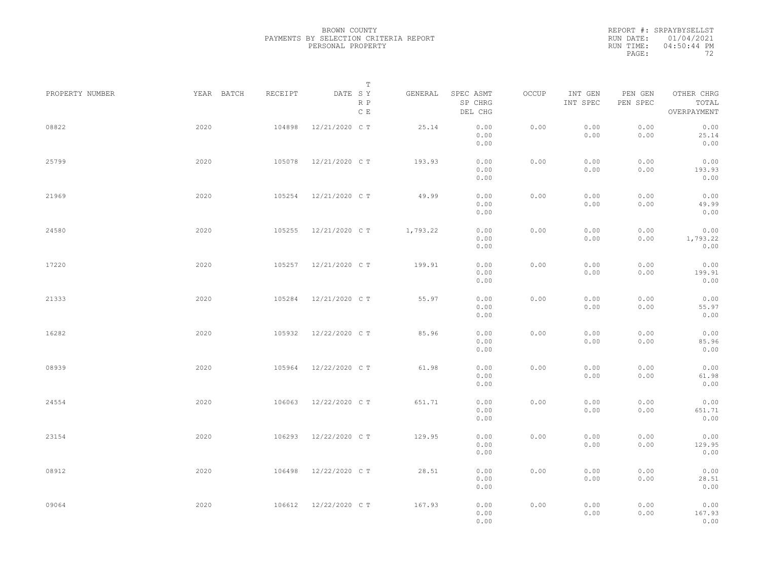BROWN COUNTY
PAYMENTS BY SELECTION CRITERIA REPORT
PERSONAL PROPERTY

REPORT #: SRPAYBYSELLST
RUN DATE: 01/04/2021
RUN TIME: 04:50:44 PM

| PROPERTY NUMBER | YEAR | BATCH | RECEIPT | DATE | T SY RP CE | GENERAL | SPEC ASMT / SP CHRG / DEL CHG | OCCUP | INT GEN / INT SPEC | PEN GEN / PEN SPEC | OTHER CHRG / TOTAL / OVERPAYMENT |
|---|---|---|---|---|---|---|---|---|---|---|---|
| 08822 | 2020 | | 104898 | 12/21/2020 | C T | 25.14 | 0.00 / 0.00 / 0.00 | 0.00 | 0.00 / 0.00 | 0.00 / 0.00 | 0.00 / 25.14 / 0.00 |
| 25799 | 2020 | | 105078 | 12/21/2020 | C T | 193.93 | 0.00 / 0.00 / 0.00 | 0.00 | 0.00 / 0.00 | 0.00 / 0.00 | 0.00 / 193.93 / 0.00 |
| 21969 | 2020 | | 105254 | 12/21/2020 | C T | 49.99 | 0.00 / 0.00 / 0.00 | 0.00 | 0.00 / 0.00 | 0.00 / 0.00 | 0.00 / 49.99 / 0.00 |
| 24580 | 2020 | | 105255 | 12/21/2020 | C T | 1,793.22 | 0.00 / 0.00 / 0.00 | 0.00 | 0.00 / 0.00 | 0.00 / 0.00 | 0.00 / 1,793.22 / 0.00 |
| 17220 | 2020 | | 105257 | 12/21/2020 | C T | 199.91 | 0.00 / 0.00 / 0.00 | 0.00 | 0.00 / 0.00 | 0.00 / 0.00 | 0.00 / 199.91 / 0.00 |
| 21333 | 2020 | | 105284 | 12/21/2020 | C T | 55.97 | 0.00 / 0.00 / 0.00 | 0.00 | 0.00 / 0.00 | 0.00 / 0.00 | 0.00 / 55.97 / 0.00 |
| 16282 | 2020 | | 105932 | 12/22/2020 | C T | 85.96 | 0.00 / 0.00 / 0.00 | 0.00 | 0.00 / 0.00 | 0.00 / 0.00 | 0.00 / 85.96 / 0.00 |
| 08939 | 2020 | | 105964 | 12/22/2020 | C T | 61.98 | 0.00 / 0.00 / 0.00 | 0.00 | 0.00 / 0.00 | 0.00 / 0.00 | 0.00 / 61.98 / 0.00 |
| 24554 | 2020 | | 106063 | 12/22/2020 | C T | 651.71 | 0.00 / 0.00 / 0.00 | 0.00 | 0.00 / 0.00 | 0.00 / 0.00 | 0.00 / 651.71 / 0.00 |
| 23154 | 2020 | | 106293 | 12/22/2020 | C T | 129.95 | 0.00 / 0.00 / 0.00 | 0.00 | 0.00 / 0.00 | 0.00 / 0.00 | 0.00 / 129.95 / 0.00 |
| 08912 | 2020 | | 106498 | 12/22/2020 | C T | 28.51 | 0.00 / 0.00 / 0.00 | 0.00 | 0.00 / 0.00 | 0.00 / 0.00 | 0.00 / 28.51 / 0.00 |
| 09064 | 2020 | | 106612 | 12/22/2020 | C T | 167.93 | 0.00 / 0.00 / 0.00 | 0.00 | 0.00 / 0.00 | 0.00 / 0.00 | 0.00 / 167.93 / 0.00 |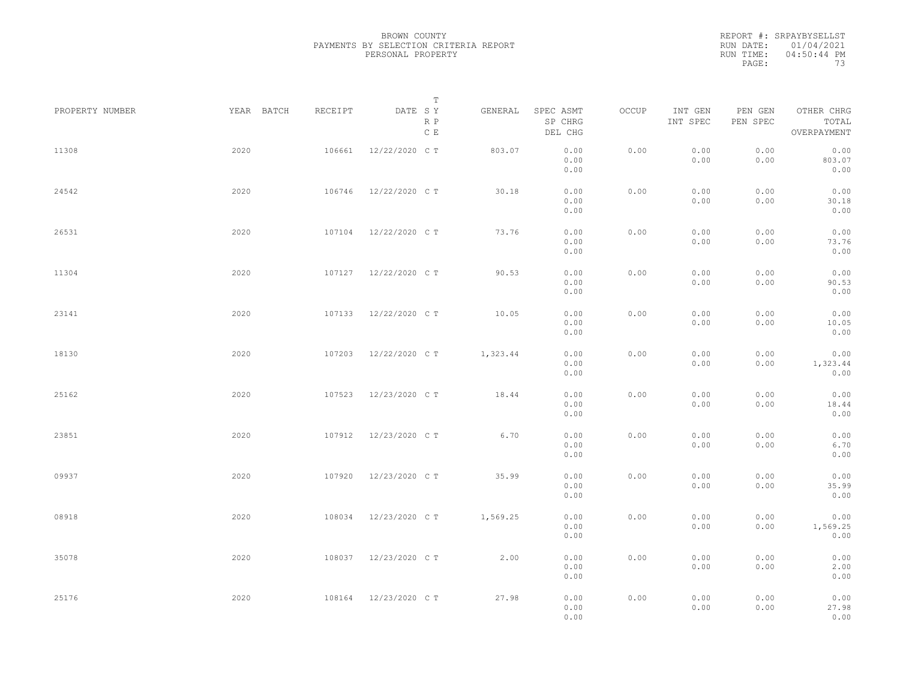BROWN COUNTY
PAYMENTS BY SELECTION CRITERIA REPORT
PERSONAL PROPERTY

REPORT #: SRPAYBYSELLST
RUN DATE: 01/04/2021
RUN TIME: 04:50:44 PM

| PROPERTY NUMBER | YEAR | BATCH | RECEIPT | DATE | T SY RP CE | GENERAL | SPEC ASMT SP CHRG DEL CHG | OCCUP | INT GEN INT SPEC | PEN GEN PEN SPEC | OTHER CHRG TOTAL OVERPAYMENT |
|---|---|---|---|---|---|---|---|---|---|---|---|
| 11308 | 2020 | | 106661 | 12/22/2020 | C T | 803.07 | 0.00 0.00 0.00 | 0.00 | 0.00 0.00 | 0.00 0.00 | 0.00 803.07 0.00 |
| 24542 | 2020 | | 106746 | 12/22/2020 | C T | 30.18 | 0.00 0.00 0.00 | 0.00 | 0.00 0.00 | 0.00 0.00 | 0.00 30.18 0.00 |
| 26531 | 2020 | | 107104 | 12/22/2020 | C T | 73.76 | 0.00 0.00 0.00 | 0.00 | 0.00 0.00 | 0.00 0.00 | 0.00 73.76 0.00 |
| 11304 | 2020 | | 107127 | 12/22/2020 | C T | 90.53 | 0.00 0.00 0.00 | 0.00 | 0.00 0.00 | 0.00 0.00 | 0.00 90.53 0.00 |
| 23141 | 2020 | | 107133 | 12/22/2020 | C T | 10.05 | 0.00 0.00 0.00 | 0.00 | 0.00 0.00 | 0.00 0.00 | 0.00 10.05 0.00 |
| 18130 | 2020 | | 107203 | 12/22/2020 | C T | 1,323.44 | 0.00 0.00 0.00 | 0.00 | 0.00 0.00 | 0.00 0.00 | 0.00 1,323.44 0.00 |
| 25162 | 2020 | | 107523 | 12/23/2020 | C T | 18.44 | 0.00 0.00 0.00 | 0.00 | 0.00 0.00 | 0.00 0.00 | 0.00 18.44 0.00 |
| 23851 | 2020 | | 107912 | 12/23/2020 | C T | 6.70 | 0.00 0.00 0.00 | 0.00 | 0.00 0.00 | 0.00 0.00 | 0.00 6.70 0.00 |
| 09937 | 2020 | | 107920 | 12/23/2020 | C T | 35.99 | 0.00 0.00 0.00 | 0.00 | 0.00 0.00 | 0.00 0.00 | 0.00 35.99 0.00 |
| 08918 | 2020 | | 108034 | 12/23/2020 | C T | 1,569.25 | 0.00 0.00 0.00 | 0.00 | 0.00 0.00 | 0.00 0.00 | 0.00 1,569.25 0.00 |
| 35078 | 2020 | | 108037 | 12/23/2020 | C T | 2.00 | 0.00 0.00 0.00 | 0.00 | 0.00 0.00 | 0.00 0.00 | 0.00 2.00 0.00 |
| 25176 | 2020 | | 108164 | 12/23/2020 | C T | 27.98 | 0.00 0.00 0.00 | 0.00 | 0.00 0.00 | 0.00 0.00 | 0.00 27.98 0.00 |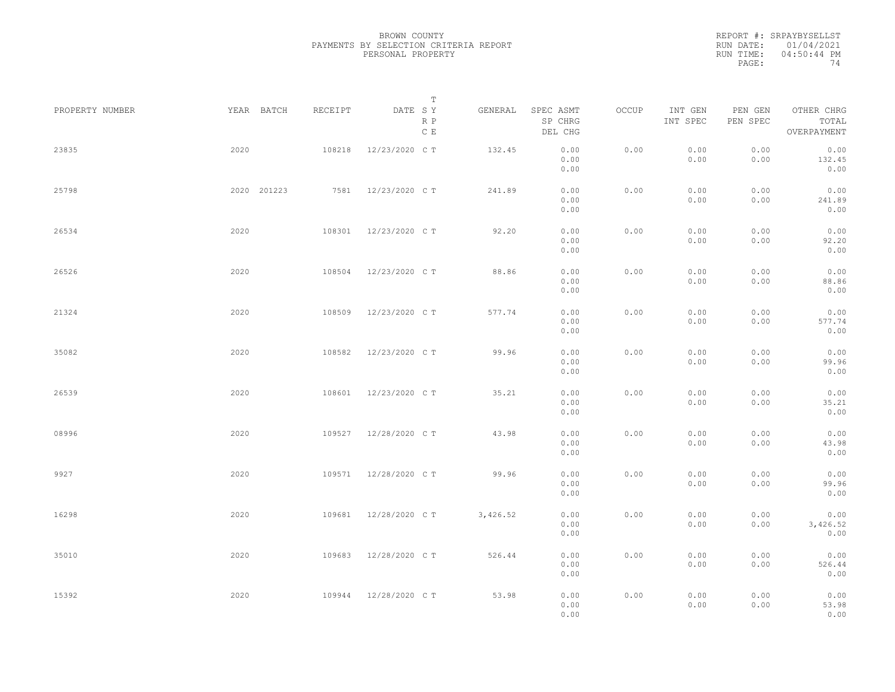BROWN COUNTY
PAYMENTS BY SELECTION CRITERIA REPORT
PERSONAL PROPERTY

REPORT #: SRPAYBYSELLST
RUN DATE: 01/04/2021
RUN TIME: 04:50:44 PM

| PROPERTY NUMBER | YEAR | BATCH | RECEIPT | DATE | T SY RP CE | GENERAL | SPEC ASMT / SP CHRG / DEL CHG | OCCUP | INT GEN / INT SPEC | PEN GEN / PEN SPEC | OTHER CHRG / TOTAL / OVERPAYMENT |
|---|---|---|---|---|---|---|---|---|---|---|---|
| 23835 | 2020 | | 108218 | 12/23/2020 | C T | 132.45 | 0.00 / 0.00 / 0.00 | 0.00 | 0.00 / 0.00 | 0.00 / 0.00 | 0.00 / 132.45 / 0.00 |
| 25798 | 2020 | 201223 | 7581 | 12/23/2020 | C T | 241.89 | 0.00 / 0.00 / 0.00 | 0.00 | 0.00 / 0.00 | 0.00 / 0.00 | 0.00 / 241.89 / 0.00 |
| 26534 | 2020 | | 108301 | 12/23/2020 | C T | 92.20 | 0.00 / 0.00 / 0.00 | 0.00 | 0.00 / 0.00 | 0.00 / 0.00 | 0.00 / 92.20 / 0.00 |
| 26526 | 2020 | | 108504 | 12/23/2020 | C T | 88.86 | 0.00 / 0.00 / 0.00 | 0.00 | 0.00 / 0.00 | 0.00 / 0.00 | 0.00 / 88.86 / 0.00 |
| 21324 | 2020 | | 108509 | 12/23/2020 | C T | 577.74 | 0.00 / 0.00 / 0.00 | 0.00 | 0.00 / 0.00 | 0.00 / 0.00 | 0.00 / 577.74 / 0.00 |
| 35082 | 2020 | | 108582 | 12/23/2020 | C T | 99.96 | 0.00 / 0.00 / 0.00 | 0.00 | 0.00 / 0.00 | 0.00 / 0.00 | 0.00 / 99.96 / 0.00 |
| 26539 | 2020 | | 108601 | 12/23/2020 | C T | 35.21 | 0.00 / 0.00 / 0.00 | 0.00 | 0.00 / 0.00 | 0.00 / 0.00 | 0.00 / 35.21 / 0.00 |
| 08996 | 2020 | | 109527 | 12/28/2020 | C T | 43.98 | 0.00 / 0.00 / 0.00 | 0.00 | 0.00 / 0.00 | 0.00 / 0.00 | 0.00 / 43.98 / 0.00 |
| 9927 | 2020 | | 109571 | 12/28/2020 | C T | 99.96 | 0.00 / 0.00 / 0.00 | 0.00 | 0.00 / 0.00 | 0.00 / 0.00 | 0.00 / 99.96 / 0.00 |
| 16298 | 2020 | | 109681 | 12/28/2020 | C T | 3,426.52 | 0.00 / 0.00 / 0.00 | 0.00 | 0.00 / 0.00 | 0.00 / 0.00 | 0.00 / 3,426.52 / 0.00 |
| 35010 | 2020 | | 109683 | 12/28/2020 | C T | 526.44 | 0.00 / 0.00 / 0.00 | 0.00 | 0.00 / 0.00 | 0.00 / 0.00 | 0.00 / 526.44 / 0.00 |
| 15392 | 2020 | | 109944 | 12/28/2020 | C T | 53.98 | 0.00 / 0.00 / 0.00 | 0.00 | 0.00 / 0.00 | 0.00 / 0.00 | 0.00 / 53.98 / 0.00 |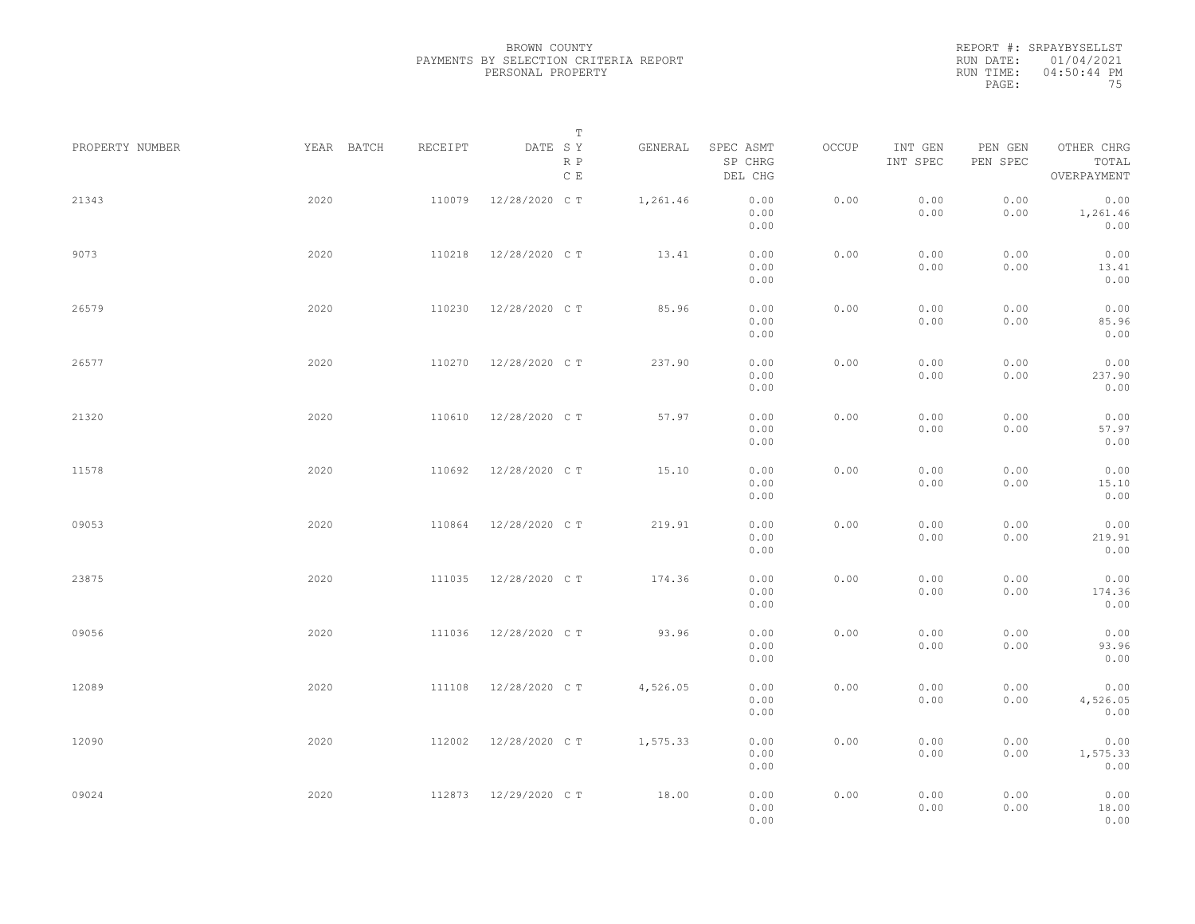BROWN COUNTY
PAYMENTS BY SELECTION CRITERIA REPORT
PERSONAL PROPERTY

REPORT #: SRPAYBYSELLST
RUN DATE: 01/04/2021
RUN TIME: 04:50:44 PM

| PROPERTY NUMBER | YEAR | BATCH | RECEIPT | DATE | T SY RP CE | GENERAL | SPEC ASMT / SP CHRG / DEL CHG | OCCUP | INT GEN / INT SPEC | PEN GEN / PEN SPEC | OTHER CHRG / TOTAL / OVERPAYMENT |
|---|---|---|---|---|---|---|---|---|---|---|---|
| 21343 | 2020 | | 110079 | 12/28/2020 | C T | 1,261.46 | 0.00 / 0.00 / 0.00 | 0.00 | 0.00 / 0.00 | 0.00 / 0.00 | 0.00 / 1,261.46 / 0.00 |
| 9073 | 2020 | | 110218 | 12/28/2020 | C T | 13.41 | 0.00 / 0.00 / 0.00 | 0.00 | 0.00 / 0.00 | 0.00 / 0.00 | 0.00 / 13.41 / 0.00 |
| 26579 | 2020 | | 110230 | 12/28/2020 | C T | 85.96 | 0.00 / 0.00 / 0.00 | 0.00 | 0.00 / 0.00 | 0.00 / 0.00 | 0.00 / 85.96 / 0.00 |
| 26577 | 2020 | | 110270 | 12/28/2020 | C T | 237.90 | 0.00 / 0.00 / 0.00 | 0.00 | 0.00 / 0.00 | 0.00 / 0.00 | 0.00 / 237.90 / 0.00 |
| 21320 | 2020 | | 110610 | 12/28/2020 | C T | 57.97 | 0.00 / 0.00 / 0.00 | 0.00 | 0.00 / 0.00 | 0.00 / 0.00 | 0.00 / 57.97 / 0.00 |
| 11578 | 2020 | | 110692 | 12/28/2020 | C T | 15.10 | 0.00 / 0.00 / 0.00 | 0.00 | 0.00 / 0.00 | 0.00 / 0.00 | 0.00 / 15.10 / 0.00 |
| 09053 | 2020 | | 110864 | 12/28/2020 | C T | 219.91 | 0.00 / 0.00 / 0.00 | 0.00 | 0.00 / 0.00 | 0.00 / 0.00 | 0.00 / 219.91 / 0.00 |
| 23875 | 2020 | | 111035 | 12/28/2020 | C T | 174.36 | 0.00 / 0.00 / 0.00 | 0.00 | 0.00 / 0.00 | 0.00 / 0.00 | 0.00 / 174.36 / 0.00 |
| 09056 | 2020 | | 111036 | 12/28/2020 | C T | 93.96 | 0.00 / 0.00 / 0.00 | 0.00 | 0.00 / 0.00 | 0.00 / 0.00 | 0.00 / 93.96 / 0.00 |
| 12089 | 2020 | | 111108 | 12/28/2020 | C T | 4,526.05 | 0.00 / 0.00 / 0.00 | 0.00 | 0.00 / 0.00 | 0.00 / 0.00 | 0.00 / 4,526.05 / 0.00 |
| 12090 | 2020 | | 112002 | 12/28/2020 | C T | 1,575.33 | 0.00 / 0.00 / 0.00 | 0.00 | 0.00 / 0.00 | 0.00 / 0.00 | 0.00 / 1,575.33 / 0.00 |
| 09024 | 2020 | | 112873 | 12/29/2020 | C T | 18.00 | 0.00 / 0.00 / 0.00 | 0.00 | 0.00 / 0.00 | 0.00 / 0.00 | 0.00 / 18.00 / 0.00 |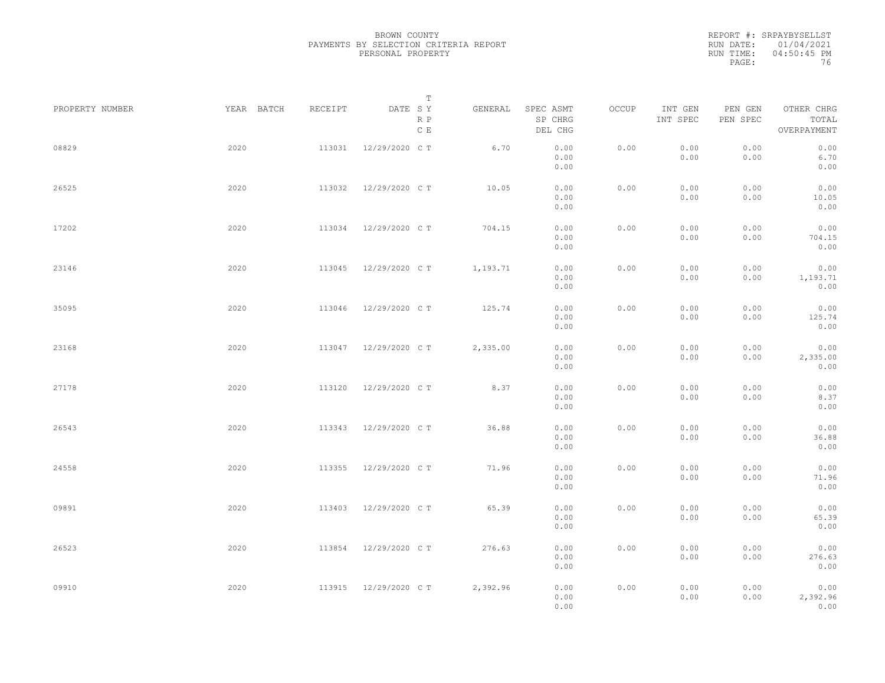BROWN COUNTY
PAYMENTS BY SELECTION CRITERIA REPORT
PERSONAL PROPERTY

REPORT #: SRPAYBYSELLST
RUN DATE: 01/04/2021
RUN TIME: 04:50:45 PM

| PROPERTY NUMBER | YEAR | BATCH | RECEIPT | DATE | T SY RP CE | GENERAL | SPEC ASMT SP CHRG DEL CHG | OCCUP | INT GEN INT SPEC | PEN GEN PEN SPEC | OTHER CHRG TOTAL OVERPAYMENT |
|---|---|---|---|---|---|---|---|---|---|---|---|
| 08829 | 2020 | | 113031 | 12/29/2020 | C T | 6.70 | 0.00<br>0.00<br>0.00 | 0.00 | 0.00<br>0.00 | 0.00<br>0.00 | 0.00<br>6.70<br>0.00 |
| 26525 | 2020 | | 113032 | 12/29/2020 | C T | 10.05 | 0.00<br>0.00<br>0.00 | 0.00 | 0.00<br>0.00 | 0.00<br>0.00 | 0.00<br>10.05<br>0.00 |
| 17202 | 2020 | | 113034 | 12/29/2020 | C T | 704.15 | 0.00<br>0.00<br>0.00 | 0.00 | 0.00<br>0.00 | 0.00<br>0.00 | 0.00<br>704.15<br>0.00 |
| 23146 | 2020 | | 113045 | 12/29/2020 | C T | 1,193.71 | 0.00<br>0.00<br>0.00 | 0.00 | 0.00<br>0.00 | 0.00<br>0.00 | 0.00<br>1,193.71<br>0.00 |
| 35095 | 2020 | | 113046 | 12/29/2020 | C T | 125.74 | 0.00<br>0.00<br>0.00 | 0.00 | 0.00<br>0.00 | 0.00<br>0.00 | 0.00<br>125.74<br>0.00 |
| 23168 | 2020 | | 113047 | 12/29/2020 | C T | 2,335.00 | 0.00<br>0.00<br>0.00 | 0.00 | 0.00<br>0.00 | 0.00<br>0.00 | 0.00<br>2,335.00<br>0.00 |
| 27178 | 2020 | | 113120 | 12/29/2020 | C T | 8.37 | 0.00<br>0.00<br>0.00 | 0.00 | 0.00<br>0.00 | 0.00<br>0.00 | 0.00<br>8.37<br>0.00 |
| 26543 | 2020 | | 113343 | 12/29/2020 | C T | 36.88 | 0.00<br>0.00<br>0.00 | 0.00 | 0.00<br>0.00 | 0.00<br>0.00 | 0.00<br>36.88<br>0.00 |
| 24558 | 2020 | | 113355 | 12/29/2020 | C T | 71.96 | 0.00<br>0.00<br>0.00 | 0.00 | 0.00<br>0.00 | 0.00<br>0.00 | 0.00<br>71.96<br>0.00 |
| 09891 | 2020 | | 113403 | 12/29/2020 | C T | 65.39 | 0.00<br>0.00<br>0.00 | 0.00 | 0.00<br>0.00 | 0.00<br>0.00 | 0.00<br>65.39<br>0.00 |
| 26523 | 2020 | | 113854 | 12/29/2020 | C T | 276.63 | 0.00<br>0.00<br>0.00 | 0.00 | 0.00<br>0.00 | 0.00<br>0.00 | 0.00<br>276.63<br>0.00 |
| 09910 | 2020 | | 113915 | 12/29/2020 | C T | 2,392.96 | 0.00<br>0.00<br>0.00 | 0.00 | 0.00<br>0.00 | 0.00<br>0.00 | 0.00<br>2,392.96<br>0.00 |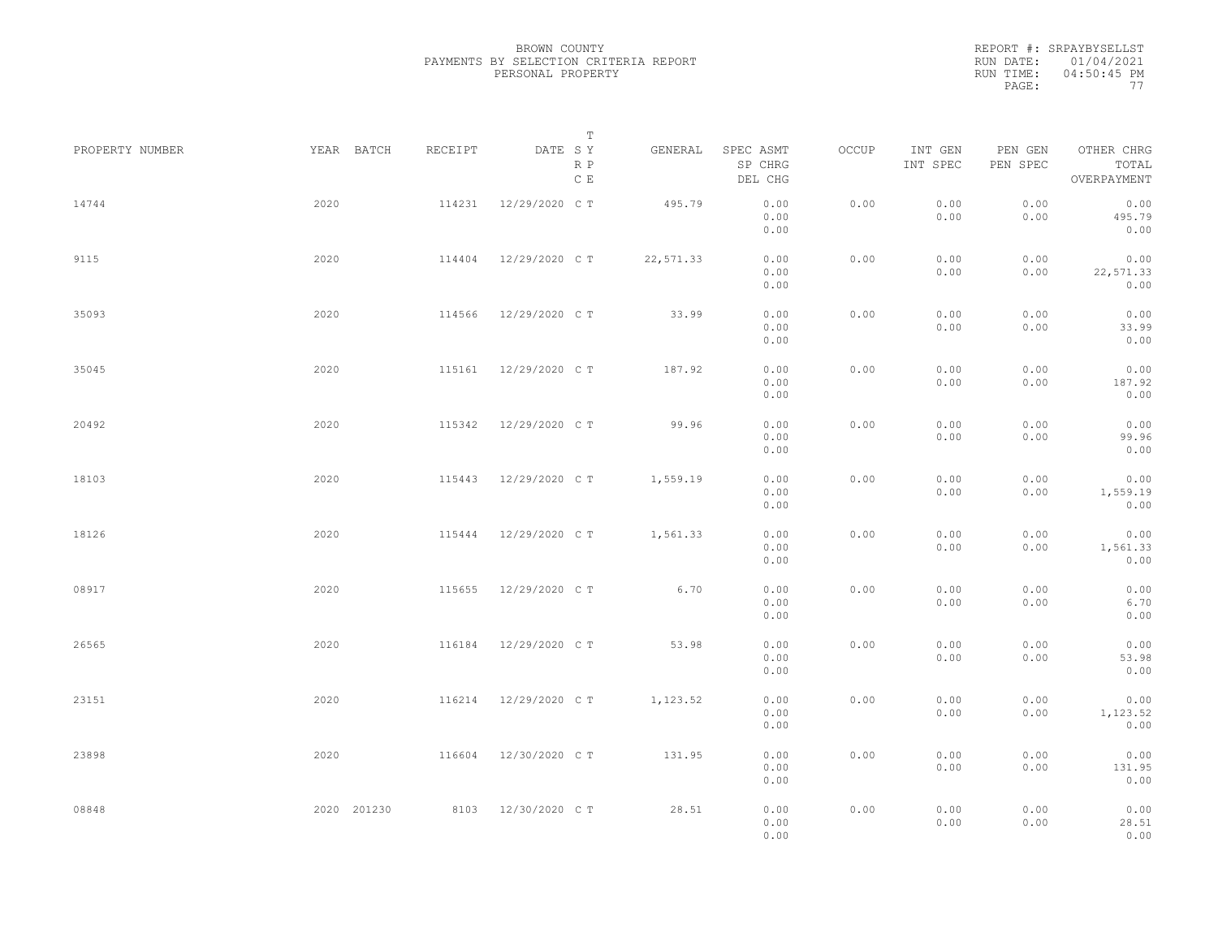BROWN COUNTY
PAYMENTS BY SELECTION CRITERIA REPORT
PERSONAL PROPERTY

REPORT #: SRPAYBYSELLST
RUN DATE: 01/04/2021
RUN TIME: 04:50:45 PM

| PROPERTY NUMBER | YEAR | BATCH | RECEIPT | DATE | T SY RP CE | GENERAL | SPEC ASMT / SP CHRG / DEL CHG | OCCUP | INT GEN / INT SPEC | PEN GEN / PEN SPEC | OTHER CHRG / TOTAL / OVERPAYMENT |
|---|---|---|---|---|---|---|---|---|---|---|---|
| 14744 | 2020 | | 114231 | 12/29/2020 | C T | 495.79 | 0.00 / 0.00 / 0.00 | 0.00 | 0.00 / 0.00 | 0.00 / 0.00 | 0.00 / 495.79 / 0.00 |
| 9115 | 2020 | | 114404 | 12/29/2020 | C T | 22,571.33 | 0.00 / 0.00 / 0.00 | 0.00 | 0.00 / 0.00 | 0.00 / 0.00 | 0.00 / 22,571.33 / 0.00 |
| 35093 | 2020 | | 114566 | 12/29/2020 | C T | 33.99 | 0.00 / 0.00 / 0.00 | 0.00 | 0.00 / 0.00 | 0.00 / 0.00 | 0.00 / 33.99 / 0.00 |
| 35045 | 2020 | | 115161 | 12/29/2020 | C T | 187.92 | 0.00 / 0.00 / 0.00 | 0.00 | 0.00 / 0.00 | 0.00 / 0.00 | 0.00 / 187.92 / 0.00 |
| 20492 | 2020 | | 115342 | 12/29/2020 | C T | 99.96 | 0.00 / 0.00 / 0.00 | 0.00 | 0.00 / 0.00 | 0.00 / 0.00 | 0.00 / 99.96 / 0.00 |
| 18103 | 2020 | | 115443 | 12/29/2020 | C T | 1,559.19 | 0.00 / 0.00 / 0.00 | 0.00 | 0.00 / 0.00 | 0.00 / 0.00 | 0.00 / 1,559.19 / 0.00 |
| 18126 | 2020 | | 115444 | 12/29/2020 | C T | 1,561.33 | 0.00 / 0.00 / 0.00 | 0.00 | 0.00 / 0.00 | 0.00 / 0.00 | 0.00 / 1,561.33 / 0.00 |
| 08917 | 2020 | | 115655 | 12/29/2020 | C T | 6.70 | 0.00 / 0.00 / 0.00 | 0.00 | 0.00 / 0.00 | 0.00 / 0.00 | 0.00 / 6.70 / 0.00 |
| 26565 | 2020 | | 116184 | 12/29/2020 | C T | 53.98 | 0.00 / 0.00 / 0.00 | 0.00 | 0.00 / 0.00 | 0.00 / 0.00 | 0.00 / 53.98 / 0.00 |
| 23151 | 2020 | | 116214 | 12/29/2020 | C T | 1,123.52 | 0.00 / 0.00 / 0.00 | 0.00 | 0.00 / 0.00 | 0.00 / 0.00 | 0.00 / 1,123.52 / 0.00 |
| 23898 | 2020 | | 116604 | 12/30/2020 | C T | 131.95 | 0.00 / 0.00 / 0.00 | 0.00 | 0.00 / 0.00 | 0.00 / 0.00 | 0.00 / 131.95 / 0.00 |
| 08848 | 2020 | 201230 | 8103 | 12/30/2020 | C T | 28.51 | 0.00 / 0.00 / 0.00 | 0.00 | 0.00 / 0.00 | 0.00 / 0.00 | 0.00 / 28.51 / 0.00 |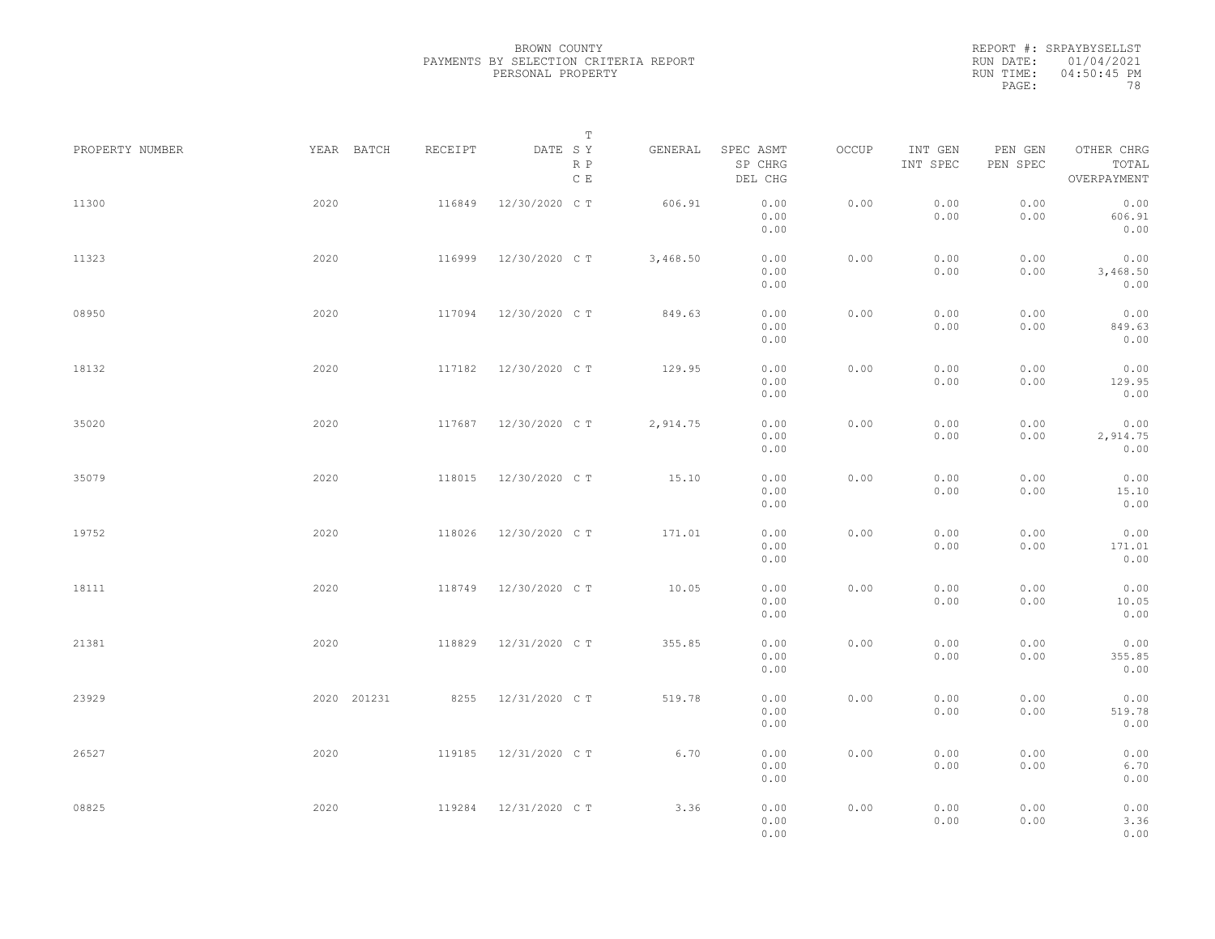BROWN COUNTY
PAYMENTS BY SELECTION CRITERIA REPORT
PERSONAL PROPERTY

REPORT #: SRPAYBYSELLST
RUN DATE: 01/04/2021
RUN TIME: 04:50:45 PM

| PROPERTY NUMBER | YEAR | BATCH | RECEIPT | DATE | T S Y R P C E | GENERAL | SPEC ASMT SP CHRG DEL CHG | OCCUP | INT GEN INT SPEC | PEN GEN PEN SPEC | OTHER CHRG TOTAL OVERPAYMENT |
|---|---|---|---|---|---|---|---|---|---|---|---|
| 11300 | 2020 | | 116849 | 12/30/2020 | C T | 606.91 | 0.00 0.00 0.00 | 0.00 | 0.00 0.00 | 0.00 0.00 | 0.00 606.91 0.00 |
| 11323 | 2020 | | 116999 | 12/30/2020 | C T | 3,468.50 | 0.00 0.00 0.00 | 0.00 | 0.00 0.00 | 0.00 0.00 | 0.00 3,468.50 0.00 |
| 08950 | 2020 | | 117094 | 12/30/2020 | C T | 849.63 | 0.00 0.00 0.00 | 0.00 | 0.00 0.00 | 0.00 0.00 | 0.00 849.63 0.00 |
| 18132 | 2020 | | 117182 | 12/30/2020 | C T | 129.95 | 0.00 0.00 0.00 | 0.00 | 0.00 0.00 | 0.00 0.00 | 0.00 129.95 0.00 |
| 35020 | 2020 | | 117687 | 12/30/2020 | C T | 2,914.75 | 0.00 0.00 0.00 | 0.00 | 0.00 0.00 | 0.00 0.00 | 0.00 2,914.75 0.00 |
| 35079 | 2020 | | 118015 | 12/30/2020 | C T | 15.10 | 0.00 0.00 0.00 | 0.00 | 0.00 0.00 | 0.00 0.00 | 0.00 15.10 0.00 |
| 19752 | 2020 | | 118026 | 12/30/2020 | C T | 171.01 | 0.00 0.00 0.00 | 0.00 | 0.00 0.00 | 0.00 0.00 | 0.00 171.01 0.00 |
| 18111 | 2020 | | 118749 | 12/30/2020 | C T | 10.05 | 0.00 0.00 0.00 | 0.00 | 0.00 0.00 | 0.00 0.00 | 0.00 10.05 0.00 |
| 21381 | 2020 | | 118829 | 12/31/2020 | C T | 355.85 | 0.00 0.00 0.00 | 0.00 | 0.00 0.00 | 0.00 0.00 | 0.00 355.85 0.00 |
| 23929 | 2020 | 201231 | 8255 | 12/31/2020 | C T | 519.78 | 0.00 0.00 0.00 | 0.00 | 0.00 0.00 | 0.00 0.00 | 0.00 519.78 0.00 |
| 26527 | 2020 | | 119185 | 12/31/2020 | C T | 6.70 | 0.00 0.00 0.00 | 0.00 | 0.00 0.00 | 0.00 0.00 | 0.00 6.70 0.00 |
| 08825 | 2020 | | 119284 | 12/31/2020 | C T | 3.36 | 0.00 0.00 0.00 | 0.00 | 0.00 0.00 | 0.00 0.00 | 0.00 3.36 0.00 |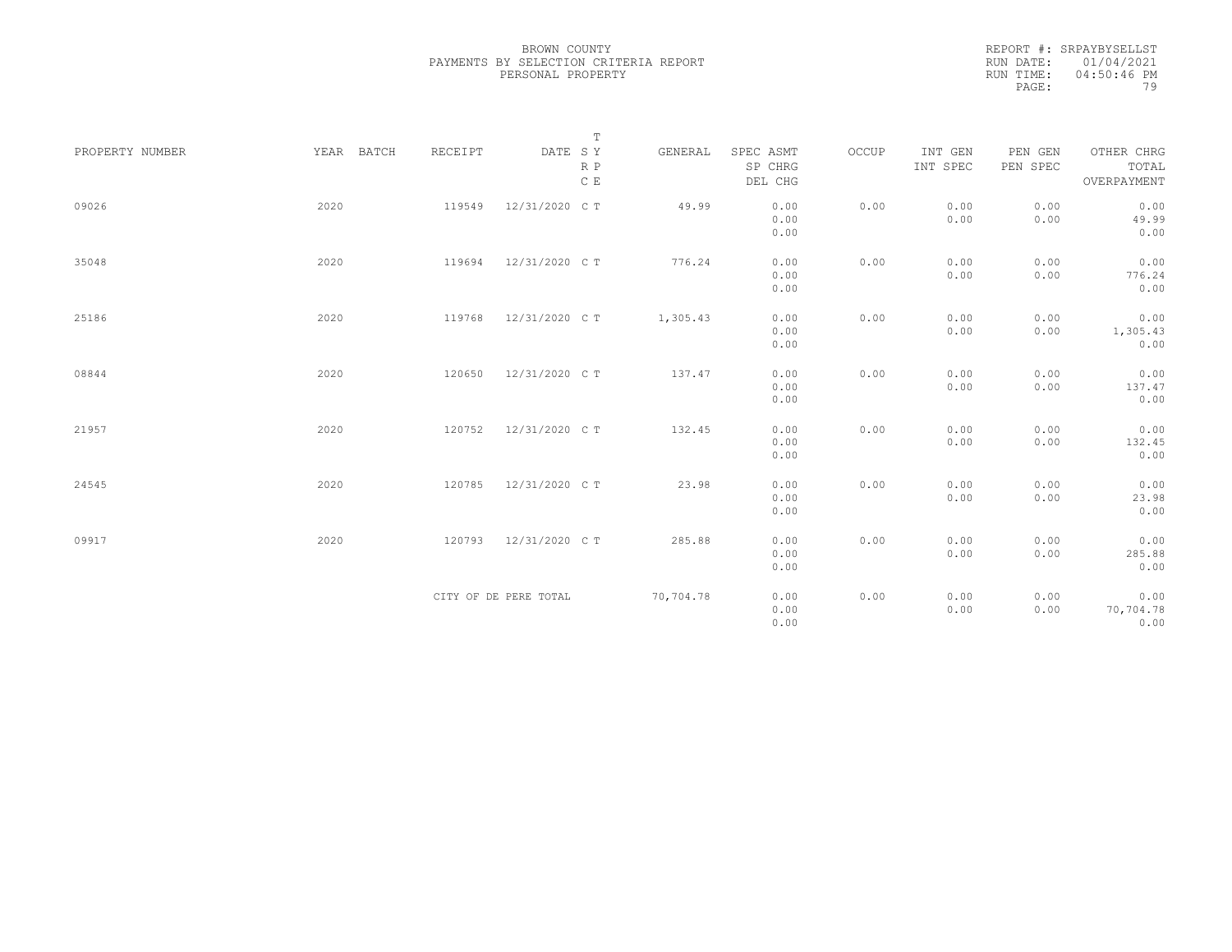BROWN COUNTY
PAYMENTS BY SELECTION CRITERIA REPORT
PERSONAL PROPERTY

REPORT #: SRPAYBYSELLST
RUN DATE: 01/04/2021
RUN TIME: 04:50:46 PM

| PROPERTY NUMBER | YEAR | BATCH | RECEIPT | DATE | T SY RP CE | GENERAL | SPEC ASMT / SP CHRG / DEL CHG | OCCUP | INT GEN / INT SPEC | PEN GEN / PEN SPEC | OTHER CHRG / TOTAL / OVERPAYMENT |
|---|---|---|---|---|---|---|---|---|---|---|---|
| 09026 | 2020 | | 119549 | 12/31/2020 | C T | 49.99 | 0.00 / 0.00 / 0.00 | 0.00 | 0.00 / 0.00 | 0.00 / 0.00 | 0.00 / 49.99 / 0.00 |
| 35048 | 2020 | | 119694 | 12/31/2020 | C T | 776.24 | 0.00 / 0.00 / 0.00 | 0.00 | 0.00 / 0.00 | 0.00 / 0.00 | 0.00 / 776.24 / 0.00 |
| 25186 | 2020 | | 119768 | 12/31/2020 | C T | 1,305.43 | 0.00 / 0.00 / 0.00 | 0.00 | 0.00 / 0.00 | 0.00 / 0.00 | 0.00 / 1,305.43 / 0.00 |
| 08844 | 2020 | | 120650 | 12/31/2020 | C T | 137.47 | 0.00 / 0.00 / 0.00 | 0.00 | 0.00 / 0.00 | 0.00 / 0.00 | 0.00 / 137.47 / 0.00 |
| 21957 | 2020 | | 120752 | 12/31/2020 | C T | 132.45 | 0.00 / 0.00 / 0.00 | 0.00 | 0.00 / 0.00 | 0.00 / 0.00 | 0.00 / 132.45 / 0.00 |
| 24545 | 2020 | | 120785 | 12/31/2020 | C T | 23.98 | 0.00 / 0.00 / 0.00 | 0.00 | 0.00 / 0.00 | 0.00 / 0.00 | 0.00 / 23.98 / 0.00 |
| 09917 | 2020 | | 120793 | 12/31/2020 | C T | 285.88 | 0.00 / 0.00 / 0.00 | 0.00 | 0.00 / 0.00 | 0.00 / 0.00 | 0.00 / 285.88 / 0.00 |
| | | | CITY OF DE PERE TOTAL | | | 70,704.78 | 0.00 / 0.00 / 0.00 | 0.00 | 0.00 / 0.00 | 0.00 / 0.00 | 0.00 / 70,704.78 / 0.00 |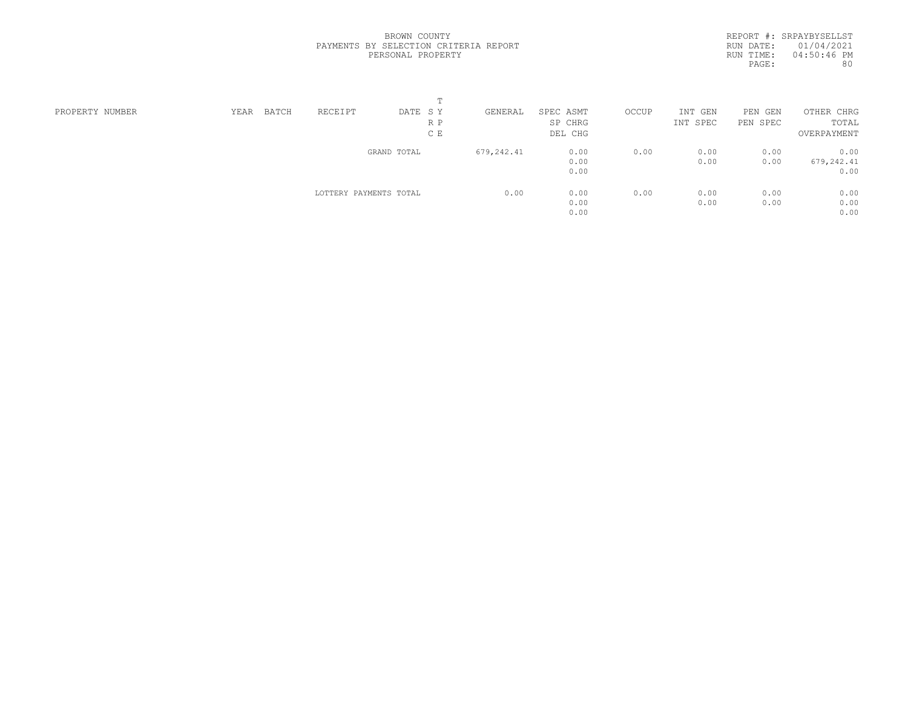BROWN COUNTY
PAYMENTS BY SELECTION CRITERIA REPORT
PERSONAL PROPERTY

REPORT #: SRPAYBYSELLST
RUN DATE: 01/04/2021
RUN TIME: 04:50:46 PM
PAGE: 80

| PROPERTY NUMBER | YEAR | BATCH | RECEIPT | DATE | T S Y R P C E | GENERAL | SPEC ASMT / SP CHRG / DEL CHG | OCCUP | INT GEN / INT SPEC | PEN GEN / PEN SPEC | OTHER CHRG / TOTAL / OVERPAYMENT |
|---|---|---|---|---|---|---|---|---|---|---|---|
| | | | GRAND TOTAL | | | 679,242.41 | 0.00 | 0.00 | 0.00 | 0.00 | 0.00 |
| | | | | | | | 0.00 | | 0.00 | 0.00 | 679,242.41 |
| | | | | | | | 0.00 | | | | 0.00 |
| | | | LOTTERY PAYMENTS TOTAL | | | 0.00 | 0.00 | 0.00 | 0.00 | 0.00 | 0.00 |
| | | | | | | | 0.00 | | 0.00 | 0.00 | 0.00 |
| | | | | | | | 0.00 | | | | 0.00 |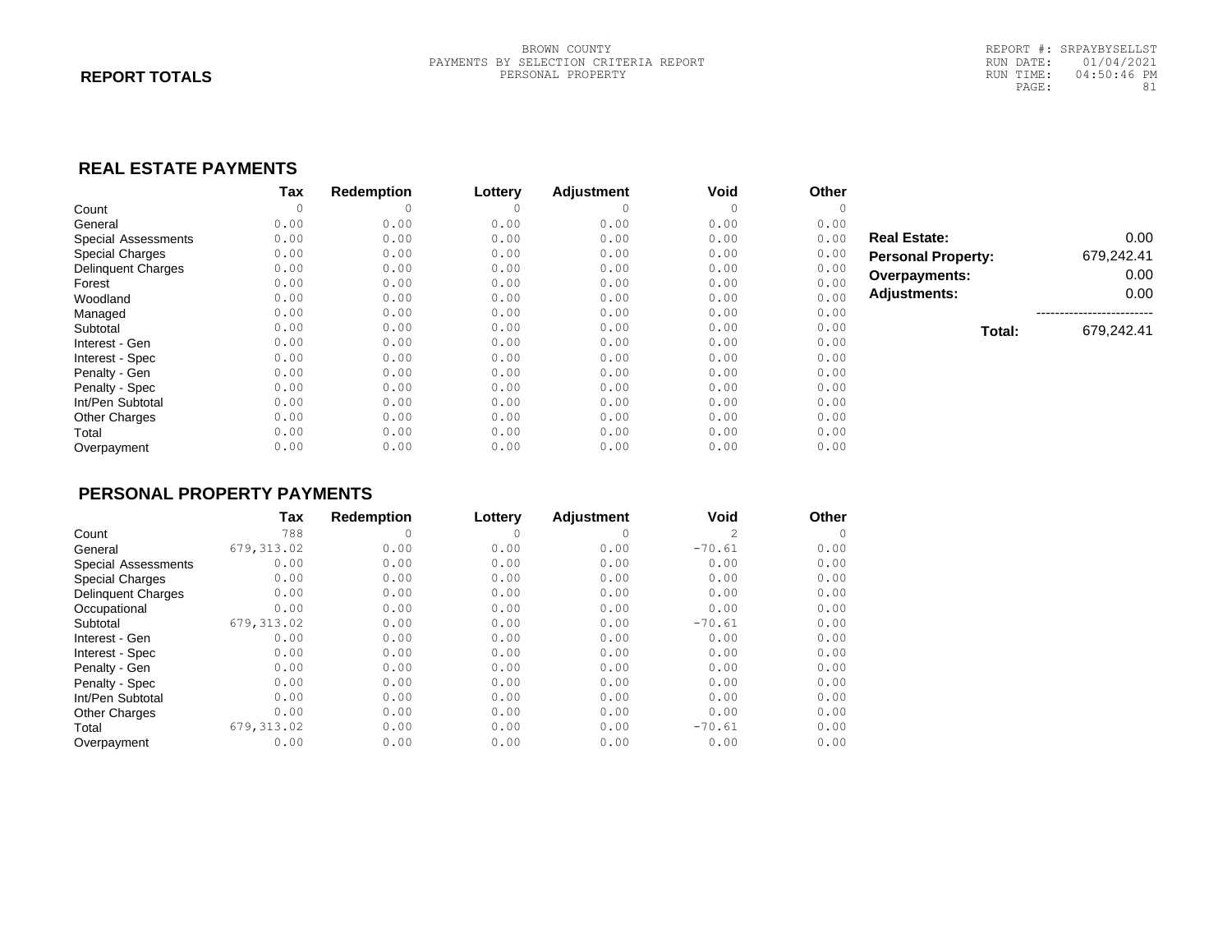BROWN COUNTY
PAYMENTS BY SELECTION CRITERIA REPORT
PERSONAL PROPERTY

REPORT #: SRPAYBYSELLST
RUN DATE: 01/04/2021
RUN TIME: 04:50:46 PM

## REPORT TOTALS

### REAL ESTATE PAYMENTS

| | Tax | Redemption | Lottery | Adjustment | Void | Other |
|---|---|---|---|---|---|---|
| Count | 0 | 0 | 0 | 0 | 0 | 0 |
| General | 0.00 | 0.00 | 0.00 | 0.00 | 0.00 | 0.00 |
| Special Assessments | 0.00 | 0.00 | 0.00 | 0.00 | 0.00 | 0.00 |
| Special Charges | 0.00 | 0.00 | 0.00 | 0.00 | 0.00 | 0.00 |
| Delinquent Charges | 0.00 | 0.00 | 0.00 | 0.00 | 0.00 | 0.00 |
| Forest | 0.00 | 0.00 | 0.00 | 0.00 | 0.00 | 0.00 |
| Woodland | 0.00 | 0.00 | 0.00 | 0.00 | 0.00 | 0.00 |
| Managed | 0.00 | 0.00 | 0.00 | 0.00 | 0.00 | 0.00 |
| Subtotal | 0.00 | 0.00 | 0.00 | 0.00 | 0.00 | 0.00 |
| Interest - Gen | 0.00 | 0.00 | 0.00 | 0.00 | 0.00 | 0.00 |
| Interest - Spec | 0.00 | 0.00 | 0.00 | 0.00 | 0.00 | 0.00 |
| Penalty - Gen | 0.00 | 0.00 | 0.00 | 0.00 | 0.00 | 0.00 |
| Penalty - Spec | 0.00 | 0.00 | 0.00 | 0.00 | 0.00 | 0.00 |
| Int/Pen Subtotal | 0.00 | 0.00 | 0.00 | 0.00 | 0.00 | 0.00 |
| Other Charges | 0.00 | 0.00 | 0.00 | 0.00 | 0.00 | 0.00 |
| Total | 0.00 | 0.00 | 0.00 | 0.00 | 0.00 | 0.00 |
| Overpayment | 0.00 | 0.00 | 0.00 | 0.00 | 0.00 | 0.00 |

| | |
|---|---|
| **Real Estate:** | 0.00 |
| **Personal Property:** | 679,242.41 |
| **Overpayments:** | 0.00 |
| **Adjustments:** | 0.00 |
| **Total:** | 679,242.41 |

### PERSONAL PROPERTY PAYMENTS

| | Tax | Redemption | Lottery | Adjustment | Void | Other |
|---|---|---|---|---|---|---|
| Count | 788 | 0 | 0 | 0 | 2 | 0 |
| General | 679,313.02 | 0.00 | 0.00 | 0.00 | -70.61 | 0.00 |
| Special Assessments | 0.00 | 0.00 | 0.00 | 0.00 | 0.00 | 0.00 |
| Special Charges | 0.00 | 0.00 | 0.00 | 0.00 | 0.00 | 0.00 |
| Delinquent Charges | 0.00 | 0.00 | 0.00 | 0.00 | 0.00 | 0.00 |
| Occupational | 0.00 | 0.00 | 0.00 | 0.00 | 0.00 | 0.00 |
| Subtotal | 679,313.02 | 0.00 | 0.00 | 0.00 | -70.61 | 0.00 |
| Interest - Gen | 0.00 | 0.00 | 0.00 | 0.00 | 0.00 | 0.00 |
| Interest - Spec | 0.00 | 0.00 | 0.00 | 0.00 | 0.00 | 0.00 |
| Penalty - Gen | 0.00 | 0.00 | 0.00 | 0.00 | 0.00 | 0.00 |
| Penalty - Spec | 0.00 | 0.00 | 0.00 | 0.00 | 0.00 | 0.00 |
| Int/Pen Subtotal | 0.00 | 0.00 | 0.00 | 0.00 | 0.00 | 0.00 |
| Other Charges | 0.00 | 0.00 | 0.00 | 0.00 | 0.00 | 0.00 |
| Total | 679,313.02 | 0.00 | 0.00 | 0.00 | -70.61 | 0.00 |
| Overpayment | 0.00 | 0.00 | 0.00 | 0.00 | 0.00 | 0.00 |